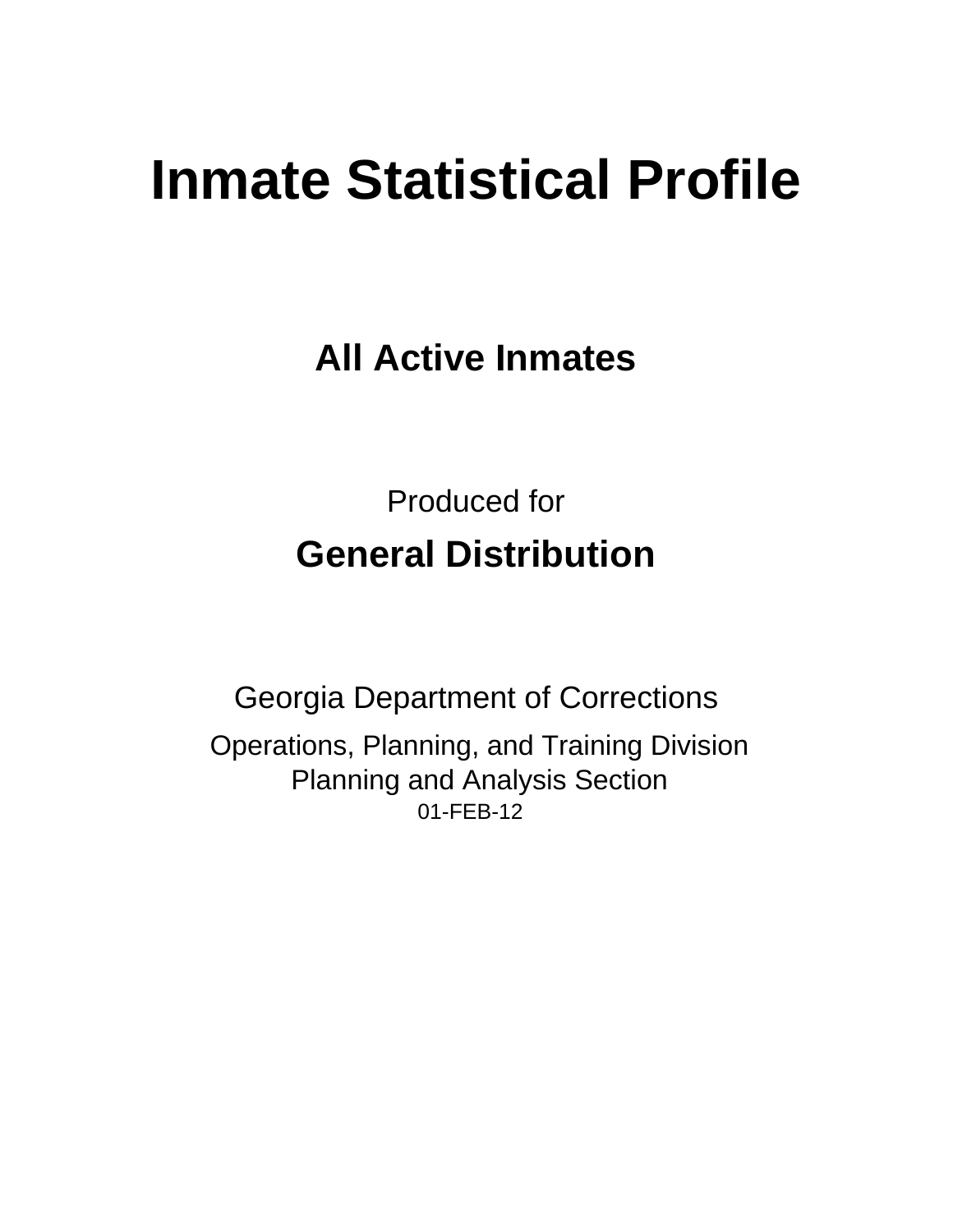# Inmate Statistical Profile

## All Active Inmates

Produced for

## General Distribution

Georgia Department of Corrections

Operations, Planning, and Training Division
Planning and Analysis Section
01-FEB-12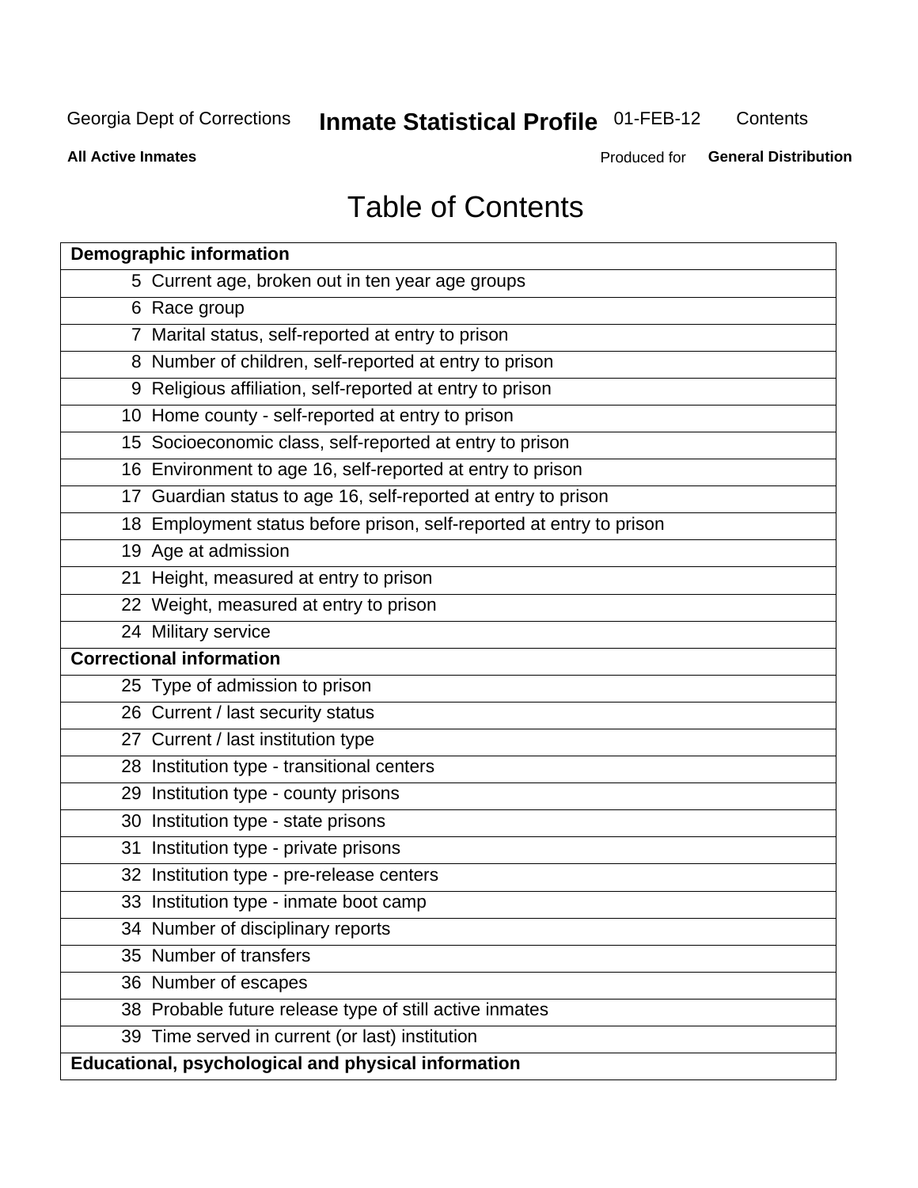Georgia Dept of Corrections **Inmate Statistical Profile** 01-FEB-12 Contents

**All Active Inmates** Produced for **General Distribution**

# Table of Contents

| **Demographic information** | |
|---|---|
| 5 | Current age, broken out in ten year age groups |
| 6 | Race group |
| 7 | Marital status, self-reported at entry to prison |
| 8 | Number of children, self-reported at entry to prison |
| 9 | Religious affiliation, self-reported at entry to prison |
| 10 | Home county - self-reported at entry to prison |
| 15 | Socioeconomic class, self-reported at entry to prison |
| 16 | Environment to age 16, self-reported at entry to prison |
| 17 | Guardian status to age 16, self-reported at entry to prison |
| 18 | Employment status before prison, self-reported at entry to prison |
| 19 | Age at admission |
| 21 | Height, measured at entry to prison |
| 22 | Weight, measured at entry to prison |
| 24 | Military service |
| **Correctional information** | |
| 25 | Type of admission to prison |
| 26 | Current / last security status |
| 27 | Current / last institution type |
| 28 | Institution type - transitional centers |
| 29 | Institution type - county prisons |
| 30 | Institution type - state prisons |
| 31 | Institution type - private prisons |
| 32 | Institution type - pre-release centers |
| 33 | Institution type - inmate boot camp |
| 34 | Number of disciplinary reports |
| 35 | Number of transfers |
| 36 | Number of escapes |
| 38 | Probable future release type of still active inmates |
| 39 | Time served in current (or last) institution |
| **Educational, psychological and physical information** | |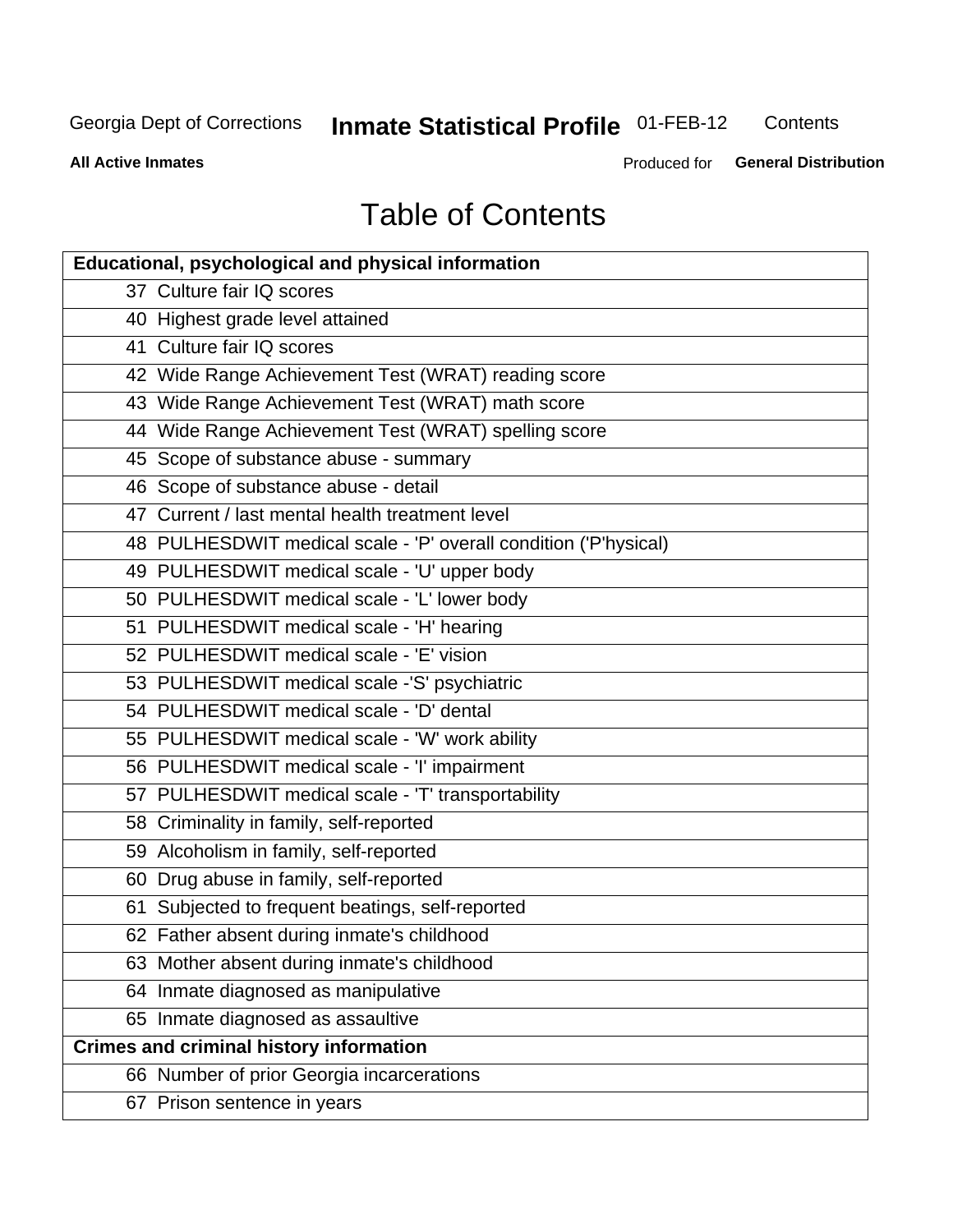# Table of Contents

| Educational, psychological and physical information | |
|---|---|
| 37 | Culture fair IQ scores |
| 40 | Highest grade level attained |
| 41 | Culture fair IQ scores |
| 42 | Wide Range Achievement Test (WRAT) reading score |
| 43 | Wide Range Achievement Test (WRAT) math score |
| 44 | Wide Range Achievement Test (WRAT) spelling score |
| 45 | Scope of substance abuse - summary |
| 46 | Scope of substance abuse - detail |
| 47 | Current / last mental health treatment level |
| 48 | PULHESDWIT medical scale - 'P' overall condition ('P'hysical) |
| 49 | PULHESDWIT medical scale - 'U' upper body |
| 50 | PULHESDWIT medical scale - 'L' lower body |
| 51 | PULHESDWIT medical scale - 'H' hearing |
| 52 | PULHESDWIT medical scale - 'E' vision |
| 53 | PULHESDWIT medical scale -'S' psychiatric |
| 54 | PULHESDWIT medical scale - 'D' dental |
| 55 | PULHESDWIT medical scale - 'W' work ability |
| 56 | PULHESDWIT medical scale - 'I' impairment |
| 57 | PULHESDWIT medical scale - 'T' transportability |
| 58 | Criminality in family, self-reported |
| 59 | Alcoholism in family, self-reported |
| 60 | Drug abuse in family, self-reported |
| 61 | Subjected to frequent beatings, self-reported |
| 62 | Father absent during inmate's childhood |
| 63 | Mother absent during inmate's childhood |
| 64 | Inmate diagnosed as manipulative |
| 65 | Inmate diagnosed as assaultive |
| **Crimes and criminal history information** | |
| 66 | Number of prior Georgia incarcerations |
| 67 | Prison sentence in years |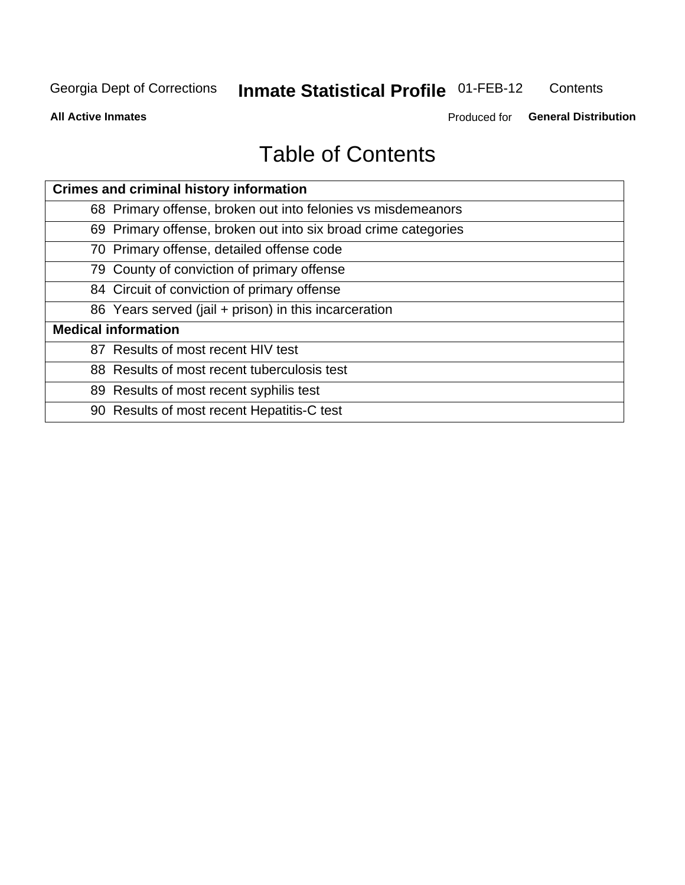# Table of Contents

| Crimes and criminal history information | |
|---|---|
| 68 | Primary offense, broken out into felonies vs misdemeanors |
| 69 | Primary offense, broken out into six broad crime categories |
| 70 | Primary offense, detailed offense code |
| 79 | County of conviction of primary offense |
| 84 | Circuit of conviction of primary offense |
| 86 | Years served (jail + prison) in this incarceration |
| **Medical information** | |
| 87 | Results of most recent HIV test |
| 88 | Results of most recent tuberculosis test |
| 89 | Results of most recent syphilis test |
| 90 | Results of most recent Hepatitis-C test |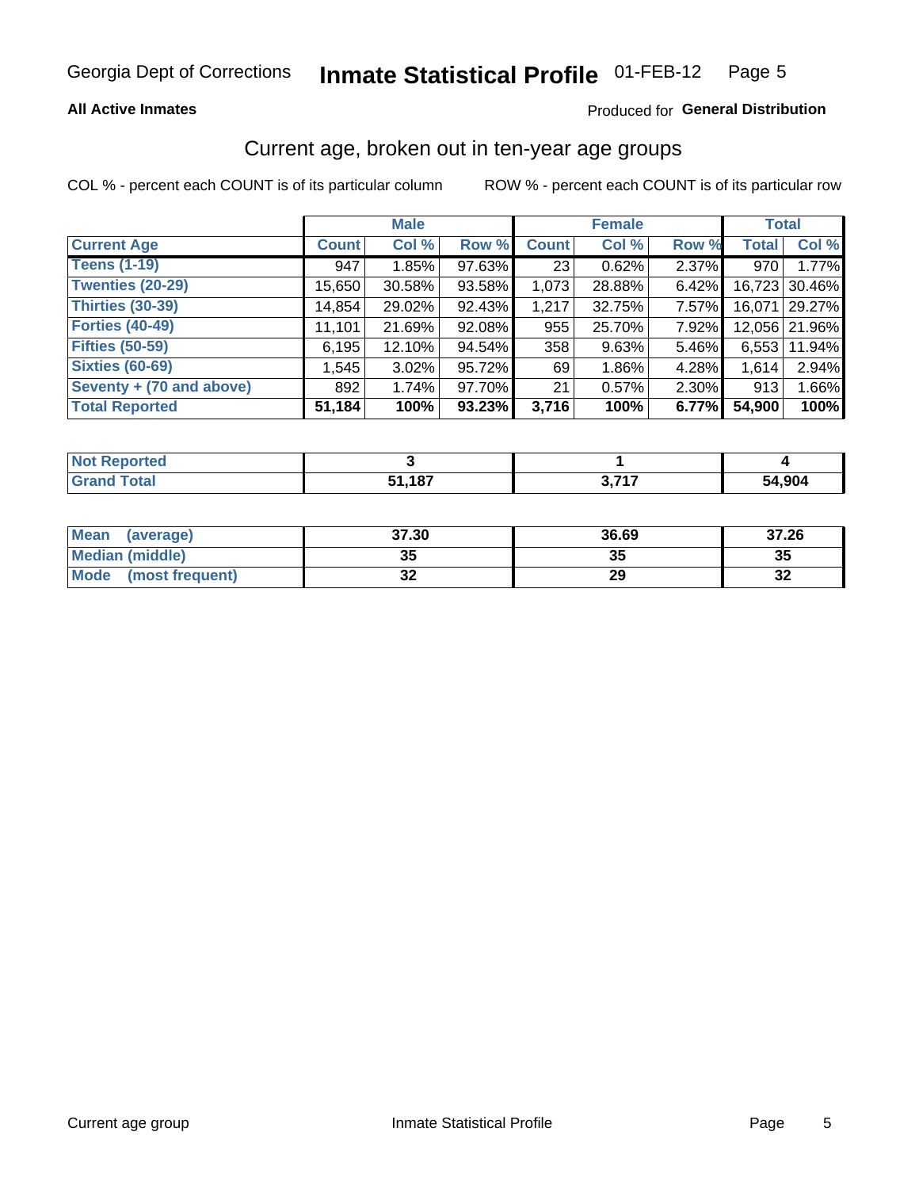Georgia Dept of Corrections **Inmate Statistical Profile** 01-FEB-12

**All Active Inmates**

Produced for **General Distribution**

## Current age, broken out in ten-year age groups

COL % - percent each COUNT is of its particular column ROW % - percent each COUNT is of its particular row

| | Male | | | Female | | | Total | |
|---|---|---|---|---|---|---|---|---|
| **Current Age** | **Count** | **Col %** | **Row %** | **Count** | **Col %** | **Row %** | **Total** | **Col %** |
| **Teens (1-19)** | 947 | 1.85% | 97.63% | 23 | 0.62% | 2.37% | 970 | 1.77% |
| **Twenties (20-29)** | 15,650 | 30.58% | 93.58% | 1,073 | 28.88% | 6.42% | 16,723 | 30.46% |
| **Thirties (30-39)** | 14,854 | 29.02% | 92.43% | 1,217 | 32.75% | 7.57% | 16,071 | 29.27% |
| **Forties (40-49)** | 11,101 | 21.69% | 92.08% | 955 | 25.70% | 7.92% | 12,056 | 21.96% |
| **Fifties (50-59)** | 6,195 | 12.10% | 94.54% | 358 | 9.63% | 5.46% | 6,553 | 11.94% |
| **Sixties (60-69)** | 1,545 | 3.02% | 95.72% | 69 | 1.86% | 4.28% | 1,614 | 2.94% |
| **Seventy + (70 and above)** | 892 | 1.74% | 97.70% | 21 | 0.57% | 2.30% | 913 | 1.66% |
| **Total Reported** | **51,184** | **100%** | **93.23%** | **3,716** | **100%** | **6.77%** | **54,900** | **100%** |

| | Male | Female | Total |
|---|---|---|---|
| **Not Reported** | **3** | **1** | **4** |
| **Grand Total** | **51,187** | **3,717** | **54,904** |

| | Male | Female | Total |
|---|---|---|---|
| **Mean (average)** | **37.30** | **36.69** | **37.26** |
| **Median (middle)** | **35** | **35** | **35** |
| **Mode (most frequent)** | **32** | **29** | **32** |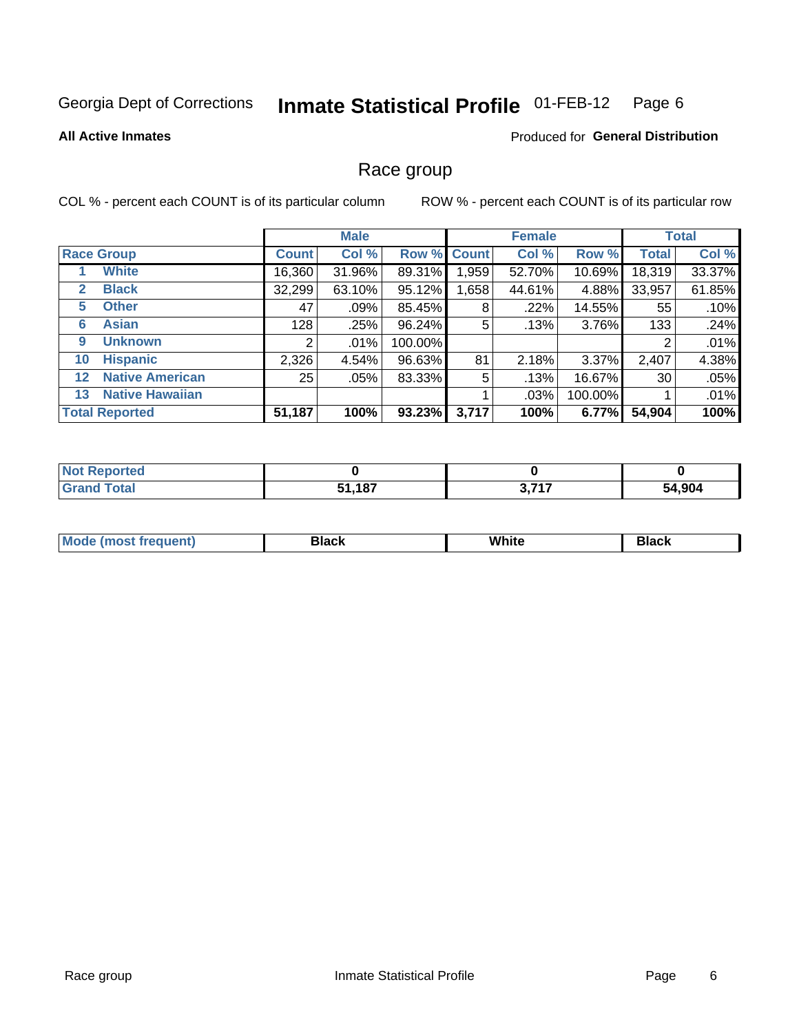Georgia Dept of Corrections **Inmate Statistical Profile** 01-FEB-12 Page 6

**All Active Inmates**

Produced for **General Distribution**

## Race group

COL % - percent each COUNT is of its particular column ROW % - percent each COUNT is of its particular row

| | | Male | | | Female | | | Total | |
|---|---|---|---|---|---|---|---|---|---|
| Race Group | | Count | Col % | Row % | Count | Col % | Row % | Total | Col % |
| 1 | White | 16,360 | 31.96% | 89.31% | 1,959 | 52.70% | 10.69% | 18,319 | 33.37% |
| 2 | Black | 32,299 | 63.10% | 95.12% | 1,658 | 44.61% | 4.88% | 33,957 | 61.85% |
| 5 | Other | 47 | .09% | 85.45% | 8 | .22% | 14.55% | 55 | .10% |
| 6 | Asian | 128 | .25% | 96.24% | 5 | .13% | 3.76% | 133 | .24% |
| 9 | Unknown | 2 | .01% | 100.00% | | | | 2 | .01% |
| 10 | Hispanic | 2,326 | 4.54% | 96.63% | 81 | 2.18% | 3.37% | 2,407 | 4.38% |
| 12 | Native American | 25 | .05% | 83.33% | 5 | .13% | 16.67% | 30 | .05% |
| 13 | Native Hawaiian | | | | 1 | .03% | 100.00% | 1 | .01% |
| Total Reported | | **51,187** | **100%** | **93.23%** | **3,717** | **100%** | **6.77%** | **54,904** | **100%** |

| | Male | Female | Total |
|---|---|---|---|
| Not Reported | 0 | 0 | 0 |
| Grand Total | 51,187 | 3,717 | 54,904 |

| | Male | Female | Total |
|---|---|---|---|
| Mode (most frequent) | Black | White | Black |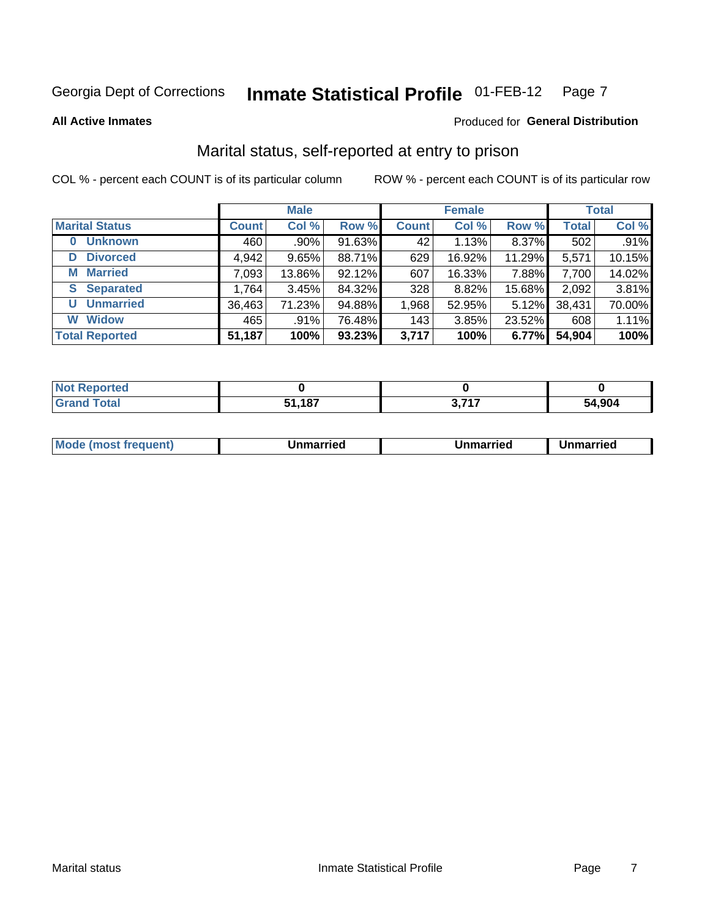Georgia Dept of Corrections **Inmate Statistical Profile** 01-FEB-12 Page 7

**All Active Inmates**

Produced for **General Distribution**

## Marital status, self-reported at entry to prison

COL % - percent each COUNT is of its particular column ROW % - percent each COUNT is of its particular row

| | Male | | | Female | | | Total | |
|---|---|---|---|---|---|---|---|---|
| **Marital Status** | **Count** | **Col %** | **Row %** | **Count** | **Col %** | **Row %** | **Total** | **Col %** |
| **0 Unknown** | 460 | .90% | 91.63% | 42 | 1.13% | 8.37% | 502 | .91% |
| **D Divorced** | 4,942 | 9.65% | 88.71% | 629 | 16.92% | 11.29% | 5,571 | 10.15% |
| **M Married** | 7,093 | 13.86% | 92.12% | 607 | 16.33% | 7.88% | 7,700 | 14.02% |
| **S Separated** | 1,764 | 3.45% | 84.32% | 328 | 8.82% | 15.68% | 2,092 | 3.81% |
| **U Unmarried** | 36,463 | 71.23% | 94.88% | 1,968 | 52.95% | 5.12% | 38,431 | 70.00% |
| **W Widow** | 465 | .91% | 76.48% | 143 | 3.85% | 23.52% | 608 | 1.11% |
| **Total Reported** | **51,187** | **100%** | **93.23%** | **3,717** | **100%** | **6.77%** | **54,904** | **100%** |

| | Male | Female | Total |
|---|---|---|---|
| **Not Reported** | **0** | **0** | **0** |
| **Grand Total** | **51,187** | **3,717** | **54,904** |

| | Male | Female | Total |
|---|---|---|---|
| **Mode (most frequent)** | **Unmarried** | **Unmarried** | **Unmarried** |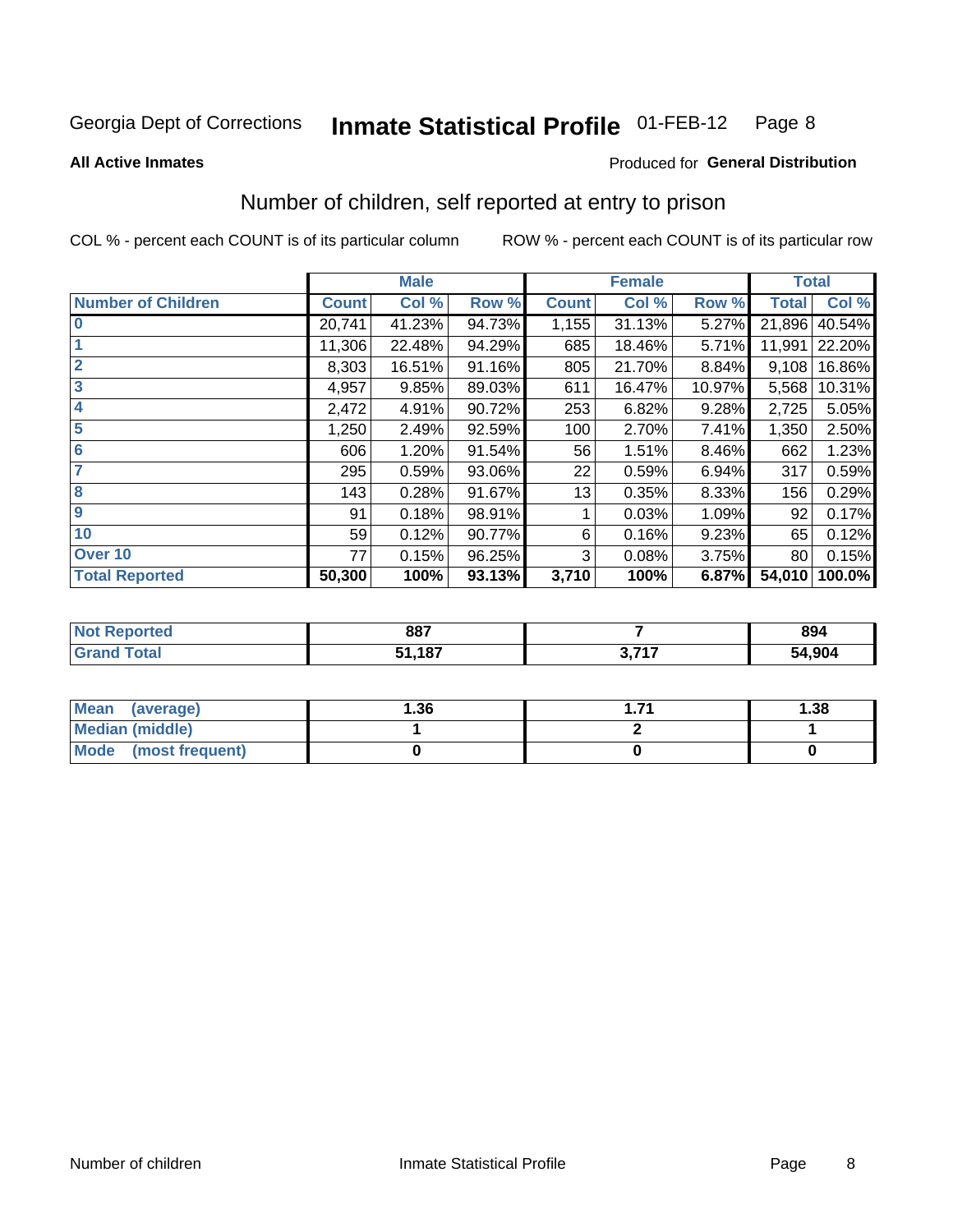Georgia Dept of Corrections **Inmate Statistical Profile** 01-FEB-12

**All Active Inmates**

Produced for **General Distribution**

## Number of children, self reported at entry to prison

COL % - percent each COUNT is of its particular column     ROW % - percent each COUNT is of its particular row

| | Male | | | Female | | | Total | |
|---|---|---|---|---|---|---|---|---|
| **Number of Children** | **Count** | **Col %** | **Row %** | **Count** | **Col %** | **Row %** | **Total** | **Col %** |
| 0 | 20,741 | 41.23% | 94.73% | 1,155 | 31.13% | 5.27% | 21,896 | 40.54% |
| 1 | 11,306 | 22.48% | 94.29% | 685 | 18.46% | 5.71% | 11,991 | 22.20% |
| 2 | 8,303 | 16.51% | 91.16% | 805 | 21.70% | 8.84% | 9,108 | 16.86% |
| 3 | 4,957 | 9.85% | 89.03% | 611 | 16.47% | 10.97% | 5,568 | 10.31% |
| 4 | 2,472 | 4.91% | 90.72% | 253 | 6.82% | 9.28% | 2,725 | 5.05% |
| 5 | 1,250 | 2.49% | 92.59% | 100 | 2.70% | 7.41% | 1,350 | 2.50% |
| 6 | 606 | 1.20% | 91.54% | 56 | 1.51% | 8.46% | 662 | 1.23% |
| 7 | 295 | 0.59% | 93.06% | 22 | 0.59% | 6.94% | 317 | 0.59% |
| 8 | 143 | 0.28% | 91.67% | 13 | 0.35% | 8.33% | 156 | 0.29% |
| 9 | 91 | 0.18% | 98.91% | 1 | 0.03% | 1.09% | 92 | 0.17% |
| 10 | 59 | 0.12% | 90.77% | 6 | 0.16% | 9.23% | 65 | 0.12% |
| Over 10 | 77 | 0.15% | 96.25% | 3 | 0.08% | 3.75% | 80 | 0.15% |
| **Total Reported** | **50,300** | **100%** | **93.13%** | **3,710** | **100%** | **6.87%** | **54,010** | **100.0%** |

| | Male | Female | Total |
|---|---|---|---|
| Not Reported | **887** | **7** | **894** |
| Grand Total | **51,187** | **3,717** | **54,904** |

| | Male | Female | Total |
|---|---|---|---|
| Mean (average) | **1.36** | **1.71** | **1.38** |
| Median (middle) | **1** | **2** | **1** |
| Mode (most frequent) | **0** | **0** | **0** |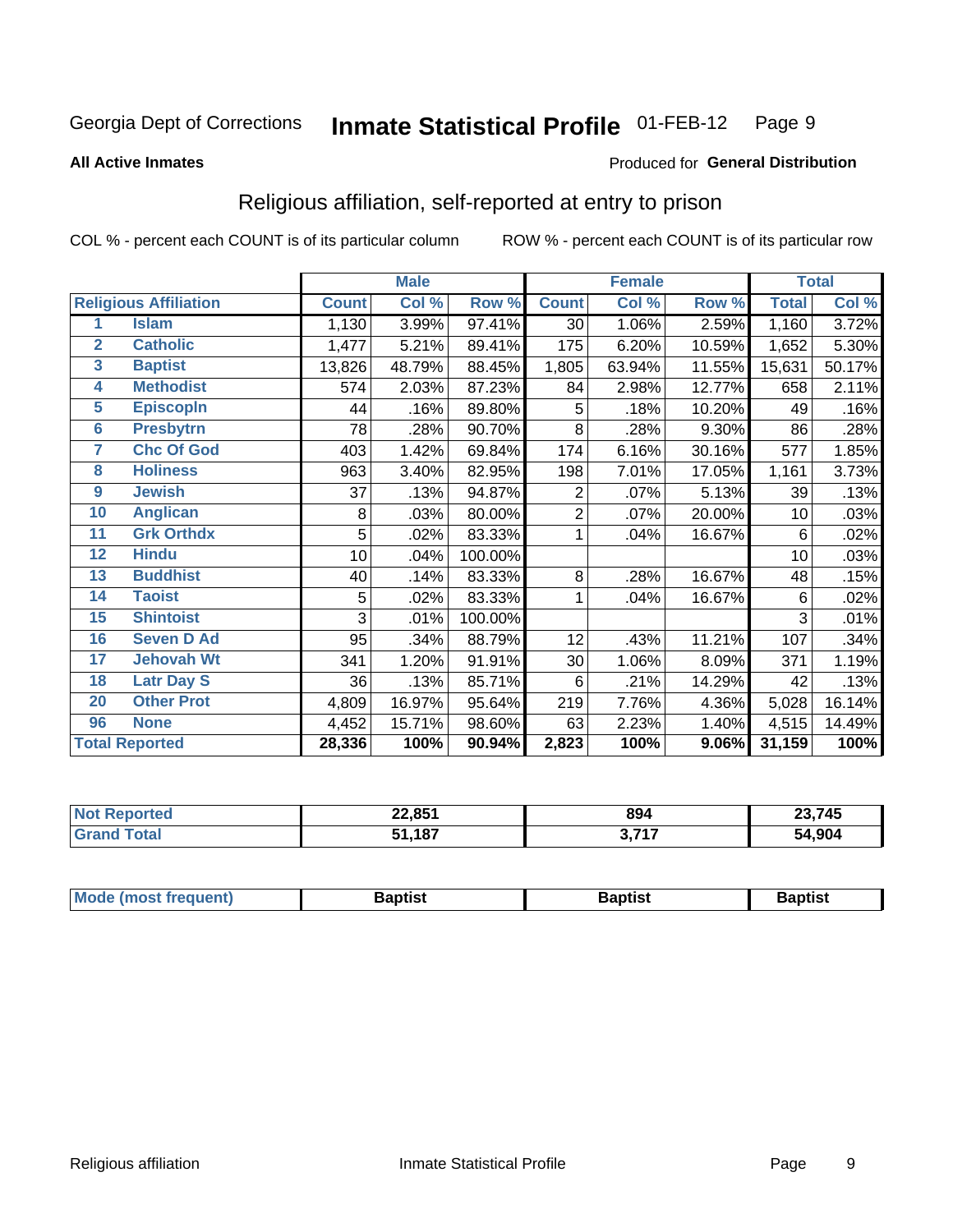Georgia Dept of Corrections **Inmate Statistical Profile** 01-FEB-12

**All Active Inmates**

Produced for **General Distribution**

## Religious affiliation, self-reported at entry to prison

COL % - percent each COUNT is of its particular column ROW % - percent each COUNT is of its particular row

| | | Male | | | Female | | | Total | |
|---|---|---|---|---|---|---|---|---|---|
| **Religious Affiliation** | | **Count** | **Col %** | **Row %** | **Count** | **Col %** | **Row %** | **Total** | **Col %** |
| 1 | Islam | 1,130 | 3.99% | 97.41% | 30 | 1.06% | 2.59% | 1,160 | 3.72% |
| 2 | Catholic | 1,477 | 5.21% | 89.41% | 175 | 6.20% | 10.59% | 1,652 | 5.30% |
| 3 | Baptist | 13,826 | 48.79% | 88.45% | 1,805 | 63.94% | 11.55% | 15,631 | 50.17% |
| 4 | Methodist | 574 | 2.03% | 87.23% | 84 | 2.98% | 12.77% | 658 | 2.11% |
| 5 | Episcopln | 44 | .16% | 89.80% | 5 | .18% | 10.20% | 49 | .16% |
| 6 | Presbytrn | 78 | .28% | 90.70% | 8 | .28% | 9.30% | 86 | .28% |
| 7 | Chc Of God | 403 | 1.42% | 69.84% | 174 | 6.16% | 30.16% | 577 | 1.85% |
| 8 | Holiness | 963 | 3.40% | 82.95% | 198 | 7.01% | 17.05% | 1,161 | 3.73% |
| 9 | Jewish | 37 | .13% | 94.87% | 2 | .07% | 5.13% | 39 | .13% |
| 10 | Anglican | 8 | .03% | 80.00% | 2 | .07% | 20.00% | 10 | .03% |
| 11 | Grk Orthdx | 5 | .02% | 83.33% | 1 | .04% | 16.67% | 6 | .02% |
| 12 | Hindu | 10 | .04% | 100.00% | | | | 10 | .03% |
| 13 | Buddhist | 40 | .14% | 83.33% | 8 | .28% | 16.67% | 48 | .15% |
| 14 | Taoist | 5 | .02% | 83.33% | 1 | .04% | 16.67% | 6 | .02% |
| 15 | Shintoist | 3 | .01% | 100.00% | | | | 3 | .01% |
| 16 | Seven D Ad | 95 | .34% | 88.79% | 12 | .43% | 11.21% | 107 | .34% |
| 17 | Jehovah Wt | 341 | 1.20% | 91.91% | 30 | 1.06% | 8.09% | 371 | 1.19% |
| 18 | Latr Day S | 36 | .13% | 85.71% | 6 | .21% | 14.29% | 42 | .13% |
| 20 | Other Prot | 4,809 | 16.97% | 95.64% | 219 | 7.76% | 4.36% | 5,028 | 16.14% |
| 96 | None | 4,452 | 15.71% | 98.60% | 63 | 2.23% | 1.40% | 4,515 | 14.49% |
| **Total Reported** | | **28,336** | **100%** | **90.94%** | **2,823** | **100%** | **9.06%** | **31,159** | **100%** |

| | Male | Female | Total |
|---|---|---|---|
| Not Reported | 22,851 | 894 | 23,745 |
| Grand Total | 51,187 | 3,717 | 54,904 |

| | Male | Female | Total |
|---|---|---|---|
| Mode (most frequent) | Baptist | Baptist | Baptist |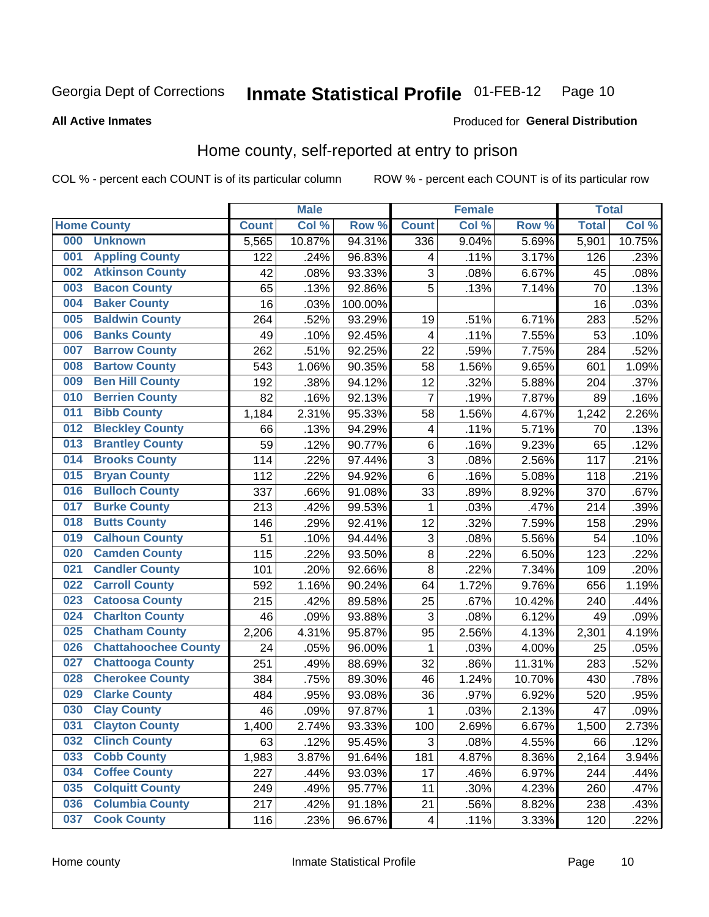Georgia Dept of Corrections **Inmate Statistical Profile** 01-FEB-12

**All Active Inmates**

Produced for **General Distribution**

## Home county, self-reported at entry to prison

COL % - percent each COUNT is of its particular column ROW % - percent each COUNT is of its particular row

| Home County | | Male | | | Female | | | Total | |
|---|---|---|---|---|---|---|---|---|---|
| | | Count | Col % | Row % | Count | Col % | Row % | Total | Col % |
| 000 | Unknown | 5,565 | 10.87% | 94.31% | 336 | 9.04% | 5.69% | 5,901 | 10.75% |
| 001 | Appling County | 122 | .24% | 96.83% | 4 | .11% | 3.17% | 126 | .23% |
| 002 | Atkinson County | 42 | .08% | 93.33% | 3 | .08% | 6.67% | 45 | .08% |
| 003 | Bacon County | 65 | .13% | 92.86% | 5 | .13% | 7.14% | 70 | .13% |
| 004 | Baker County | 16 | .03% | 100.00% | | | | 16 | .03% |
| 005 | Baldwin County | 264 | .52% | 93.29% | 19 | .51% | 6.71% | 283 | .52% |
| 006 | Banks County | 49 | .10% | 92.45% | 4 | .11% | 7.55% | 53 | .10% |
| 007 | Barrow County | 262 | .51% | 92.25% | 22 | .59% | 7.75% | 284 | .52% |
| 008 | Bartow County | 543 | 1.06% | 90.35% | 58 | 1.56% | 9.65% | 601 | 1.09% |
| 009 | Ben Hill County | 192 | .38% | 94.12% | 12 | .32% | 5.88% | 204 | .37% |
| 010 | Berrien County | 82 | .16% | 92.13% | 7 | .19% | 7.87% | 89 | .16% |
| 011 | Bibb County | 1,184 | 2.31% | 95.33% | 58 | 1.56% | 4.67% | 1,242 | 2.26% |
| 012 | Bleckley County | 66 | .13% | 94.29% | 4 | .11% | 5.71% | 70 | .13% |
| 013 | Brantley County | 59 | .12% | 90.77% | 6 | .16% | 9.23% | 65 | .12% |
| 014 | Brooks County | 114 | .22% | 97.44% | 3 | .08% | 2.56% | 117 | .21% |
| 015 | Bryan County | 112 | .22% | 94.92% | 6 | .16% | 5.08% | 118 | .21% |
| 016 | Bulloch County | 337 | .66% | 91.08% | 33 | .89% | 8.92% | 370 | .67% |
| 017 | Burke County | 213 | .42% | 99.53% | 1 | .03% | .47% | 214 | .39% |
| 018 | Butts County | 146 | .29% | 92.41% | 12 | .32% | 7.59% | 158 | .29% |
| 019 | Calhoun County | 51 | .10% | 94.44% | 3 | .08% | 5.56% | 54 | .10% |
| 020 | Camden County | 115 | .22% | 93.50% | 8 | .22% | 6.50% | 123 | .22% |
| 021 | Candler County | 101 | .20% | 92.66% | 8 | .22% | 7.34% | 109 | .20% |
| 022 | Carroll County | 592 | 1.16% | 90.24% | 64 | 1.72% | 9.76% | 656 | 1.19% |
| 023 | Catoosa County | 215 | .42% | 89.58% | 25 | .67% | 10.42% | 240 | .44% |
| 024 | Charlton County | 46 | .09% | 93.88% | 3 | .08% | 6.12% | 49 | .09% |
| 025 | Chatham County | 2,206 | 4.31% | 95.87% | 95 | 2.56% | 4.13% | 2,301 | 4.19% |
| 026 | Chattahoochee County | 24 | .05% | 96.00% | 1 | .03% | 4.00% | 25 | .05% |
| 027 | Chattooga County | 251 | .49% | 88.69% | 32 | .86% | 11.31% | 283 | .52% |
| 028 | Cherokee County | 384 | .75% | 89.30% | 46 | 1.24% | 10.70% | 430 | .78% |
| 029 | Clarke County | 484 | .95% | 93.08% | 36 | .97% | 6.92% | 520 | .95% |
| 030 | Clay County | 46 | .09% | 97.87% | 1 | .03% | 2.13% | 47 | .09% |
| 031 | Clayton County | 1,400 | 2.74% | 93.33% | 100 | 2.69% | 6.67% | 1,500 | 2.73% |
| 032 | Clinch County | 63 | .12% | 95.45% | 3 | .08% | 4.55% | 66 | .12% |
| 033 | Cobb County | 1,983 | 3.87% | 91.64% | 181 | 4.87% | 8.36% | 2,164 | 3.94% |
| 034 | Coffee County | 227 | .44% | 93.03% | 17 | .46% | 6.97% | 244 | .44% |
| 035 | Colquitt County | 249 | .49% | 95.77% | 11 | .30% | 4.23% | 260 | .47% |
| 036 | Columbia County | 217 | .42% | 91.18% | 21 | .56% | 8.82% | 238 | .43% |
| 037 | Cook County | 116 | .23% | 96.67% | 4 | .11% | 3.33% | 120 | .22% |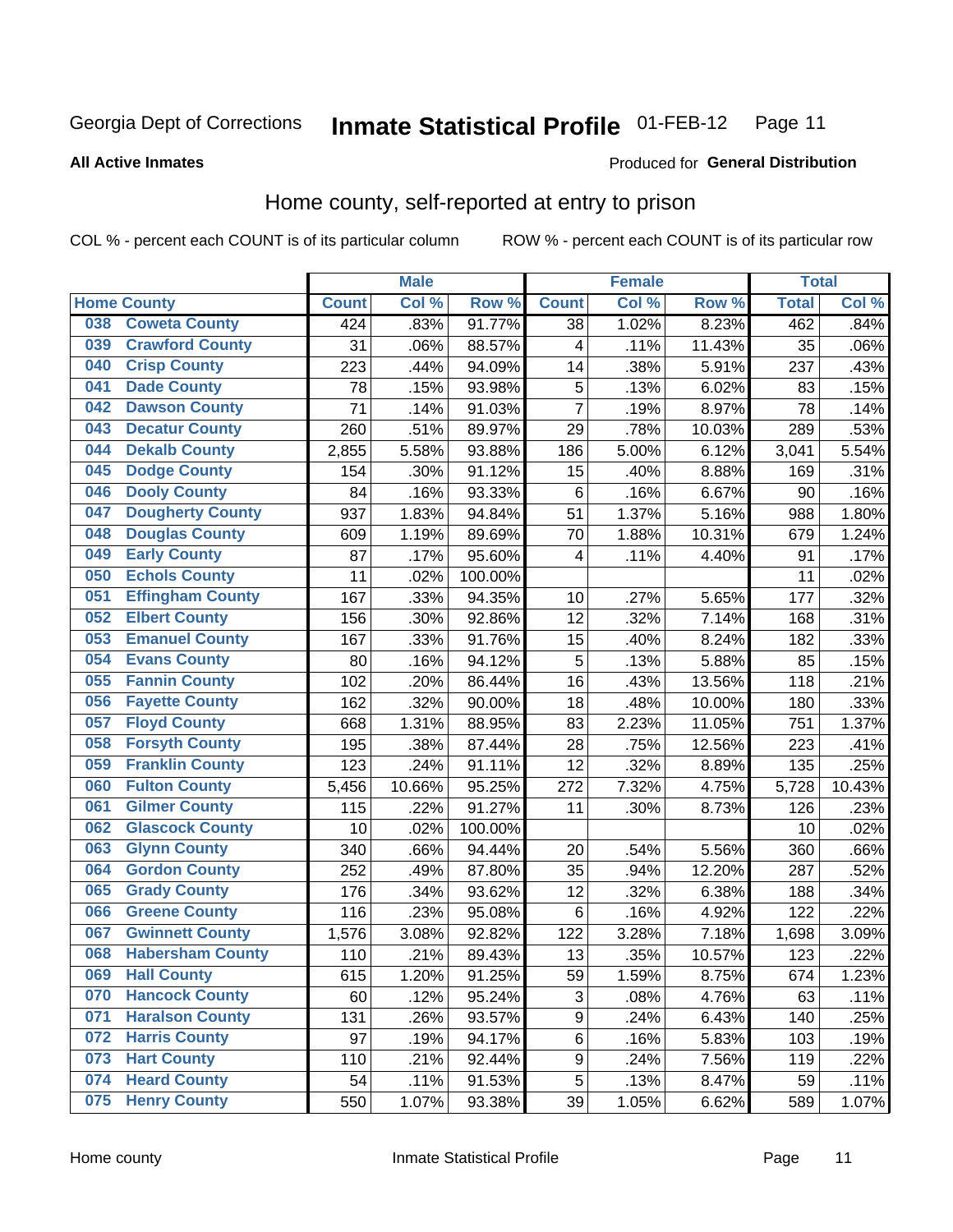Georgia Dept of Corrections **Inmate Statistical Profile** 01-FEB-12

**All Active Inmates**

Produced for **General Distribution**

## Home county, self-reported at entry to prison

COL % - percent each COUNT is of its particular column ROW % - percent each COUNT is of its particular row

| Home County | | Male | | | Female | | | Total | |
|---|---|---|---|---|---|---|---|---|---|
| | | Count | Col % | Row % | Count | Col % | Row % | Total | Col % |
| 038 | Coweta County | 424 | .83% | 91.77% | 38 | 1.02% | 8.23% | 462 | .84% |
| 039 | Crawford County | 31 | .06% | 88.57% | 4 | .11% | 11.43% | 35 | .06% |
| 040 | Crisp County | 223 | .44% | 94.09% | 14 | .38% | 5.91% | 237 | .43% |
| 041 | Dade County | 78 | .15% | 93.98% | 5 | .13% | 6.02% | 83 | .15% |
| 042 | Dawson County | 71 | .14% | 91.03% | 7 | .19% | 8.97% | 78 | .14% |
| 043 | Decatur County | 260 | .51% | 89.97% | 29 | .78% | 10.03% | 289 | .53% |
| 044 | Dekalb County | 2,855 | 5.58% | 93.88% | 186 | 5.00% | 6.12% | 3,041 | 5.54% |
| 045 | Dodge County | 154 | .30% | 91.12% | 15 | .40% | 8.88% | 169 | .31% |
| 046 | Dooly County | 84 | .16% | 93.33% | 6 | .16% | 6.67% | 90 | .16% |
| 047 | Dougherty County | 937 | 1.83% | 94.84% | 51 | 1.37% | 5.16% | 988 | 1.80% |
| 048 | Douglas County | 609 | 1.19% | 89.69% | 70 | 1.88% | 10.31% | 679 | 1.24% |
| 049 | Early County | 87 | .17% | 95.60% | 4 | .11% | 4.40% | 91 | .17% |
| 050 | Echols County | 11 | .02% | 100.00% | | | | 11 | .02% |
| 051 | Effingham County | 167 | .33% | 94.35% | 10 | .27% | 5.65% | 177 | .32% |
| 052 | Elbert County | 156 | .30% | 92.86% | 12 | .32% | 7.14% | 168 | .31% |
| 053 | Emanuel County | 167 | .33% | 91.76% | 15 | .40% | 8.24% | 182 | .33% |
| 054 | Evans County | 80 | .16% | 94.12% | 5 | .13% | 5.88% | 85 | .15% |
| 055 | Fannin County | 102 | .20% | 86.44% | 16 | .43% | 13.56% | 118 | .21% |
| 056 | Fayette County | 162 | .32% | 90.00% | 18 | .48% | 10.00% | 180 | .33% |
| 057 | Floyd County | 668 | 1.31% | 88.95% | 83 | 2.23% | 11.05% | 751 | 1.37% |
| 058 | Forsyth County | 195 | .38% | 87.44% | 28 | .75% | 12.56% | 223 | .41% |
| 059 | Franklin County | 123 | .24% | 91.11% | 12 | .32% | 8.89% | 135 | .25% |
| 060 | Fulton County | 5,456 | 10.66% | 95.25% | 272 | 7.32% | 4.75% | 5,728 | 10.43% |
| 061 | Gilmer County | 115 | .22% | 91.27% | 11 | .30% | 8.73% | 126 | .23% |
| 062 | Glascock County | 10 | .02% | 100.00% | | | | 10 | .02% |
| 063 | Glynn County | 340 | .66% | 94.44% | 20 | .54% | 5.56% | 360 | .66% |
| 064 | Gordon County | 252 | .49% | 87.80% | 35 | .94% | 12.20% | 287 | .52% |
| 065 | Grady County | 176 | .34% | 93.62% | 12 | .32% | 6.38% | 188 | .34% |
| 066 | Greene County | 116 | .23% | 95.08% | 6 | .16% | 4.92% | 122 | .22% |
| 067 | Gwinnett County | 1,576 | 3.08% | 92.82% | 122 | 3.28% | 7.18% | 1,698 | 3.09% |
| 068 | Habersham County | 110 | .21% | 89.43% | 13 | .35% | 10.57% | 123 | .22% |
| 069 | Hall County | 615 | 1.20% | 91.25% | 59 | 1.59% | 8.75% | 674 | 1.23% |
| 070 | Hancock County | 60 | .12% | 95.24% | 3 | .08% | 4.76% | 63 | .11% |
| 071 | Haralson County | 131 | .26% | 93.57% | 9 | .24% | 6.43% | 140 | .25% |
| 072 | Harris County | 97 | .19% | 94.17% | 6 | .16% | 5.83% | 103 | .19% |
| 073 | Hart County | 110 | .21% | 92.44% | 9 | .24% | 7.56% | 119 | .22% |
| 074 | Heard County | 54 | .11% | 91.53% | 5 | .13% | 8.47% | 59 | .11% |
| 075 | Henry County | 550 | 1.07% | 93.38% | 39 | 1.05% | 6.62% | 589 | 1.07% |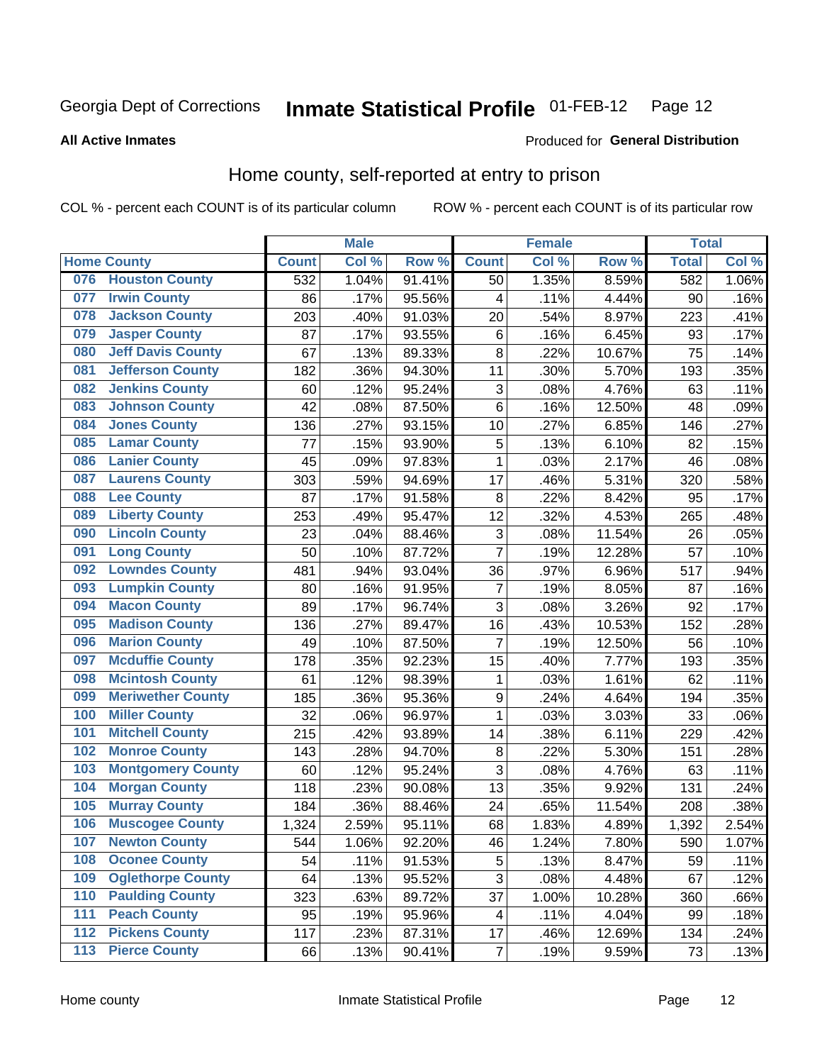Georgia Dept of Corrections **Inmate Statistical Profile** 01-FEB-12 Page 12

**All Active Inmates**

Produced for **General Distribution**

## Home county, self-reported at entry to prison

COL % - percent each COUNT is of its particular column ROW % - percent each COUNT is of its particular row

| Home County | | Male | | | Female | | | Total | |
|---|---|---|---|---|---|---|---|---|---|
| | | Count | Col % | Row % | Count | Col % | Row % | Total | Col % |
| 076 | Houston County | 532 | 1.04% | 91.41% | 50 | 1.35% | 8.59% | 582 | 1.06% |
| 077 | Irwin County | 86 | .17% | 95.56% | 4 | .11% | 4.44% | 90 | .16% |
| 078 | Jackson County | 203 | .40% | 91.03% | 20 | .54% | 8.97% | 223 | .41% |
| 079 | Jasper County | 87 | .17% | 93.55% | 6 | .16% | 6.45% | 93 | .17% |
| 080 | Jeff Davis County | 67 | .13% | 89.33% | 8 | .22% | 10.67% | 75 | .14% |
| 081 | Jefferson County | 182 | .36% | 94.30% | 11 | .30% | 5.70% | 193 | .35% |
| 082 | Jenkins County | 60 | .12% | 95.24% | 3 | .08% | 4.76% | 63 | .11% |
| 083 | Johnson County | 42 | .08% | 87.50% | 6 | .16% | 12.50% | 48 | .09% |
| 084 | Jones County | 136 | .27% | 93.15% | 10 | .27% | 6.85% | 146 | .27% |
| 085 | Lamar County | 77 | .15% | 93.90% | 5 | .13% | 6.10% | 82 | .15% |
| 086 | Lanier County | 45 | .09% | 97.83% | 1 | .03% | 2.17% | 46 | .08% |
| 087 | Laurens County | 303 | .59% | 94.69% | 17 | .46% | 5.31% | 320 | .58% |
| 088 | Lee County | 87 | .17% | 91.58% | 8 | .22% | 8.42% | 95 | .17% |
| 089 | Liberty County | 253 | .49% | 95.47% | 12 | .32% | 4.53% | 265 | .48% |
| 090 | Lincoln County | 23 | .04% | 88.46% | 3 | .08% | 11.54% | 26 | .05% |
| 091 | Long County | 50 | .10% | 87.72% | 7 | .19% | 12.28% | 57 | .10% |
| 092 | Lowndes County | 481 | .94% | 93.04% | 36 | .97% | 6.96% | 517 | .94% |
| 093 | Lumpkin County | 80 | .16% | 91.95% | 7 | .19% | 8.05% | 87 | .16% |
| 094 | Macon County | 89 | .17% | 96.74% | 3 | .08% | 3.26% | 92 | .17% |
| 095 | Madison County | 136 | .27% | 89.47% | 16 | .43% | 10.53% | 152 | .28% |
| 096 | Marion County | 49 | .10% | 87.50% | 7 | .19% | 12.50% | 56 | .10% |
| 097 | Mcduffie County | 178 | .35% | 92.23% | 15 | .40% | 7.77% | 193 | .35% |
| 098 | Mcintosh County | 61 | .12% | 98.39% | 1 | .03% | 1.61% | 62 | .11% |
| 099 | Meriwether County | 185 | .36% | 95.36% | 9 | .24% | 4.64% | 194 | .35% |
| 100 | Miller County | 32 | .06% | 96.97% | 1 | .03% | 3.03% | 33 | .06% |
| 101 | Mitchell County | 215 | .42% | 93.89% | 14 | .38% | 6.11% | 229 | .42% |
| 102 | Monroe County | 143 | .28% | 94.70% | 8 | .22% | 5.30% | 151 | .28% |
| 103 | Montgomery County | 60 | .12% | 95.24% | 3 | .08% | 4.76% | 63 | .11% |
| 104 | Morgan County | 118 | .23% | 90.08% | 13 | .35% | 9.92% | 131 | .24% |
| 105 | Murray County | 184 | .36% | 88.46% | 24 | .65% | 11.54% | 208 | .38% |
| 106 | Muscogee County | 1,324 | 2.59% | 95.11% | 68 | 1.83% | 4.89% | 1,392 | 2.54% |
| 107 | Newton County | 544 | 1.06% | 92.20% | 46 | 1.24% | 7.80% | 590 | 1.07% |
| 108 | Oconee County | 54 | .11% | 91.53% | 5 | .13% | 8.47% | 59 | .11% |
| 109 | Oglethorpe County | 64 | .13% | 95.52% | 3 | .08% | 4.48% | 67 | .12% |
| 110 | Paulding County | 323 | .63% | 89.72% | 37 | 1.00% | 10.28% | 360 | .66% |
| 111 | Peach County | 95 | .19% | 95.96% | 4 | .11% | 4.04% | 99 | .18% |
| 112 | Pickens County | 117 | .23% | 87.31% | 17 | .46% | 12.69% | 134 | .24% |
| 113 | Pierce County | 66 | .13% | 90.41% | 7 | .19% | 9.59% | 73 | .13% |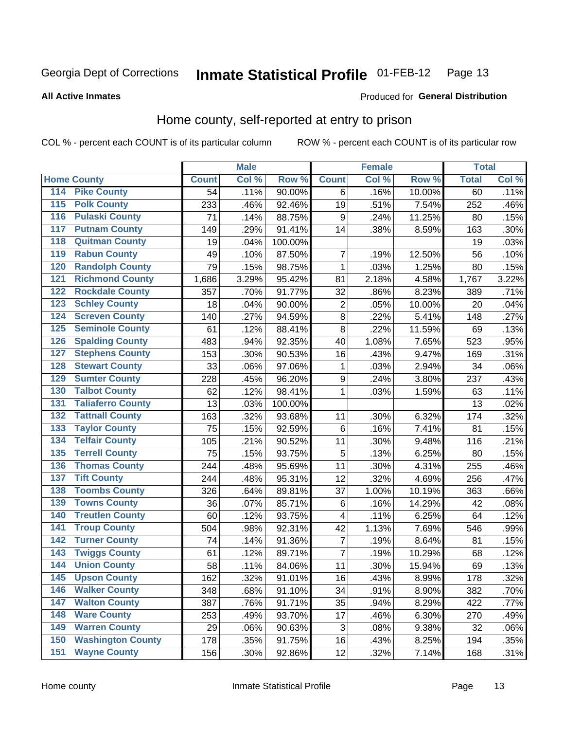Georgia Dept of Corrections **Inmate Statistical Profile** 01-FEB-12

**All Active Inmates**

Produced for **General Distribution**

## Home county, self-reported at entry to prison

COL % - percent each COUNT is of its particular column ROW % - percent each COUNT is of its particular row

| Home County | | Male | | | Female | | | Total | |
|---|---|---|---|---|---|---|---|---|---|
| | | Count | Col % | Row % | Count | Col % | Row % | Total | Col % |
| 114 | Pike County | 54 | .11% | 90.00% | 6 | .16% | 10.00% | 60 | .11% |
| 115 | Polk County | 233 | .46% | 92.46% | 19 | .51% | 7.54% | 252 | .46% |
| 116 | Pulaski County | 71 | .14% | 88.75% | 9 | .24% | 11.25% | 80 | .15% |
| 117 | Putnam County | 149 | .29% | 91.41% | 14 | .38% | 8.59% | 163 | .30% |
| 118 | Quitman County | 19 | .04% | 100.00% | | | | 19 | .03% |
| 119 | Rabun County | 49 | .10% | 87.50% | 7 | .19% | 12.50% | 56 | .10% |
| 120 | Randolph County | 79 | .15% | 98.75% | 1 | .03% | 1.25% | 80 | .15% |
| 121 | Richmond County | 1,686 | 3.29% | 95.42% | 81 | 2.18% | 4.58% | 1,767 | 3.22% |
| 122 | Rockdale County | 357 | .70% | 91.77% | 32 | .86% | 8.23% | 389 | .71% |
| 123 | Schley County | 18 | .04% | 90.00% | 2 | .05% | 10.00% | 20 | .04% |
| 124 | Screven County | 140 | .27% | 94.59% | 8 | .22% | 5.41% | 148 | .27% |
| 125 | Seminole County | 61 | .12% | 88.41% | 8 | .22% | 11.59% | 69 | .13% |
| 126 | Spalding County | 483 | .94% | 92.35% | 40 | 1.08% | 7.65% | 523 | .95% |
| 127 | Stephens County | 153 | .30% | 90.53% | 16 | .43% | 9.47% | 169 | .31% |
| 128 | Stewart County | 33 | .06% | 97.06% | 1 | .03% | 2.94% | 34 | .06% |
| 129 | Sumter County | 228 | .45% | 96.20% | 9 | .24% | 3.80% | 237 | .43% |
| 130 | Talbot County | 62 | .12% | 98.41% | 1 | .03% | 1.59% | 63 | .11% |
| 131 | Taliaferro County | 13 | .03% | 100.00% | | | | 13 | .02% |
| 132 | Tattnall County | 163 | .32% | 93.68% | 11 | .30% | 6.32% | 174 | .32% |
| 133 | Taylor County | 75 | .15% | 92.59% | 6 | .16% | 7.41% | 81 | .15% |
| 134 | Telfair County | 105 | .21% | 90.52% | 11 | .30% | 9.48% | 116 | .21% |
| 135 | Terrell County | 75 | .15% | 93.75% | 5 | .13% | 6.25% | 80 | .15% |
| 136 | Thomas County | 244 | .48% | 95.69% | 11 | .30% | 4.31% | 255 | .46% |
| 137 | Tift County | 244 | .48% | 95.31% | 12 | .32% | 4.69% | 256 | .47% |
| 138 | Toombs County | 326 | .64% | 89.81% | 37 | 1.00% | 10.19% | 363 | .66% |
| 139 | Towns County | 36 | .07% | 85.71% | 6 | .16% | 14.29% | 42 | .08% |
| 140 | Treutlen County | 60 | .12% | 93.75% | 4 | .11% | 6.25% | 64 | .12% |
| 141 | Troup County | 504 | .98% | 92.31% | 42 | 1.13% | 7.69% | 546 | .99% |
| 142 | Turner County | 74 | .14% | 91.36% | 7 | .19% | 8.64% | 81 | .15% |
| 143 | Twiggs County | 61 | .12% | 89.71% | 7 | .19% | 10.29% | 68 | .12% |
| 144 | Union County | 58 | .11% | 84.06% | 11 | .30% | 15.94% | 69 | .13% |
| 145 | Upson County | 162 | .32% | 91.01% | 16 | .43% | 8.99% | 178 | .32% |
| 146 | Walker County | 348 | .68% | 91.10% | 34 | .91% | 8.90% | 382 | .70% |
| 147 | Walton County | 387 | .76% | 91.71% | 35 | .94% | 8.29% | 422 | .77% |
| 148 | Ware County | 253 | .49% | 93.70% | 17 | .46% | 6.30% | 270 | .49% |
| 149 | Warren County | 29 | .06% | 90.63% | 3 | .08% | 9.38% | 32 | .06% |
| 150 | Washington County | 178 | .35% | 91.75% | 16 | .43% | 8.25% | 194 | .35% |
| 151 | Wayne County | 156 | .30% | 92.86% | 12 | .32% | 7.14% | 168 | .31% |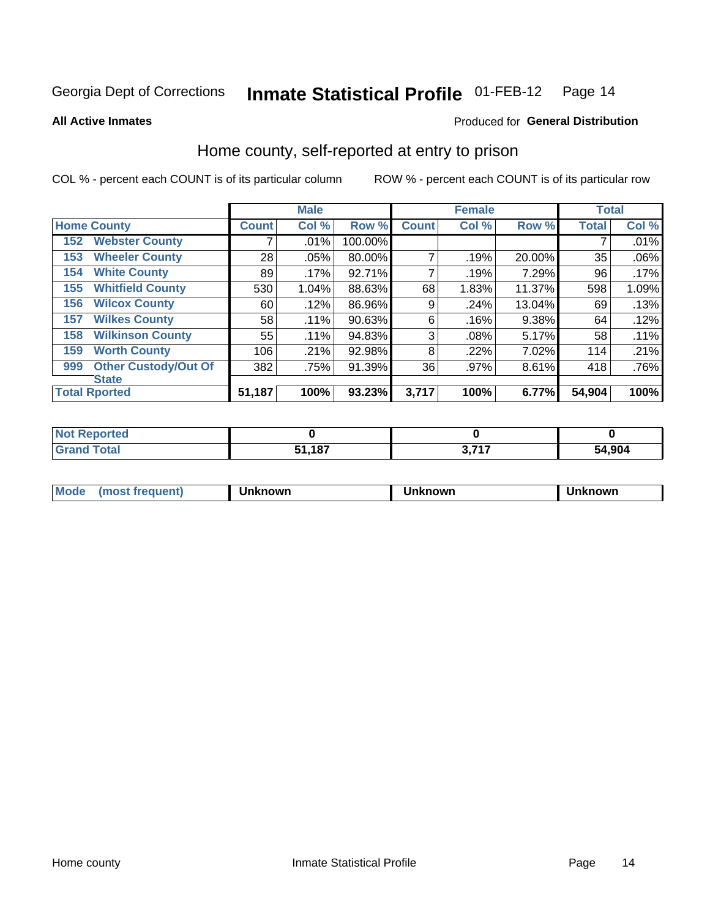Georgia Dept of Corrections **Inmate Statistical Profile** 01-FEB-12

**All Active Inmates**

Produced for **General Distribution**

## Home county, self-reported at entry to prison

COL % - percent each COUNT is of its particular column ROW % - percent each COUNT is of its particular row

| Home County | | Male | | | Female | | | Total | |
|---|---|---|---|---|---|---|---|---|---|
| | | Count | Col % | Row % | Count | Col % | Row % | Total | Col % |
| 152 | Webster County | 7 | .01% | 100.00% | | | | 7 | .01% |
| 153 | Wheeler County | 28 | .05% | 80.00% | 7 | .19% | 20.00% | 35 | .06% |
| 154 | White County | 89 | .17% | 92.71% | 7 | .19% | 7.29% | 96 | .17% |
| 155 | Whitfield County | 530 | 1.04% | 88.63% | 68 | 1.83% | 11.37% | 598 | 1.09% |
| 156 | Wilcox County | 60 | .12% | 86.96% | 9 | .24% | 13.04% | 69 | .13% |
| 157 | Wilkes County | 58 | .11% | 90.63% | 6 | .16% | 9.38% | 64 | .12% |
| 158 | Wilkinson County | 55 | .11% | 94.83% | 3 | .08% | 5.17% | 58 | .11% |
| 159 | Worth County | 106 | .21% | 92.98% | 8 | .22% | 7.02% | 114 | .21% |
| 999 | Other Custody/Out Of State | 382 | .75% | 91.39% | 36 | .97% | 8.61% | 418 | .76% |
| Total Rported | | 51,187 | 100% | 93.23% | 3,717 | 100% | 6.77% | 54,904 | 100% |

| | Male | Female | Total |
|---|---|---|---|
| Not Reported | 0 | 0 | 0 |
| Grand Total | 51,187 | 3,717 | 54,904 |

| Mode (most frequent) | Unknown | Unknown | Unknown |
|---|---|---|---|

Home county Inmate Statistical Profile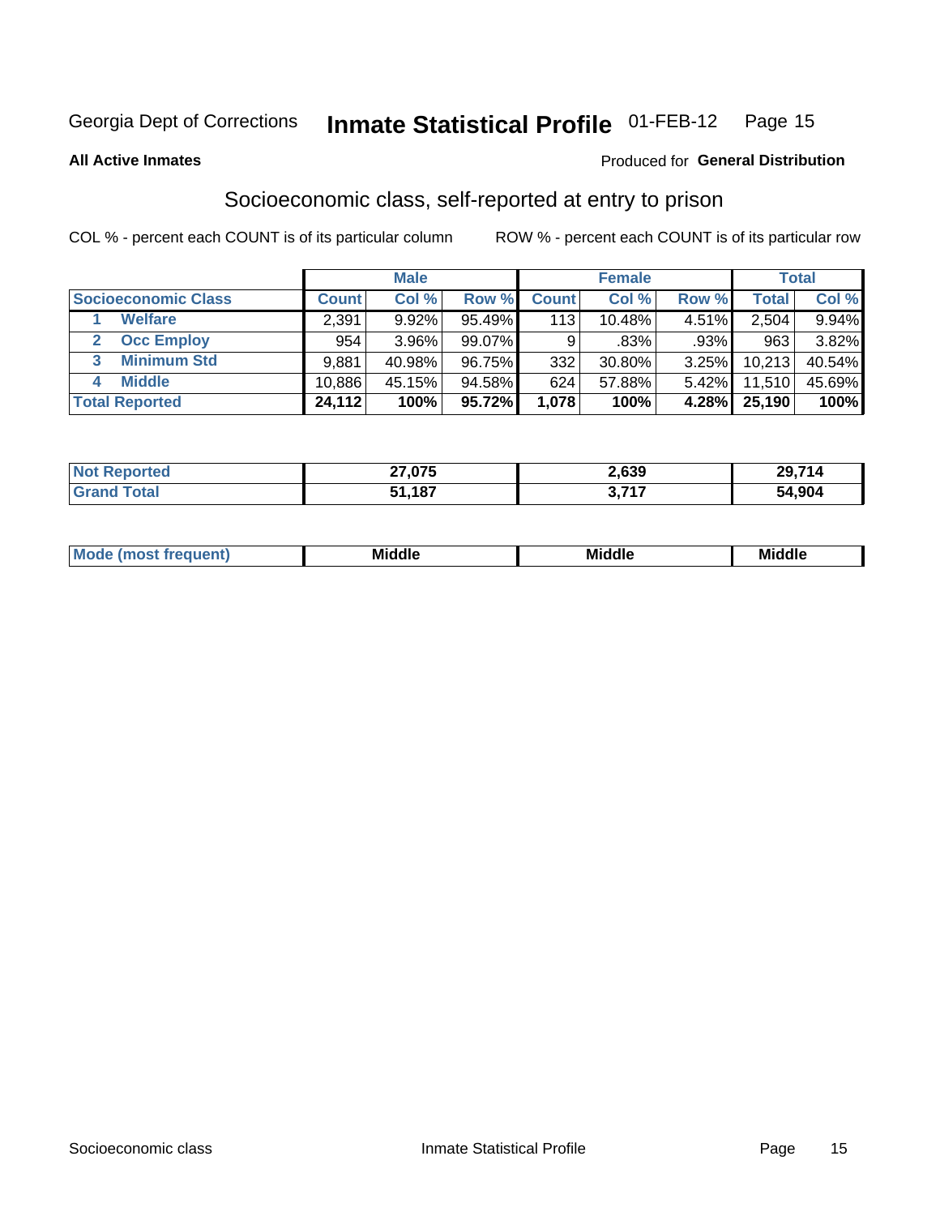Georgia Dept of Corrections **Inmate Statistical Profile** 01-FEB-12

**All Active Inmates** Produced for **General Distribution**

## Socioeconomic class, self-reported at entry to prison

COL % - percent each COUNT is of its particular column ROW % - percent each COUNT is of its particular row

| | Male | | | Female | | | Total | |
|---|---|---|---|---|---|---|---|---|
| **Socioeconomic Class** | **Count** | **Col %** | **Row %** | **Count** | **Col %** | **Row %** | **Total** | **Col %** |
| 1 **Welfare** | 2,391 | 9.92% | 95.49% | 113 | 10.48% | 4.51% | 2,504 | 9.94% |
| 2 **Occ Employ** | 954 | 3.96% | 99.07% | 9 | .83% | .93% | 963 | 3.82% |
| 3 **Minimum Std** | 9,881 | 40.98% | 96.75% | 332 | 30.80% | 3.25% | 10,213 | 40.54% |
| 4 **Middle** | 10,886 | 45.15% | 94.58% | 624 | 57.88% | 5.42% | 11,510 | 45.69% |
| **Total Reported** | **24,112** | **100%** | **95.72%** | **1,078** | **100%** | **4.28%** | **25,190** | **100%** |

| | Male | Female | Total |
|---|---|---|---|
| **Not Reported** | **27,075** | **2,639** | **29,714** |
| **Grand Total** | **51,187** | **3,717** | **54,904** |

| | Male | Female | Total |
|---|---|---|---|
| **Mode (most frequent)** | **Middle** | **Middle** | **Middle** |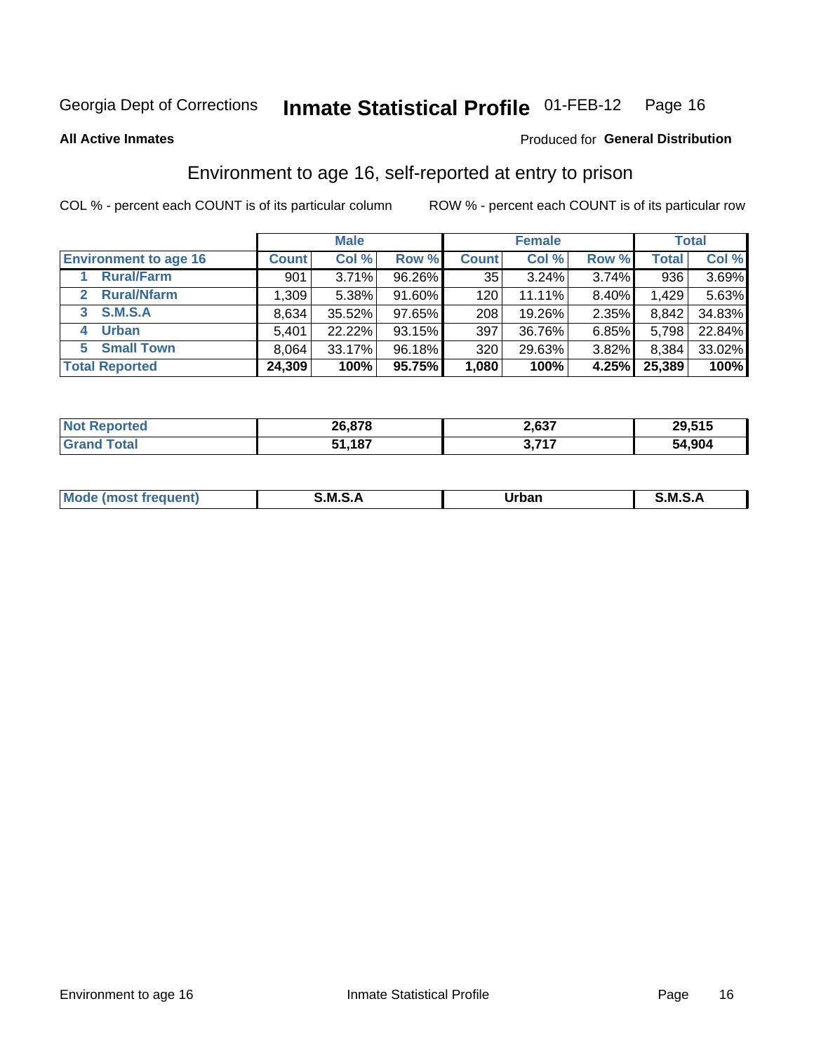Georgia Dept of Corrections **Inmate Statistical Profile** 01-FEB-12

**All Active Inmates**

Produced for **General Distribution**

## Environment to age 16, self-reported at entry to prison

COL % - percent each COUNT is of its particular column

ROW % - percent each COUNT is of its particular row

| | Male | | | Female | | | Total | |
|---|---|---|---|---|---|---|---|---|
| **Environment to age 16** | **Count** | **Col %** | **Row %** | **Count** | **Col %** | **Row %** | **Total** | **Col %** |
| 1 **Rural/Farm** | 901 | 3.71% | 96.26% | 35 | 3.24% | 3.74% | 936 | 3.69% |
| 2 **Rural/Nfarm** | 1,309 | 5.38% | 91.60% | 120 | 11.11% | 8.40% | 1,429 | 5.63% |
| 3 **S.M.S.A** | 8,634 | 35.52% | 97.65% | 208 | 19.26% | 2.35% | 8,842 | 34.83% |
| 4 **Urban** | 5,401 | 22.22% | 93.15% | 397 | 36.76% | 6.85% | 5,798 | 22.84% |
| 5 **Small Town** | 8,064 | 33.17% | 96.18% | 320 | 29.63% | 3.82% | 8,384 | 33.02% |
| **Total Reported** | **24,309** | **100%** | **95.75%** | **1,080** | **100%** | **4.25%** | **25,389** | **100%** |

| | Male | Female | Total |
|---|---|---|---|
| **Not Reported** | **26,878** | **2,637** | **29,515** |
| **Grand Total** | **51,187** | **3,717** | **54,904** |

| | Male | Female | Total |
|---|---|---|---|
| **Mode (most frequent)** | **S.M.S.A** | **Urban** | **S.M.S.A** |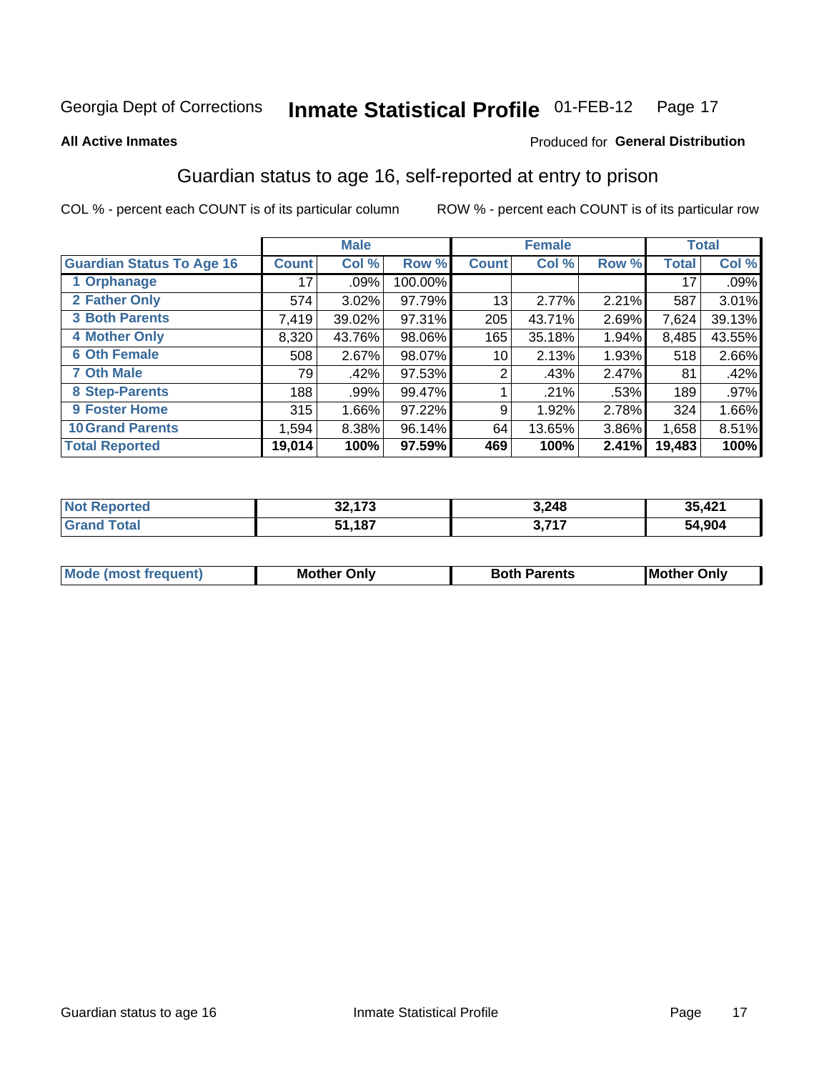Georgia Dept of Corrections **Inmate Statistical Profile** 01-FEB-12

**All Active Inmates**

Produced for **General Distribution**

## Guardian status to age 16, self-reported at entry to prison

COL % - percent each COUNT is of its particular column

ROW % - percent each COUNT is of its particular row

| | Male | | | Female | | | Total | |
|---|---|---|---|---|---|---|---|---|
| **Guardian Status To Age 16** | **Count** | **Col %** | **Row %** | **Count** | **Col %** | **Row %** | **Total** | **Col %** |
| 1 Orphanage | 17 | .09% | 100.00% | | | | 17 | .09% |
| 2 Father Only | 574 | 3.02% | 97.79% | 13 | 2.77% | 2.21% | 587 | 3.01% |
| 3 Both Parents | 7,419 | 39.02% | 97.31% | 205 | 43.71% | 2.69% | 7,624 | 39.13% |
| 4 Mother Only | 8,320 | 43.76% | 98.06% | 165 | 35.18% | 1.94% | 8,485 | 43.55% |
| 6 Oth Female | 508 | 2.67% | 98.07% | 10 | 2.13% | 1.93% | 518 | 2.66% |
| 7 Oth Male | 79 | .42% | 97.53% | 2 | .43% | 2.47% | 81 | .42% |
| 8 Step-Parents | 188 | .99% | 99.47% | 1 | .21% | .53% | 189 | .97% |
| 9 Foster Home | 315 | 1.66% | 97.22% | 9 | 1.92% | 2.78% | 324 | 1.66% |
| 10 Grand Parents | 1,594 | 8.38% | 96.14% | 64 | 13.65% | 3.86% | 1,658 | 8.51% |
| **Total Reported** | **19,014** | **100%** | **97.59%** | **469** | **100%** | **2.41%** | **19,483** | **100%** |

| | Male | Female | Total |
|---|---|---|---|
| Not Reported | 32,173 | 3,248 | 35,421 |
| Grand Total | 51,187 | 3,717 | 54,904 |

| | Male | Female | Total |
|---|---|---|---|
| Mode (most frequent) | Mother Only | Both Parents | Mother Only |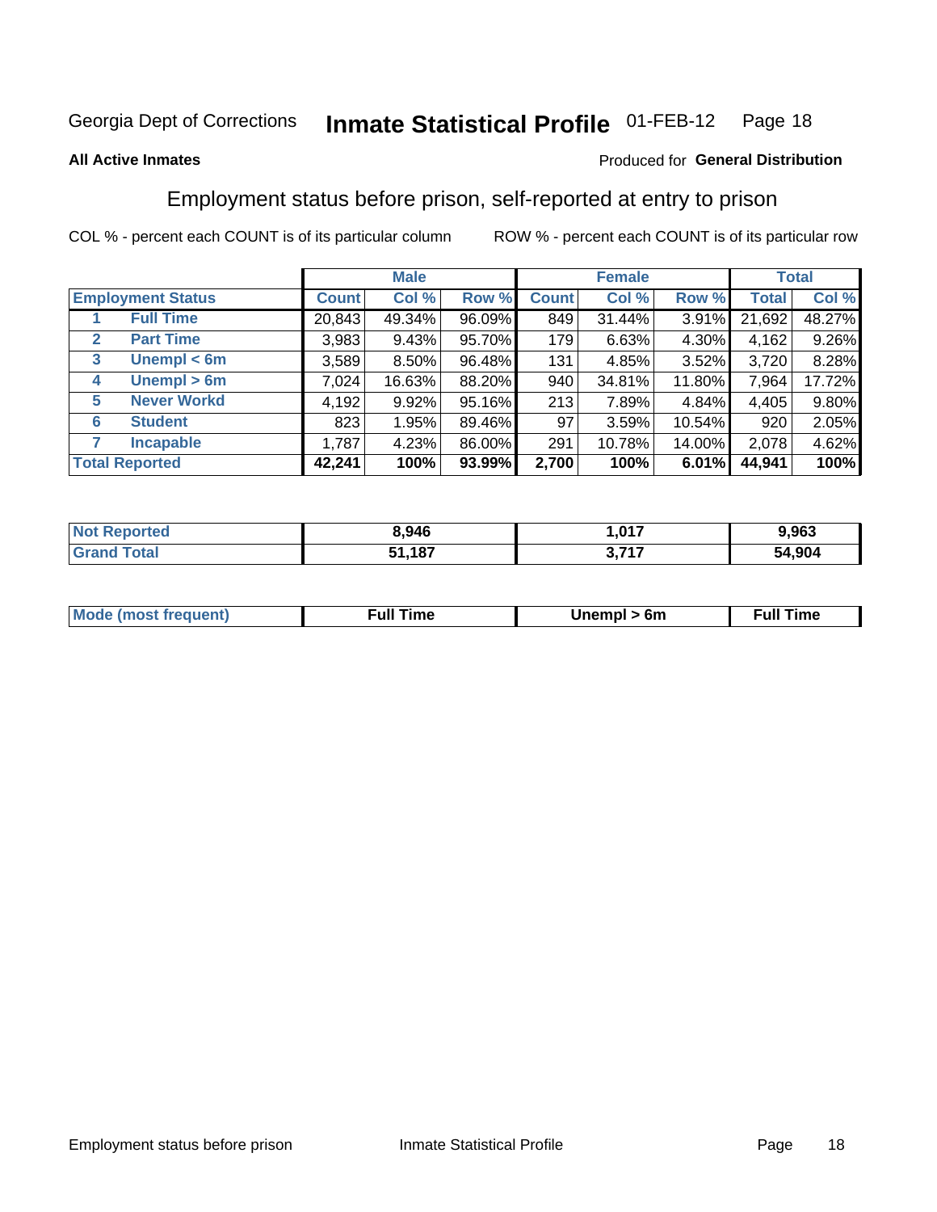Georgia Dept of Corrections **Inmate Statistical Profile** 01-FEB-12

**All Active Inmates**

Produced for **General Distribution**

## Employment status before prison, self-reported at entry to prison

COL % - percent each COUNT is of its particular column ROW % - percent each COUNT is of its particular row

| | | Male | | | Female | | | Total | |
|---|---|---|---|---|---|---|---|---|---|
| **Employment Status** | | **Count** | **Col %** | **Row %** | **Count** | **Col %** | **Row %** | **Total** | **Col %** |
| 1 | **Full Time** | 20,843 | 49.34% | 96.09% | 849 | 31.44% | 3.91% | 21,692 | 48.27% |
| 2 | **Part Time** | 3,983 | 9.43% | 95.70% | 179 | 6.63% | 4.30% | 4,162 | 9.26% |
| 3 | **Unempl < 6m** | 3,589 | 8.50% | 96.48% | 131 | 4.85% | 3.52% | 3,720 | 8.28% |
| 4 | **Unempl > 6m** | 7,024 | 16.63% | 88.20% | 940 | 34.81% | 11.80% | 7,964 | 17.72% |
| 5 | **Never Workd** | 4,192 | 9.92% | 95.16% | 213 | 7.89% | 4.84% | 4,405 | 9.80% |
| 6 | **Student** | 823 | 1.95% | 89.46% | 97 | 3.59% | 10.54% | 920 | 2.05% |
| 7 | **Incapable** | 1,787 | 4.23% | 86.00% | 291 | 10.78% | 14.00% | 2,078 | 4.62% |
| **Total Reported** | | **42,241** | **100%** | **93.99%** | **2,700** | **100%** | **6.01%** | **44,941** | **100%** |

| | Male | Female | Total |
|---|---|---|---|
| **Not Reported** | **8,946** | **1,017** | **9,963** |
| **Grand Total** | **51,187** | **3,717** | **54,904** |

| | Male | Female | Total |
|---|---|---|---|
| **Mode (most frequent)** | **Full Time** | **Unempl > 6m** | **Full Time** |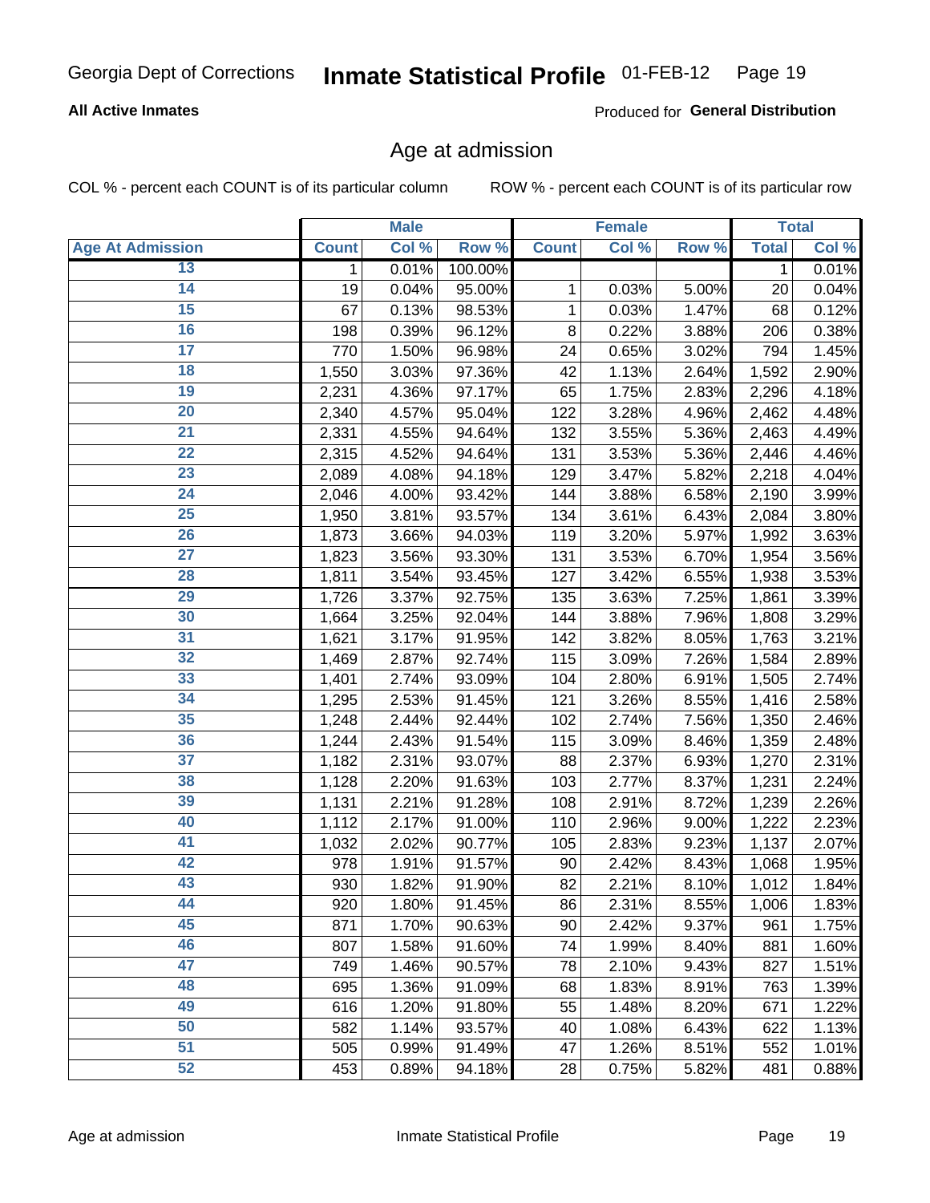Georgia Dept of Corrections **Inmate Statistical Profile** 01-FEB-12

**All Active Inmates**

Produced for **General Distribution**

## Age at admission

COL % - percent each COUNT is of its particular column ROW % - percent each COUNT is of its particular row

| | Male | | | Female | | | Total | |
|---|---|---|---|---|---|---|---|---|
| **Age At Admission** | **Count** | **Col %** | **Row %** | **Count** | **Col %** | **Row %** | **Total** | **Col %** |
| 13 | 1 | 0.01% | 100.00% | | | | 1 | 0.01% |
| 14 | 19 | 0.04% | 95.00% | 1 | 0.03% | 5.00% | 20 | 0.04% |
| 15 | 67 | 0.13% | 98.53% | 1 | 0.03% | 1.47% | 68 | 0.12% |
| 16 | 198 | 0.39% | 96.12% | 8 | 0.22% | 3.88% | 206 | 0.38% |
| 17 | 770 | 1.50% | 96.98% | 24 | 0.65% | 3.02% | 794 | 1.45% |
| 18 | 1,550 | 3.03% | 97.36% | 42 | 1.13% | 2.64% | 1,592 | 2.90% |
| 19 | 2,231 | 4.36% | 97.17% | 65 | 1.75% | 2.83% | 2,296 | 4.18% |
| 20 | 2,340 | 4.57% | 95.04% | 122 | 3.28% | 4.96% | 2,462 | 4.48% |
| 21 | 2,331 | 4.55% | 94.64% | 132 | 3.55% | 5.36% | 2,463 | 4.49% |
| 22 | 2,315 | 4.52% | 94.64% | 131 | 3.53% | 5.36% | 2,446 | 4.46% |
| 23 | 2,089 | 4.08% | 94.18% | 129 | 3.47% | 5.82% | 2,218 | 4.04% |
| 24 | 2,046 | 4.00% | 93.42% | 144 | 3.88% | 6.58% | 2,190 | 3.99% |
| 25 | 1,950 | 3.81% | 93.57% | 134 | 3.61% | 6.43% | 2,084 | 3.80% |
| 26 | 1,873 | 3.66% | 94.03% | 119 | 3.20% | 5.97% | 1,992 | 3.63% |
| 27 | 1,823 | 3.56% | 93.30% | 131 | 3.53% | 6.70% | 1,954 | 3.56% |
| 28 | 1,811 | 3.54% | 93.45% | 127 | 3.42% | 6.55% | 1,938 | 3.53% |
| 29 | 1,726 | 3.37% | 92.75% | 135 | 3.63% | 7.25% | 1,861 | 3.39% |
| 30 | 1,664 | 3.25% | 92.04% | 144 | 3.88% | 7.96% | 1,808 | 3.29% |
| 31 | 1,621 | 3.17% | 91.95% | 142 | 3.82% | 8.05% | 1,763 | 3.21% |
| 32 | 1,469 | 2.87% | 92.74% | 115 | 3.09% | 7.26% | 1,584 | 2.89% |
| 33 | 1,401 | 2.74% | 93.09% | 104 | 2.80% | 6.91% | 1,505 | 2.74% |
| 34 | 1,295 | 2.53% | 91.45% | 121 | 3.26% | 8.55% | 1,416 | 2.58% |
| 35 | 1,248 | 2.44% | 92.44% | 102 | 2.74% | 7.56% | 1,350 | 2.46% |
| 36 | 1,244 | 2.43% | 91.54% | 115 | 3.09% | 8.46% | 1,359 | 2.48% |
| 37 | 1,182 | 2.31% | 93.07% | 88 | 2.37% | 6.93% | 1,270 | 2.31% |
| 38 | 1,128 | 2.20% | 91.63% | 103 | 2.77% | 8.37% | 1,231 | 2.24% |
| 39 | 1,131 | 2.21% | 91.28% | 108 | 2.91% | 8.72% | 1,239 | 2.26% |
| 40 | 1,112 | 2.17% | 91.00% | 110 | 2.96% | 9.00% | 1,222 | 2.23% |
| 41 | 1,032 | 2.02% | 90.77% | 105 | 2.83% | 9.23% | 1,137 | 2.07% |
| 42 | 978 | 1.91% | 91.57% | 90 | 2.42% | 8.43% | 1,068 | 1.95% |
| 43 | 930 | 1.82% | 91.90% | 82 | 2.21% | 8.10% | 1,012 | 1.84% |
| 44 | 920 | 1.80% | 91.45% | 86 | 2.31% | 8.55% | 1,006 | 1.83% |
| 45 | 871 | 1.70% | 90.63% | 90 | 2.42% | 9.37% | 961 | 1.75% |
| 46 | 807 | 1.58% | 91.60% | 74 | 1.99% | 8.40% | 881 | 1.60% |
| 47 | 749 | 1.46% | 90.57% | 78 | 2.10% | 9.43% | 827 | 1.51% |
| 48 | 695 | 1.36% | 91.09% | 68 | 1.83% | 8.91% | 763 | 1.39% |
| 49 | 616 | 1.20% | 91.80% | 55 | 1.48% | 8.20% | 671 | 1.22% |
| 50 | 582 | 1.14% | 93.57% | 40 | 1.08% | 6.43% | 622 | 1.13% |
| 51 | 505 | 0.99% | 91.49% | 47 | 1.26% | 8.51% | 552 | 1.01% |
| 52 | 453 | 0.89% | 94.18% | 28 | 0.75% | 5.82% | 481 | 0.88% |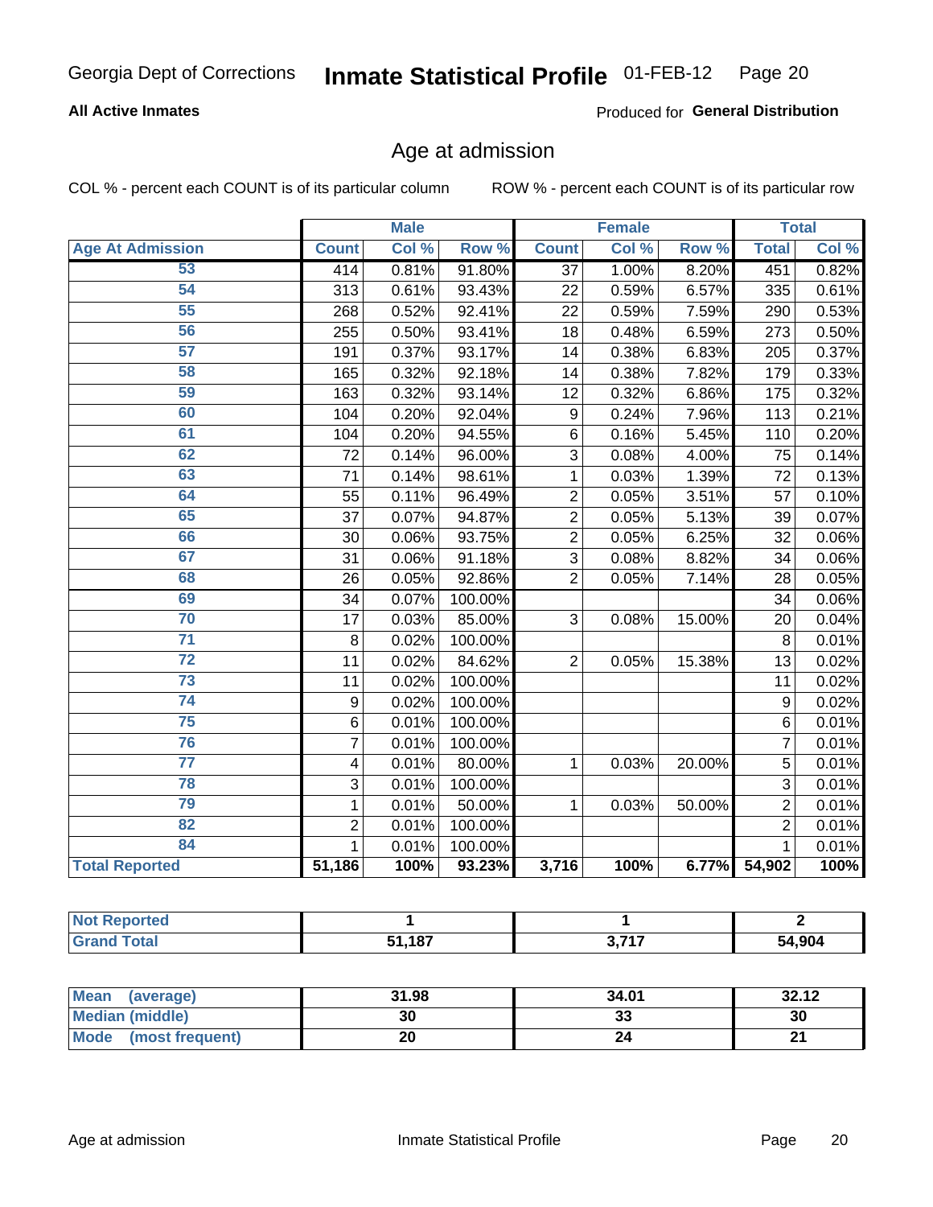Georgia Dept of Corrections **Inmate Statistical Profile** 01-FEB-12

**All Active Inmates**

Produced for **General Distribution**

## Age at admission

COL % - percent each COUNT is of its particular column    ROW % - percent each COUNT is of its particular row

| | Male | | | Female | | | Total | |
|---|---|---|---|---|---|---|---|---|
| **Age At Admission** | **Count** | **Col %** | **Row %** | **Count** | **Col %** | **Row %** | **Total** | **Col %** |
| 53 | 414 | 0.81% | 91.80% | 37 | 1.00% | 8.20% | 451 | 0.82% |
| 54 | 313 | 0.61% | 93.43% | 22 | 0.59% | 6.57% | 335 | 0.61% |
| 55 | 268 | 0.52% | 92.41% | 22 | 0.59% | 7.59% | 290 | 0.53% |
| 56 | 255 | 0.50% | 93.41% | 18 | 0.48% | 6.59% | 273 | 0.50% |
| 57 | 191 | 0.37% | 93.17% | 14 | 0.38% | 6.83% | 205 | 0.37% |
| 58 | 165 | 0.32% | 92.18% | 14 | 0.38% | 7.82% | 179 | 0.33% |
| 59 | 163 | 0.32% | 93.14% | 12 | 0.32% | 6.86% | 175 | 0.32% |
| 60 | 104 | 0.20% | 92.04% | 9 | 0.24% | 7.96% | 113 | 0.21% |
| 61 | 104 | 0.20% | 94.55% | 6 | 0.16% | 5.45% | 110 | 0.20% |
| 62 | 72 | 0.14% | 96.00% | 3 | 0.08% | 4.00% | 75 | 0.14% |
| 63 | 71 | 0.14% | 98.61% | 1 | 0.03% | 1.39% | 72 | 0.13% |
| 64 | 55 | 0.11% | 96.49% | 2 | 0.05% | 3.51% | 57 | 0.10% |
| 65 | 37 | 0.07% | 94.87% | 2 | 0.05% | 5.13% | 39 | 0.07% |
| 66 | 30 | 0.06% | 93.75% | 2 | 0.05% | 6.25% | 32 | 0.06% |
| 67 | 31 | 0.06% | 91.18% | 3 | 0.08% | 8.82% | 34 | 0.06% |
| 68 | 26 | 0.05% | 92.86% | 2 | 0.05% | 7.14% | 28 | 0.05% |
| 69 | 34 | 0.07% | 100.00% | | | | 34 | 0.06% |
| 70 | 17 | 0.03% | 85.00% | 3 | 0.08% | 15.00% | 20 | 0.04% |
| 71 | 8 | 0.02% | 100.00% | | | | 8 | 0.01% |
| 72 | 11 | 0.02% | 84.62% | 2 | 0.05% | 15.38% | 13 | 0.02% |
| 73 | 11 | 0.02% | 100.00% | | | | 11 | 0.02% |
| 74 | 9 | 0.02% | 100.00% | | | | 9 | 0.02% |
| 75 | 6 | 0.01% | 100.00% | | | | 6 | 0.01% |
| 76 | 7 | 0.01% | 100.00% | | | | 7 | 0.01% |
| 77 | 4 | 0.01% | 80.00% | 1 | 0.03% | 20.00% | 5 | 0.01% |
| 78 | 3 | 0.01% | 100.00% | | | | 3 | 0.01% |
| 79 | 1 | 0.01% | 50.00% | 1 | 0.03% | 50.00% | 2 | 0.01% |
| 82 | 2 | 0.01% | 100.00% | | | | 2 | 0.01% |
| 84 | 1 | 0.01% | 100.00% | | | | 1 | 0.01% |
| **Total Reported** | **51,186** | **100%** | **93.23%** | **3,716** | **100%** | **6.77%** | **54,902** | **100%** |

| | Male | Female | Total |
|---|---|---|---|
| **Not Reported** | **1** | **1** | **2** |
| **Grand Total** | **51,187** | **3,717** | **54,904** |

| | Male | Female | Total |
|---|---|---|---|
| **Mean (average)** | **31.98** | **34.01** | **32.12** |
| **Median (middle)** | **30** | **33** | **30** |
| **Mode (most frequent)** | **20** | **24** | **21** |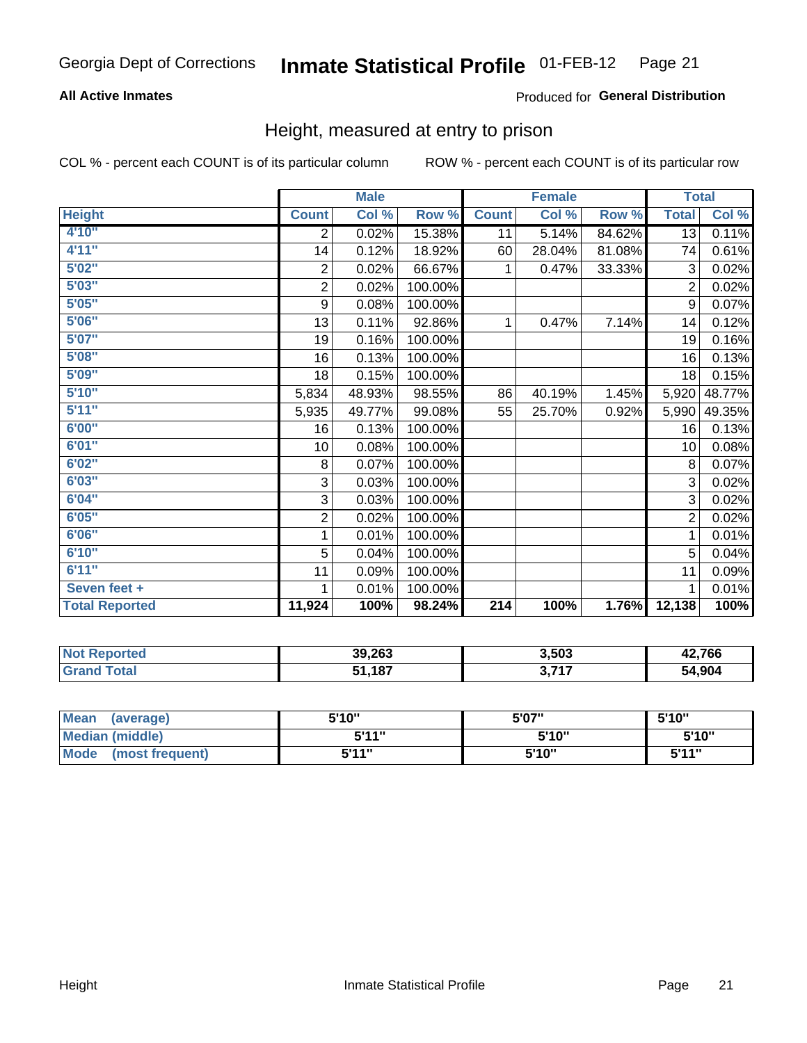Georgia Dept of Corrections **Inmate Statistical Profile** 01-FEB-12

**All Active Inmates**

Produced for **General Distribution**

## Height, measured at entry to prison

COL % - percent each COUNT is of its particular column ROW % - percent each COUNT is of its particular row

| Height | Male | | | Female | | | Total | |
|---|---|---|---|---|---|---|---|---|
| | Count | Col % | Row % | Count | Col % | Row % | Total | Col % |
| 4'10" | 2 | 0.02% | 15.38% | 11 | 5.14% | 84.62% | 13 | 0.11% |
| 4'11" | 14 | 0.12% | 18.92% | 60 | 28.04% | 81.08% | 74 | 0.61% |
| 5'02" | 2 | 0.02% | 66.67% | 1 | 0.47% | 33.33% | 3 | 0.02% |
| 5'03" | 2 | 0.02% | 100.00% | | | | 2 | 0.02% |
| 5'05" | 9 | 0.08% | 100.00% | | | | 9 | 0.07% |
| 5'06" | 13 | 0.11% | 92.86% | 1 | 0.47% | 7.14% | 14 | 0.12% |
| 5'07" | 19 | 0.16% | 100.00% | | | | 19 | 0.16% |
| 5'08" | 16 | 0.13% | 100.00% | | | | 16 | 0.13% |
| 5'09" | 18 | 0.15% | 100.00% | | | | 18 | 0.15% |
| 5'10" | 5,834 | 48.93% | 98.55% | 86 | 40.19% | 1.45% | 5,920 | 48.77% |
| 5'11" | 5,935 | 49.77% | 99.08% | 55 | 25.70% | 0.92% | 5,990 | 49.35% |
| 6'00" | 16 | 0.13% | 100.00% | | | | 16 | 0.13% |
| 6'01" | 10 | 0.08% | 100.00% | | | | 10 | 0.08% |
| 6'02" | 8 | 0.07% | 100.00% | | | | 8 | 0.07% |
| 6'03" | 3 | 0.03% | 100.00% | | | | 3 | 0.02% |
| 6'04" | 3 | 0.03% | 100.00% | | | | 3 | 0.02% |
| 6'05" | 2 | 0.02% | 100.00% | | | | 2 | 0.02% |
| 6'06" | 1 | 0.01% | 100.00% | | | | 1 | 0.01% |
| 6'10" | 5 | 0.04% | 100.00% | | | | 5 | 0.04% |
| 6'11" | 11 | 0.09% | 100.00% | | | | 11 | 0.09% |
| Seven feet + | 1 | 0.01% | 100.00% | | | | 1 | 0.01% |
| **Total Reported** | **11,924** | **100%** | **98.24%** | **214** | **100%** | **1.76%** | **12,138** | **100%** |

| | Male | Female | Total |
|---|---|---|---|
| Not Reported | 39,263 | 3,503 | 42,766 |
| Grand Total | 51,187 | 3,717 | 54,904 |

| | Male | Female | Total |
|---|---|---|---|
| Mean (average) | 5'10" | 5'07" | 5'10" |
| Median (middle) | 5'11" | 5'10" | 5'10" |
| Mode (most frequent) | 5'11" | 5'10" | 5'11" |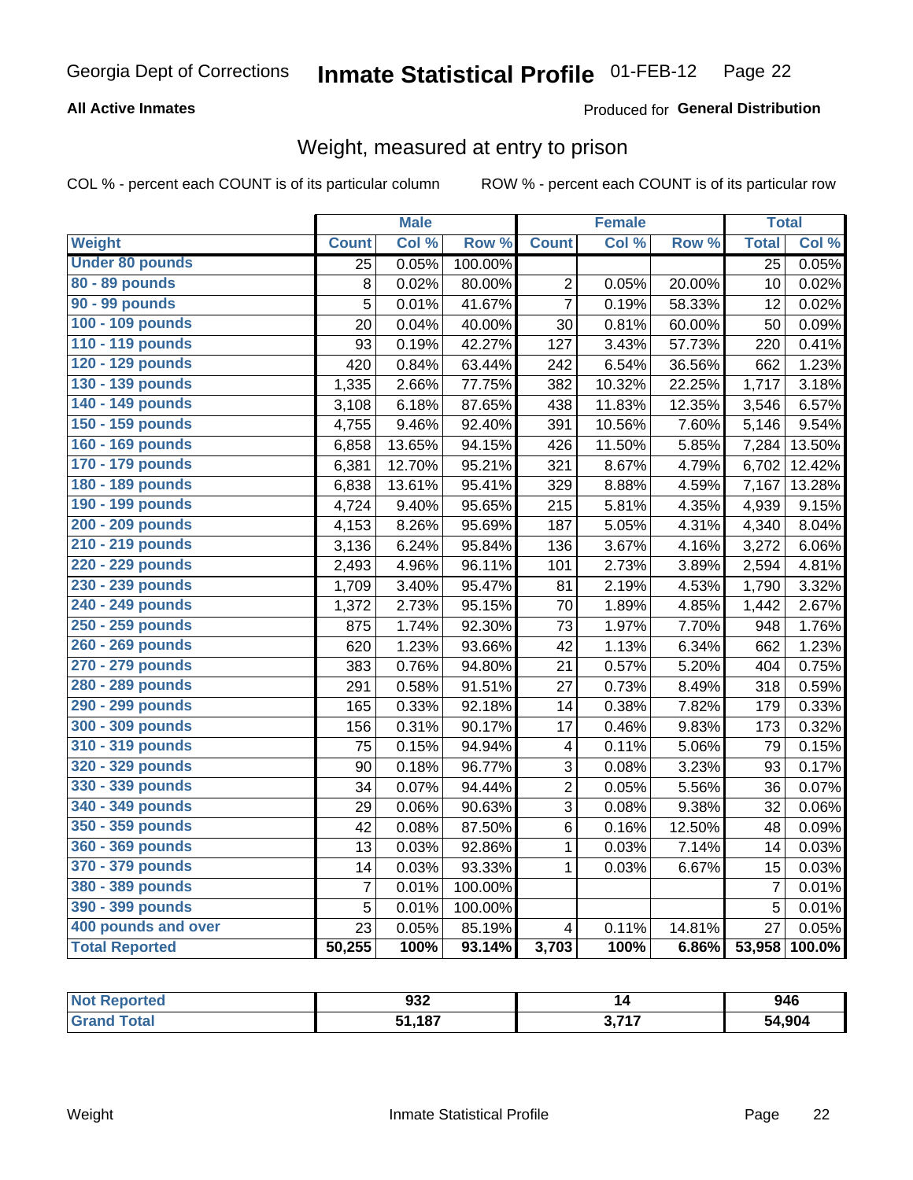Georgia Dept of Corrections **Inmate Statistical Profile** 01-FEB-12

**All Active Inmates**

Produced for **General Distribution**

## Weight, measured at entry to prison

COL % - percent each COUNT is of its particular column      ROW % - percent each COUNT is of its particular row

| | Male | | | Female | | | Total | |
|---|---|---|---|---|---|---|---|---|
| **Weight** | **Count** | **Col %** | **Row %** | **Count** | **Col %** | **Row %** | **Total** | **Col %** |
| **Under 80 pounds** | 25 | 0.05% | 100.00% | | | | 25 | 0.05% |
| **80 - 89 pounds** | 8 | 0.02% | 80.00% | 2 | 0.05% | 20.00% | 10 | 0.02% |
| **90 - 99 pounds** | 5 | 0.01% | 41.67% | 7 | 0.19% | 58.33% | 12 | 0.02% |
| **100 - 109 pounds** | 20 | 0.04% | 40.00% | 30 | 0.81% | 60.00% | 50 | 0.09% |
| **110 - 119 pounds** | 93 | 0.19% | 42.27% | 127 | 3.43% | 57.73% | 220 | 0.41% |
| **120 - 129 pounds** | 420 | 0.84% | 63.44% | 242 | 6.54% | 36.56% | 662 | 1.23% |
| **130 - 139 pounds** | 1,335 | 2.66% | 77.75% | 382 | 10.32% | 22.25% | 1,717 | 3.18% |
| **140 - 149 pounds** | 3,108 | 6.18% | 87.65% | 438 | 11.83% | 12.35% | 3,546 | 6.57% |
| **150 - 159 pounds** | 4,755 | 9.46% | 92.40% | 391 | 10.56% | 7.60% | 5,146 | 9.54% |
| **160 - 169 pounds** | 6,858 | 13.65% | 94.15% | 426 | 11.50% | 5.85% | 7,284 | 13.50% |
| **170 - 179 pounds** | 6,381 | 12.70% | 95.21% | 321 | 8.67% | 4.79% | 6,702 | 12.42% |
| **180 - 189 pounds** | 6,838 | 13.61% | 95.41% | 329 | 8.88% | 4.59% | 7,167 | 13.28% |
| **190 - 199 pounds** | 4,724 | 9.40% | 95.65% | 215 | 5.81% | 4.35% | 4,939 | 9.15% |
| **200 - 209 pounds** | 4,153 | 8.26% | 95.69% | 187 | 5.05% | 4.31% | 4,340 | 8.04% |
| **210 - 219 pounds** | 3,136 | 6.24% | 95.84% | 136 | 3.67% | 4.16% | 3,272 | 6.06% |
| **220 - 229 pounds** | 2,493 | 4.96% | 96.11% | 101 | 2.73% | 3.89% | 2,594 | 4.81% |
| **230 - 239 pounds** | 1,709 | 3.40% | 95.47% | 81 | 2.19% | 4.53% | 1,790 | 3.32% |
| **240 - 249 pounds** | 1,372 | 2.73% | 95.15% | 70 | 1.89% | 4.85% | 1,442 | 2.67% |
| **250 - 259 pounds** | 875 | 1.74% | 92.30% | 73 | 1.97% | 7.70% | 948 | 1.76% |
| **260 - 269 pounds** | 620 | 1.23% | 93.66% | 42 | 1.13% | 6.34% | 662 | 1.23% |
| **270 - 279 pounds** | 383 | 0.76% | 94.80% | 21 | 0.57% | 5.20% | 404 | 0.75% |
| **280 - 289 pounds** | 291 | 0.58% | 91.51% | 27 | 0.73% | 8.49% | 318 | 0.59% |
| **290 - 299 pounds** | 165 | 0.33% | 92.18% | 14 | 0.38% | 7.82% | 179 | 0.33% |
| **300 - 309 pounds** | 156 | 0.31% | 90.17% | 17 | 0.46% | 9.83% | 173 | 0.32% |
| **310 - 319 pounds** | 75 | 0.15% | 94.94% | 4 | 0.11% | 5.06% | 79 | 0.15% |
| **320 - 329 pounds** | 90 | 0.18% | 96.77% | 3 | 0.08% | 3.23% | 93 | 0.17% |
| **330 - 339 pounds** | 34 | 0.07% | 94.44% | 2 | 0.05% | 5.56% | 36 | 0.07% |
| **340 - 349 pounds** | 29 | 0.06% | 90.63% | 3 | 0.08% | 9.38% | 32 | 0.06% |
| **350 - 359 pounds** | 42 | 0.08% | 87.50% | 6 | 0.16% | 12.50% | 48 | 0.09% |
| **360 - 369 pounds** | 13 | 0.03% | 92.86% | 1 | 0.03% | 7.14% | 14 | 0.03% |
| **370 - 379 pounds** | 14 | 0.03% | 93.33% | 1 | 0.03% | 6.67% | 15 | 0.03% |
| **380 - 389 pounds** | 7 | 0.01% | 100.00% | | | | 7 | 0.01% |
| **390 - 399 pounds** | 5 | 0.01% | 100.00% | | | | 5 | 0.01% |
| **400 pounds and over** | 23 | 0.05% | 85.19% | 4 | 0.11% | 14.81% | 27 | 0.05% |
| **Total Reported** | **50,255** | **100%** | **93.14%** | **3,703** | **100%** | **6.86%** | **53,958** | **100.0%** |

| | Male | Female | Total |
|---|---|---|---|
| **Not Reported** | **932** | **14** | **946** |
| **Grand Total** | **51,187** | **3,717** | **54,904** |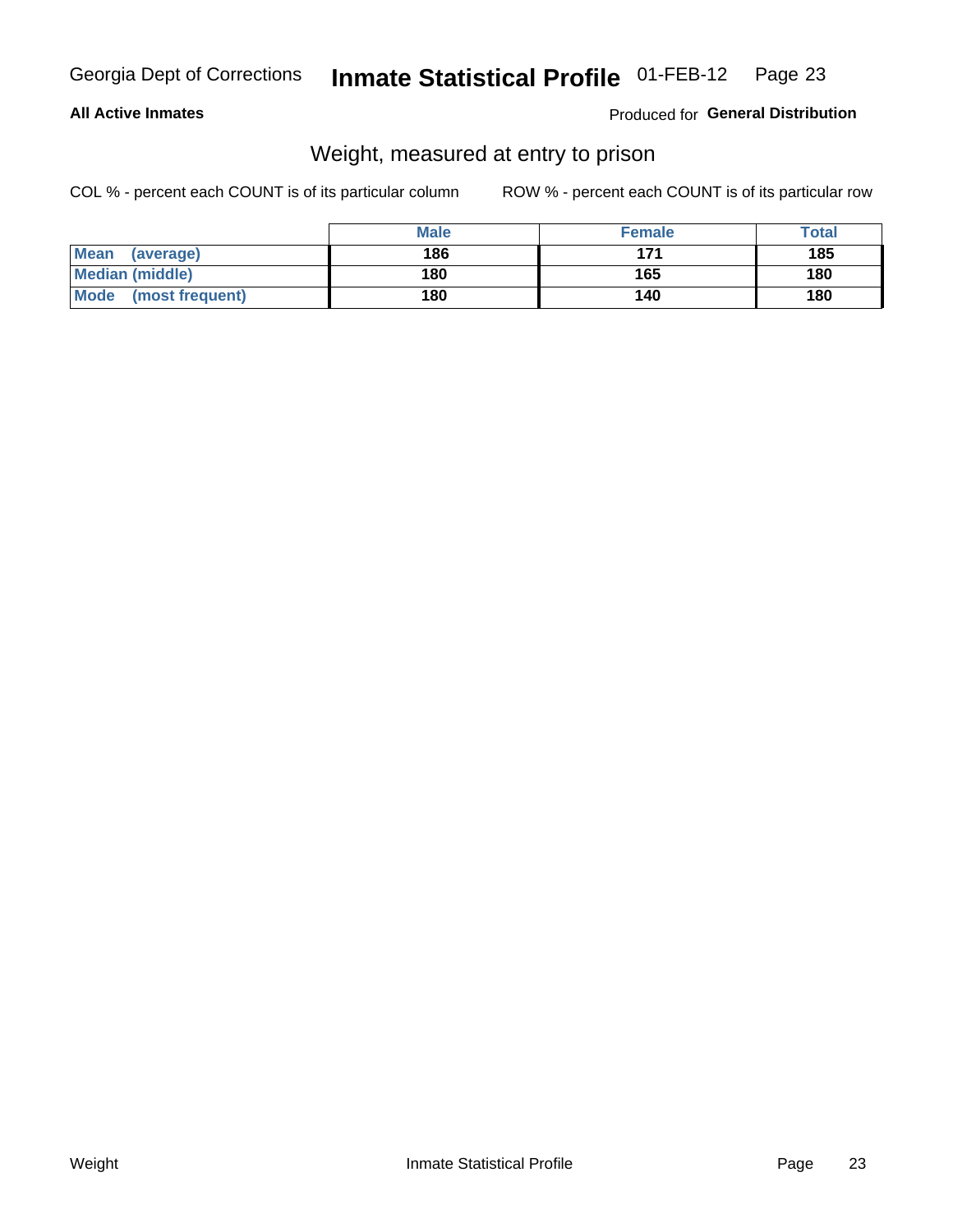Georgia Dept of Corrections **Inmate Statistical Profile** 01-FEB-12

**All Active Inmates**

Produced for **General Distribution**

## Weight, measured at entry to prison

COL % - percent each COUNT is of its particular column

ROW % - percent each COUNT is of its particular row

| | Male | Female | Total |
|---|---|---|---|
| **Mean (average)** | 186 | 171 | 185 |
| **Median (middle)** | 180 | 165 | 180 |
| **Mode (most frequent)** | 180 | 140 | 180 |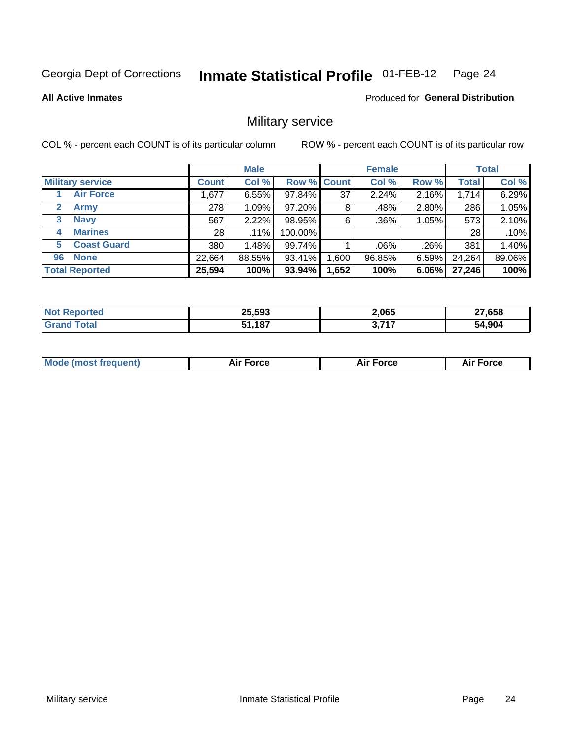Georgia Dept of Corrections **Inmate Statistical Profile** 01-FEB-12

**All Active Inmates**

Produced for **General Distribution**

## Military service

COL % - percent each COUNT is of its particular column    ROW % - percent each COUNT is of its particular row

| | Male | | | Female | | | Total | |
|---|---|---|---|---|---|---|---|---|
| **Military service** | **Count** | **Col %** | **Row %** | **Count** | **Col %** | **Row %** | **Total** | **Col %** |
| 1 **Air Force** | 1,677 | 6.55% | 97.84% | 37 | 2.24% | 2.16% | 1,714 | 6.29% |
| 2 **Army** | 278 | 1.09% | 97.20% | 8 | .48% | 2.80% | 286 | 1.05% |
| 3 **Navy** | 567 | 2.22% | 98.95% | 6 | .36% | 1.05% | 573 | 2.10% |
| 4 **Marines** | 28 | .11% | 100.00% | | | | 28 | .10% |
| 5 **Coast Guard** | 380 | 1.48% | 99.74% | 1 | .06% | .26% | 381 | 1.40% |
| 96 **None** | 22,664 | 88.55% | 93.41% | 1,600 | 96.85% | 6.59% | 24,264 | 89.06% |
| **Total Reported** | **25,594** | **100%** | **93.94%** | **1,652** | **100%** | **6.06%** | **27,246** | **100%** |

| | Male | Female | Total |
|---|---|---|---|
| **Not Reported** | **25,593** | **2,065** | **27,658** |
| **Grand Total** | **51,187** | **3,717** | **54,904** |

| | Male | Female | Total |
|---|---|---|---|
| **Mode (most frequent)** | **Air Force** | **Air Force** | **Air Force** |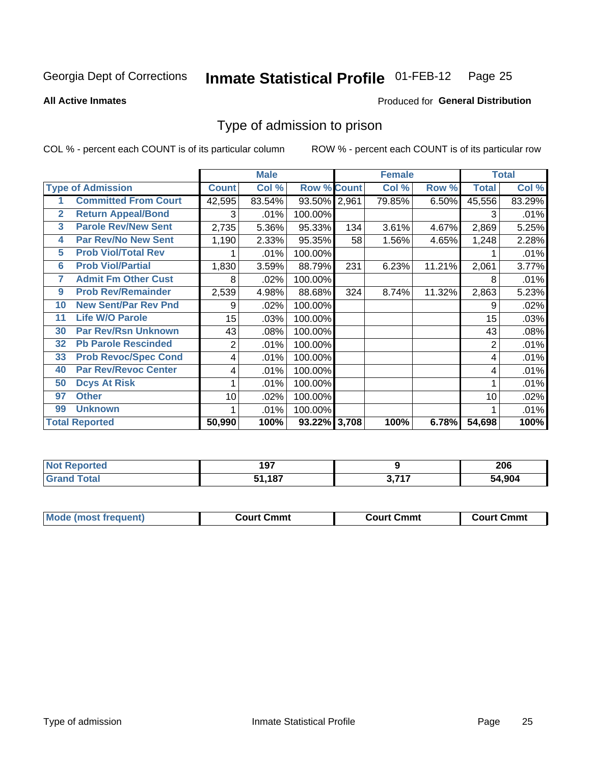Georgia Dept of Corrections **Inmate Statistical Profile** 01-FEB-12

**All Active Inmates**

Produced for **General Distribution**

## Type of admission to prison

COL % - percent each COUNT is of its particular column

ROW % - percent each COUNT is of its particular row

| | | Male | | | Female | | | Total | |
|---|---|---|---|---|---|---|---|---|---|
| **Type of Admission** | | **Count** | **Col %** | **Row %** | **Count** | **Col %** | **Row %** | **Total** | **Col %** |
| 1 | Committed From Court | 42,595 | 83.54% | 93.50% | 2,961 | 79.85% | 6.50% | 45,556 | 83.29% |
| 2 | Return Appeal/Bond | 3 | .01% | 100.00% | | | | 3 | .01% |
| 3 | Parole Rev/New Sent | 2,735 | 5.36% | 95.33% | 134 | 3.61% | 4.67% | 2,869 | 5.25% |
| 4 | Par Rev/No New Sent | 1,190 | 2.33% | 95.35% | 58 | 1.56% | 4.65% | 1,248 | 2.28% |
| 5 | Prob Viol/Total Rev | 1 | .01% | 100.00% | | | | 1 | .01% |
| 6 | Prob Viol/Partial | 1,830 | 3.59% | 88.79% | 231 | 6.23% | 11.21% | 2,061 | 3.77% |
| 7 | Admit Fm Other Cust | 8 | .02% | 100.00% | | | | 8 | .01% |
| 9 | Prob Rev/Remainder | 2,539 | 4.98% | 88.68% | 324 | 8.74% | 11.32% | 2,863 | 5.23% |
| 10 | New Sent/Par Rev Pnd | 9 | .02% | 100.00% | | | | 9 | .02% |
| 11 | Life W/O Parole | 15 | .03% | 100.00% | | | | 15 | .03% |
| 30 | Par Rev/Rsn Unknown | 43 | .08% | 100.00% | | | | 43 | .08% |
| 32 | Pb Parole Rescinded | 2 | .01% | 100.00% | | | | 2 | .01% |
| 33 | Prob Revoc/Spec Cond | 4 | .01% | 100.00% | | | | 4 | .01% |
| 40 | Par Rev/Revoc Center | 4 | .01% | 100.00% | | | | 4 | .01% |
| 50 | Dcys At Risk | 1 | .01% | 100.00% | | | | 1 | .01% |
| 97 | Other | 10 | .02% | 100.00% | | | | 10 | .02% |
| 99 | Unknown | 1 | .01% | 100.00% | | | | 1 | .01% |
| **Total Reported** | | **50,990** | **100%** | **93.22%** | **3,708** | **100%** | **6.78%** | **54,698** | **100%** |

| | Male | Female | Total |
|---|---|---|---|
| **Not Reported** | **197** | **9** | **206** |
| **Grand Total** | **51,187** | **3,717** | **54,904** |

| | Male | Female | Total |
|---|---|---|---|
| **Mode (most frequent)** | **Court Cmmt** | **Court Cmmt** | **Court Cmmt** |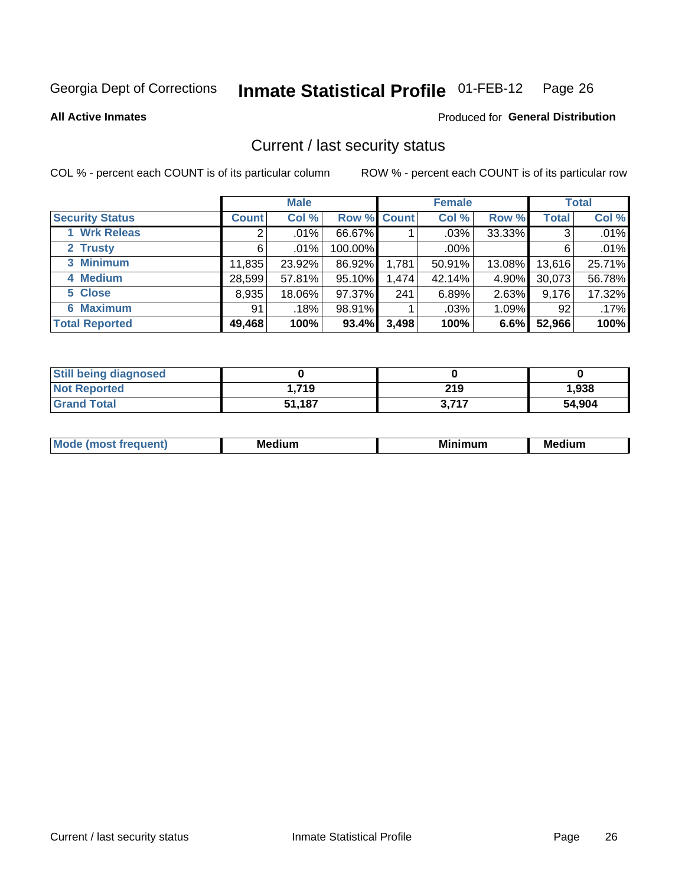Georgia Dept of Corrections **Inmate Statistical Profile** 01-FEB-12 Page 26

**All Active Inmates**

Produced for **General Distribution**

## Current / last security status

COL % - percent each COUNT is of its particular column

ROW % - percent each COUNT is of its particular row

| | Male | | | Female | | | Total | |
|---|---|---|---|---|---|---|---|---|
| **Security Status** | **Count** | **Col %** | **Row %** | **Count** | **Col %** | **Row %** | **Total** | **Col %** |
| 1 Wrk Releas | 2 | .01% | 66.67% | 1 | .03% | 33.33% | 3 | .01% |
| 2 Trusty | 6 | .01% | 100.00% | | .00% | | 6 | .01% |
| 3 Minimum | 11,835 | 23.92% | 86.92% | 1,781 | 50.91% | 13.08% | 13,616 | 25.71% |
| 4 Medium | 28,599 | 57.81% | 95.10% | 1,474 | 42.14% | 4.90% | 30,073 | 56.78% |
| 5 Close | 8,935 | 18.06% | 97.37% | 241 | 6.89% | 2.63% | 9,176 | 17.32% |
| 6 Maximum | 91 | .18% | 98.91% | 1 | .03% | 1.09% | 92 | .17% |
| **Total Reported** | **49,468** | **100%** | **93.4%** | **3,498** | **100%** | **6.6%** | **52,966** | **100%** |

| | Male | Female | Total |
|---|---|---|---|
| Still being diagnosed | **0** | **0** | **0** |
| Not Reported | **1,719** | **219** | **1,938** |
| Grand Total | **51,187** | **3,717** | **54,904** |

| | Male | Female | Total |
|---|---|---|---|
| Mode (most frequent) | **Medium** | **Minimum** | **Medium** |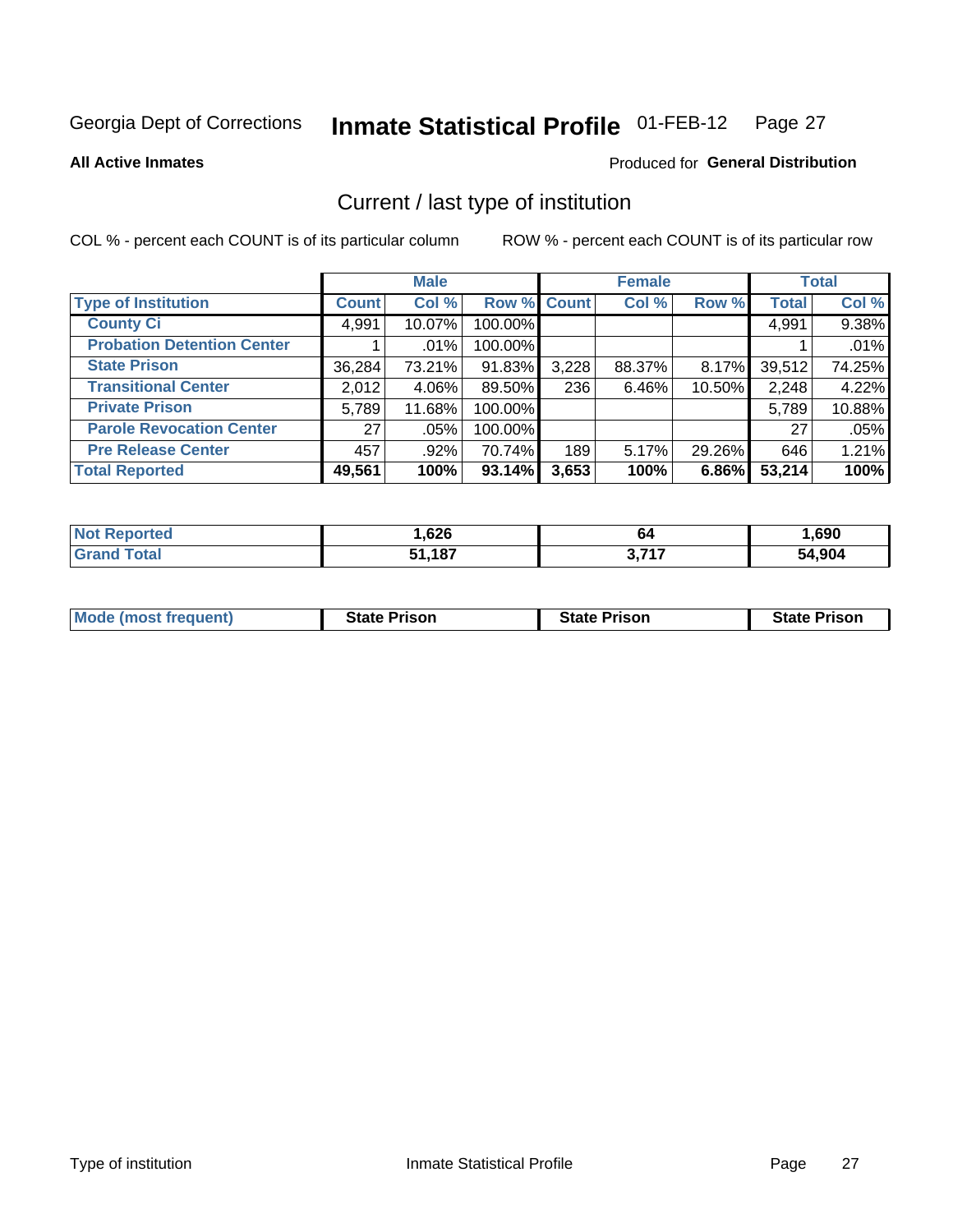Georgia Dept of Corrections **Inmate Statistical Profile** 01-FEB-12

**All Active Inmates**

Produced for **General Distribution**

## Current / last type of institution

COL % - percent each COUNT is of its particular column ROW % - percent each COUNT is of its particular row

| | Male | | | Female | | | Total | |
|---|---|---|---|---|---|---|---|---|
| **Type of Institution** | **Count** | **Col %** | **Row %** | **Count** | **Col %** | **Row %** | **Total** | **Col %** |
| **County Ci** | 4,991 | 10.07% | 100.00% | | | | 4,991 | 9.38% |
| **Probation Detention Center** | 1 | .01% | 100.00% | | | | 1 | .01% |
| **State Prison** | 36,284 | 73.21% | 91.83% | 3,228 | 88.37% | 8.17% | 39,512 | 74.25% |
| **Transitional Center** | 2,012 | 4.06% | 89.50% | 236 | 6.46% | 10.50% | 2,248 | 4.22% |
| **Private Prison** | 5,789 | 11.68% | 100.00% | | | | 5,789 | 10.88% |
| **Parole Revocation Center** | 27 | .05% | 100.00% | | | | 27 | .05% |
| **Pre Release Center** | 457 | .92% | 70.74% | 189 | 5.17% | 29.26% | 646 | 1.21% |
| **Total Reported** | **49,561** | **100%** | **93.14%** | **3,653** | **100%** | **6.86%** | **53,214** | **100%** |

| | Male | Female | Total |
|---|---|---|---|
| **Not Reported** | **1,626** | **64** | **1,690** |
| **Grand Total** | **51,187** | **3,717** | **54,904** |

| | Male | Female | Total |
|---|---|---|---|
| **Mode (most frequent)** | **State Prison** | **State Prison** | **State Prison** |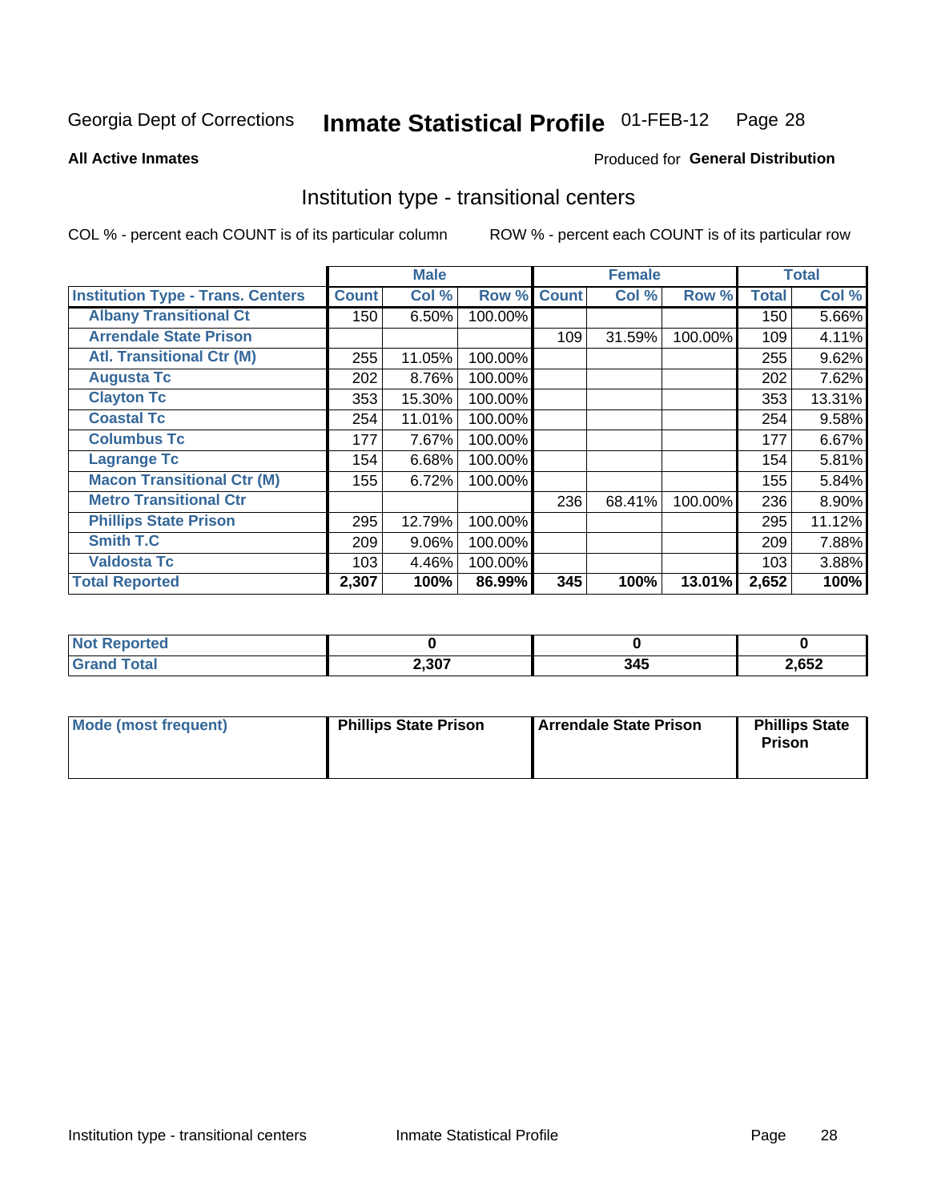Georgia Dept of Corrections **Inmate Statistical Profile** 01-FEB-12

**All Active Inmates**

Produced for **General Distribution**

## Institution type - transitional centers

COL % - percent each COUNT is of its particular column

ROW % - percent each COUNT is of its particular row

| | Male | | | Female | | | Total | |
|---|---|---|---|---|---|---|---|---|
| **Institution Type - Trans. Centers** | **Count** | **Col %** | **Row %** | **Count** | **Col %** | **Row %** | **Total** | **Col %** |
| **Albany Transitional Ct** | 150 | 6.50% | 100.00% | | | | 150 | 5.66% |
| **Arrendale State Prison** | | | | 109 | 31.59% | 100.00% | 109 | 4.11% |
| **Atl. Transitional Ctr (M)** | 255 | 11.05% | 100.00% | | | | 255 | 9.62% |
| **Augusta Tc** | 202 | 8.76% | 100.00% | | | | 202 | 7.62% |
| **Clayton Tc** | 353 | 15.30% | 100.00% | | | | 353 | 13.31% |
| **Coastal Tc** | 254 | 11.01% | 100.00% | | | | 254 | 9.58% |
| **Columbus Tc** | 177 | 7.67% | 100.00% | | | | 177 | 6.67% |
| **Lagrange Tc** | 154 | 6.68% | 100.00% | | | | 154 | 5.81% |
| **Macon Transitional Ctr (M)** | 155 | 6.72% | 100.00% | | | | 155 | 5.84% |
| **Metro Transitional Ctr** | | | | 236 | 68.41% | 100.00% | 236 | 8.90% |
| **Phillips State Prison** | 295 | 12.79% | 100.00% | | | | 295 | 11.12% |
| **Smith T.C** | 209 | 9.06% | 100.00% | | | | 209 | 7.88% |
| **Valdosta Tc** | 103 | 4.46% | 100.00% | | | | 103 | 3.88% |
| **Total Reported** | **2,307** | **100%** | **86.99%** | **345** | **100%** | **13.01%** | **2,652** | **100%** |

| | Male | Female | Total |
|---|---|---|---|
| **Not Reported** | **0** | **0** | **0** |
| **Grand Total** | **2,307** | **345** | **2,652** |

| | Male | Female | Total |
|---|---|---|---|
| **Mode (most frequent)** | **Phillips State Prison** | **Arrendale State Prison** | **Phillips State Prison** |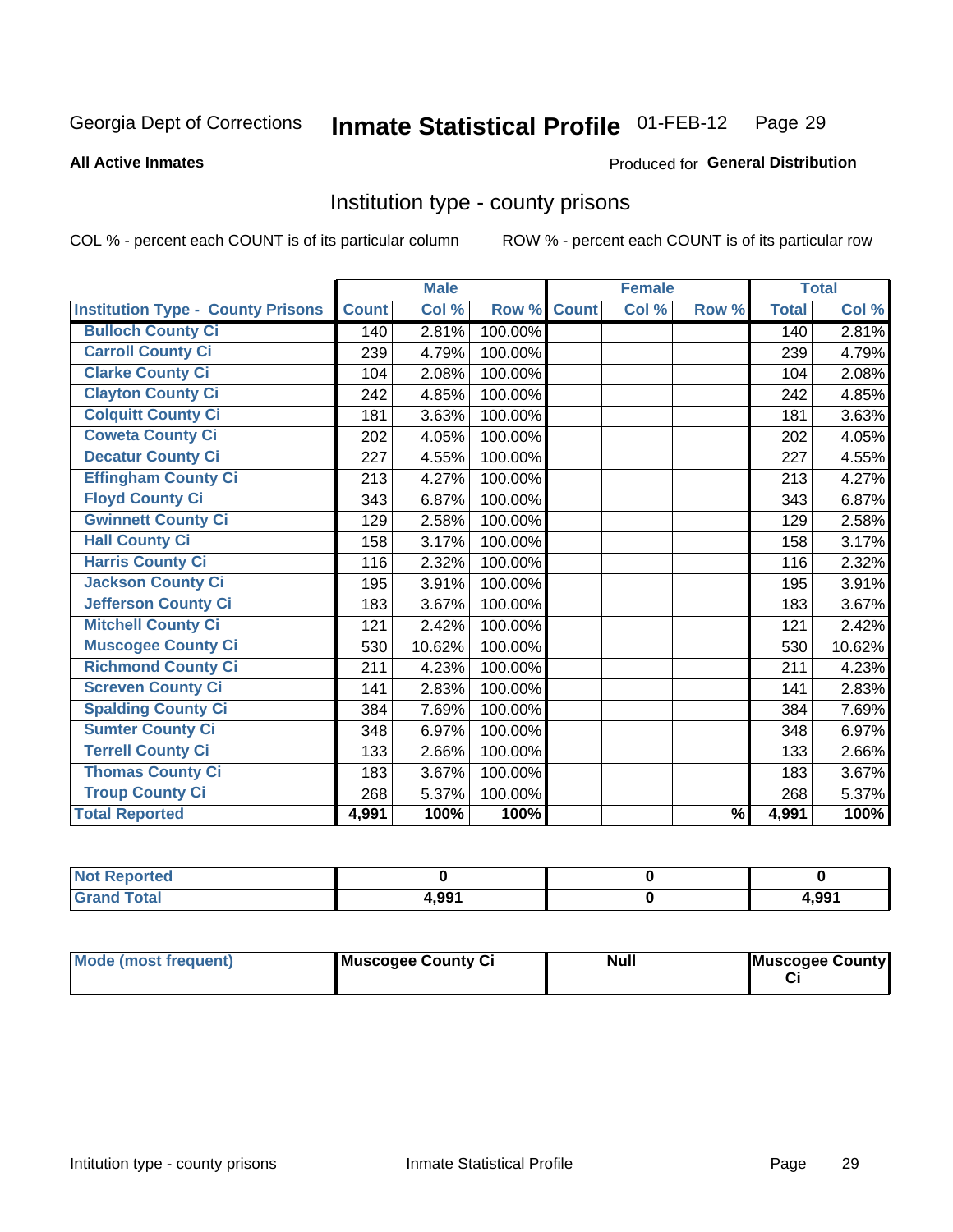Georgia Dept of Corrections **Inmate Statistical Profile** 01-FEB-12

**All Active Inmates**

Produced for **General Distribution**

## Institution type - county prisons

COL % - percent each COUNT is of its particular column

ROW % - percent each COUNT is of its particular row

| | Male | | | Female | | | Total | |
|---|---|---|---|---|---|---|---|---|
| **Institution Type - County Prisons** | **Count** | **Col %** | **Row %** | **Count** | **Col %** | **Row %** | **Total** | **Col %** |
| Bulloch County Ci | 140 | 2.81% | 100.00% | | | | 140 | 2.81% |
| Carroll County Ci | 239 | 4.79% | 100.00% | | | | 239 | 4.79% |
| Clarke County Ci | 104 | 2.08% | 100.00% | | | | 104 | 2.08% |
| Clayton County Ci | 242 | 4.85% | 100.00% | | | | 242 | 4.85% |
| Colquitt County Ci | 181 | 3.63% | 100.00% | | | | 181 | 3.63% |
| Coweta County Ci | 202 | 4.05% | 100.00% | | | | 202 | 4.05% |
| Decatur County Ci | 227 | 4.55% | 100.00% | | | | 227 | 4.55% |
| Effingham County Ci | 213 | 4.27% | 100.00% | | | | 213 | 4.27% |
| Floyd County Ci | 343 | 6.87% | 100.00% | | | | 343 | 6.87% |
| Gwinnett County Ci | 129 | 2.58% | 100.00% | | | | 129 | 2.58% |
| Hall County Ci | 158 | 3.17% | 100.00% | | | | 158 | 3.17% |
| Harris County Ci | 116 | 2.32% | 100.00% | | | | 116 | 2.32% |
| Jackson County Ci | 195 | 3.91% | 100.00% | | | | 195 | 3.91% |
| Jefferson County Ci | 183 | 3.67% | 100.00% | | | | 183 | 3.67% |
| Mitchell County Ci | 121 | 2.42% | 100.00% | | | | 121 | 2.42% |
| Muscogee County Ci | 530 | 10.62% | 100.00% | | | | 530 | 10.62% |
| Richmond County Ci | 211 | 4.23% | 100.00% | | | | 211 | 4.23% |
| Screven County Ci | 141 | 2.83% | 100.00% | | | | 141 | 2.83% |
| Spalding County Ci | 384 | 7.69% | 100.00% | | | | 384 | 7.69% |
| Sumter County Ci | 348 | 6.97% | 100.00% | | | | 348 | 6.97% |
| Terrell County Ci | 133 | 2.66% | 100.00% | | | | 133 | 2.66% |
| Thomas County Ci | 183 | 3.67% | 100.00% | | | | 183 | 3.67% |
| Troup County Ci | 268 | 5.37% | 100.00% | | | | 268 | 5.37% |
| **Total Reported** | **4,991** | **100%** | **100%** | | | **%** | **4,991** | **100%** |

| | Male | Female | Total |
|---|---|---|---|
| Not Reported | **0** | **0** | **0** |
| Grand Total | **4,991** | **0** | **4,991** |

| | Male | Female | Total |
|---|---|---|---|
| Mode (most frequent) | **Muscogee County Ci** | **Null** | **Muscogee County Ci** |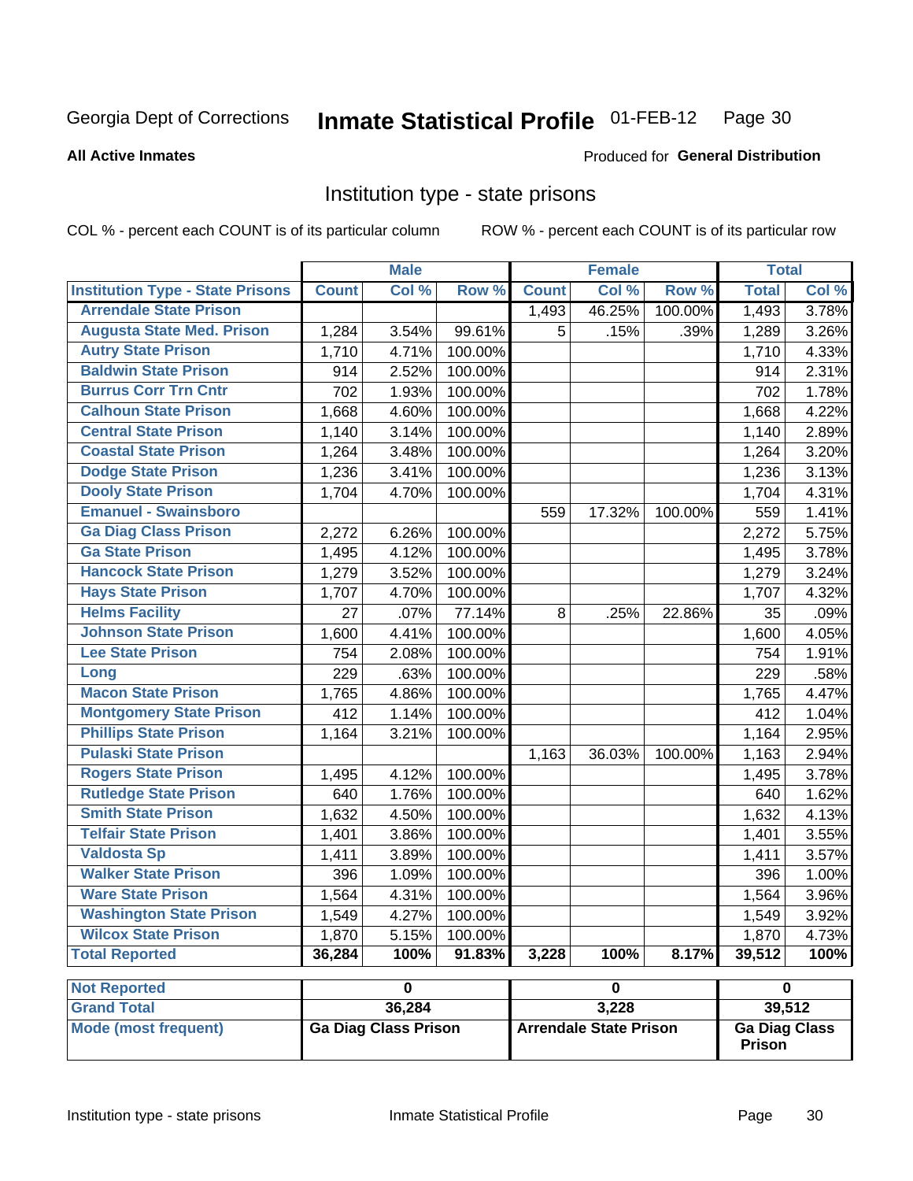# Georgia Dept of Corrections — Inmate Statistical Profile 01-FEB-12

**All Active Inmates** — Produced for **General Distribution**

## Institution type - state prisons

COL % - percent each COUNT is of its particular column    ROW % - percent each COUNT is of its particular row

| | Male | | | Female | | | Total | |
|---|---|---|---|---|---|---|---|---|
| **Institution Type - State Prisons** | **Count** | **Col %** | **Row %** | **Count** | **Col %** | **Row %** | **Total** | **Col %** |
| Arrendale State Prison | | | | 1,493 | 46.25% | 100.00% | 1,493 | 3.78% |
| Augusta State Med. Prison | 1,284 | 3.54% | 99.61% | 5 | .15% | .39% | 1,289 | 3.26% |
| Autry State Prison | 1,710 | 4.71% | 100.00% | | | | 1,710 | 4.33% |
| Baldwin State Prison | 914 | 2.52% | 100.00% | | | | 914 | 2.31% |
| Burrus Corr Trn Cntr | 702 | 1.93% | 100.00% | | | | 702 | 1.78% |
| Calhoun State Prison | 1,668 | 4.60% | 100.00% | | | | 1,668 | 4.22% |
| Central State Prison | 1,140 | 3.14% | 100.00% | | | | 1,140 | 2.89% |
| Coastal State Prison | 1,264 | 3.48% | 100.00% | | | | 1,264 | 3.20% |
| Dodge State Prison | 1,236 | 3.41% | 100.00% | | | | 1,236 | 3.13% |
| Dooly State Prison | 1,704 | 4.70% | 100.00% | | | | 1,704 | 4.31% |
| Emanuel - Swainsboro | | | | 559 | 17.32% | 100.00% | 559 | 1.41% |
| Ga Diag Class Prison | 2,272 | 6.26% | 100.00% | | | | 2,272 | 5.75% |
| Ga State Prison | 1,495 | 4.12% | 100.00% | | | | 1,495 | 3.78% |
| Hancock State Prison | 1,279 | 3.52% | 100.00% | | | | 1,279 | 3.24% |
| Hays State Prison | 1,707 | 4.70% | 100.00% | | | | 1,707 | 4.32% |
| Helms Facility | 27 | .07% | 77.14% | 8 | .25% | 22.86% | 35 | .09% |
| Johnson State Prison | 1,600 | 4.41% | 100.00% | | | | 1,600 | 4.05% |
| Lee State Prison | 754 | 2.08% | 100.00% | | | | 754 | 1.91% |
| Long | 229 | .63% | 100.00% | | | | 229 | .58% |
| Macon State Prison | 1,765 | 4.86% | 100.00% | | | | 1,765 | 4.47% |
| Montgomery State Prison | 412 | 1.14% | 100.00% | | | | 412 | 1.04% |
| Phillips State Prison | 1,164 | 3.21% | 100.00% | | | | 1,164 | 2.95% |
| Pulaski State Prison | | | | 1,163 | 36.03% | 100.00% | 1,163 | 2.94% |
| Rogers State Prison | 1,495 | 4.12% | 100.00% | | | | 1,495 | 3.78% |
| Rutledge State Prison | 640 | 1.76% | 100.00% | | | | 640 | 1.62% |
| Smith State Prison | 1,632 | 4.50% | 100.00% | | | | 1,632 | 4.13% |
| Telfair State Prison | 1,401 | 3.86% | 100.00% | | | | 1,401 | 3.55% |
| Valdosta Sp | 1,411 | 3.89% | 100.00% | | | | 1,411 | 3.57% |
| Walker State Prison | 396 | 1.09% | 100.00% | | | | 396 | 1.00% |
| Ware State Prison | 1,564 | 4.31% | 100.00% | | | | 1,564 | 3.96% |
| Washington State Prison | 1,549 | 4.27% | 100.00% | | | | 1,549 | 3.92% |
| Wilcox State Prison | 1,870 | 5.15% | 100.00% | | | | 1,870 | 4.73% |
| **Total Reported** | **36,284** | **100%** | **91.83%** | **3,228** | **100%** | **8.17%** | **39,512** | **100%** |

| | Male | Female | Total |
|---|---|---|---|
| Not Reported | 0 | 0 | 0 |
| Grand Total | 36,284 | 3,228 | 39,512 |
| Mode (most frequent) | Ga Diag Class Prison | Arrendale State Prison | Ga Diag Class Prison |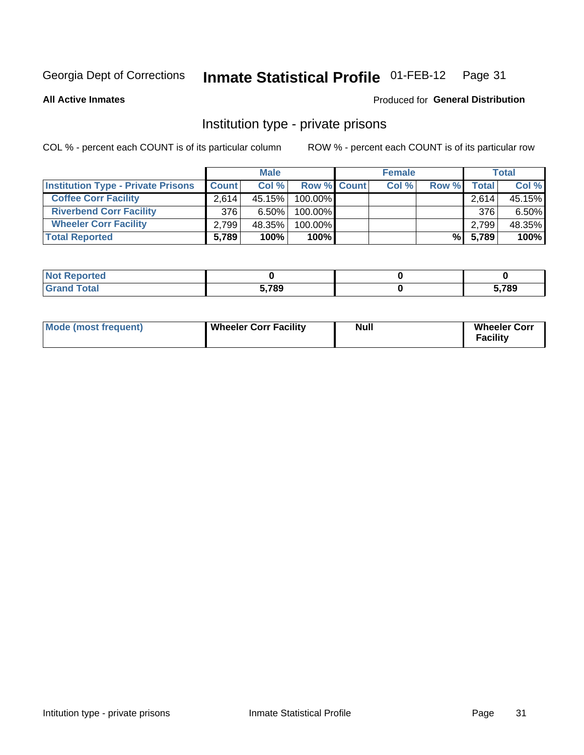Georgia Dept of Corrections **Inmate Statistical Profile** 01-FEB-12

**All Active Inmates**

Produced for **General Distribution**

## Institution type - private prisons

COL % - percent each COUNT is of its particular column

ROW % - percent each COUNT is of its particular row

| | Male | | | Female | | | Total | |
|---|---|---|---|---|---|---|---|---|
| **Institution Type - Private Prisons** | **Count** | **Col %** | **Row %** | **Count** | **Col %** | **Row %** | **Total** | **Col %** |
| **Coffee Corr Facility** | 2,614 | 45.15% | 100.00% | | | | 2,614 | 45.15% |
| **Riverbend Corr Facility** | 376 | 6.50% | 100.00% | | | | 376 | 6.50% |
| **Wheeler Corr Facility** | 2,799 | 48.35% | 100.00% | | | | 2,799 | 48.35% |
| **Total Reported** | **5,789** | **100%** | **100%** | | | **%** | **5,789** | **100%** |

| | Male | Female | Total |
|---|---|---|---|
| **Not Reported** | **0** | **0** | **0** |
| **Grand Total** | **5,789** | **0** | **5,789** |

| | Male | Female | Total |
|---|---|---|---|
| **Mode (most frequent)** | **Wheeler Corr Facility** | **Null** | **Wheeler Corr Facility** |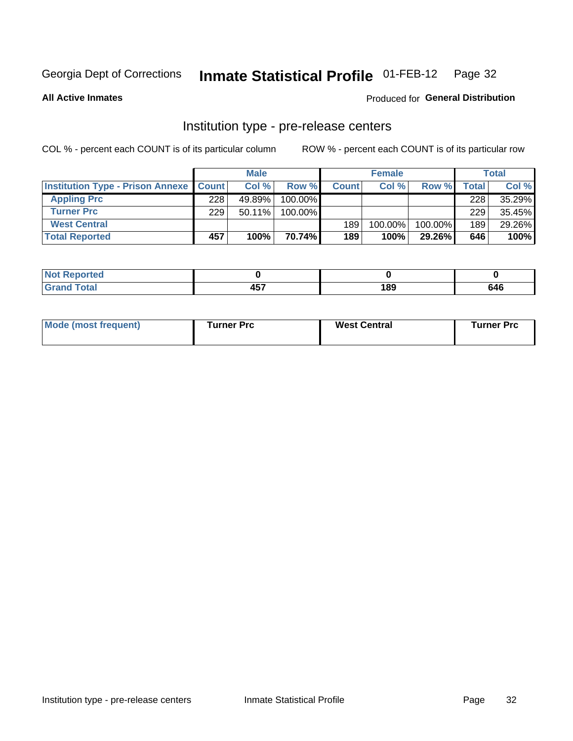Georgia Dept of Corrections **Inmate Statistical Profile** 01-FEB-12

**All Active Inmates**

Produced for **General Distribution**

## Institution type - pre-release centers

COL % - percent each COUNT is of its particular column ROW % - percent each COUNT is of its particular row

| | Male | | | Female | | | Total | |
|---|---|---|---|---|---|---|---|---|
| **Institution Type - Prison Annexe** | **Count** | **Col %** | **Row %** | **Count** | **Col %** | **Row %** | **Total** | **Col %** |
| **Appling Prc** | 228 | 49.89% | 100.00% | | | | 228 | 35.29% |
| **Turner Prc** | 229 | 50.11% | 100.00% | | | | 229 | 35.45% |
| **West Central** | | | | 189 | 100.00% | 100.00% | 189 | 29.26% |
| **Total Reported** | **457** | **100%** | **70.74%** | **189** | **100%** | **29.26%** | **646** | **100%** |

| | Male | Female | Total |
|---|---|---|---|
| **Not Reported** | **0** | **0** | **0** |
| **Grand Total** | **457** | **189** | **646** |

| | Male | Female | Total |
|---|---|---|---|
| **Mode (most frequent)** | **Turner Prc** | **West Central** | **Turner Prc** |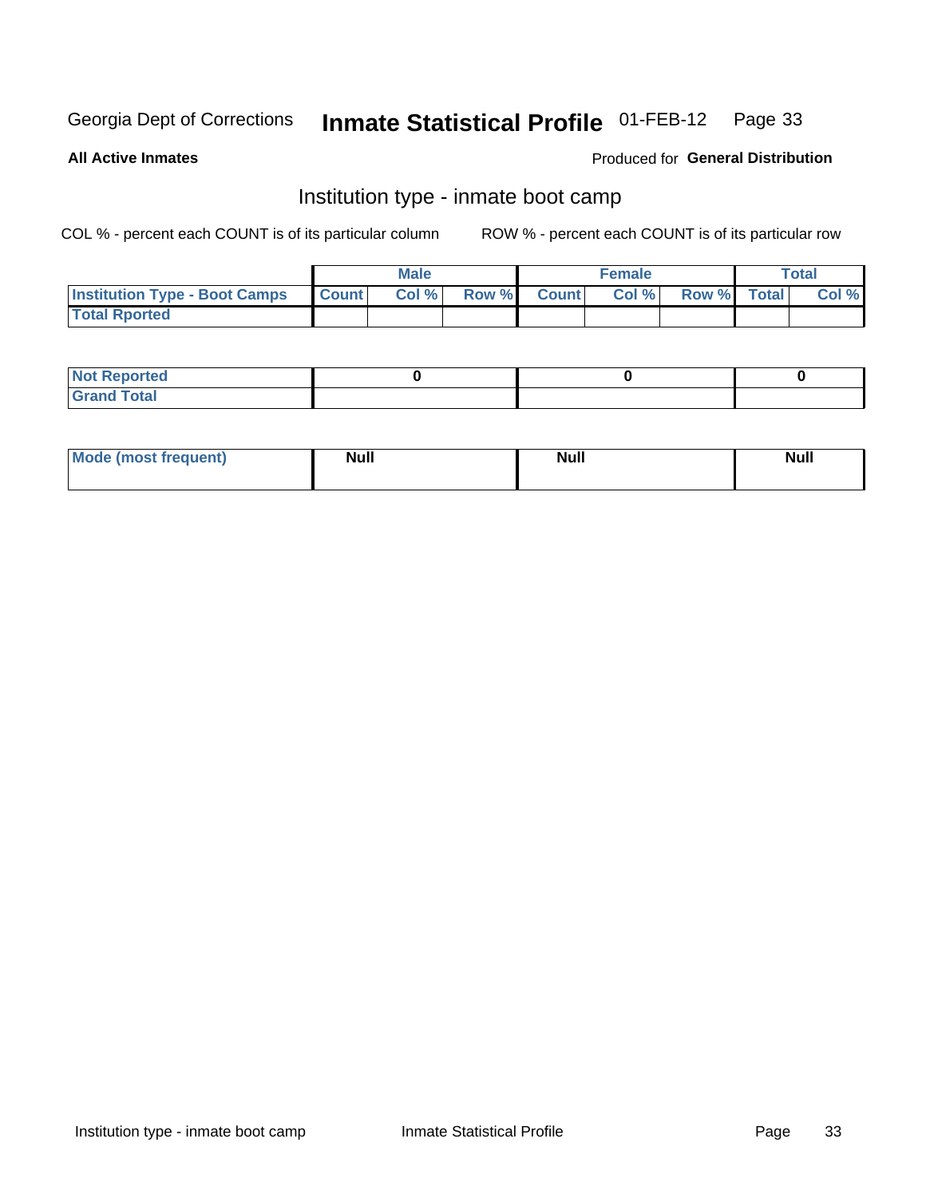Georgia Dept of Corrections **Inmate Statistical Profile** 01-FEB-12

**All Active Inmates**

Produced for **General Distribution**

## Institution type - inmate boot camp

COL % - percent each COUNT is of its particular column

ROW % - percent each COUNT is of its particular row

| | Male | | | Female | | | Total | |
|---|---|---|---|---|---|---|---|---|
| **Institution Type - Boot Camps** | **Count** | **Col %** | **Row %** | **Count** | **Col %** | **Row %** | **Total** | **Col %** |
| **Total Rported** | | | | | | | | |

| | Male | Female | Total |
|---|---|---|---|
| **Not Reported** | 0 | 0 | 0 |
| **Grand Total** | | | |

| | Male | Female | Total |
|---|---|---|---|
| **Mode (most frequent)** | Null | Null | Null |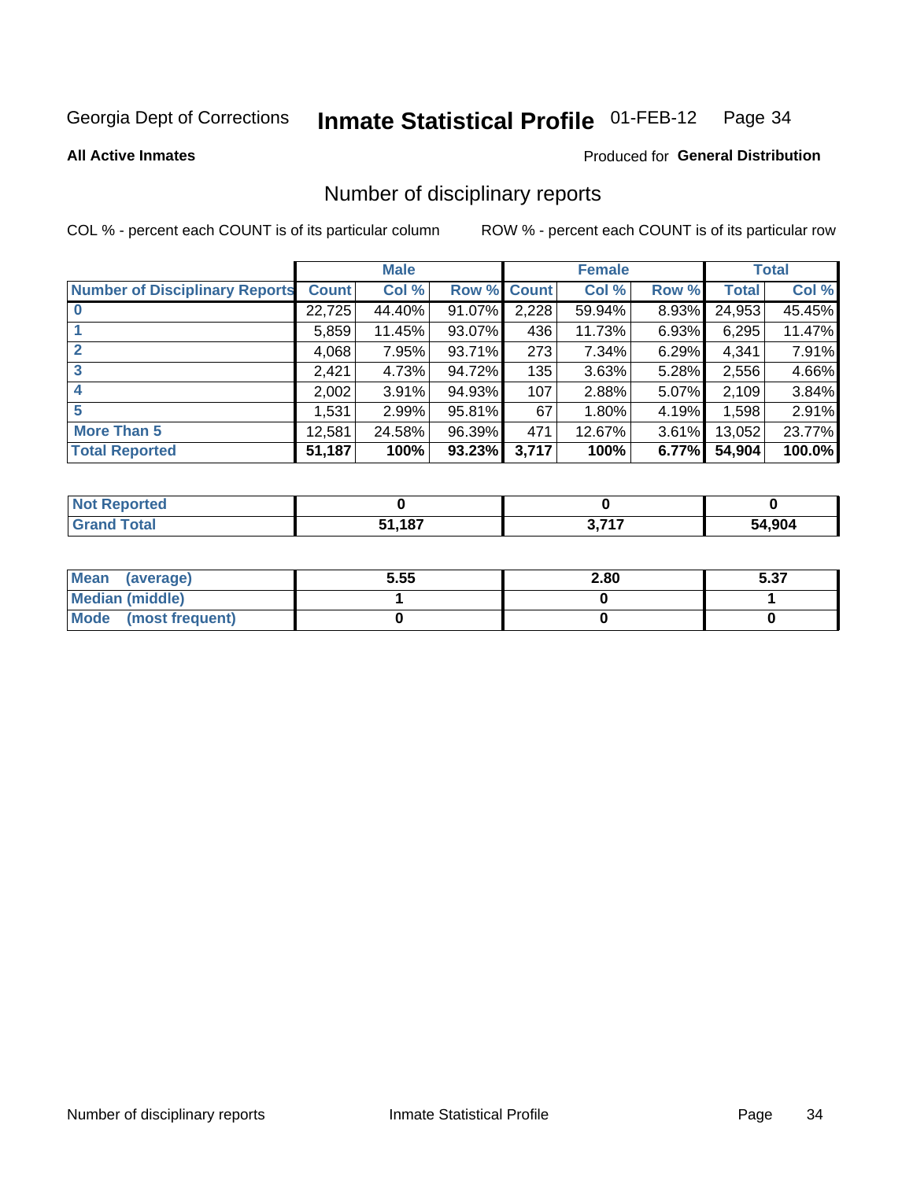Georgia Dept of Corrections **Inmate Statistical Profile** 01-FEB-12

**All Active Inmates**

Produced for **General Distribution**

## Number of disciplinary reports

COL % - percent each COUNT is of its particular column

ROW % - percent each COUNT is of its particular row

| | Male | | | Female | | | Total | |
|---|---|---|---|---|---|---|---|---|
| **Number of Disciplinary Reports** | **Count** | **Col %** | **Row %** | **Count** | **Col %** | **Row %** | **Total** | **Col %** |
| **0** | 22,725 | 44.40% | 91.07% | 2,228 | 59.94% | 8.93% | 24,953 | 45.45% |
| **1** | 5,859 | 11.45% | 93.07% | 436 | 11.73% | 6.93% | 6,295 | 11.47% |
| **2** | 4,068 | 7.95% | 93.71% | 273 | 7.34% | 6.29% | 4,341 | 7.91% |
| **3** | 2,421 | 4.73% | 94.72% | 135 | 3.63% | 5.28% | 2,556 | 4.66% |
| **4** | 2,002 | 3.91% | 94.93% | 107 | 2.88% | 5.07% | 2,109 | 3.84% |
| **5** | 1,531 | 2.99% | 95.81% | 67 | 1.80% | 4.19% | 1,598 | 2.91% |
| **More Than 5** | 12,581 | 24.58% | 96.39% | 471 | 12.67% | 3.61% | 13,052 | 23.77% |
| **Total Reported** | **51,187** | **100%** | **93.23%** | **3,717** | **100%** | **6.77%** | **54,904** | **100.0%** |

| | Male | Female | Total |
|---|---|---|---|
| **Not Reported** | **0** | **0** | **0** |
| **Grand Total** | **51,187** | **3,717** | **54,904** |

| | Male | Female | Total |
|---|---|---|---|
| **Mean (average)** | **5.55** | **2.80** | **5.37** |
| **Median (middle)** | **1** | **0** | **1** |
| **Mode (most frequent)** | **0** | **0** | **0** |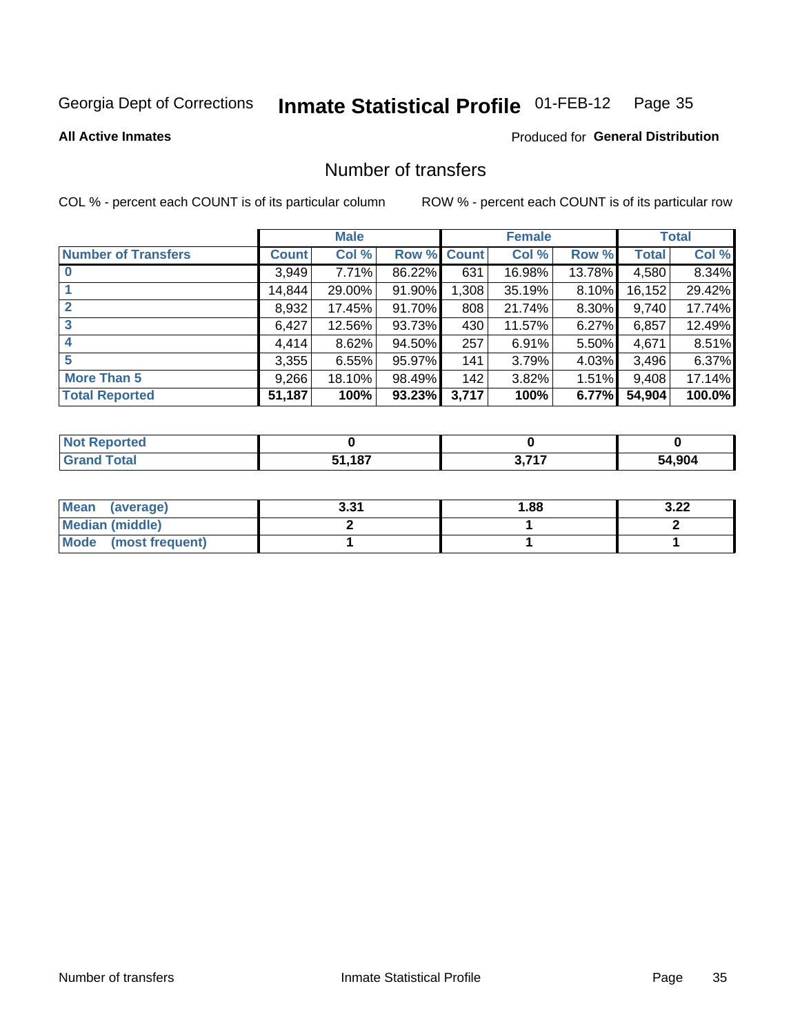Georgia Dept of Corrections **Inmate Statistical Profile** 01-FEB-12

**All Active Inmates**

Produced for **General Distribution**

## Number of transfers

COL % - percent each COUNT is of its particular column ROW % - percent each COUNT is of its particular row

| | Male | | | Female | | | Total | |
|---|---|---|---|---|---|---|---|---|
| **Number of Transfers** | **Count** | **Col %** | **Row %** | **Count** | **Col %** | **Row %** | **Total** | **Col %** |
| **0** | 3,949 | 7.71% | 86.22% | 631 | 16.98% | 13.78% | 4,580 | 8.34% |
| **1** | 14,844 | 29.00% | 91.90% | 1,308 | 35.19% | 8.10% | 16,152 | 29.42% |
| **2** | 8,932 | 17.45% | 91.70% | 808 | 21.74% | 8.30% | 9,740 | 17.74% |
| **3** | 6,427 | 12.56% | 93.73% | 430 | 11.57% | 6.27% | 6,857 | 12.49% |
| **4** | 4,414 | 8.62% | 94.50% | 257 | 6.91% | 5.50% | 4,671 | 8.51% |
| **5** | 3,355 | 6.55% | 95.97% | 141 | 3.79% | 4.03% | 3,496 | 6.37% |
| **More Than 5** | 9,266 | 18.10% | 98.49% | 142 | 3.82% | 1.51% | 9,408 | 17.14% |
| **Total Reported** | **51,187** | **100%** | **93.23%** | **3,717** | **100%** | **6.77%** | **54,904** | **100.0%** |

| | Male | Female | Total |
|---|---|---|---|
| **Not Reported** | **0** | **0** | **0** |
| **Grand Total** | **51,187** | **3,717** | **54,904** |

| | Male | Female | Total |
|---|---|---|---|
| **Mean (average)** | **3.31** | **1.88** | **3.22** |
| **Median (middle)** | **2** | **1** | **2** |
| **Mode (most frequent)** | **1** | **1** | **1** |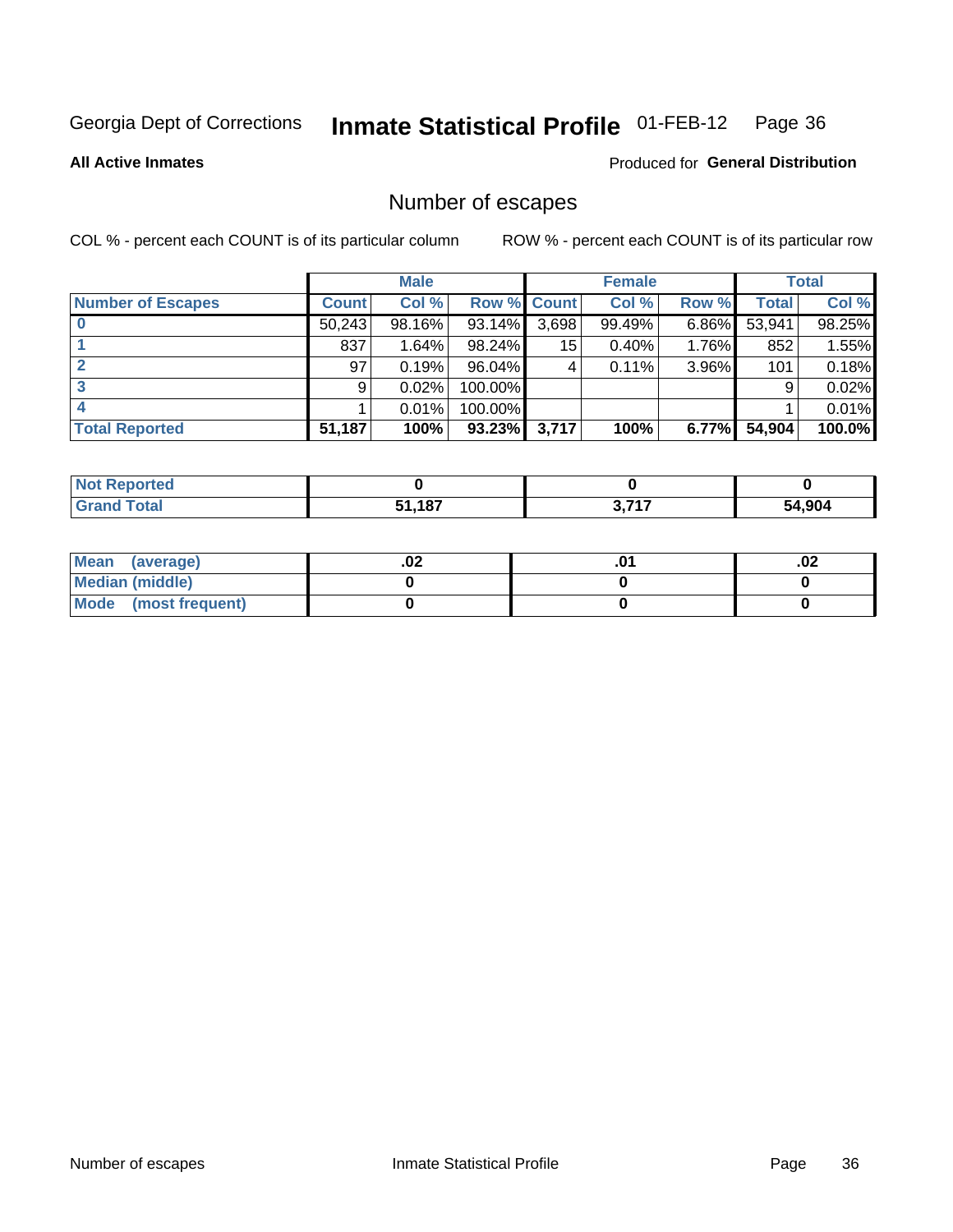Georgia Dept of Corrections **Inmate Statistical Profile** 01-FEB-12

**All Active Inmates**

Produced for **General Distribution**

## Number of escapes

COL % - percent each COUNT is of its particular column

ROW % - percent each COUNT is of its particular row

| | Male | | | Female | | | Total | |
|---|---|---|---|---|---|---|---|---|
| **Number of Escapes** | **Count** | **Col %** | **Row %** | **Count** | **Col %** | **Row %** | **Total** | **Col %** |
| **0** | 50,243 | 98.16% | 93.14% | 3,698 | 99.49% | 6.86% | 53,941 | 98.25% |
| **1** | 837 | 1.64% | 98.24% | 15 | 0.40% | 1.76% | 852 | 1.55% |
| **2** | 97 | 0.19% | 96.04% | 4 | 0.11% | 3.96% | 101 | 0.18% |
| **3** | 9 | 0.02% | 100.00% | | | | 9 | 0.02% |
| **4** | 1 | 0.01% | 100.00% | | | | 1 | 0.01% |
| **Total Reported** | **51,187** | **100%** | **93.23%** | **3,717** | **100%** | **6.77%** | **54,904** | **100.0%** |

| | Male | Female | Total |
|---|---|---|---|
| **Not Reported** | **0** | **0** | **0** |
| **Grand Total** | **51,187** | **3,717** | **54,904** |

| | Male | Female | Total |
|---|---|---|---|
| **Mean (average)** | **.02** | **.01** | **.02** |
| **Median (middle)** | **0** | **0** | **0** |
| **Mode (most frequent)** | **0** | **0** | **0** |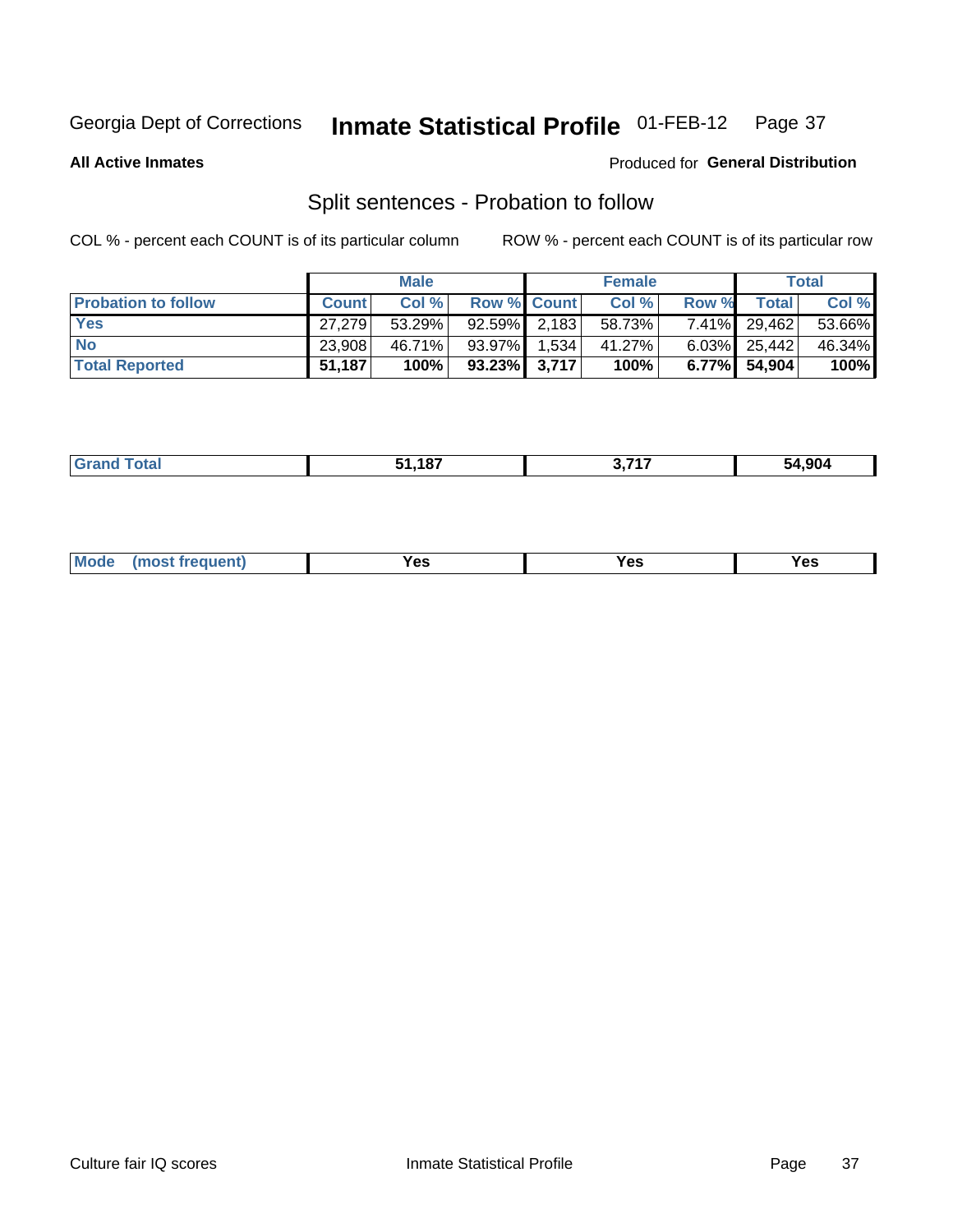## Split sentences - Probation to follow

COL % - percent each COUNT is of its particular column

ROW % - percent each COUNT is of its particular row

| | Male | | | Female | | | Total | |
|---|---|---|---|---|---|---|---|---|
| **Probation to follow** | **Count** | **Col %** | **Row %** | **Count** | **Col %** | **Row %** | **Total** | **Col %** |
| **Yes** | 27,279 | 53.29% | 92.59% | 2,183 | 58.73% | 7.41% | 29,462 | 53.66% |
| **No** | 23,908 | 46.71% | 93.97% | 1,534 | 41.27% | 6.03% | 25,442 | 46.34% |
| **Total Reported** | **51,187** | **100%** | **93.23%** | **3,717** | **100%** | **6.77%** | **54,904** | **100%** |

| | Male | Female | Total |
|---|---|---|---|
| **Grand Total** | **51,187** | **3,717** | **54,904** |

| | Male | Female | Total |
|---|---|---|---|
| **Mode (most frequent)** | **Yes** | **Yes** | **Yes** |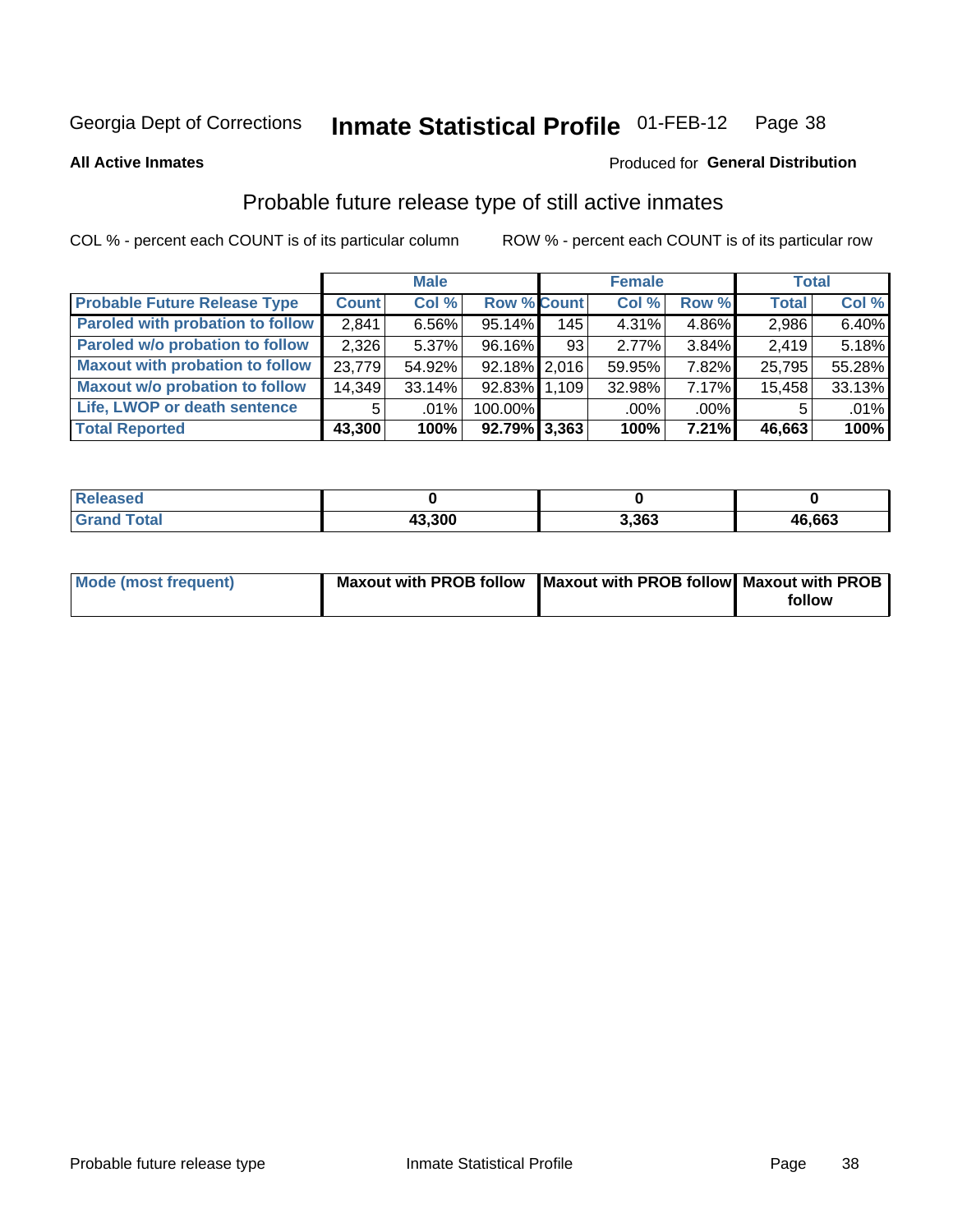Georgia Dept of Corrections **Inmate Statistical Profile** 01-FEB-12

**All Active Inmates**

Produced for **General Distribution**

## Probable future release type of still active inmates

COL % - percent each COUNT is of its particular column

ROW % - percent each COUNT is of its particular row

| | Male | | | Female | | | Total | |
|---|---|---|---|---|---|---|---|---|
| **Probable Future Release Type** | **Count** | **Col %** | **Row %** | **Count** | **Col %** | **Row %** | **Total** | **Col %** |
| Paroled with probation to follow | 2,841 | 6.56% | 95.14% | 145 | 4.31% | 4.86% | 2,986 | 6.40% |
| Paroled w/o probation to follow | 2,326 | 5.37% | 96.16% | 93 | 2.77% | 3.84% | 2,419 | 5.18% |
| Maxout with probation to follow | 23,779 | 54.92% | 92.18% | 2,016 | 59.95% | 7.82% | 25,795 | 55.28% |
| Maxout w/o probation to follow | 14,349 | 33.14% | 92.83% | 1,109 | 32.98% | 7.17% | 15,458 | 33.13% |
| Life, LWOP or death sentence | 5 | .01% | 100.00% | | .00% | .00% | 5 | .01% |
| **Total Reported** | **43,300** | **100%** | **92.79%** | **3,363** | **100%** | **7.21%** | **46,663** | **100%** |

| | Male | Female | Total |
|---|---|---|---|
| Released | **0** | **0** | **0** |
| Grand Total | **43,300** | **3,363** | **46,663** |

| | Male | Female | Total |
|---|---|---|---|
| Mode (most frequent) | **Maxout with PROB follow** | **Maxout with PROB follow** | **Maxout with PROB follow** |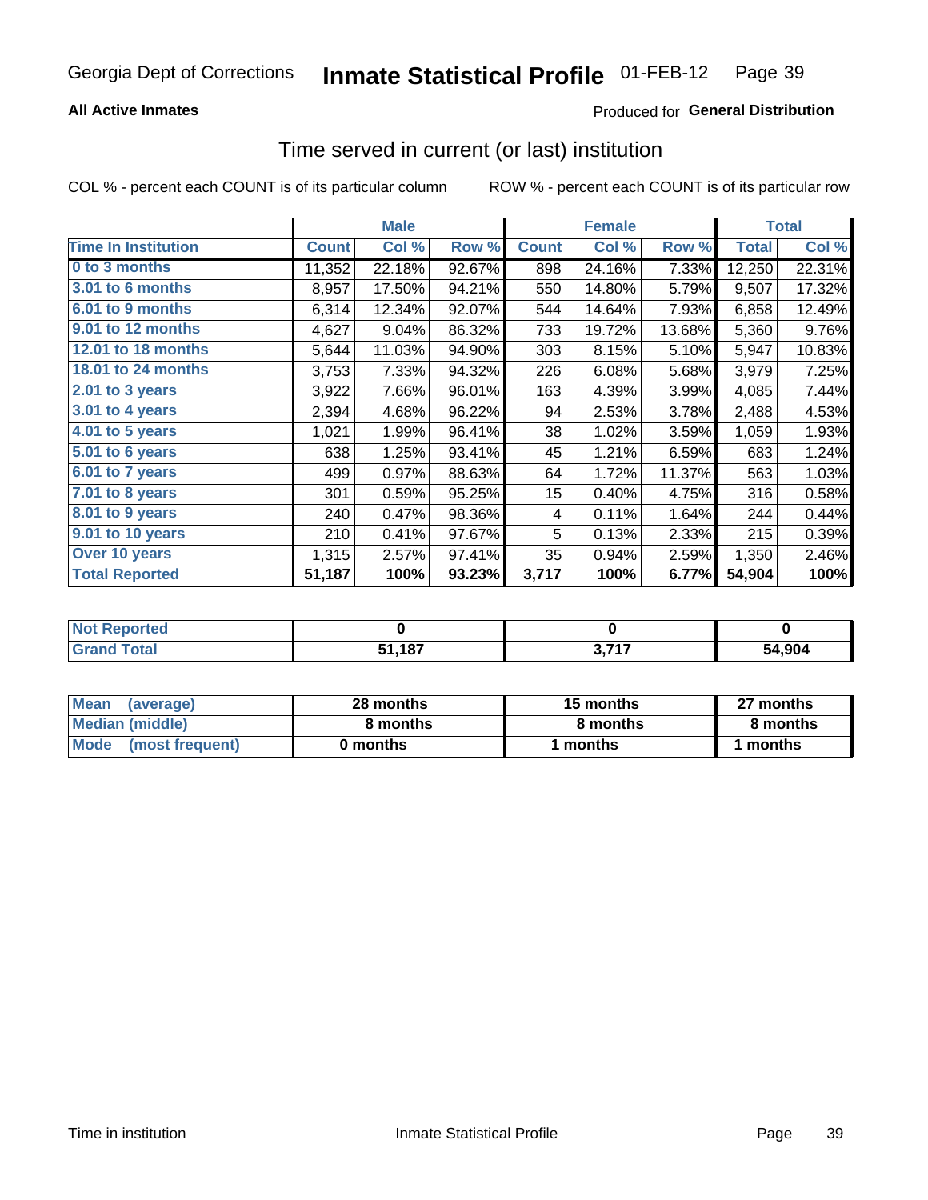Georgia Dept of Corrections **Inmate Statistical Profile** 01-FEB-12

**All Active Inmates**

Produced for **General Distribution**

## Time served in current (or last) institution

COL % - percent each COUNT is of its particular column ROW % - percent each COUNT is of its particular row

| | Male | | | Female | | | Total | |
|---|---|---|---|---|---|---|---|---|
| **Time In Institution** | **Count** | **Col %** | **Row %** | **Count** | **Col %** | **Row %** | **Total** | **Col %** |
| **0 to 3 months** | 11,352 | 22.18% | 92.67% | 898 | 24.16% | 7.33% | 12,250 | 22.31% |
| **3.01 to 6 months** | 8,957 | 17.50% | 94.21% | 550 | 14.80% | 5.79% | 9,507 | 17.32% |
| **6.01 to 9 months** | 6,314 | 12.34% | 92.07% | 544 | 14.64% | 7.93% | 6,858 | 12.49% |
| **9.01 to 12 months** | 4,627 | 9.04% | 86.32% | 733 | 19.72% | 13.68% | 5,360 | 9.76% |
| **12.01 to 18 months** | 5,644 | 11.03% | 94.90% | 303 | 8.15% | 5.10% | 5,947 | 10.83% |
| **18.01 to 24 months** | 3,753 | 7.33% | 94.32% | 226 | 6.08% | 5.68% | 3,979 | 7.25% |
| **2.01 to 3 years** | 3,922 | 7.66% | 96.01% | 163 | 4.39% | 3.99% | 4,085 | 7.44% |
| **3.01 to 4 years** | 2,394 | 4.68% | 96.22% | 94 | 2.53% | 3.78% | 2,488 | 4.53% |
| **4.01 to 5 years** | 1,021 | 1.99% | 96.41% | 38 | 1.02% | 3.59% | 1,059 | 1.93% |
| **5.01 to 6 years** | 638 | 1.25% | 93.41% | 45 | 1.21% | 6.59% | 683 | 1.24% |
| **6.01 to 7 years** | 499 | 0.97% | 88.63% | 64 | 1.72% | 11.37% | 563 | 1.03% |
| **7.01 to 8 years** | 301 | 0.59% | 95.25% | 15 | 0.40% | 4.75% | 316 | 0.58% |
| **8.01 to 9 years** | 240 | 0.47% | 98.36% | 4 | 0.11% | 1.64% | 244 | 0.44% |
| **9.01 to 10 years** | 210 | 0.41% | 97.67% | 5 | 0.13% | 2.33% | 215 | 0.39% |
| **Over 10 years** | 1,315 | 2.57% | 97.41% | 35 | 0.94% | 2.59% | 1,350 | 2.46% |
| **Total Reported** | **51,187** | **100%** | **93.23%** | **3,717** | **100%** | **6.77%** | **54,904** | **100%** |

| | Male | Female | Total |
|---|---|---|---|
| **Not Reported** | **0** | **0** | **0** |
| **Grand Total** | **51,187** | **3,717** | **54,904** |

| | Male | Female | Total |
|---|---|---|---|
| **Mean (average)** | **28 months** | **15 months** | **27 months** |
| **Median (middle)** | **8 months** | **8 months** | **8 months** |
| **Mode (most frequent)** | **0 months** | **1 months** | **1 months** |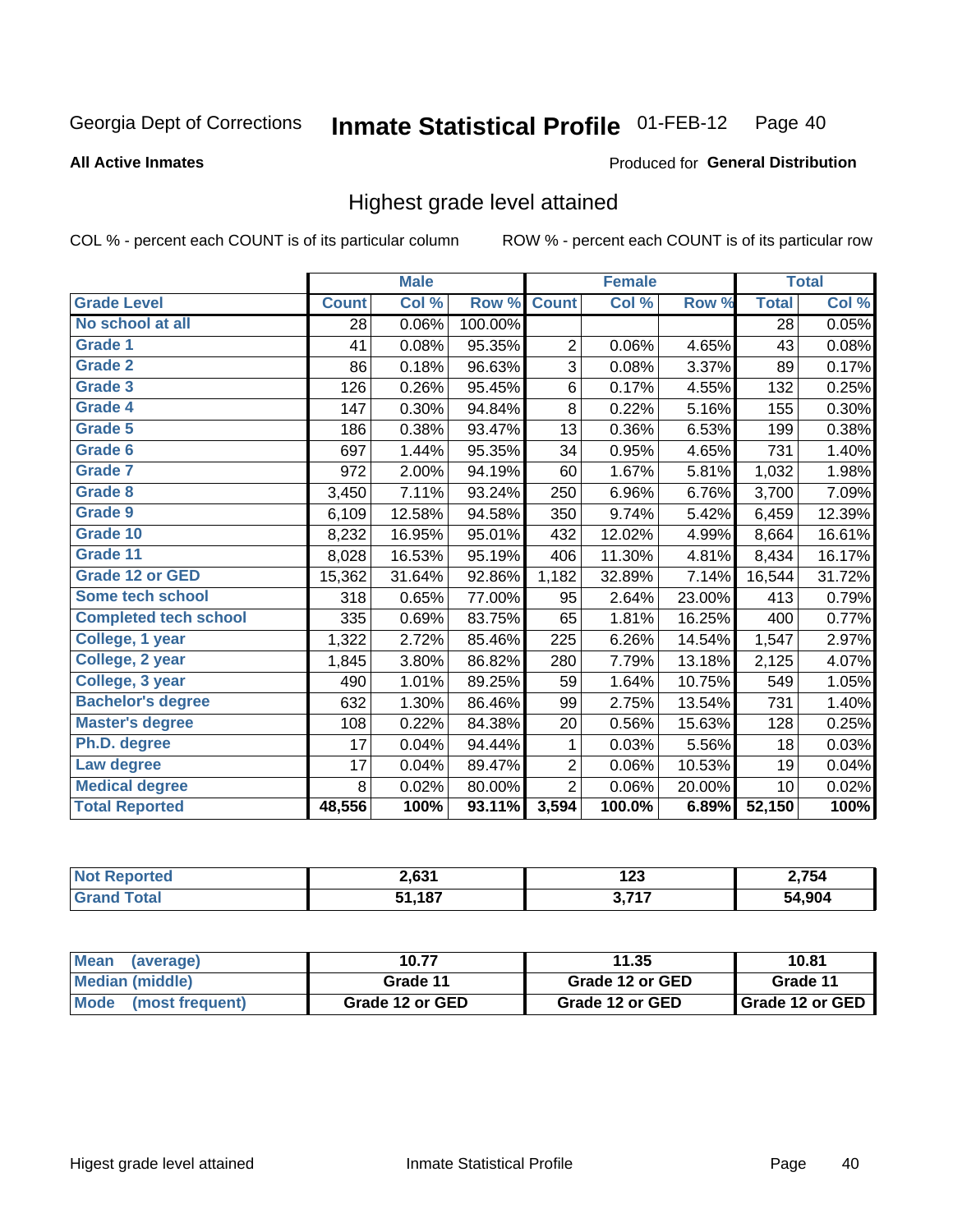Georgia Dept of Corrections **Inmate Statistical Profile** 01-FEB-12 Page 40

**All Active Inmates**

Produced for **General Distribution**

## Highest grade level attained

COL % - percent each COUNT is of its particular column ROW % - percent each COUNT is of its particular row

| | Male | | | Female | | | Total | |
|---|---|---|---|---|---|---|---|---|
| **Grade Level** | **Count** | **Col %** | **Row %** | **Count** | **Col %** | **Row %** | **Total** | **Col %** |
| No school at all | 28 | 0.06% | 100.00% | | | | 28 | 0.05% |
| Grade 1 | 41 | 0.08% | 95.35% | 2 | 0.06% | 4.65% | 43 | 0.08% |
| Grade 2 | 86 | 0.18% | 96.63% | 3 | 0.08% | 3.37% | 89 | 0.17% |
| Grade 3 | 126 | 0.26% | 95.45% | 6 | 0.17% | 4.55% | 132 | 0.25% |
| Grade 4 | 147 | 0.30% | 94.84% | 8 | 0.22% | 5.16% | 155 | 0.30% |
| Grade 5 | 186 | 0.38% | 93.47% | 13 | 0.36% | 6.53% | 199 | 0.38% |
| Grade 6 | 697 | 1.44% | 95.35% | 34 | 0.95% | 4.65% | 731 | 1.40% |
| Grade 7 | 972 | 2.00% | 94.19% | 60 | 1.67% | 5.81% | 1,032 | 1.98% |
| Grade 8 | 3,450 | 7.11% | 93.24% | 250 | 6.96% | 6.76% | 3,700 | 7.09% |
| Grade 9 | 6,109 | 12.58% | 94.58% | 350 | 9.74% | 5.42% | 6,459 | 12.39% |
| Grade 10 | 8,232 | 16.95% | 95.01% | 432 | 12.02% | 4.99% | 8,664 | 16.61% |
| Grade 11 | 8,028 | 16.53% | 95.19% | 406 | 11.30% | 4.81% | 8,434 | 16.17% |
| Grade 12 or GED | 15,362 | 31.64% | 92.86% | 1,182 | 32.89% | 7.14% | 16,544 | 31.72% |
| Some tech school | 318 | 0.65% | 77.00% | 95 | 2.64% | 23.00% | 413 | 0.79% |
| Completed tech school | 335 | 0.69% | 83.75% | 65 | 1.81% | 16.25% | 400 | 0.77% |
| College, 1 year | 1,322 | 2.72% | 85.46% | 225 | 6.26% | 14.54% | 1,547 | 2.97% |
| College, 2 year | 1,845 | 3.80% | 86.82% | 280 | 7.79% | 13.18% | 2,125 | 4.07% |
| College, 3 year | 490 | 1.01% | 89.25% | 59 | 1.64% | 10.75% | 549 | 1.05% |
| Bachelor's degree | 632 | 1.30% | 86.46% | 99 | 2.75% | 13.54% | 731 | 1.40% |
| Master's degree | 108 | 0.22% | 84.38% | 20 | 0.56% | 15.63% | 128 | 0.25% |
| Ph.D. degree | 17 | 0.04% | 94.44% | 1 | 0.03% | 5.56% | 18 | 0.03% |
| Law degree | 17 | 0.04% | 89.47% | 2 | 0.06% | 10.53% | 19 | 0.04% |
| Medical degree | 8 | 0.02% | 80.00% | 2 | 0.06% | 20.00% | 10 | 0.02% |
| **Total Reported** | **48,556** | **100%** | **93.11%** | **3,594** | **100.0%** | **6.89%** | **52,150** | **100%** |

| | Male | Female | Total |
|---|---|---|---|
| Not Reported | 2,631 | 123 | 2,754 |
| Grand Total | 51,187 | 3,717 | 54,904 |

| | Male | Female | Total |
|---|---|---|---|
| Mean (average) | 10.77 | 11.35 | 10.81 |
| Median (middle) | Grade 11 | Grade 12 or GED | Grade 11 |
| Mode (most frequent) | Grade 12 or GED | Grade 12 or GED | Grade 12 or GED |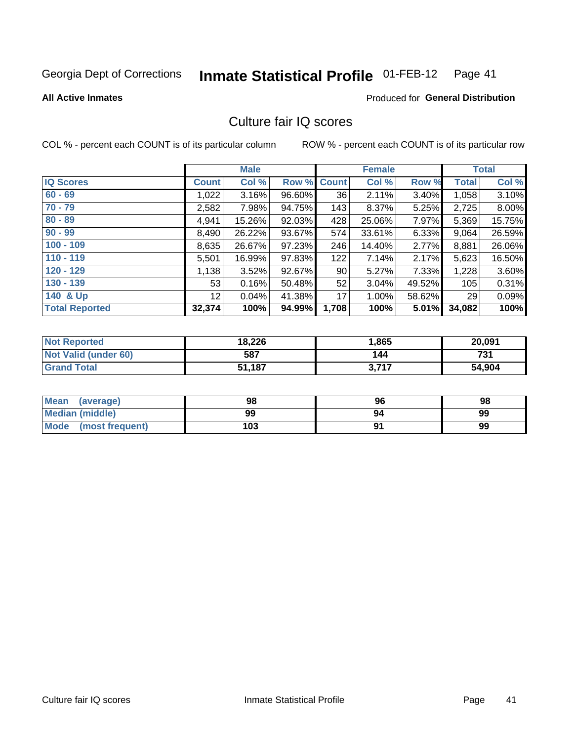Georgia Dept of Corrections **Inmate Statistical Profile** 01-FEB-12 Page 41

**All Active Inmates**

Produced for **General Distribution**

## Culture fair IQ scores

COL % - percent each COUNT is of its particular column

ROW % - percent each COUNT is of its particular row

| | Male | | | Female | | | Total | |
|---|---|---|---|---|---|---|---|---|
| IQ Scores | Count | Col % | Row % | Count | Col % | Row % | Total | Col % |
| 60 - 69 | 1,022 | 3.16% | 96.60% | 36 | 2.11% | 3.40% | 1,058 | 3.10% |
| 70 - 79 | 2,582 | 7.98% | 94.75% | 143 | 8.37% | 5.25% | 2,725 | 8.00% |
| 80 - 89 | 4,941 | 15.26% | 92.03% | 428 | 25.06% | 7.97% | 5,369 | 15.75% |
| 90 - 99 | 8,490 | 26.22% | 93.67% | 574 | 33.61% | 6.33% | 9,064 | 26.59% |
| 100 - 109 | 8,635 | 26.67% | 97.23% | 246 | 14.40% | 2.77% | 8,881 | 26.06% |
| 110 - 119 | 5,501 | 16.99% | 97.83% | 122 | 7.14% | 2.17% | 5,623 | 16.50% |
| 120 - 129 | 1,138 | 3.52% | 92.67% | 90 | 5.27% | 7.33% | 1,228 | 3.60% |
| 130 - 139 | 53 | 0.16% | 50.48% | 52 | 3.04% | 49.52% | 105 | 0.31% |
| 140 & Up | 12 | 0.04% | 41.38% | 17 | 1.00% | 58.62% | 29 | 0.09% |
| **Total Reported** | **32,374** | **100%** | **94.99%** | **1,708** | **100%** | **5.01%** | **34,082** | **100%** |

| | Male | Female | Total |
|---|---|---|---|
| Not Reported | 18,226 | 1,865 | 20,091 |
| Not Valid (under 60) | 587 | 144 | 731 |
| Grand Total | 51,187 | 3,717 | 54,904 |

| | Male | Female | Total |
|---|---|---|---|
| Mean (average) | 98 | 96 | 98 |
| Median (middle) | 99 | 94 | 99 |
| Mode (most frequent) | 103 | 91 | 99 |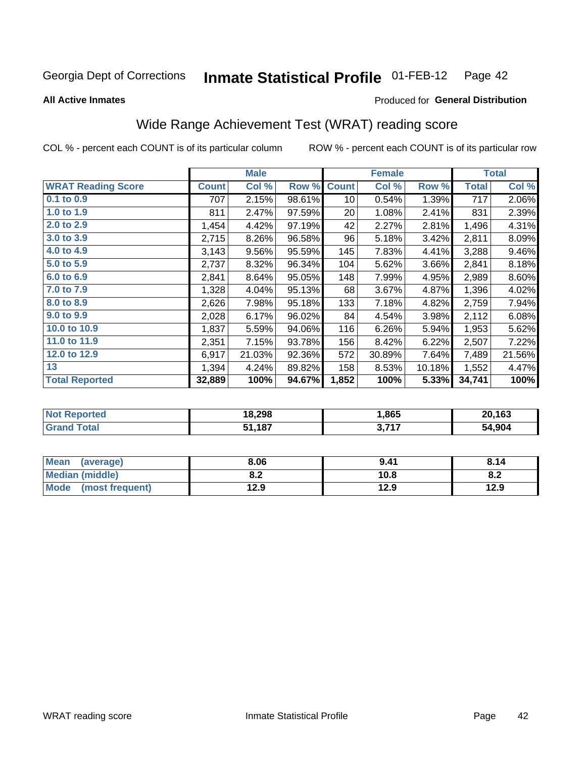Georgia Dept of Corrections **Inmate Statistical Profile** 01-FEB-12

**All Active Inmates**

Produced for **General Distribution**

## Wide Range Achievement Test (WRAT) reading score

COL % - percent each COUNT is of its particular column

ROW % - percent each COUNT is of its particular row

| | Male | | | Female | | | Total | |
|---|---|---|---|---|---|---|---|---|
| **WRAT Reading Score** | **Count** | **Col %** | **Row %** | **Count** | **Col %** | **Row %** | **Total** | **Col %** |
| 0.1 to 0.9 | 707 | 2.15% | 98.61% | 10 | 0.54% | 1.39% | 717 | 2.06% |
| 1.0 to 1.9 | 811 | 2.47% | 97.59% | 20 | 1.08% | 2.41% | 831 | 2.39% |
| 2.0 to 2.9 | 1,454 | 4.42% | 97.19% | 42 | 2.27% | 2.81% | 1,496 | 4.31% |
| 3.0 to 3.9 | 2,715 | 8.26% | 96.58% | 96 | 5.18% | 3.42% | 2,811 | 8.09% |
| 4.0 to 4.9 | 3,143 | 9.56% | 95.59% | 145 | 7.83% | 4.41% | 3,288 | 9.46% |
| 5.0 to 5.9 | 2,737 | 8.32% | 96.34% | 104 | 5.62% | 3.66% | 2,841 | 8.18% |
| 6.0 to 6.9 | 2,841 | 8.64% | 95.05% | 148 | 7.99% | 4.95% | 2,989 | 8.60% |
| 7.0 to 7.9 | 1,328 | 4.04% | 95.13% | 68 | 3.67% | 4.87% | 1,396 | 4.02% |
| 8.0 to 8.9 | 2,626 | 7.98% | 95.18% | 133 | 7.18% | 4.82% | 2,759 | 7.94% |
| 9.0 to 9.9 | 2,028 | 6.17% | 96.02% | 84 | 4.54% | 3.98% | 2,112 | 6.08% |
| 10.0 to 10.9 | 1,837 | 5.59% | 94.06% | 116 | 6.26% | 5.94% | 1,953 | 5.62% |
| 11.0 to 11.9 | 2,351 | 7.15% | 93.78% | 156 | 8.42% | 6.22% | 2,507 | 7.22% |
| 12.0 to 12.9 | 6,917 | 21.03% | 92.36% | 572 | 30.89% | 7.64% | 7,489 | 21.56% |
| 13 | 1,394 | 4.24% | 89.82% | 158 | 8.53% | 10.18% | 1,552 | 4.47% |
| **Total Reported** | **32,889** | **100%** | **94.67%** | **1,852** | **100%** | **5.33%** | **34,741** | **100%** |

| | Male | Female | Total |
|---|---|---|---|
| Not Reported | 18,298 | 1,865 | 20,163 |
| Grand Total | 51,187 | 3,717 | 54,904 |

| | Male | Female | Total |
|---|---|---|---|
| Mean (average) | 8.06 | 9.41 | 8.14 |
| Median (middle) | 8.2 | 10.8 | 8.2 |
| Mode (most frequent) | 12.9 | 12.9 | 12.9 |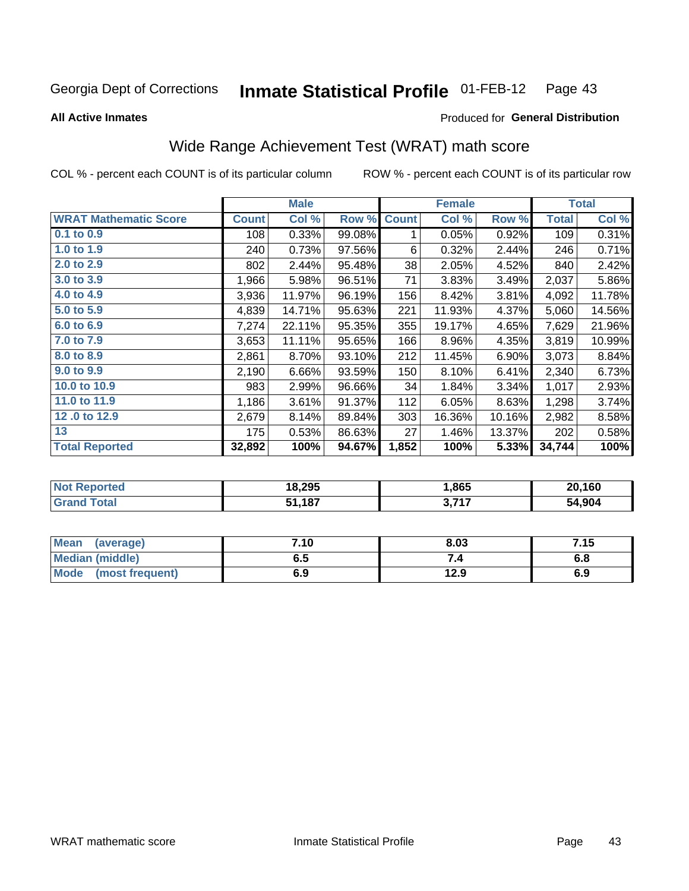Georgia Dept of Corrections **Inmate Statistical Profile** 01-FEB-12

**All Active Inmates**

Produced for **General Distribution**

## Wide Range Achievement Test (WRAT) math score

COL % - percent each COUNT is of its particular column

ROW % - percent each COUNT is of its particular row

| | Male | | | Female | | | Total | |
|---|---|---|---|---|---|---|---|---|
| **WRAT Mathematic Score** | **Count** | **Col %** | **Row %** | **Count** | **Col %** | **Row %** | **Total** | **Col %** |
| 0.1 to 0.9 | 108 | 0.33% | 99.08% | 1 | 0.05% | 0.92% | 109 | 0.31% |
| 1.0 to 1.9 | 240 | 0.73% | 97.56% | 6 | 0.32% | 2.44% | 246 | 0.71% |
| 2.0 to 2.9 | 802 | 2.44% | 95.48% | 38 | 2.05% | 4.52% | 840 | 2.42% |
| 3.0 to 3.9 | 1,966 | 5.98% | 96.51% | 71 | 3.83% | 3.49% | 2,037 | 5.86% |
| 4.0 to 4.9 | 3,936 | 11.97% | 96.19% | 156 | 8.42% | 3.81% | 4,092 | 11.78% |
| 5.0 to 5.9 | 4,839 | 14.71% | 95.63% | 221 | 11.93% | 4.37% | 5,060 | 14.56% |
| 6.0 to 6.9 | 7,274 | 22.11% | 95.35% | 355 | 19.17% | 4.65% | 7,629 | 21.96% |
| 7.0 to 7.9 | 3,653 | 11.11% | 95.65% | 166 | 8.96% | 4.35% | 3,819 | 10.99% |
| 8.0 to 8.9 | 2,861 | 8.70% | 93.10% | 212 | 11.45% | 6.90% | 3,073 | 8.84% |
| 9.0 to 9.9 | 2,190 | 6.66% | 93.59% | 150 | 8.10% | 6.41% | 2,340 | 6.73% |
| 10.0 to 10.9 | 983 | 2.99% | 96.66% | 34 | 1.84% | 3.34% | 1,017 | 2.93% |
| 11.0 to 11.9 | 1,186 | 3.61% | 91.37% | 112 | 6.05% | 8.63% | 1,298 | 3.74% |
| 12 .0 to 12.9 | 2,679 | 8.14% | 89.84% | 303 | 16.36% | 10.16% | 2,982 | 8.58% |
| 13 | 175 | 0.53% | 86.63% | 27 | 1.46% | 13.37% | 202 | 0.58% |
| **Total Reported** | **32,892** | **100%** | **94.67%** | **1,852** | **100%** | **5.33%** | **34,744** | **100%** |

| | Male | Female | Total |
|---|---|---|---|
| **Not Reported** | **18,295** | **1,865** | **20,160** |
| **Grand Total** | **51,187** | **3,717** | **54,904** |

| | Male | Female | Total |
|---|---|---|---|
| **Mean (average)** | **7.10** | **8.03** | **7.15** |
| **Median (middle)** | **6.5** | **7.4** | **6.8** |
| **Mode (most frequent)** | **6.9** | **12.9** | **6.9** |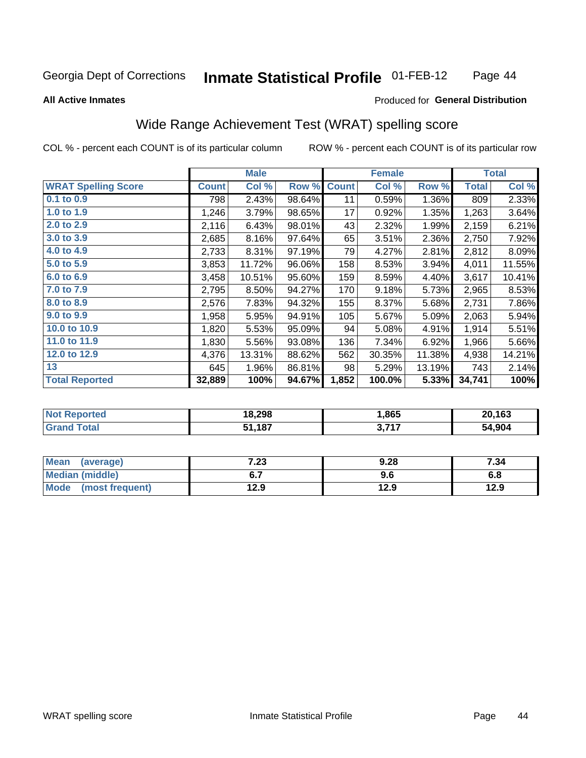Georgia Dept of Corrections **Inmate Statistical Profile** 01-FEB-12

**All Active Inmates**

Produced for **General Distribution**

## Wide Range Achievement Test (WRAT) spelling score

COL % - percent each COUNT is of its particular column

ROW % - percent each COUNT is of its particular row

| | Male | | | Female | | | Total | |
|---|---|---|---|---|---|---|---|---|
| **WRAT Spelling Score** | **Count** | **Col %** | **Row %** | **Count** | **Col %** | **Row %** | **Total** | **Col %** |
| **0.1 to 0.9** | 798 | 2.43% | 98.64% | 11 | 0.59% | 1.36% | 809 | 2.33% |
| **1.0 to 1.9** | 1,246 | 3.79% | 98.65% | 17 | 0.92% | 1.35% | 1,263 | 3.64% |
| **2.0 to 2.9** | 2,116 | 6.43% | 98.01% | 43 | 2.32% | 1.99% | 2,159 | 6.21% |
| **3.0 to 3.9** | 2,685 | 8.16% | 97.64% | 65 | 3.51% | 2.36% | 2,750 | 7.92% |
| **4.0 to 4.9** | 2,733 | 8.31% | 97.19% | 79 | 4.27% | 2.81% | 2,812 | 8.09% |
| **5.0 to 5.9** | 3,853 | 11.72% | 96.06% | 158 | 8.53% | 3.94% | 4,011 | 11.55% |
| **6.0 to 6.9** | 3,458 | 10.51% | 95.60% | 159 | 8.59% | 4.40% | 3,617 | 10.41% |
| **7.0 to 7.9** | 2,795 | 8.50% | 94.27% | 170 | 9.18% | 5.73% | 2,965 | 8.53% |
| **8.0 to 8.9** | 2,576 | 7.83% | 94.32% | 155 | 8.37% | 5.68% | 2,731 | 7.86% |
| **9.0 to 9.9** | 1,958 | 5.95% | 94.91% | 105 | 5.67% | 5.09% | 2,063 | 5.94% |
| **10.0 to 10.9** | 1,820 | 5.53% | 95.09% | 94 | 5.08% | 4.91% | 1,914 | 5.51% |
| **11.0 to 11.9** | 1,830 | 5.56% | 93.08% | 136 | 7.34% | 6.92% | 1,966 | 5.66% |
| **12.0 to 12.9** | 4,376 | 13.31% | 88.62% | 562 | 30.35% | 11.38% | 4,938 | 14.21% |
| **13** | 645 | 1.96% | 86.81% | 98 | 5.29% | 13.19% | 743 | 2.14% |
| **Total Reported** | **32,889** | **100%** | **94.67%** | **1,852** | **100.0%** | **5.33%** | **34,741** | **100%** |

| | Male | Female | Total |
|---|---|---|---|
| **Not Reported** | **18,298** | **1,865** | **20,163** |
| **Grand Total** | **51,187** | **3,717** | **54,904** |

| | Male | Female | Total |
|---|---|---|---|
| **Mean (average)** | **7.23** | **9.28** | **7.34** |
| **Median (middle)** | **6.7** | **9.6** | **6.8** |
| **Mode (most frequent)** | **12.9** | **12.9** | **12.9** |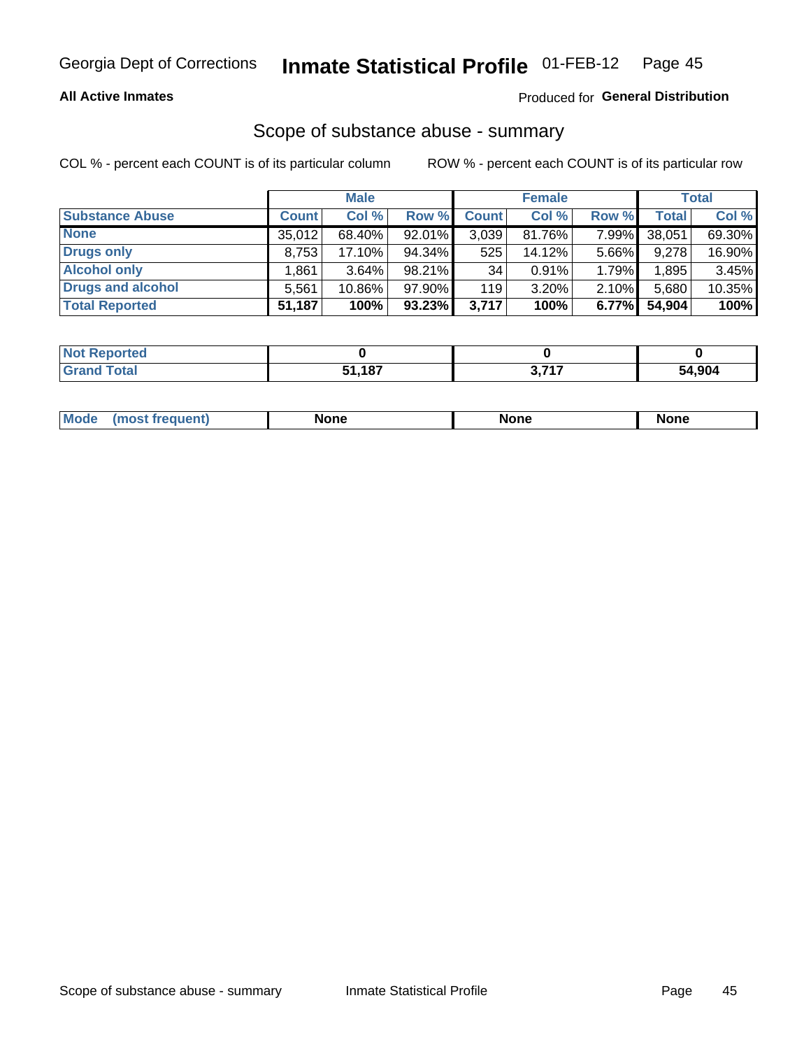Georgia Dept of Corrections **Inmate Statistical Profile** 01-FEB-12

**All Active Inmates**

Produced for **General Distribution**

## Scope of substance abuse - summary

COL % - percent each COUNT is of its particular column

ROW % - percent each COUNT is of its particular row

| | Male | | | Female | | | Total | |
|---|---|---|---|---|---|---|---|---|
| **Substance Abuse** | **Count** | **Col %** | **Row %** | **Count** | **Col %** | **Row %** | **Total** | **Col %** |
| **None** | 35,012 | 68.40% | 92.01% | 3,039 | 81.76% | 7.99% | 38,051 | 69.30% |
| **Drugs only** | 8,753 | 17.10% | 94.34% | 525 | 14.12% | 5.66% | 9,278 | 16.90% |
| **Alcohol only** | 1,861 | 3.64% | 98.21% | 34 | 0.91% | 1.79% | 1,895 | 3.45% |
| **Drugs and alcohol** | 5,561 | 10.86% | 97.90% | 119 | 3.20% | 2.10% | 5,680 | 10.35% |
| **Total Reported** | **51,187** | **100%** | **93.23%** | **3,717** | **100%** | **6.77%** | **54,904** | **100%** |

| | Male | Female | Total |
|---|---|---|---|
| **Not Reported** | **0** | **0** | **0** |
| **Grand Total** | **51,187** | **3,717** | **54,904** |

| | Male | Female | Total |
|---|---|---|---|
| **Mode (most frequent)** | **None** | **None** | **None** |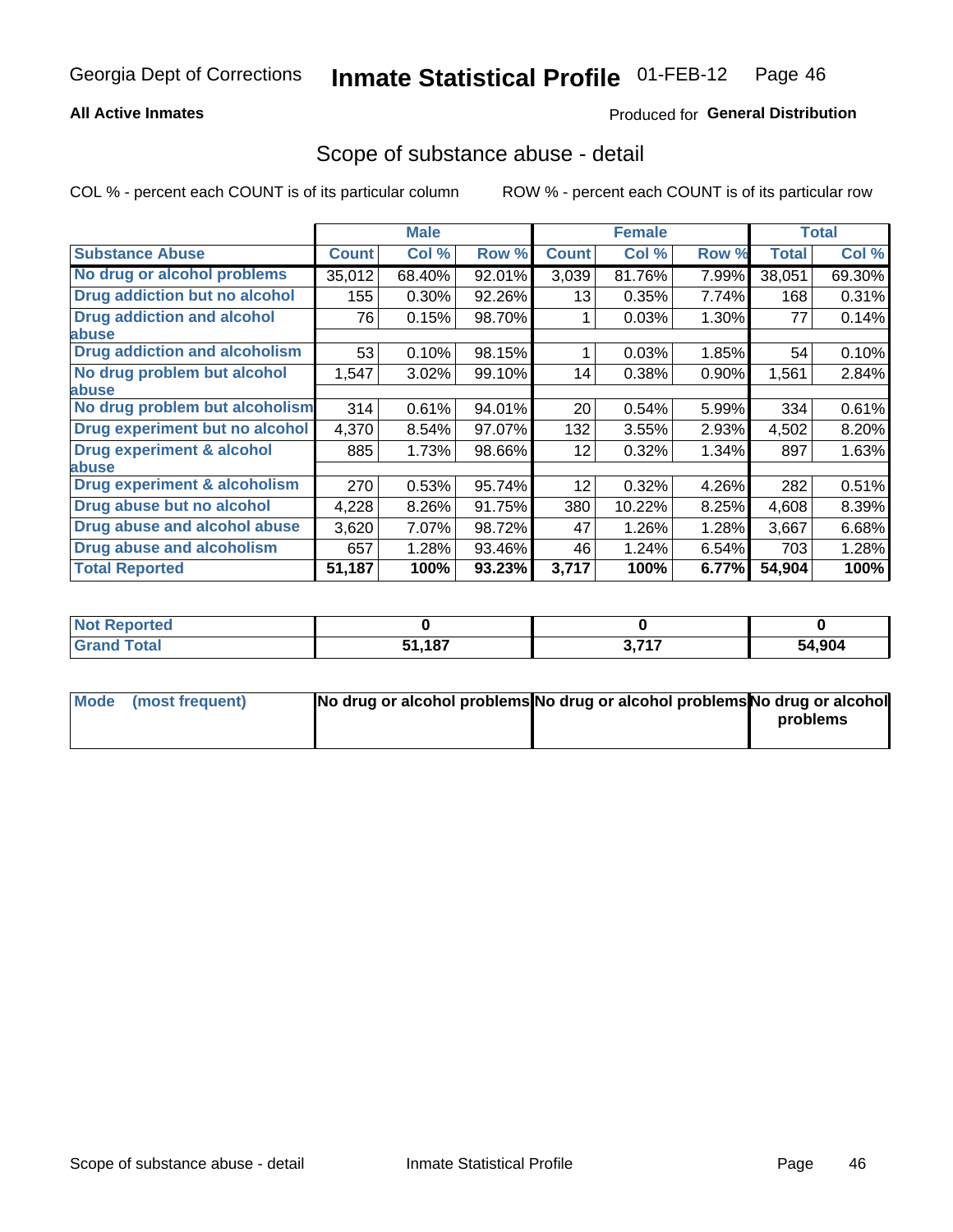Georgia Dept of Corrections **Inmate Statistical Profile** 01-FEB-12

**All Active Inmates**

Produced for **General Distribution**

## Scope of substance abuse - detail

COL % - percent each COUNT is of its particular column

ROW % - percent each COUNT is of its particular row

| | Male | | | Female | | | Total | |
|---|---|---|---|---|---|---|---|---|
| **Substance Abuse** | **Count** | **Col %** | **Row %** | **Count** | **Col %** | **Row %** | **Total** | **Col %** |
| **No drug or alcohol problems** | 35,012 | 68.40% | 92.01% | 3,039 | 81.76% | 7.99% | 38,051 | 69.30% |
| **Drug addiction but no alcohol** | 155 | 0.30% | 92.26% | 13 | 0.35% | 7.74% | 168 | 0.31% |
| **Drug addiction and alcohol abuse** | 76 | 0.15% | 98.70% | 1 | 0.03% | 1.30% | 77 | 0.14% |
| **Drug addiction and alcoholism** | 53 | 0.10% | 98.15% | 1 | 0.03% | 1.85% | 54 | 0.10% |
| **No drug problem but alcohol abuse** | 1,547 | 3.02% | 99.10% | 14 | 0.38% | 0.90% | 1,561 | 2.84% |
| **No drug problem but alcoholism** | 314 | 0.61% | 94.01% | 20 | 0.54% | 5.99% | 334 | 0.61% |
| **Drug experiment but no alcohol** | 4,370 | 8.54% | 97.07% | 132 | 3.55% | 2.93% | 4,502 | 8.20% |
| **Drug experiment & alcohol abuse** | 885 | 1.73% | 98.66% | 12 | 0.32% | 1.34% | 897 | 1.63% |
| **Drug experiment & alcoholism** | 270 | 0.53% | 95.74% | 12 | 0.32% | 4.26% | 282 | 0.51% |
| **Drug abuse but no alcohol** | 4,228 | 8.26% | 91.75% | 380 | 10.22% | 8.25% | 4,608 | 8.39% |
| **Drug abuse and alcohol abuse** | 3,620 | 7.07% | 98.72% | 47 | 1.26% | 1.28% | 3,667 | 6.68% |
| **Drug abuse and alcoholism** | 657 | 1.28% | 93.46% | 46 | 1.24% | 6.54% | 703 | 1.28% |
| **Total Reported** | **51,187** | **100%** | **93.23%** | **3,717** | **100%** | **6.77%** | **54,904** | **100%** |

| | Male | Female | Total |
|---|---|---|---|
| **Not Reported** | **0** | **0** | **0** |
| **Grand Total** | **51,187** | **3,717** | **54,904** |

| | Male | Female | Total |
|---|---|---|---|
| **Mode (most frequent)** | **No drug or alcohol problems** | **No drug or alcohol problems** | **No drug or alcohol problems** |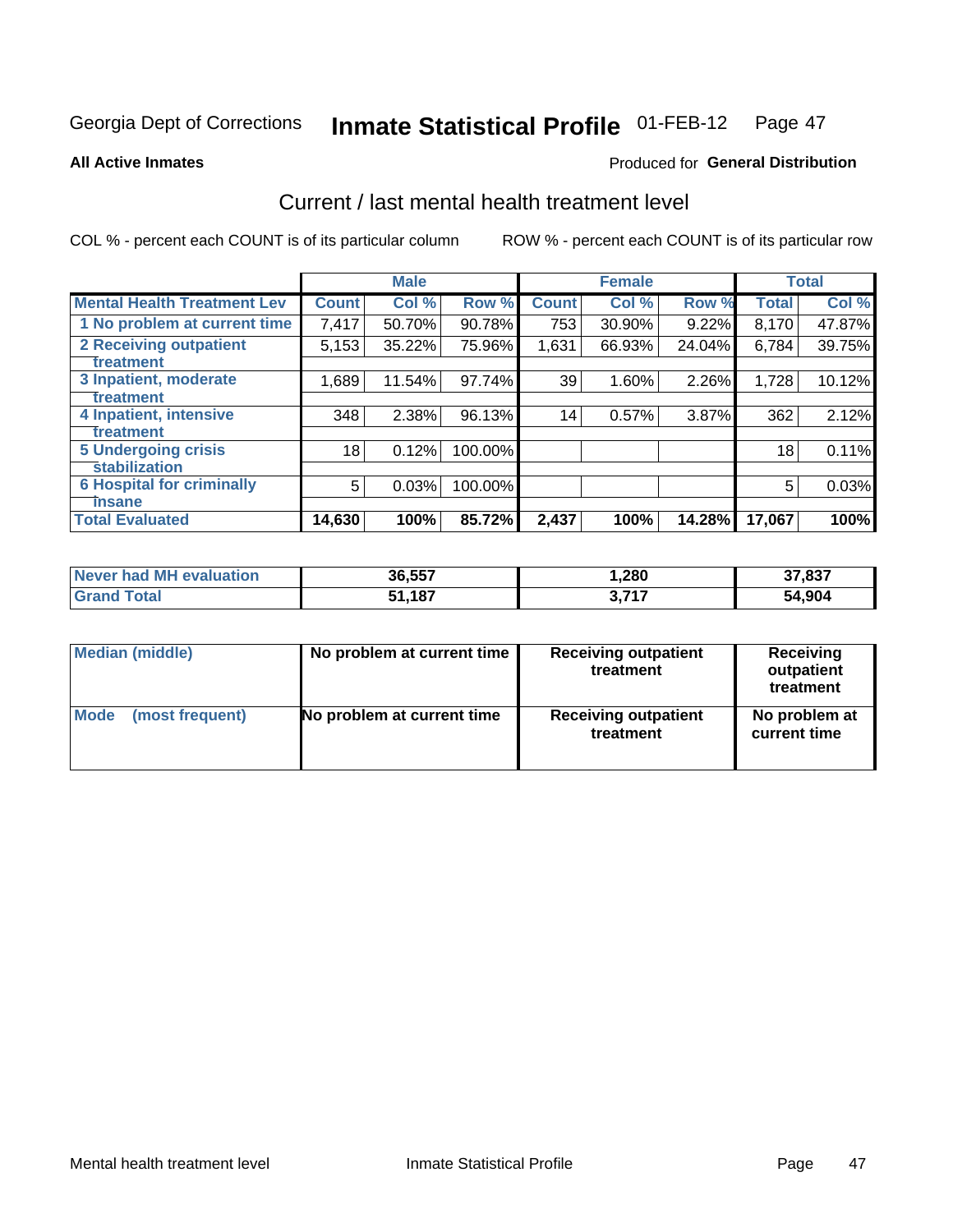Georgia Dept of Corrections **Inmate Statistical Profile** 01-FEB-12 Page 47

**All Active Inmates**

Produced for **General Distribution**

## Current / last mental health treatment level

COL % - percent each COUNT is of its particular column ROW % - percent each COUNT is of its particular row

| | Male | | | Female | | | Total | |
|---|---|---|---|---|---|---|---|---|
| **Mental Health Treatment Lev** | **Count** | **Col %** | **Row %** | **Count** | **Col %** | **Row %** | **Total** | **Col %** |
| 1 No problem at current time | 7,417 | 50.70% | 90.78% | 753 | 30.90% | 9.22% | 8,170 | 47.87% |
| 2 Receiving outpatient treatment | 5,153 | 35.22% | 75.96% | 1,631 | 66.93% | 24.04% | 6,784 | 39.75% |
| 3 Inpatient, moderate treatment | 1,689 | 11.54% | 97.74% | 39 | 1.60% | 2.26% | 1,728 | 10.12% |
| 4 Inpatient, intensive treatment | 348 | 2.38% | 96.13% | 14 | 0.57% | 3.87% | 362 | 2.12% |
| 5 Undergoing crisis stabilization | 18 | 0.12% | 100.00% | | | | 18 | 0.11% |
| 6 Hospital for criminally insane | 5 | 0.03% | 100.00% | | | | 5 | 0.03% |
| **Total Evaluated** | **14,630** | **100%** | **85.72%** | **2,437** | **100%** | **14.28%** | **17,067** | **100%** |

| | Male | Female | Total |
|---|---|---|---|
| Never had MH evaluation | 36,557 | 1,280 | 37,837 |
| Grand Total | 51,187 | 3,717 | 54,904 |

| | Male | Female | Total |
|---|---|---|---|
| Median (middle) | No problem at current time | Receiving outpatient treatment | Receiving outpatient treatment |
| Mode (most frequent) | No problem at current time | Receiving outpatient treatment | No problem at current time |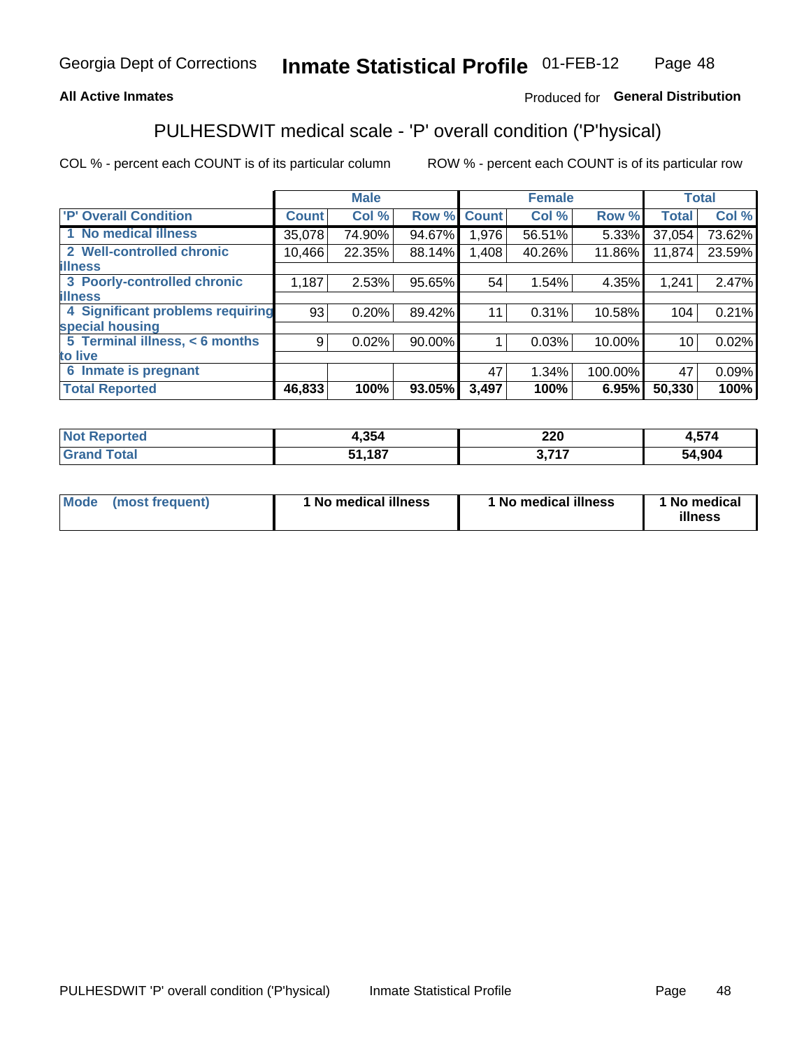Georgia Dept of Corrections **Inmate Statistical Profile** 01-FEB-12

**All Active Inmates**

Produced for **General Distribution**

## PULHESDWIT medical scale - 'P' overall condition ('P'hysical)

COL % - percent each COUNT is of its particular column

ROW % - percent each COUNT is of its particular row

| | Male | | | Female | | | Total | |
|---|---|---|---|---|---|---|---|---|
| **'P' Overall Condition** | **Count** | **Col %** | **Row %** | **Count** | **Col %** | **Row %** | **Total** | **Col %** |
| **1 No medical illness** | 35,078 | 74.90% | 94.67% | 1,976 | 56.51% | 5.33% | 37,054 | 73.62% |
| **2 Well-controlled chronic illness** | 10,466 | 22.35% | 88.14% | 1,408 | 40.26% | 11.86% | 11,874 | 23.59% |
| **3 Poorly-controlled chronic illness** | 1,187 | 2.53% | 95.65% | 54 | 1.54% | 4.35% | 1,241 | 2.47% |
| **4 Significant problems requiring special housing** | 93 | 0.20% | 89.42% | 11 | 0.31% | 10.58% | 104 | 0.21% |
| **5 Terminal illness, < 6 months to live** | 9 | 0.02% | 90.00% | 1 | 0.03% | 10.00% | 10 | 0.02% |
| **6 Inmate is pregnant** | | | | 47 | 1.34% | 100.00% | 47 | 0.09% |
| **Total Reported** | **46,833** | **100%** | **93.05%** | **3,497** | **100%** | **6.95%** | **50,330** | **100%** |

| | Male | Female | Total |
|---|---|---|---|
| **Not Reported** | **4,354** | **220** | **4,574** |
| **Grand Total** | **51,187** | **3,717** | **54,904** |

| | Male | Female | Total |
|---|---|---|---|
| **Mode (most frequent)** | **1 No medical illness** | **1 No medical illness** | **1 No medical illness** |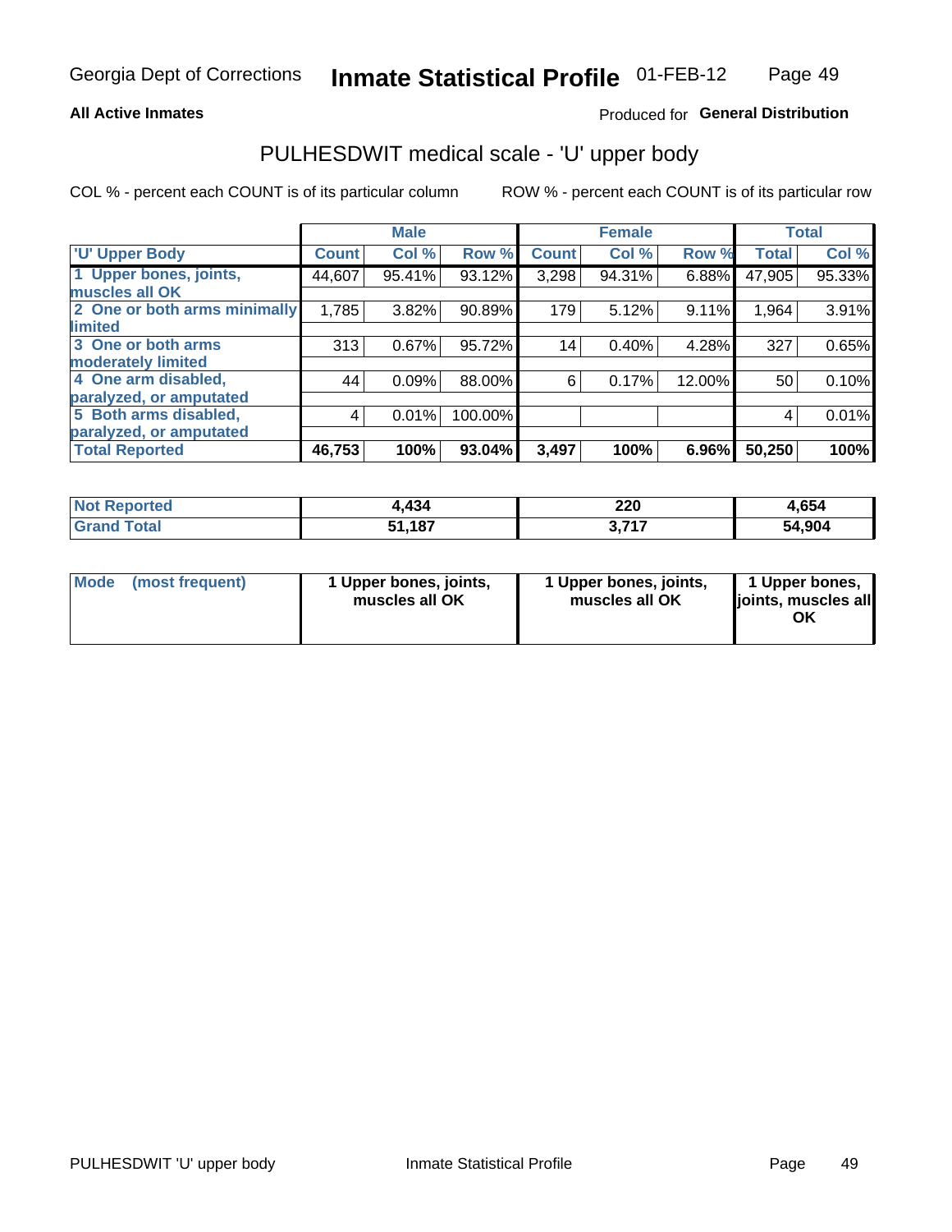Georgia Dept of Corrections **Inmate Statistical Profile** 01-FEB-12

**All Active Inmates**

Produced for **General Distribution**

## PULHESDWIT medical scale - 'U' upper body

COL % - percent each COUNT is of its particular column

ROW % - percent each COUNT is of its particular row

| | Male | | | Female | | | Total | |
|---|---|---|---|---|---|---|---|---|
| **'U' Upper Body** | **Count** | **Col %** | **Row %** | **Count** | **Col %** | **Row %** | **Total** | **Col %** |
| 1 Upper bones, joints, muscles all OK | 44,607 | 95.41% | 93.12% | 3,298 | 94.31% | 6.88% | 47,905 | 95.33% |
| 2 One or both arms minimally limited | 1,785 | 3.82% | 90.89% | 179 | 5.12% | 9.11% | 1,964 | 3.91% |
| 3 One or both arms moderately limited | 313 | 0.67% | 95.72% | 14 | 0.40% | 4.28% | 327 | 0.65% |
| 4 One arm disabled, paralyzed, or amputated | 44 | 0.09% | 88.00% | 6 | 0.17% | 12.00% | 50 | 0.10% |
| 5 Both arms disabled, paralyzed, or amputated | 4 | 0.01% | 100.00% | | | | 4 | 0.01% |
| **Total Reported** | **46,753** | **100%** | **93.04%** | **3,497** | **100%** | **6.96%** | **50,250** | **100%** |

| | Male | Female | Total |
|---|---|---|---|
| **Not Reported** | **4,434** | **220** | **4,654** |
| **Grand Total** | **51,187** | **3,717** | **54,904** |

| | Male | Female | Total |
|---|---|---|---|
| **Mode (most frequent)** | **1 Upper bones, joints, muscles all OK** | **1 Upper bones, joints, muscles all OK** | **1 Upper bones, joints, muscles all OK** |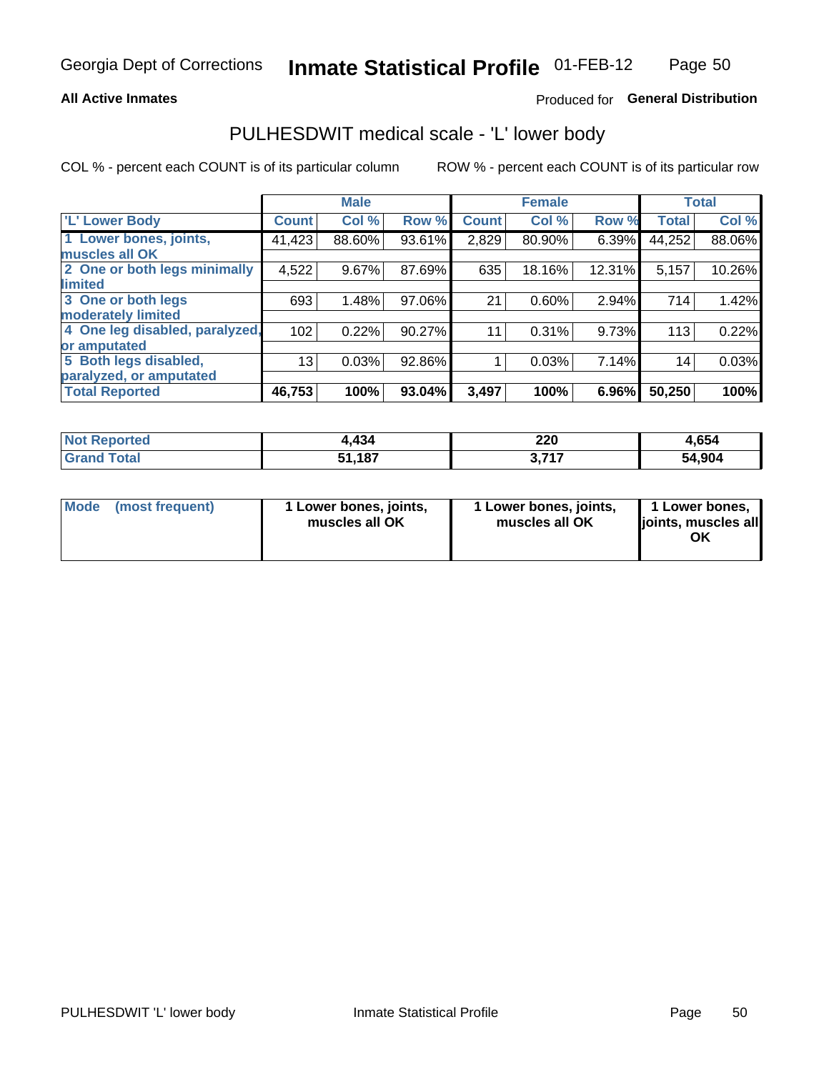Georgia Dept of Corrections **Inmate Statistical Profile** 01-FEB-12

**All Active Inmates**

Produced for **General Distribution**

## PULHESDWIT medical scale - 'L' lower body

COL % - percent each COUNT is of its particular column

ROW % - percent each COUNT is of its particular row

| | Male | | | Female | | | Total | |
|---|---|---|---|---|---|---|---|---|
| 'L' Lower Body | Count | Col % | Row % | Count | Col % | Row % | Total | Col % |
| 1 Lower bones, joints, muscles all OK | 41,423 | 88.60% | 93.61% | 2,829 | 80.90% | 6.39% | 44,252 | 88.06% |
| 2 One or both legs minimally limited | 4,522 | 9.67% | 87.69% | 635 | 18.16% | 12.31% | 5,157 | 10.26% |
| 3 One or both legs moderately limited | 693 | 1.48% | 97.06% | 21 | 0.60% | 2.94% | 714 | 1.42% |
| 4 One leg disabled, paralyzed, or amputated | 102 | 0.22% | 90.27% | 11 | 0.31% | 9.73% | 113 | 0.22% |
| 5 Both legs disabled, paralyzed, or amputated | 13 | 0.03% | 92.86% | 1 | 0.03% | 7.14% | 14 | 0.03% |
| **Total Reported** | **46,753** | **100%** | **93.04%** | **3,497** | **100%** | **6.96%** | **50,250** | **100%** |

| | Male | Female | Total |
|---|---|---|---|
| Not Reported | **4,434** | **220** | **4,654** |
| Grand Total | **51,187** | **3,717** | **54,904** |

| | Male | Female | Total |
|---|---|---|---|
| Mode (most frequent) | **1 Lower bones, joints, muscles all OK** | **1 Lower bones, joints, muscles all OK** | **1 Lower bones, joints, muscles all OK** |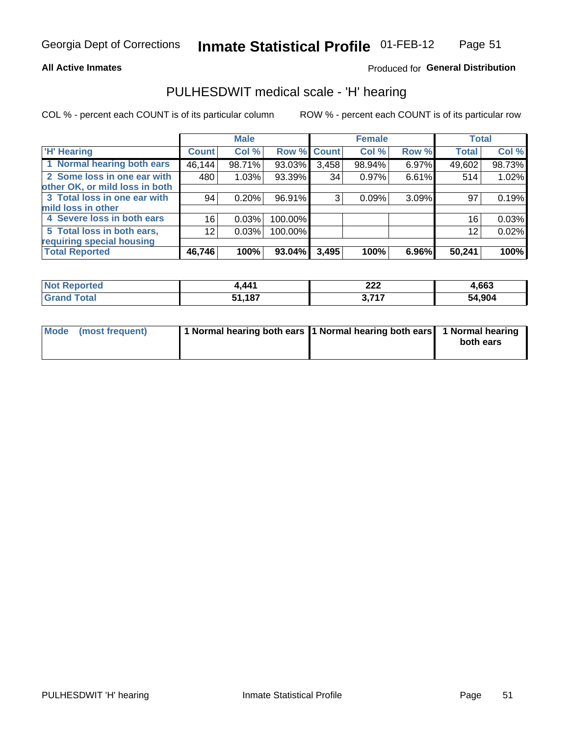Georgia Dept of Corrections **Inmate Statistical Profile** 01-FEB-12

**All Active Inmates**

Produced for **General Distribution**

## PULHESDWIT medical scale - 'H' hearing

COL % - percent each COUNT is of its particular column

ROW % - percent each COUNT is of its particular row

| | Male | | | Female | | | Total | |
|---|---|---|---|---|---|---|---|---|
| 'H' Hearing | Count | Col % | Row % | Count | Col % | Row % | Total | Col % |
| 1 Normal hearing both ears | 46,144 | 98.71% | 93.03% | 3,458 | 98.94% | 6.97% | 49,602 | 98.73% |
| 2 Some loss in one ear with other OK, or mild loss in both | 480 | 1.03% | 93.39% | 34 | 0.97% | 6.61% | 514 | 1.02% |
| 3 Total loss in one ear with mild loss in other | 94 | 0.20% | 96.91% | 3 | 0.09% | 3.09% | 97 | 0.19% |
| 4 Severe loss in both ears | 16 | 0.03% | 100.00% | | | | 16 | 0.03% |
| 5 Total loss in both ears, requiring special housing | 12 | 0.03% | 100.00% | | | | 12 | 0.02% |
| **Total Reported** | **46,746** | **100%** | **93.04%** | **3,495** | **100%** | **6.96%** | **50,241** | **100%** |

| | Male | Female | Total |
|---|---|---|---|
| Not Reported | 4,441 | 222 | 4,663 |
| Grand Total | 51,187 | 3,717 | 54,904 |

| | Male | Female | Total |
|---|---|---|---|
| Mode (most frequent) | 1 Normal hearing both ears | 1 Normal hearing both ears | 1 Normal hearing both ears |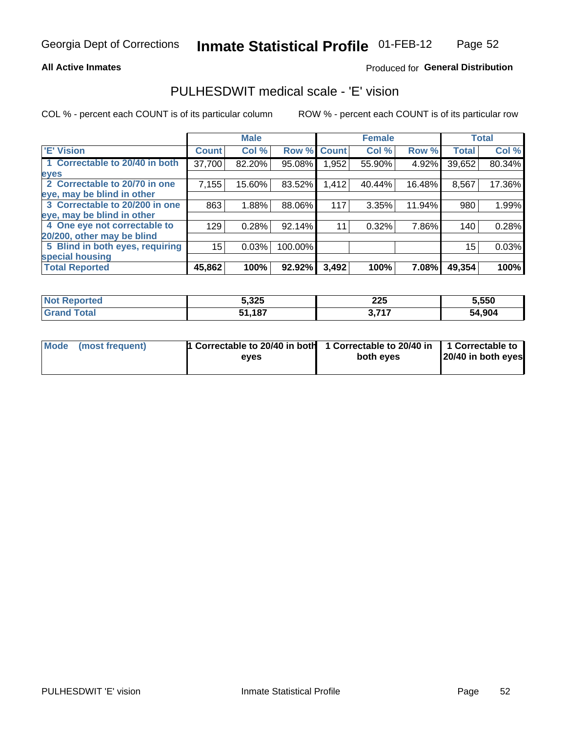Georgia Dept of Corrections **Inmate Statistical Profile** 01-FEB-12

**All Active Inmates**

Produced for **General Distribution**

## PULHESDWIT medical scale - 'E' vision

COL % - percent each COUNT is of its particular column

ROW % - percent each COUNT is of its particular row

| | Male | | | Female | | | Total | |
|---|---|---|---|---|---|---|---|---|
| 'E' Vision | Count | Col % | Row % | Count | Col % | Row % | Total | Col % |
| 1 Correctable to 20/40 in both eyes | 37,700 | 82.20% | 95.08% | 1,952 | 55.90% | 4.92% | 39,652 | 80.34% |
| 2 Correctable to 20/70 in one eye, may be blind in other | 7,155 | 15.60% | 83.52% | 1,412 | 40.44% | 16.48% | 8,567 | 17.36% |
| 3 Correctable to 20/200 in one eye, may be blind in other | 863 | 1.88% | 88.06% | 117 | 3.35% | 11.94% | 980 | 1.99% |
| 4 One eye not correctable to 20/200, other may be blind | 129 | 0.28% | 92.14% | 11 | 0.32% | 7.86% | 140 | 0.28% |
| 5 Blind in both eyes, requiring special housing | 15 | 0.03% | 100.00% | | | | 15 | 0.03% |
| **Total Reported** | **45,862** | **100%** | **92.92%** | **3,492** | **100%** | **7.08%** | **49,354** | **100%** |

| | Male | Female | Total |
|---|---|---|---|
| **Not Reported** | **5,325** | **225** | **5,550** |
| **Grand Total** | **51,187** | **3,717** | **54,904** |

| | Male | Female | Total |
|---|---|---|---|
| **Mode (most frequent)** | **1 Correctable to 20/40 in both eyes** | **1 Correctable to 20/40 in both eyes** | **1 Correctable to 20/40 in both eyes** |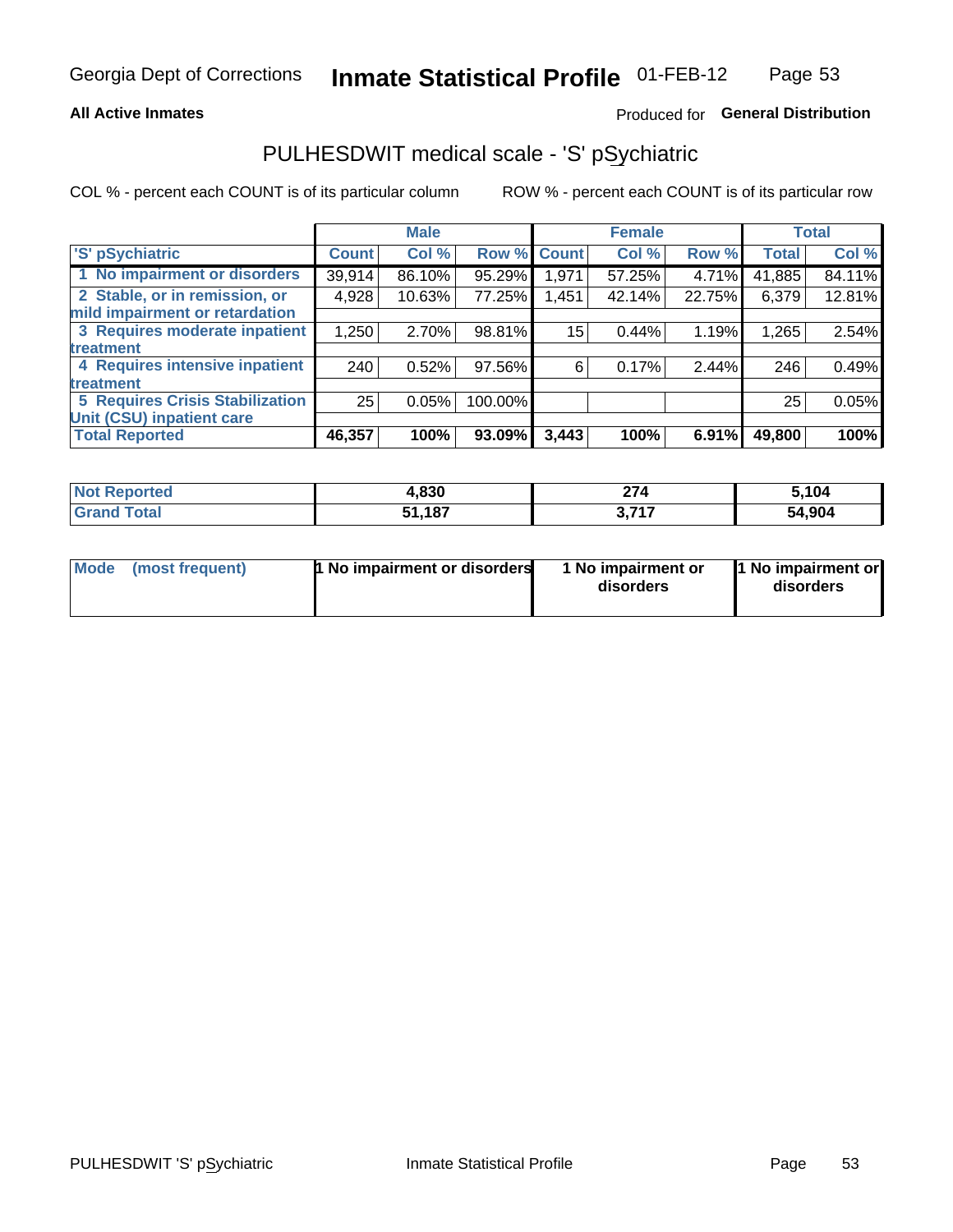Georgia Dept of Corrections **Inmate Statistical Profile** 01-FEB-12

**All Active Inmates**

Produced for **General Distribution**

## PULHESDWIT medical scale - 'S' pSychiatric

COL % - percent each COUNT is of its particular column

ROW % - percent each COUNT is of its particular row

| | Male | | | Female | | | Total | |
|---|---|---|---|---|---|---|---|---|
| 'S' pSychiatric | Count | Col % | Row % | Count | Col % | Row % | Total | Col % |
| 1 No impairment or disorders | 39,914 | 86.10% | 95.29% | 1,971 | 57.25% | 4.71% | 41,885 | 84.11% |
| 2 Stable, or in remission, or mild impairment or retardation | 4,928 | 10.63% | 77.25% | 1,451 | 42.14% | 22.75% | 6,379 | 12.81% |
| 3 Requires moderate inpatient treatment | 1,250 | 2.70% | 98.81% | 15 | 0.44% | 1.19% | 1,265 | 2.54% |
| 4 Requires intensive inpatient treatment | 240 | 0.52% | 97.56% | 6 | 0.17% | 2.44% | 246 | 0.49% |
| 5 Requires Crisis Stabilization Unit (CSU) inpatient care | 25 | 0.05% | 100.00% | | | | 25 | 0.05% |
| **Total Reported** | **46,357** | **100%** | **93.09%** | **3,443** | **100%** | **6.91%** | **49,800** | **100%** |

| | Male | Female | Total |
|---|---|---|---|
| Not Reported | 4,830 | 274 | 5,104 |
| Grand Total | 51,187 | 3,717 | 54,904 |

| | Male | Female | Total |
|---|---|---|---|
| Mode (most frequent) | 1 No impairment or disorders | 1 No impairment or disorders | 1 No impairment or disorders |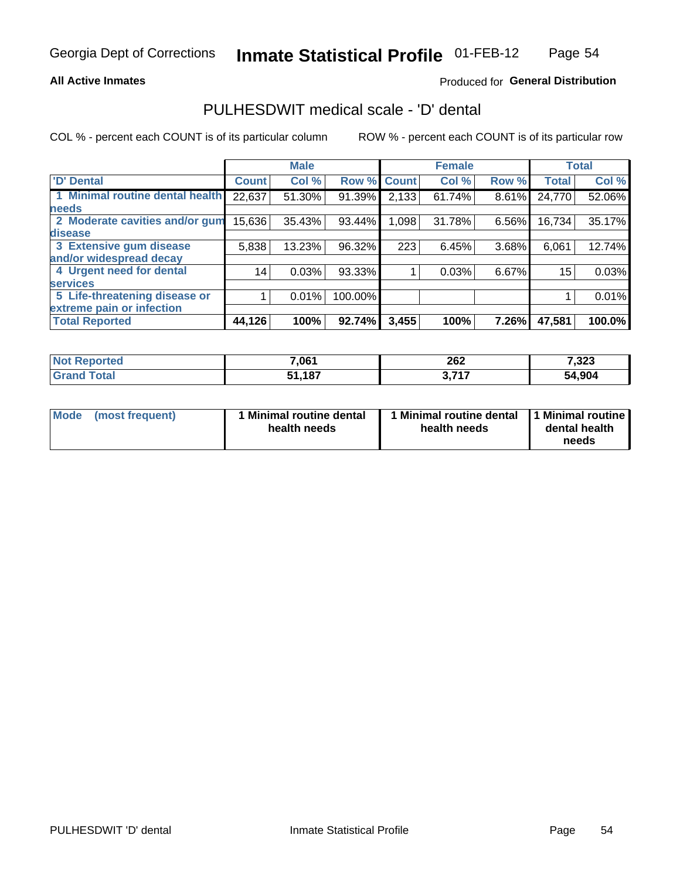**All Active Inmates**

Produced for **General Distribution**

## PULHESDWIT medical scale - 'D' dental

COL % - percent each COUNT is of its particular column

ROW % - percent each COUNT is of its particular row

| | Male | | | Female | | | Total | |
|---|---|---|---|---|---|---|---|---|
| 'D' Dental | Count | Col % | Row % | Count | Col % | Row % | Total | Col % |
| 1 Minimal routine dental health needs | 22,637 | 51.30% | 91.39% | 2,133 | 61.74% | 8.61% | 24,770 | 52.06% |
| 2 Moderate cavities and/or gum disease | 15,636 | 35.43% | 93.44% | 1,098 | 31.78% | 6.56% | 16,734 | 35.17% |
| 3 Extensive gum disease and/or widespread decay | 5,838 | 13.23% | 96.32% | 223 | 6.45% | 3.68% | 6,061 | 12.74% |
| 4 Urgent need for dental services | 14 | 0.03% | 93.33% | 1 | 0.03% | 6.67% | 15 | 0.03% |
| 5 Life-threatening disease or extreme pain or infection | 1 | 0.01% | 100.00% | | | | 1 | 0.01% |
| **Total Reported** | **44,126** | **100%** | **92.74%** | **3,455** | **100%** | **7.26%** | **47,581** | **100.0%** |

| | Male | Female | Total |
|---|---|---|---|
| **Not Reported** | **7,061** | **262** | **7,323** |
| **Grand Total** | **51,187** | **3,717** | **54,904** |

| | Male | Female | Total |
|---|---|---|---|
| **Mode (most frequent)** | **1 Minimal routine dental health needs** | **1 Minimal routine dental health needs** | **1 Minimal routine dental health needs** |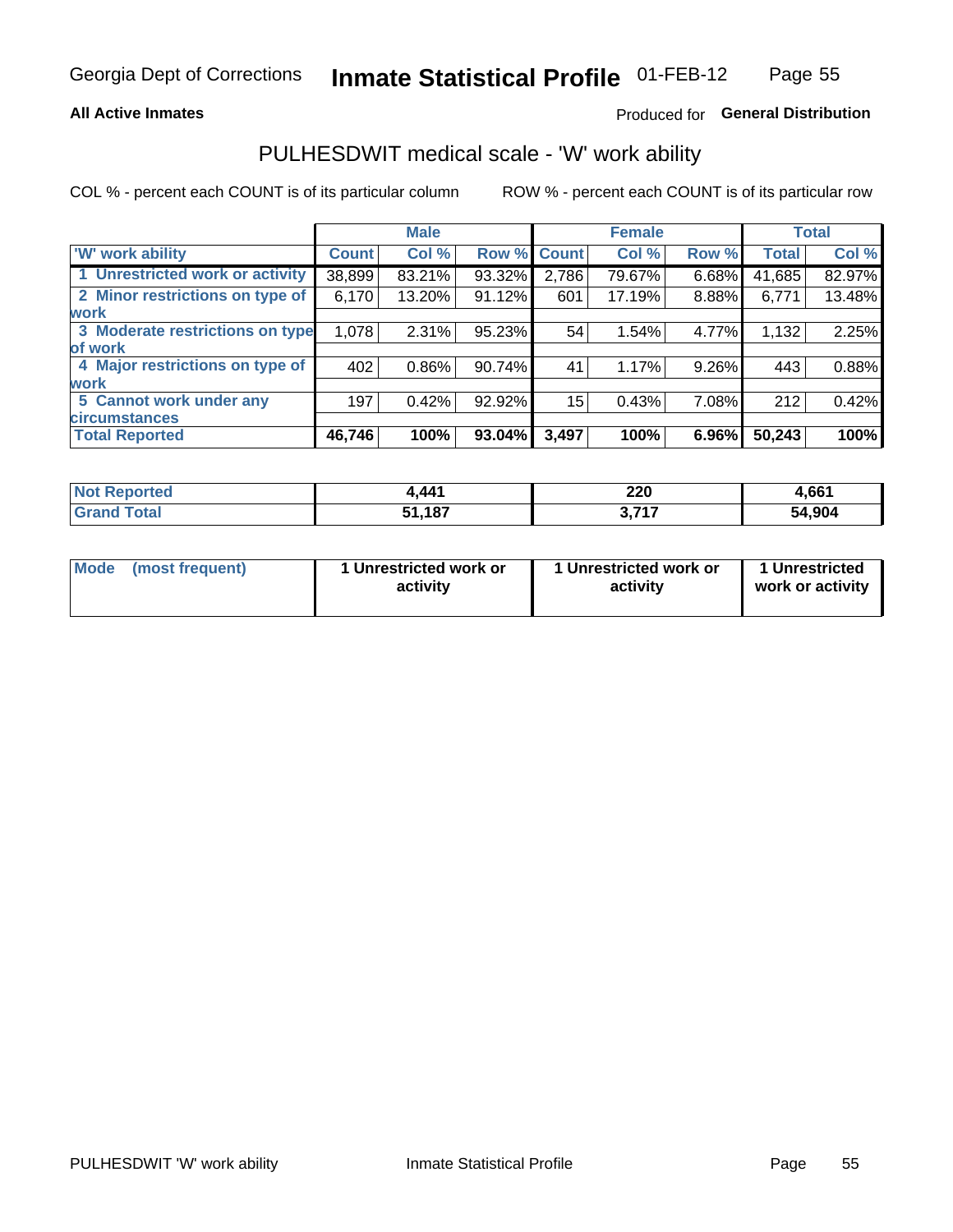Georgia Dept of Corrections **Inmate Statistical Profile** 01-FEB-12

**All Active Inmates**

Produced for **General Distribution**

## PULHESDWIT medical scale - 'W' work ability

COL % - percent each COUNT is of its particular column ROW % - percent each COUNT is of its particular row

| | Male | | | Female | | | Total | |
|---|---|---|---|---|---|---|---|---|
| 'W' work ability | Count | Col % | Row % | Count | Col % | Row % | Total | Col % |
| 1 Unrestricted work or activity | 38,899 | 83.21% | 93.32% | 2,786 | 79.67% | 6.68% | 41,685 | 82.97% |
| 2 Minor restrictions on type of work | 6,170 | 13.20% | 91.12% | 601 | 17.19% | 8.88% | 6,771 | 13.48% |
| 3 Moderate restrictions on type of work | 1,078 | 2.31% | 95.23% | 54 | 1.54% | 4.77% | 1,132 | 2.25% |
| 4 Major restrictions on type of work | 402 | 0.86% | 90.74% | 41 | 1.17% | 9.26% | 443 | 0.88% |
| 5 Cannot work under any circumstances | 197 | 0.42% | 92.92% | 15 | 0.43% | 7.08% | 212 | 0.42% |
| **Total Reported** | **46,746** | **100%** | **93.04%** | **3,497** | **100%** | **6.96%** | **50,243** | **100%** |

| | Male | Female | Total |
|---|---|---|---|
| Not Reported | 4,441 | 220 | 4,661 |
| Grand Total | 51,187 | 3,717 | 54,904 |

| | Male | Female | Total |
|---|---|---|---|
| Mode (most frequent) | 1 Unrestricted work or activity | 1 Unrestricted work or activity | 1 Unrestricted work or activity |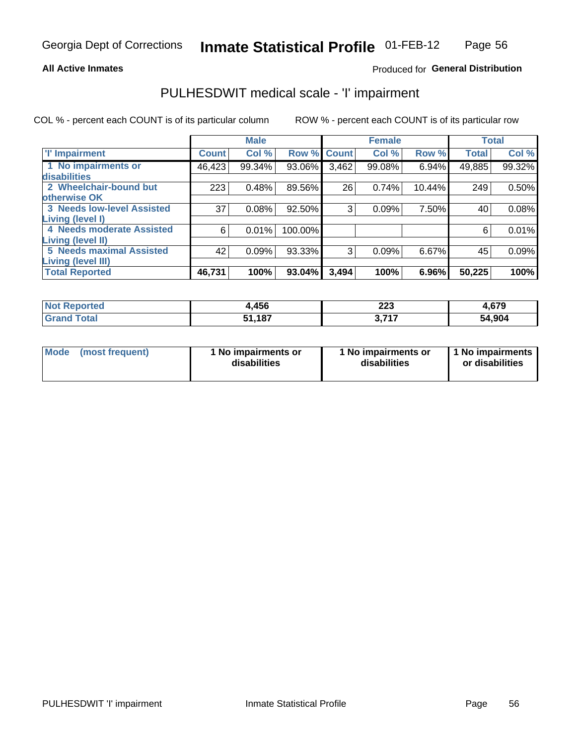Georgia Dept of Corrections **Inmate Statistical Profile** 01-FEB-12

**All Active Inmates**

Produced for **General Distribution**

## PULHESDWIT medical scale - 'I' impairment

COL % - percent each COUNT is of its particular column     ROW % - percent each COUNT is of its particular row

| | Male | | | Female | | | Total | |
|---|---|---|---|---|---|---|---|---|
| **'I' Impairment** | **Count** | **Col %** | **Row %** | **Count** | **Col %** | **Row %** | **Total** | **Col %** |
| **1 No impairments or disabilities** | 46,423 | 99.34% | 93.06% | 3,462 | 99.08% | 6.94% | 49,885 | 99.32% |
| **2 Wheelchair-bound but otherwise OK** | 223 | 0.48% | 89.56% | 26 | 0.74% | 10.44% | 249 | 0.50% |
| **3 Needs low-level Assisted Living (level I)** | 37 | 0.08% | 92.50% | 3 | 0.09% | 7.50% | 40 | 0.08% |
| **4 Needs moderate Assisted Living (level II)** | 6 | 0.01% | 100.00% | | | | 6 | 0.01% |
| **5 Needs maximal Assisted Living (level III)** | 42 | 0.09% | 93.33% | 3 | 0.09% | 6.67% | 45 | 0.09% |
| **Total Reported** | **46,731** | **100%** | **93.04%** | **3,494** | **100%** | **6.96%** | **50,225** | **100%** |

| | Male | Female | Total |
|---|---|---|---|
| **Not Reported** | **4,456** | **223** | **4,679** |
| **Grand Total** | **51,187** | **3,717** | **54,904** |

| | Male | Female | Total |
|---|---|---|---|
| **Mode (most frequent)** | **1 No impairments or disabilities** | **1 No impairments or disabilities** | **1 No impairments or disabilities** |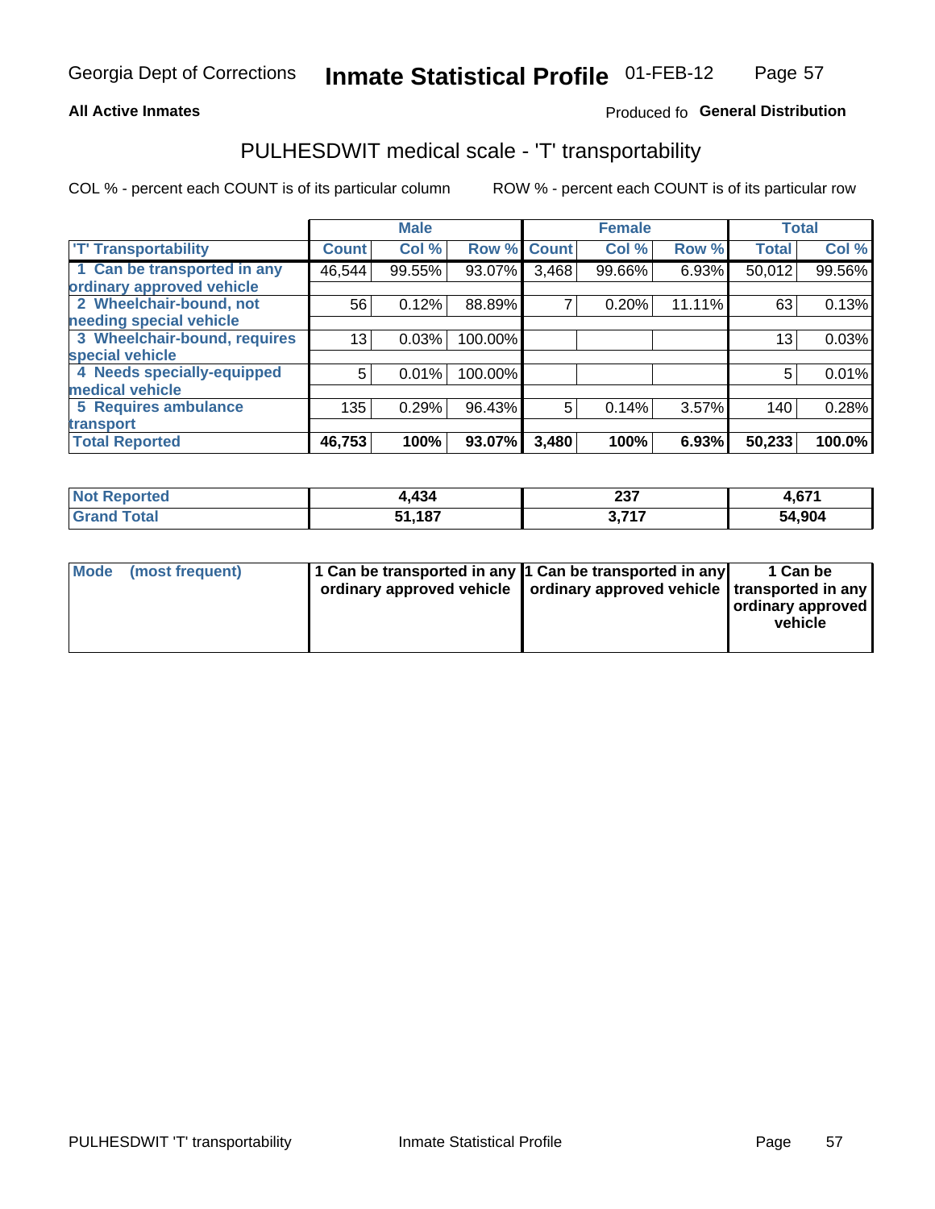Georgia Dept of Corrections **Inmate Statistical Profile** 01-FEB-12

**All Active Inmates**

Produced fo **General Distribution**

## PULHESDWIT medical scale - 'T' transportability

COL % - percent each COUNT is of its particular column ROW % - percent each COUNT is of its particular row

| | Male | | | Female | | | Total | |
|---|---|---|---|---|---|---|---|---|
| 'T' Transportability | Count | Col % | Row % | Count | Col % | Row % | Total | Col % |
| 1 Can be transported in any ordinary approved vehicle | 46,544 | 99.55% | 93.07% | 3,468 | 99.66% | 6.93% | 50,012 | 99.56% |
| 2 Wheelchair-bound, not needing special vehicle | 56 | 0.12% | 88.89% | 7 | 0.20% | 11.11% | 63 | 0.13% |
| 3 Wheelchair-bound, requires special vehicle | 13 | 0.03% | 100.00% | | | | 13 | 0.03% |
| 4 Needs specially-equipped medical vehicle | 5 | 0.01% | 100.00% | | | | 5 | 0.01% |
| 5 Requires ambulance transport | 135 | 0.29% | 96.43% | 5 | 0.14% | 3.57% | 140 | 0.28% |
| **Total Reported** | **46,753** | **100%** | **93.07%** | **3,480** | **100%** | **6.93%** | **50,233** | **100.0%** |

| | Male | Female | Total |
|---|---|---|---|
| **Not Reported** | **4,434** | **237** | **4,671** |
| **Grand Total** | **51,187** | **3,717** | **54,904** |

| | Male | Female | Total |
|---|---|---|---|
| **Mode (most frequent)** | **1 Can be transported in any ordinary approved vehicle** | **1 Can be transported in any ordinary approved vehicle** | **1 Can be transported in any ordinary approved vehicle** |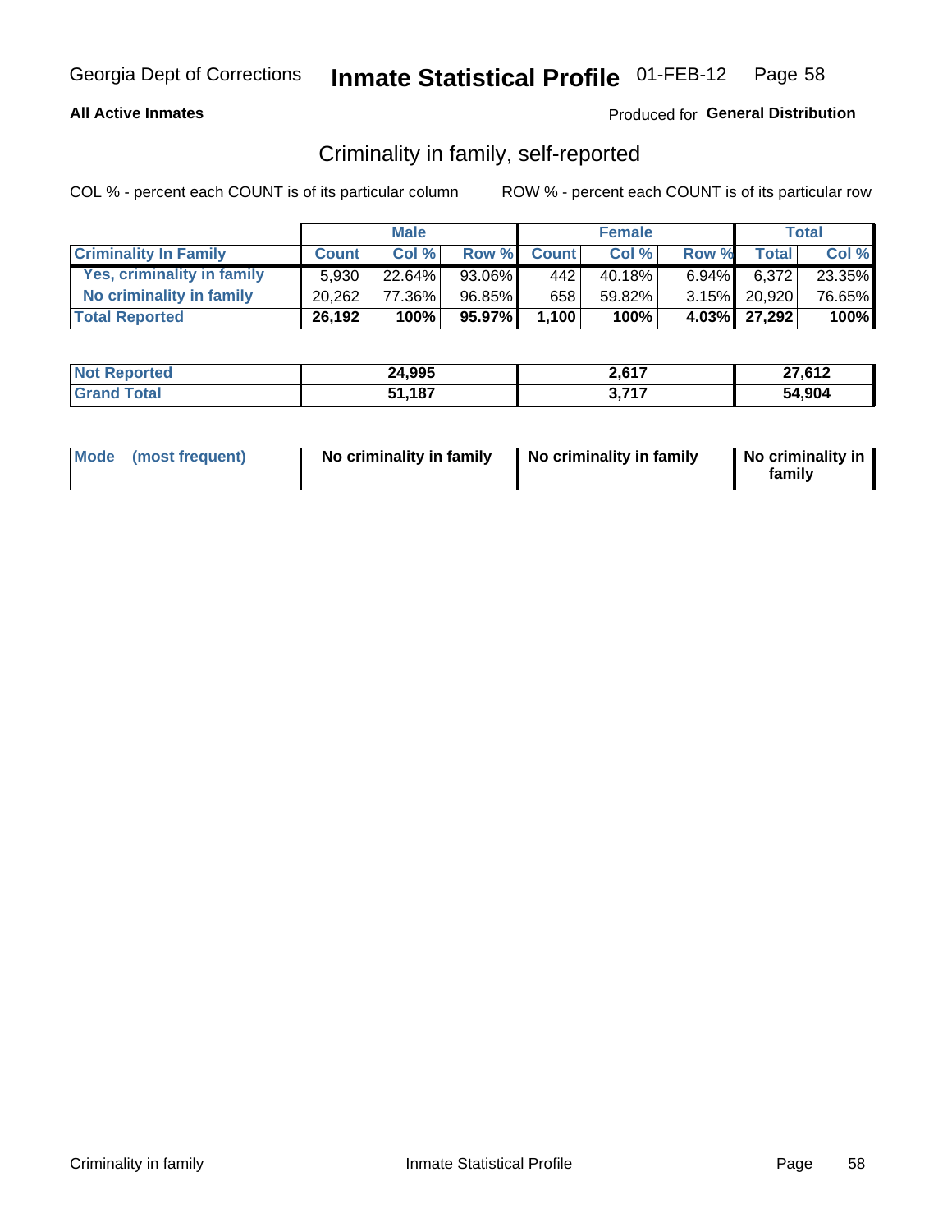Georgia Dept of Corrections **Inmate Statistical Profile** 01-FEB-12

**All Active Inmates**

Produced for **General Distribution**

## Criminality in family, self-reported

COL % - percent each COUNT is of its particular column ROW % - percent each COUNT is of its particular row

| | Male | | | Female | | | Total | |
|---|---|---|---|---|---|---|---|---|
| **Criminality In Family** | **Count** | **Col %** | **Row %** | **Count** | **Col %** | **Row %** | **Total** | **Col %** |
| Yes, criminality in family | 5,930 | 22.64% | 93.06% | 442 | 40.18% | 6.94% | 6,372 | 23.35% |
| No criminality in family | 20,262 | 77.36% | 96.85% | 658 | 59.82% | 3.15% | 20,920 | 76.65% |
| **Total Reported** | **26,192** | **100%** | **95.97%** | **1,100** | **100%** | **4.03%** | **27,292** | **100%** |

| | Male | Female | Total |
|---|---|---|---|
| Not Reported | 24,995 | 2,617 | 27,612 |
| Grand Total | 51,187 | 3,717 | 54,904 |

| | Male | Female | Total |
|---|---|---|---|
| Mode (most frequent) | No criminality in family | No criminality in family | No criminality in family |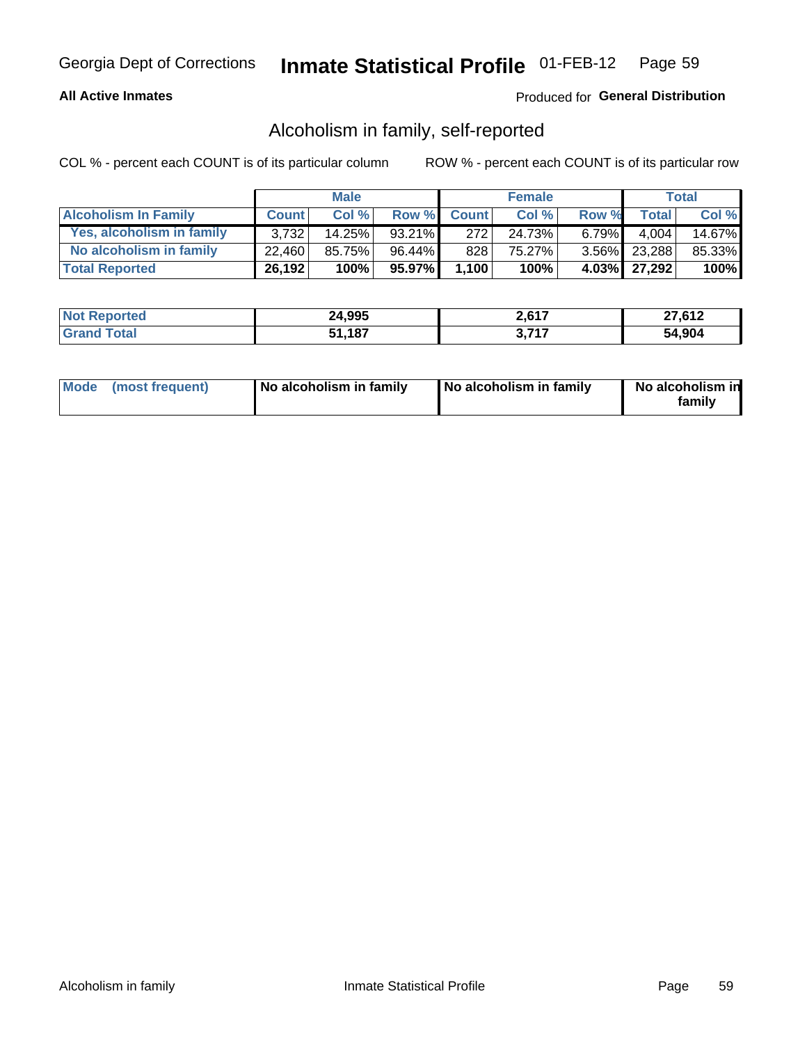Georgia Dept of Corrections **Inmate Statistical Profile** 01-FEB-12

**All Active Inmates**

Produced for **General Distribution**

## Alcoholism in family, self-reported

COL % - percent each COUNT is of its particular column

ROW % - percent each COUNT is of its particular row

| | Male | | | Female | | | Total | |
|---|---|---|---|---|---|---|---|---|
| **Alcoholism In Family** | **Count** | **Col %** | **Row %** | **Count** | **Col %** | **Row %** | **Total** | **Col %** |
| **Yes, alcoholism in family** | 3,732 | 14.25% | 93.21% | 272 | 24.73% | 6.79% | 4,004 | 14.67% |
| **No alcoholism in family** | 22,460 | 85.75% | 96.44% | 828 | 75.27% | 3.56% | 23,288 | 85.33% |
| **Total Reported** | **26,192** | **100%** | **95.97%** | **1,100** | **100%** | **4.03%** | **27,292** | **100%** |

| | Male | Female | Total |
|---|---|---|---|
| **Not Reported** | **24,995** | **2,617** | **27,612** |
| **Grand Total** | **51,187** | **3,717** | **54,904** |

| | Male | Female | Total |
|---|---|---|---|
| **Mode (most frequent)** | **No alcoholism in family** | **No alcoholism in family** | **No alcoholism in family** |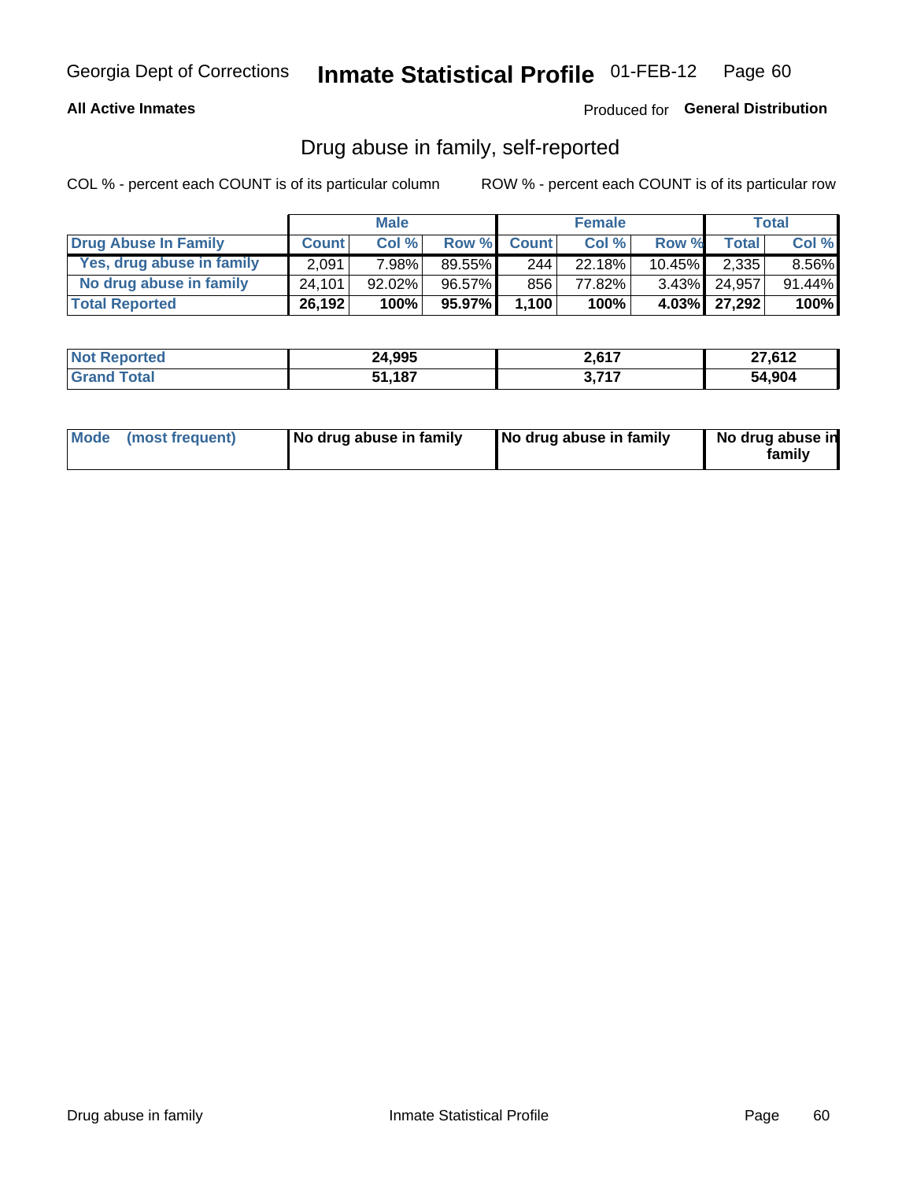Georgia Dept of Corrections **Inmate Statistical Profile** 01-FEB-12 Page 60

**All Active Inmates**

Produced for **General Distribution**

## Drug abuse in family, self-reported

COL % - percent each COUNT is of its particular column

ROW % - percent each COUNT is of its particular row

| | Male | | | Female | | | Total | |
|---|---|---|---|---|---|---|---|---|
| **Drug Abuse In Family** | **Count** | **Col %** | **Row %** | **Count** | **Col %** | **Row %** | **Total** | **Col %** |
| Yes, drug abuse in family | 2,091 | 7.98% | 89.55% | 244 | 22.18% | 10.45% | 2,335 | 8.56% |
| No drug abuse in family | 24,101 | 92.02% | 96.57% | 856 | 77.82% | 3.43% | 24,957 | 91.44% |
| **Total Reported** | **26,192** | **100%** | **95.97%** | **1,100** | **100%** | **4.03%** | **27,292** | **100%** |

| | Male | Female | Total |
|---|---|---|---|
| **Not Reported** | **24,995** | **2,617** | **27,612** |
| **Grand Total** | **51,187** | **3,717** | **54,904** |

| | Male | Female | Total |
|---|---|---|---|
| **Mode (most frequent)** | **No drug abuse in family** | **No drug abuse in family** | **No drug abuse in family** |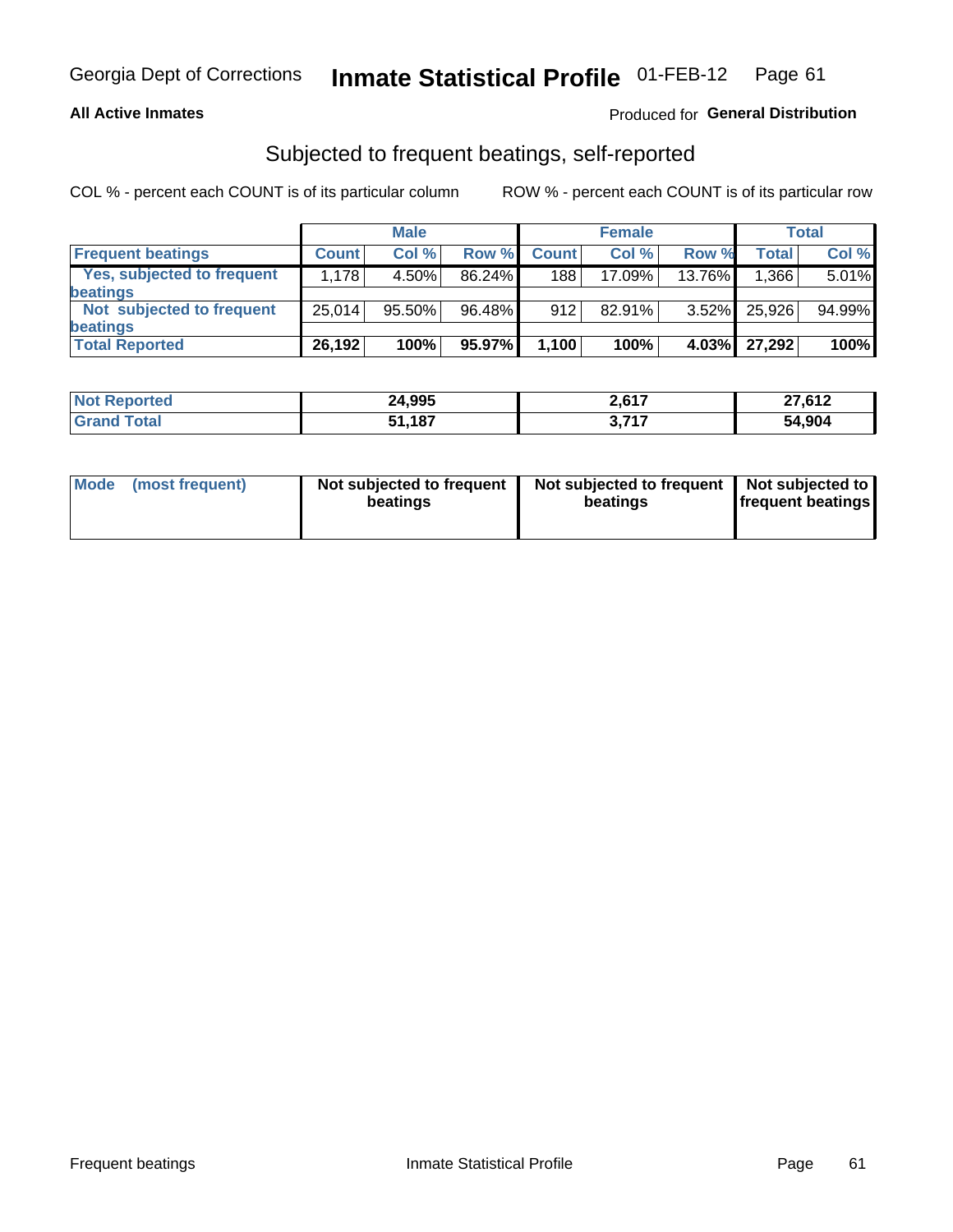Georgia Dept of Corrections **Inmate Statistical Profile** 01-FEB-12 Page 61

**All Active Inmates**

Produced for **General Distribution**

## Subjected to frequent beatings, self-reported

COL % - percent each COUNT is of its particular column

ROW % - percent each COUNT is of its particular row

| | Male | | | Female | | | Total | |
|---|---|---|---|---|---|---|---|---|
| **Frequent beatings** | **Count** | **Col %** | **Row %** | **Count** | **Col %** | **Row %** | **Total** | **Col %** |
| Yes, subjected to frequent beatings | 1,178 | 4.50% | 86.24% | 188 | 17.09% | 13.76% | 1,366 | 5.01% |
| Not subjected to frequent beatings | 25,014 | 95.50% | 96.48% | 912 | 82.91% | 3.52% | 25,926 | 94.99% |
| **Total Reported** | **26,192** | **100%** | **95.97%** | **1,100** | **100%** | **4.03%** | **27,292** | **100%** |

| | Male | Female | Total |
|---|---|---|---|
| **Not Reported** | **24,995** | **2,617** | **27,612** |
| **Grand Total** | **51,187** | **3,717** | **54,904** |

| | Male | Female | Total |
|---|---|---|---|
| **Mode (most frequent)** | **Not subjected to frequent beatings** | **Not subjected to frequent beatings** | **Not subjected to frequent beatings** |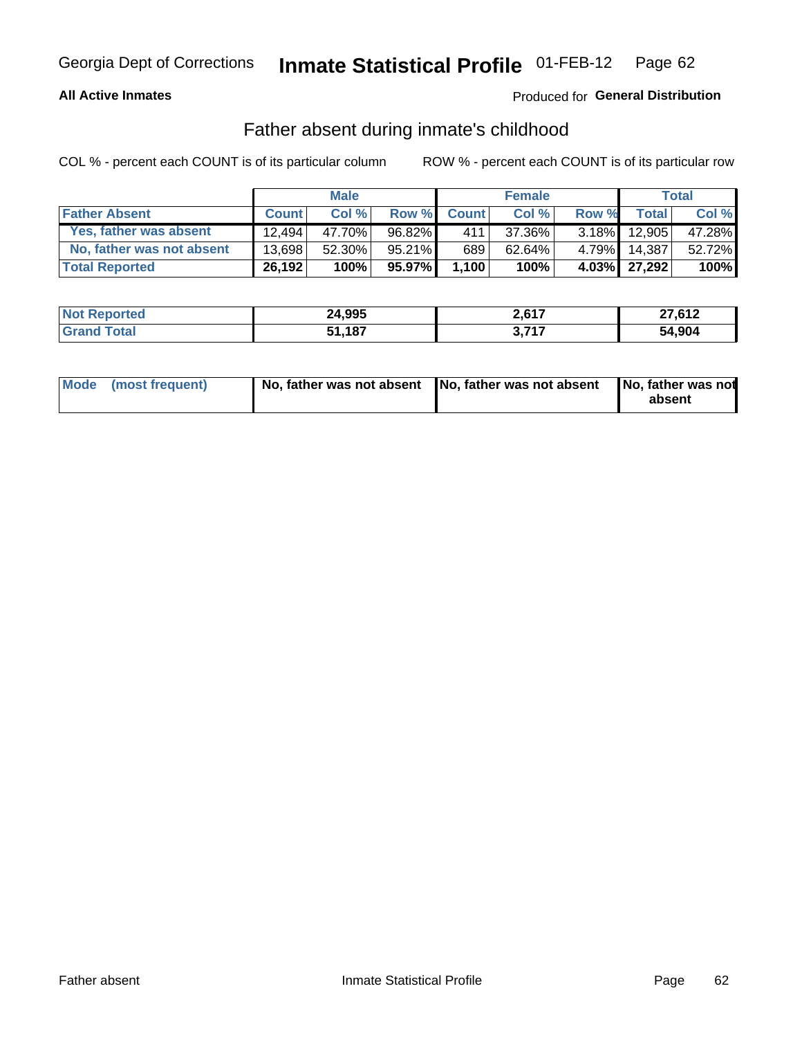Georgia Dept of Corrections **Inmate Statistical Profile** 01-FEB-12

**All Active Inmates**

Produced for **General Distribution**

## Father absent during inmate's childhood

COL % - percent each COUNT is of its particular column

ROW % - percent each COUNT is of its particular row

| | Male | | | Female | | | Total | |
|---|---|---|---|---|---|---|---|---|
| **Father Absent** | **Count** | **Col %** | **Row %** | **Count** | **Col %** | **Row %** | **Total** | **Col %** |
| Yes, father was absent | 12,494 | 47.70% | 96.82% | 411 | 37.36% | 3.18% | 12,905 | 47.28% |
| No, father was not absent | 13,698 | 52.30% | 95.21% | 689 | 62.64% | 4.79% | 14,387 | 52.72% |
| **Total Reported** | **26,192** | **100%** | **95.97%** | **1,100** | **100%** | **4.03%** | **27,292** | **100%** |

| | Male | Female | Total |
|---|---|---|---|
| **Not Reported** | **24,995** | **2,617** | **27,612** |
| **Grand Total** | **51,187** | **3,717** | **54,904** |

| | Male | Female | Total |
|---|---|---|---|
| **Mode (most frequent)** | **No, father was not absent** | **No, father was not absent** | **No, father was not absent** |

Father absent

Inmate Statistical Profile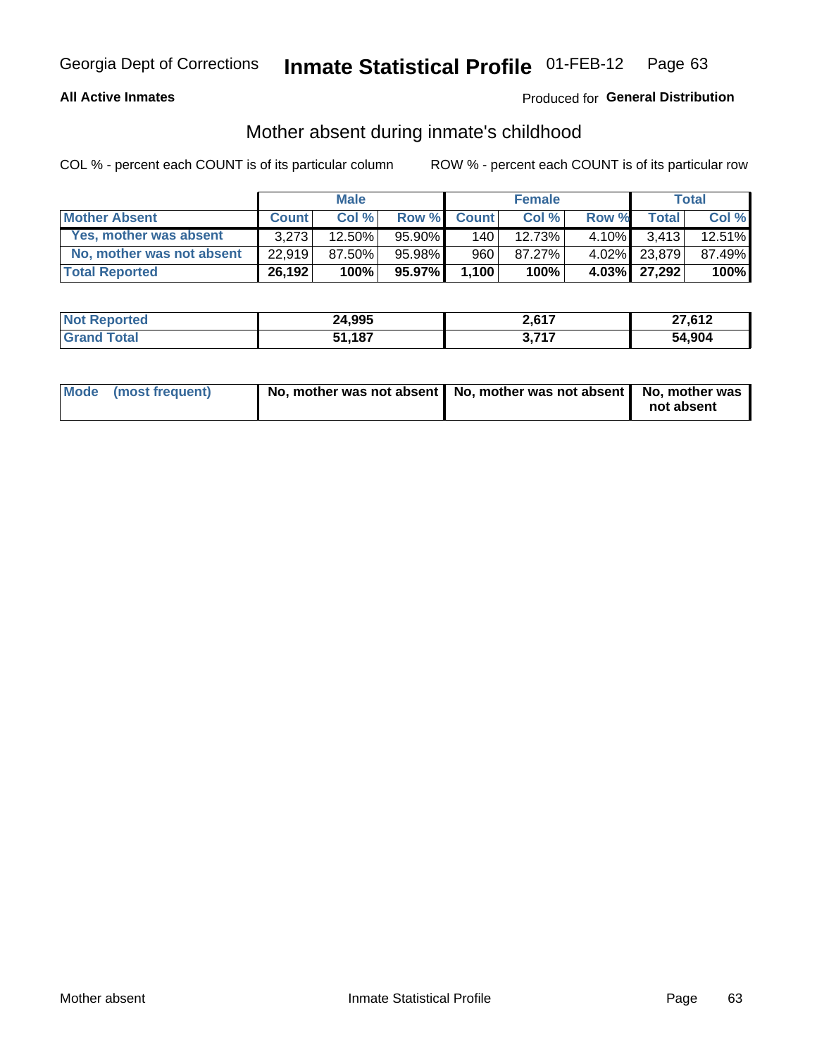**All Active Inmates**

Produced for **General Distribution**

## Mother absent during inmate's childhood

COL % - percent each COUNT is of its particular column

ROW % - percent each COUNT is of its particular row

| | Male | | | Female | | | Total | |
|---|---|---|---|---|---|---|---|---|
| **Mother Absent** | **Count** | **Col %** | **Row %** | **Count** | **Col %** | **Row %** | **Total** | **Col %** |
| Yes, mother was absent | 3,273 | 12.50% | 95.90% | 140 | 12.73% | 4.10% | 3,413 | 12.51% |
| No, mother was not absent | 22,919 | 87.50% | 95.98% | 960 | 87.27% | 4.02% | 23,879 | 87.49% |
| **Total Reported** | **26,192** | **100%** | **95.97%** | **1,100** | **100%** | **4.03%** | **27,292** | **100%** |

| | Male | Female | Total |
|---|---|---|---|
| Not Reported | 24,995 | 2,617 | 27,612 |
| Grand Total | 51,187 | 3,717 | 54,904 |

| | Male | Female | Total |
|---|---|---|---|
| Mode (most frequent) | No, mother was not absent | No, mother was not absent | No, mother was not absent |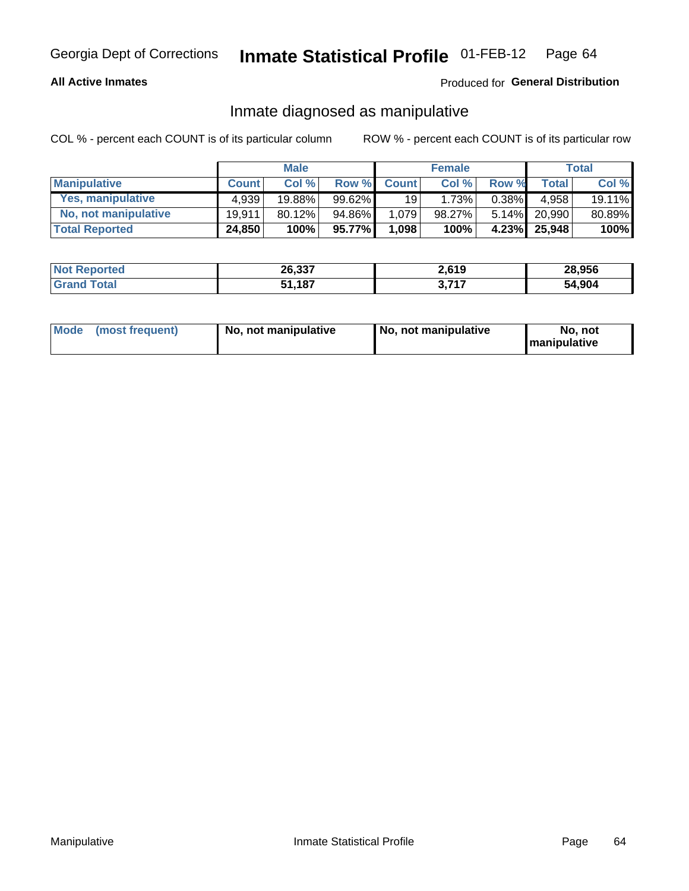Georgia Dept of Corrections **Inmate Statistical Profile** 01-FEB-12

**All Active Inmates**

Produced for **General Distribution**

## Inmate diagnosed as manipulative

COL % - percent each COUNT is of its particular column

ROW % - percent each COUNT is of its particular row

| | Male | | | Female | | | Total | |
|---|---|---|---|---|---|---|---|---|
| **Manipulative** | **Count** | **Col %** | **Row %** | **Count** | **Col %** | **Row %** | **Total** | **Col %** |
| **Yes, manipulative** | 4,939 | 19.88% | 99.62% | 19 | 1.73% | 0.38% | 4,958 | 19.11% |
| **No, not manipulative** | 19,911 | 80.12% | 94.86% | 1,079 | 98.27% | 5.14% | 20,990 | 80.89% |
| **Total Reported** | **24,850** | **100%** | **95.77%** | **1,098** | **100%** | **4.23%** | **25,948** | **100%** |

| | Male | Female | Total |
|---|---|---|---|
| **Not Reported** | **26,337** | **2,619** | **28,956** |
| **Grand Total** | **51,187** | **3,717** | **54,904** |

| | Male | Female | Total |
|---|---|---|---|
| **Mode (most frequent)** | **No, not manipulative** | **No, not manipulative** | **No, not manipulative** |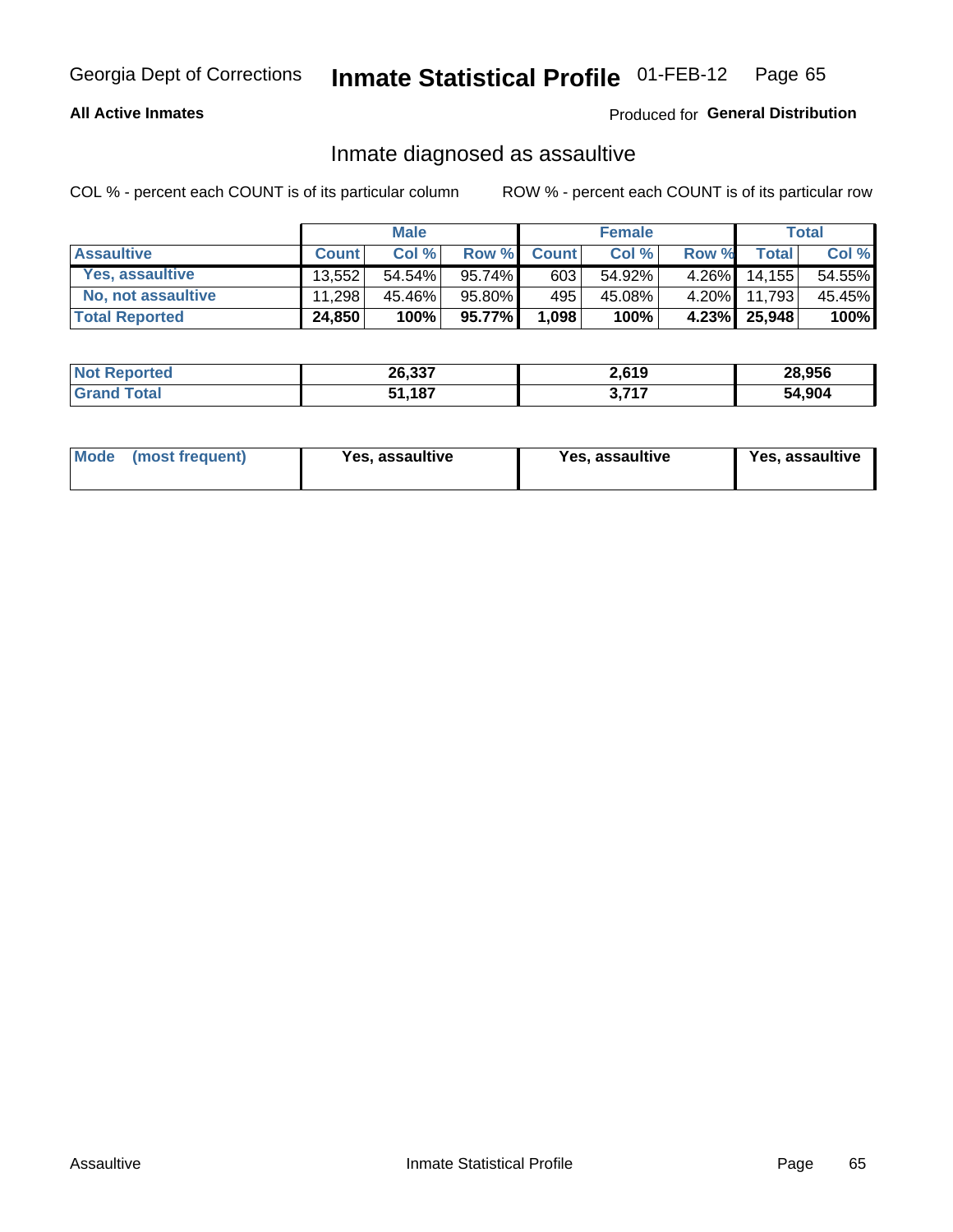Georgia Dept of Corrections **Inmate Statistical Profile** 01-FEB-12

**All Active Inmates**

Produced for **General Distribution**

## Inmate diagnosed as assaultive

COL % - percent each COUNT is of its particular column

ROW % - percent each COUNT is of its particular row

| | Male | | | Female | | | Total | |
|---|---|---|---|---|---|---|---|---|
| **Assaultive** | **Count** | **Col %** | **Row %** | **Count** | **Col %** | **Row %** | **Total** | **Col %** |
| Yes, assaultive | 13,552 | 54.54% | 95.74% | 603 | 54.92% | 4.26% | 14,155 | 54.55% |
| No, not assaultive | 11,298 | 45.46% | 95.80% | 495 | 45.08% | 4.20% | 11,793 | 45.45% |
| **Total Reported** | **24,850** | **100%** | **95.77%** | **1,098** | **100%** | **4.23%** | **25,948** | **100%** |

| | Male | Female | Total |
|---|---|---|---|
| **Not Reported** | **26,337** | **2,619** | **28,956** |
| **Grand Total** | **51,187** | **3,717** | **54,904** |

| | Male | Female | Total |
|---|---|---|---|
| **Mode (most frequent)** | **Yes, assaultive** | **Yes, assaultive** | **Yes, assaultive** |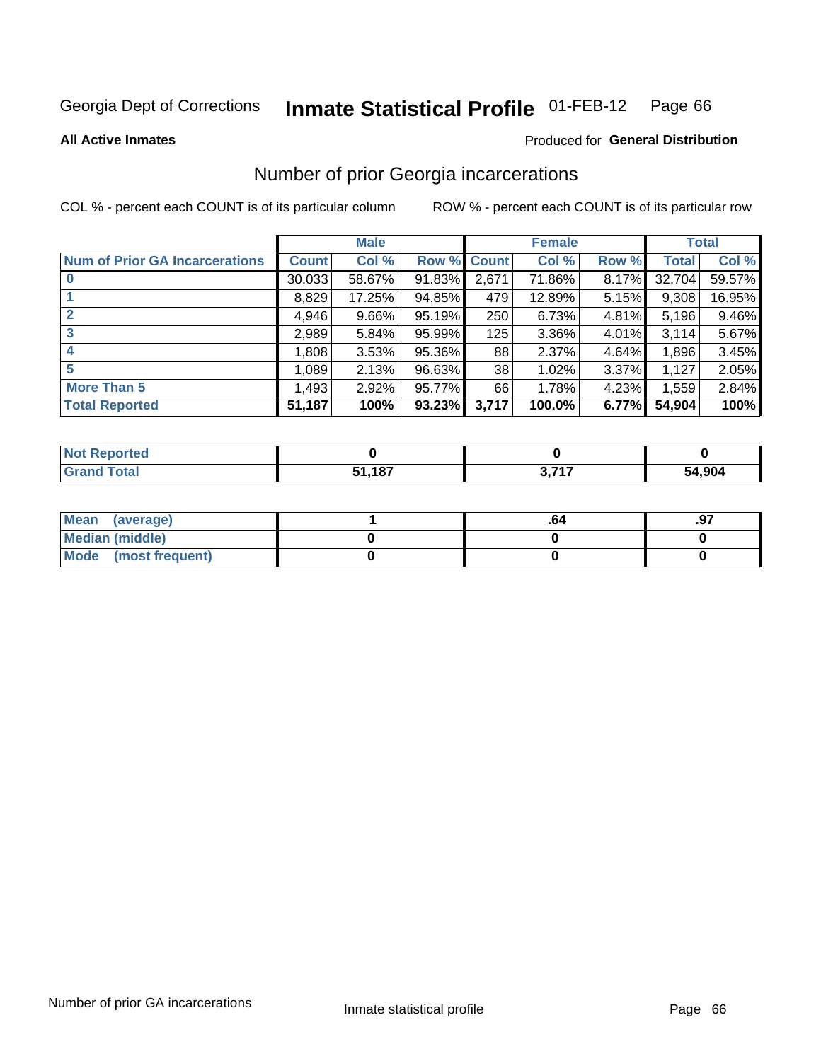Georgia Dept of Corrections **Inmate Statistical Profile** 01-FEB-12

**All Active Inmates**

Produced for **General Distribution**

## Number of prior Georgia incarcerations

COL % - percent each COUNT is of its particular column

ROW % - percent each COUNT is of its particular row

| | Male | | | Female | | | Total | |
|---|---|---|---|---|---|---|---|---|
| Num of Prior GA Incarcerations | Count | Col % | Row % | Count | Col % | Row % | Total | Col % |
| 0 | 30,033 | 58.67% | 91.83% | 2,671 | 71.86% | 8.17% | 32,704 | 59.57% |
| 1 | 8,829 | 17.25% | 94.85% | 479 | 12.89% | 5.15% | 9,308 | 16.95% |
| 2 | 4,946 | 9.66% | 95.19% | 250 | 6.73% | 4.81% | 5,196 | 9.46% |
| 3 | 2,989 | 5.84% | 95.99% | 125 | 3.36% | 4.01% | 3,114 | 5.67% |
| 4 | 1,808 | 3.53% | 95.36% | 88 | 2.37% | 4.64% | 1,896 | 3.45% |
| 5 | 1,089 | 2.13% | 96.63% | 38 | 1.02% | 3.37% | 1,127 | 2.05% |
| More Than 5 | 1,493 | 2.92% | 95.77% | 66 | 1.78% | 4.23% | 1,559 | 2.84% |
| **Total Reported** | **51,187** | **100%** | **93.23%** | **3,717** | **100.0%** | **6.77%** | **54,904** | **100%** |

| | Male | Female | Total |
|---|---|---|---|
| Not Reported | 0 | 0 | 0 |
| Grand Total | 51,187 | 3,717 | 54,904 |

| | Male | Female | Total |
|---|---|---|---|
| Mean (average) | 1 | .64 | .97 |
| Median (middle) | 0 | 0 | 0 |
| Mode (most frequent) | 0 | 0 | 0 |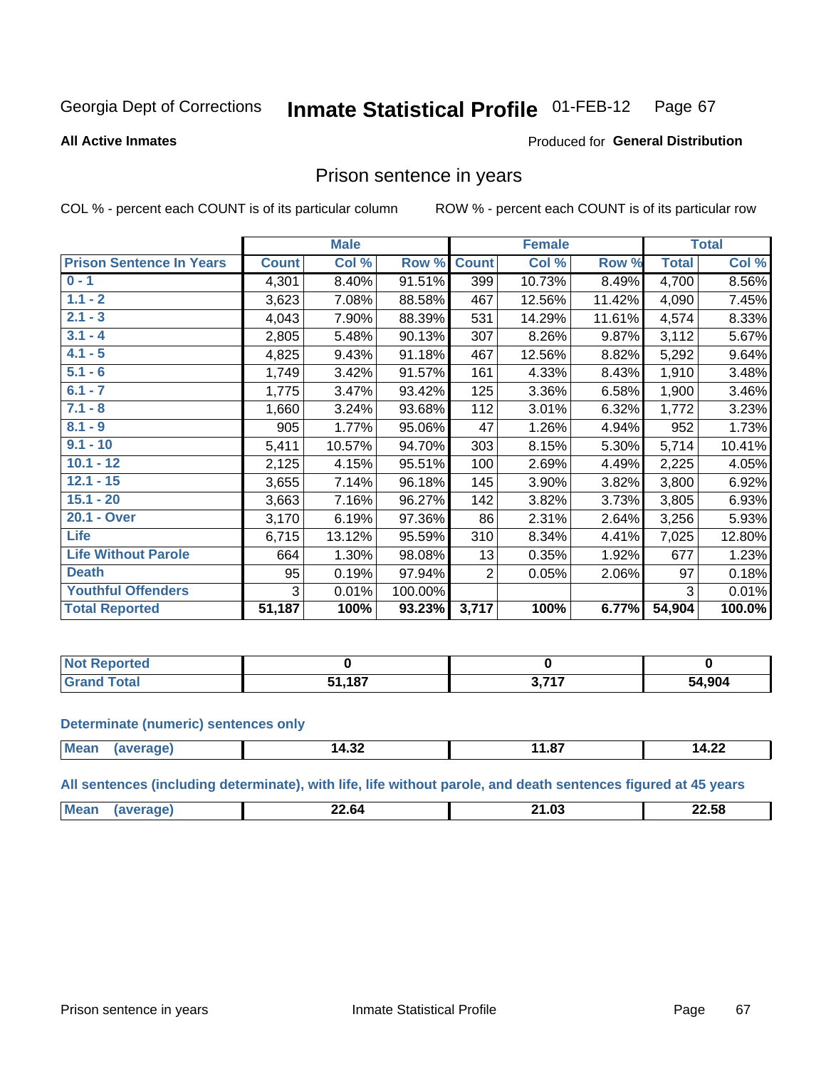Georgia Dept of Corrections **Inmate Statistical Profile** 01-FEB-12 Page 67

**All Active Inmates**

Produced for **General Distribution**

## Prison sentence in years

COL % - percent each COUNT is of its particular column ROW % - percent each COUNT is of its particular row

| Prison Sentence In Years | Male | | | Female | | | Total | |
|---|---|---|---|---|---|---|---|---|
| | Count | Col % | Row % | Count | Col % | Row % | Total | Col % |
| 0 - 1 | 4,301 | 8.40% | 91.51% | 399 | 10.73% | 8.49% | 4,700 | 8.56% |
| 1.1 - 2 | 3,623 | 7.08% | 88.58% | 467 | 12.56% | 11.42% | 4,090 | 7.45% |
| 2.1 - 3 | 4,043 | 7.90% | 88.39% | 531 | 14.29% | 11.61% | 4,574 | 8.33% |
| 3.1 - 4 | 2,805 | 5.48% | 90.13% | 307 | 8.26% | 9.87% | 3,112 | 5.67% |
| 4.1 - 5 | 4,825 | 9.43% | 91.18% | 467 | 12.56% | 8.82% | 5,292 | 9.64% |
| 5.1 - 6 | 1,749 | 3.42% | 91.57% | 161 | 4.33% | 8.43% | 1,910 | 3.48% |
| 6.1 - 7 | 1,775 | 3.47% | 93.42% | 125 | 3.36% | 6.58% | 1,900 | 3.46% |
| 7.1 - 8 | 1,660 | 3.24% | 93.68% | 112 | 3.01% | 6.32% | 1,772 | 3.23% |
| 8.1 - 9 | 905 | 1.77% | 95.06% | 47 | 1.26% | 4.94% | 952 | 1.73% |
| 9.1 - 10 | 5,411 | 10.57% | 94.70% | 303 | 8.15% | 5.30% | 5,714 | 10.41% |
| 10.1 - 12 | 2,125 | 4.15% | 95.51% | 100 | 2.69% | 4.49% | 2,225 | 4.05% |
| 12.1 - 15 | 3,655 | 7.14% | 96.18% | 145 | 3.90% | 3.82% | 3,800 | 6.92% |
| 15.1 - 20 | 3,663 | 7.16% | 96.27% | 142 | 3.82% | 3.73% | 3,805 | 6.93% |
| 20.1 - Over | 3,170 | 6.19% | 97.36% | 86 | 2.31% | 2.64% | 3,256 | 5.93% |
| Life | 6,715 | 13.12% | 95.59% | 310 | 8.34% | 4.41% | 7,025 | 12.80% |
| Life Without Parole | 664 | 1.30% | 98.08% | 13 | 0.35% | 1.92% | 677 | 1.23% |
| Death | 95 | 0.19% | 97.94% | 2 | 0.05% | 2.06% | 97 | 0.18% |
| Youthful Offenders | 3 | 0.01% | 100.00% | | | | 3 | 0.01% |
| **Total Reported** | **51,187** | **100%** | **93.23%** | **3,717** | **100%** | **6.77%** | **54,904** | **100.0%** |

| | Male | Female | Total |
|---|---|---|---|
| Not Reported | **0** | **0** | **0** |
| Grand Total | **51,187** | **3,717** | **54,904** |

**Determinate (numeric) sentences only**

| | Male | Female | Total |
|---|---|---|---|
| Mean (average) | **14.32** | **11.87** | **14.22** |

**All sentences (including determinate), with life, life without parole, and death sentences figured at 45 years**

| | Male | Female | Total |
|---|---|---|---|
| Mean (average) | **22.64** | **21.03** | **22.58** |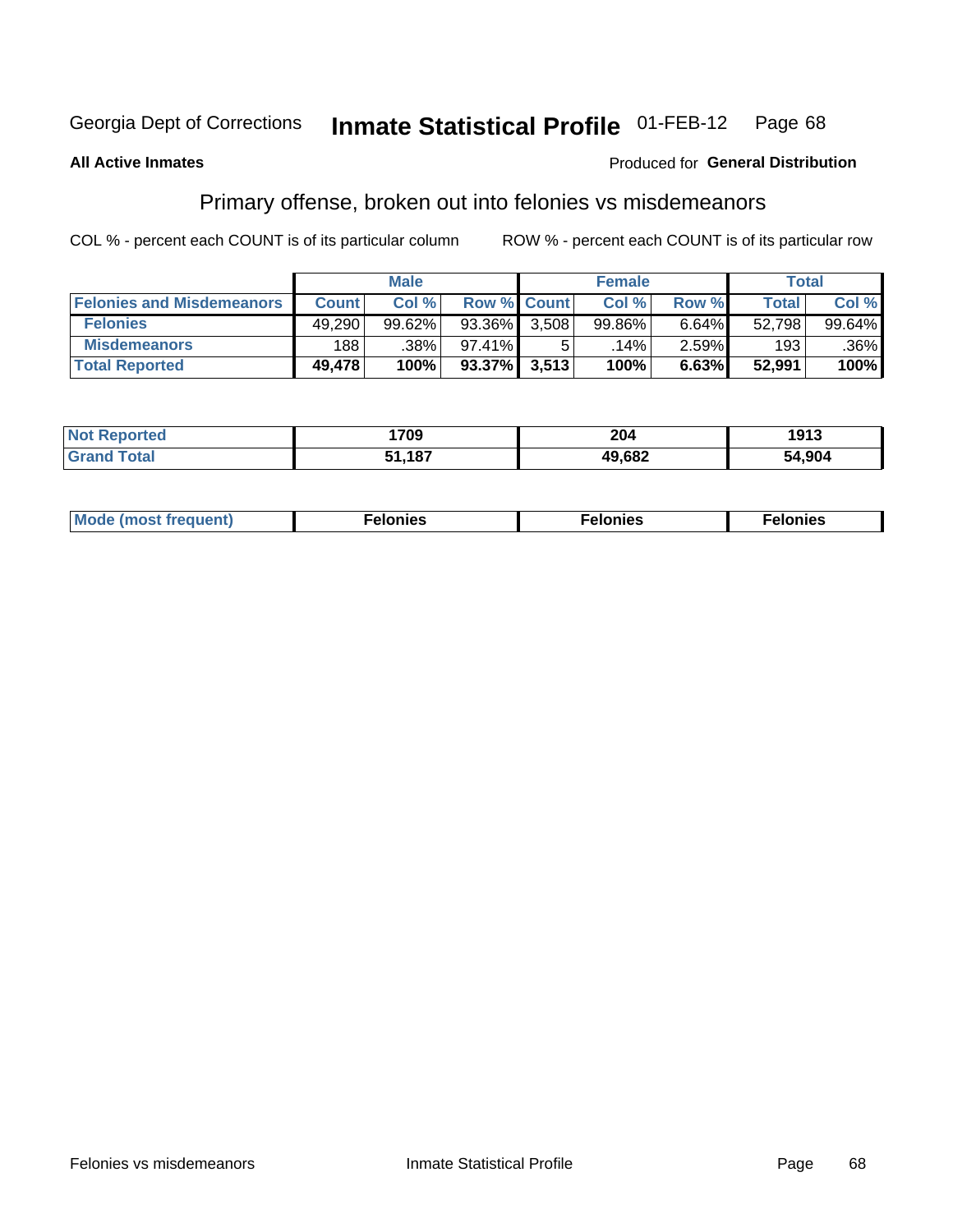Georgia Dept of Corrections **Inmate Statistical Profile** 01-FEB-12

**All Active Inmates**

Produced for **General Distribution**

## Primary offense, broken out into felonies vs misdemeanors

COL % - percent each COUNT is of its particular column ROW % - percent each COUNT is of its particular row

| | Male | | | Female | | | Total | |
|---|---|---|---|---|---|---|---|---|
| **Felonies and Misdemeanors** | **Count** | **Col %** | **Row %** | **Count** | **Col %** | **Row %** | **Total** | **Col %** |
| **Felonies** | 49,290 | 99.62% | 93.36% | 3,508 | 99.86% | 6.64% | 52,798 | 99.64% |
| **Misdemeanors** | 188 | .38% | 97.41% | 5 | .14% | 2.59% | 193 | .36% |
| **Total Reported** | **49,478** | **100%** | **93.37%** | **3,513** | **100%** | **6.63%** | **52,991** | **100%** |

| | Male | Female | Total |
|---|---|---|---|
| **Not Reported** | **1709** | **204** | **1913** |
| **Grand Total** | **51,187** | **49,682** | **54,904** |

| | Male | Female | Total |
|---|---|---|---|
| **Mode (most frequent)** | **Felonies** | **Felonies** | **Felonies** |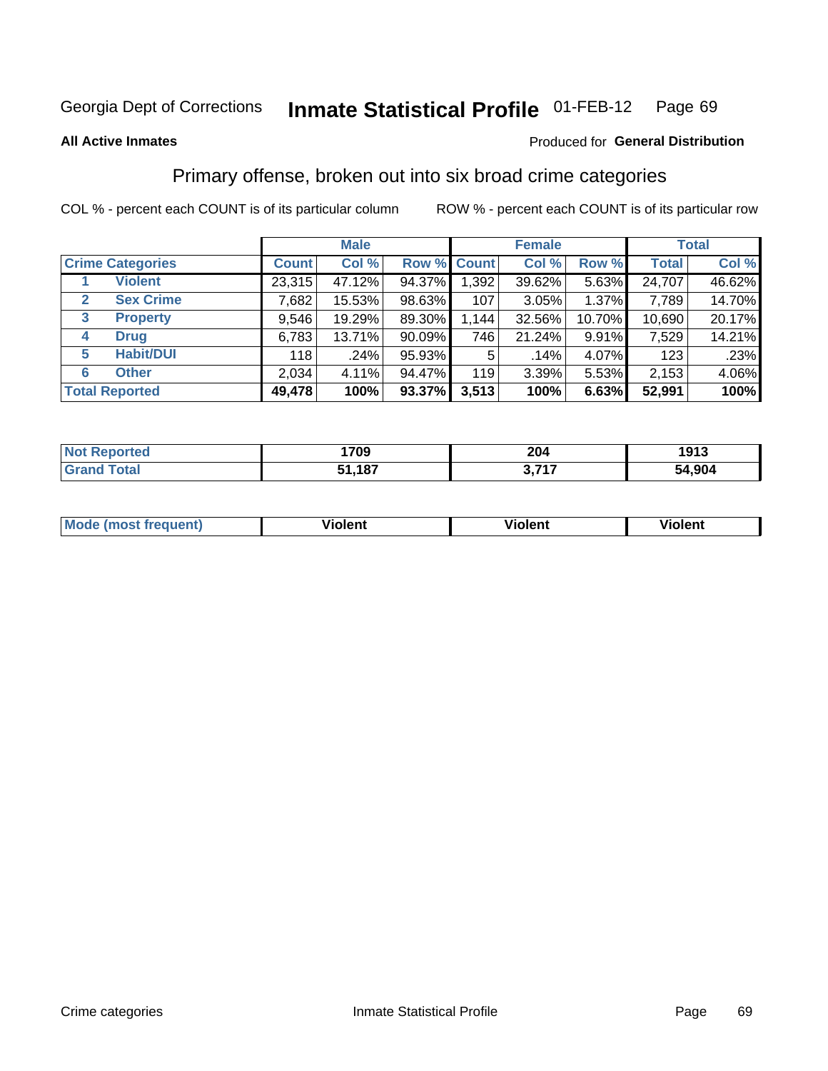Georgia Dept of Corrections **Inmate Statistical Profile** 01-FEB-12 Page 69

**All Active Inmates**

Produced for **General Distribution**

## Primary offense, broken out into six broad crime categories

COL % - percent each COUNT is of its particular column

ROW % - percent each COUNT is of its particular row

| | | Male | | | Female | | | Total | |
|---|---|---|---|---|---|---|---|---|---|
| **Crime Categories** | | **Count** | **Col %** | **Row %** | **Count** | **Col %** | **Row %** | **Total** | **Col %** |
| 1 | Violent | 23,315 | 47.12% | 94.37% | 1,392 | 39.62% | 5.63% | 24,707 | 46.62% |
| 2 | Sex Crime | 7,682 | 15.53% | 98.63% | 107 | 3.05% | 1.37% | 7,789 | 14.70% |
| 3 | Property | 9,546 | 19.29% | 89.30% | 1,144 | 32.56% | 10.70% | 10,690 | 20.17% |
| 4 | Drug | 6,783 | 13.71% | 90.09% | 746 | 21.24% | 9.91% | 7,529 | 14.21% |
| 5 | Habit/DUI | 118 | .24% | 95.93% | 5 | .14% | 4.07% | 123 | .23% |
| 6 | Other | 2,034 | 4.11% | 94.47% | 119 | 3.39% | 5.53% | 2,153 | 4.06% |
| **Total Reported** | | **49,478** | **100%** | **93.37%** | **3,513** | **100%** | **6.63%** | **52,991** | **100%** |

| | Male | Female | Total |
|---|---|---|---|
| **Not Reported** | **1709** | **204** | **1913** |
| **Grand Total** | **51,187** | **3,717** | **54,904** |

| | Male | Female | Total |
|---|---|---|---|
| **Mode (most frequent)** | **Violent** | **Violent** | **Violent** |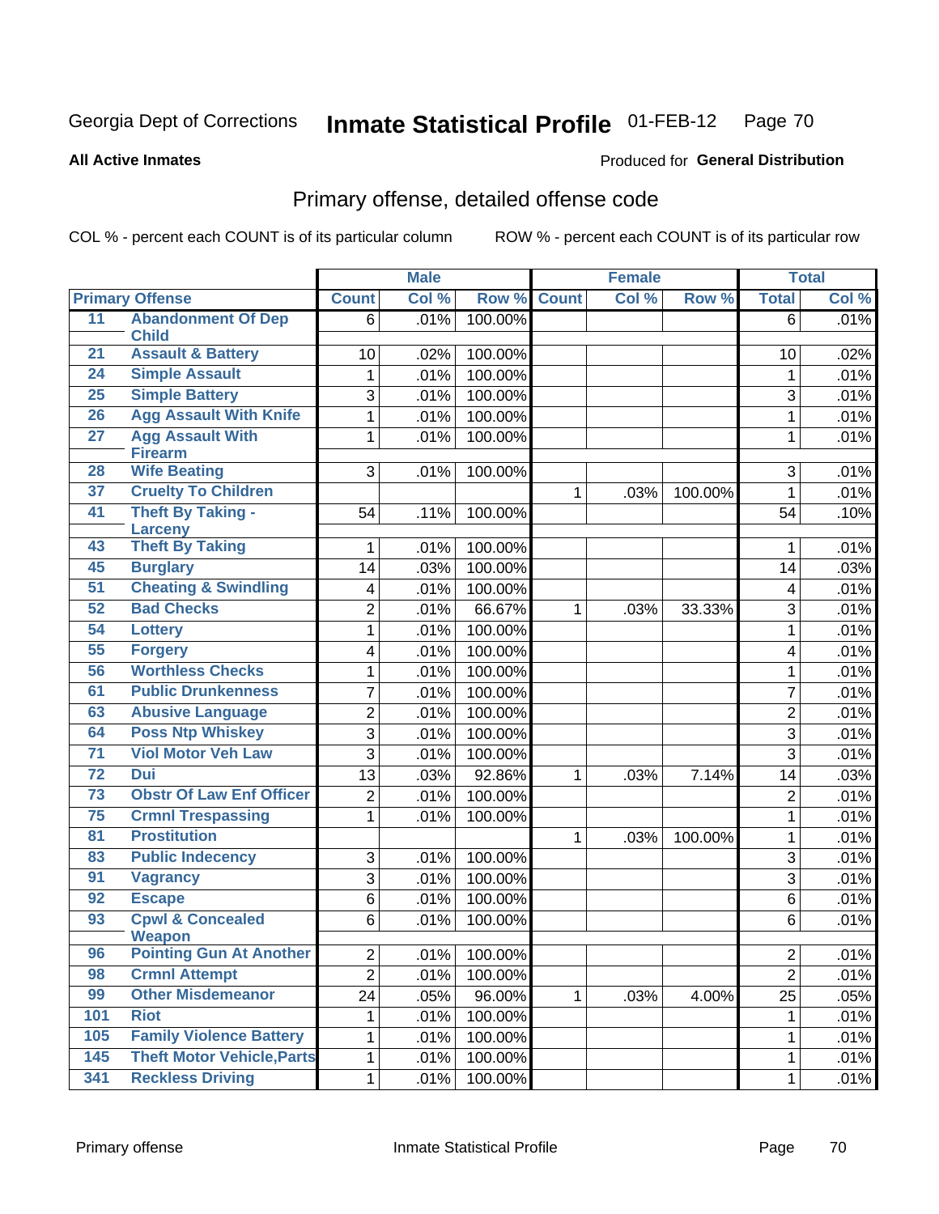Georgia Dept of Corrections **Inmate Statistical Profile** 01-FEB-12

**All Active Inmates**

Produced for **General Distribution**

## Primary offense, detailed offense code

COL % - percent each COUNT is of its particular column

ROW % - percent each COUNT is of its particular row

| Primary Offense | | Male | | | Female | | | Total | |
|---|---|---|---|---|---|---|---|---|---|
| | | Count | Col % | Row % | Count | Col % | Row % | Total | Col % |
| 11 | Abandonment Of Dep Child | 6 | .01% | 100.00% | | | | 6 | .01% |
| 21 | Assault & Battery | 10 | .02% | 100.00% | | | | 10 | .02% |
| 24 | Simple Assault | 1 | .01% | 100.00% | | | | 1 | .01% |
| 25 | Simple Battery | 3 | .01% | 100.00% | | | | 3 | .01% |
| 26 | Agg Assault With Knife | 1 | .01% | 100.00% | | | | 1 | .01% |
| 27 | Agg Assault With Firearm | 1 | .01% | 100.00% | | | | 1 | .01% |
| 28 | Wife Beating | 3 | .01% | 100.00% | | | | 3 | .01% |
| 37 | Cruelty To Children | | | | 1 | .03% | 100.00% | 1 | .01% |
| 41 | Theft By Taking - Larceny | 54 | .11% | 100.00% | | | | 54 | .10% |
| 43 | Theft By Taking | 1 | .01% | 100.00% | | | | 1 | .01% |
| 45 | Burglary | 14 | .03% | 100.00% | | | | 14 | .03% |
| 51 | Cheating & Swindling | 4 | .01% | 100.00% | | | | 4 | .01% |
| 52 | Bad Checks | 2 | .01% | 66.67% | 1 | .03% | 33.33% | 3 | .01% |
| 54 | Lottery | 1 | .01% | 100.00% | | | | 1 | .01% |
| 55 | Forgery | 4 | .01% | 100.00% | | | | 4 | .01% |
| 56 | Worthless Checks | 1 | .01% | 100.00% | | | | 1 | .01% |
| 61 | Public Drunkenness | 7 | .01% | 100.00% | | | | 7 | .01% |
| 63 | Abusive Language | 2 | .01% | 100.00% | | | | 2 | .01% |
| 64 | Poss Ntp Whiskey | 3 | .01% | 100.00% | | | | 3 | .01% |
| 71 | Viol Motor Veh Law | 3 | .01% | 100.00% | | | | 3 | .01% |
| 72 | Dui | 13 | .03% | 92.86% | 1 | .03% | 7.14% | 14 | .03% |
| 73 | Obstr Of Law Enf Officer | 2 | .01% | 100.00% | | | | 2 | .01% |
| 75 | Crmnl Trespassing | 1 | .01% | 100.00% | | | | 1 | .01% |
| 81 | Prostitution | | | | 1 | .03% | 100.00% | 1 | .01% |
| 83 | Public Indecency | 3 | .01% | 100.00% | | | | 3 | .01% |
| 91 | Vagrancy | 3 | .01% | 100.00% | | | | 3 | .01% |
| 92 | Escape | 6 | .01% | 100.00% | | | | 6 | .01% |
| 93 | Cpwl & Concealed Weapon | 6 | .01% | 100.00% | | | | 6 | .01% |
| 96 | Pointing Gun At Another | 2 | .01% | 100.00% | | | | 2 | .01% |
| 98 | Crmnl Attempt | 2 | .01% | 100.00% | | | | 2 | .01% |
| 99 | Other Misdemeanor | 24 | .05% | 96.00% | 1 | .03% | 4.00% | 25 | .05% |
| 101 | Riot | 1 | .01% | 100.00% | | | | 1 | .01% |
| 105 | Family Violence Battery | 1 | .01% | 100.00% | | | | 1 | .01% |
| 145 | Theft Motor Vehicle,Parts | 1 | .01% | 100.00% | | | | 1 | .01% |
| 341 | Reckless Driving | 1 | .01% | 100.00% | | | | 1 | .01% |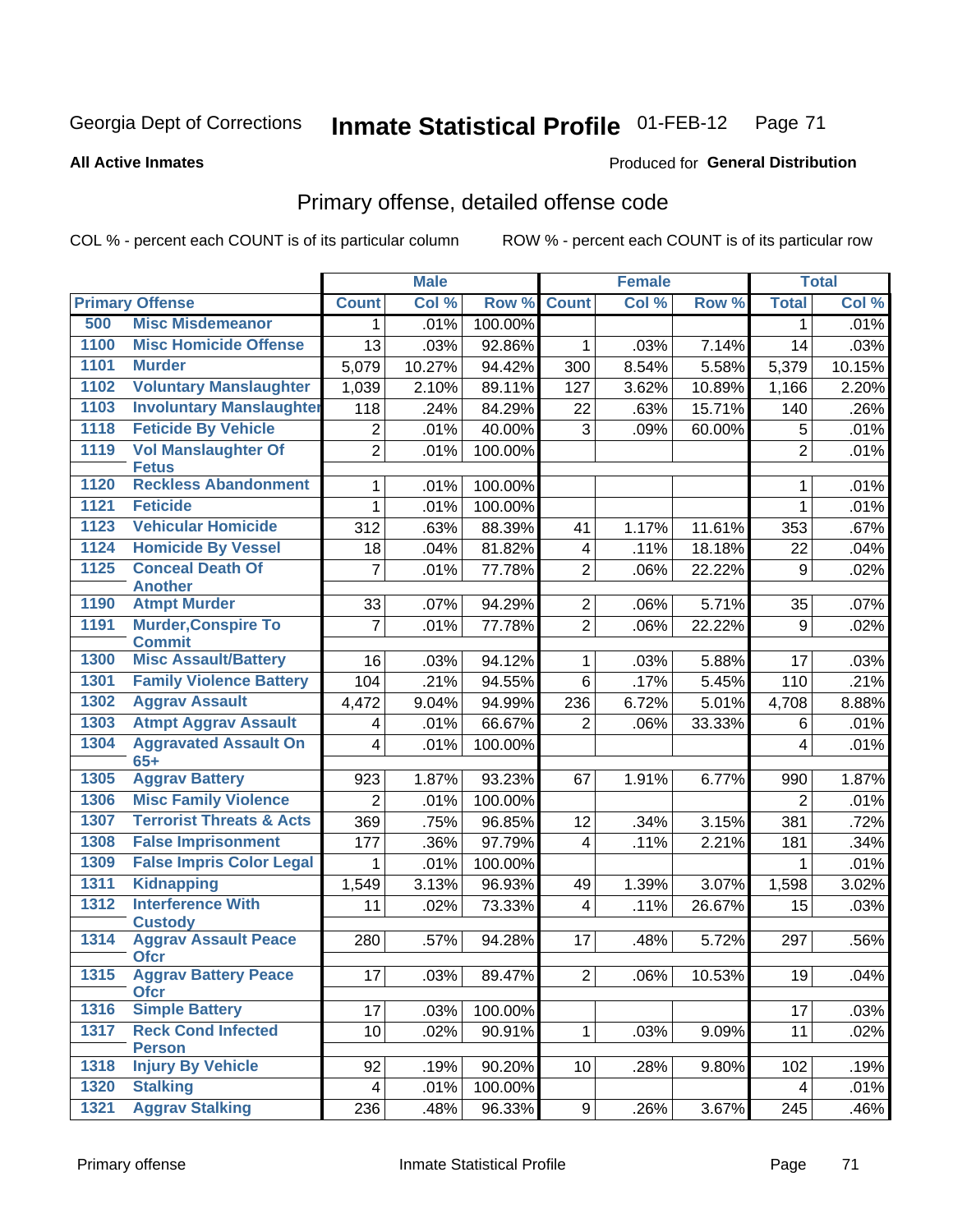Georgia Dept of Corrections **Inmate Statistical Profile** 01-FEB-12

**All Active Inmates**

Produced for **General Distribution**

## Primary offense, detailed offense code

COL % - percent each COUNT is of its particular column ROW % - percent each COUNT is of its particular row

| Primary Offense | | Male | | | Female | | | Total | |
|---|---|---|---|---|---|---|---|---|---|
| | | Count | Col % | Row % | Count | Col % | Row % | Total | Col % |
| 500 | Misc Misdemeanor | 1 | .01% | 100.00% | | | | 1 | .01% |
| 1100 | Misc Homicide Offense | 13 | .03% | 92.86% | 1 | .03% | 7.14% | 14 | .03% |
| 1101 | Murder | 5,079 | 10.27% | 94.42% | 300 | 8.54% | 5.58% | 5,379 | 10.15% |
| 1102 | Voluntary Manslaughter | 1,039 | 2.10% | 89.11% | 127 | 3.62% | 10.89% | 1,166 | 2.20% |
| 1103 | Involuntary Manslaughter | 118 | .24% | 84.29% | 22 | .63% | 15.71% | 140 | .26% |
| 1118 | Feticide By Vehicle | 2 | .01% | 40.00% | 3 | .09% | 60.00% | 5 | .01% |
| 1119 | Vol Manslaughter Of Fetus | 2 | .01% | 100.00% | | | | 2 | .01% |
| 1120 | Reckless Abandonment | 1 | .01% | 100.00% | | | | 1 | .01% |
| 1121 | Feticide | 1 | .01% | 100.00% | | | | 1 | .01% |
| 1123 | Vehicular Homicide | 312 | .63% | 88.39% | 41 | 1.17% | 11.61% | 353 | .67% |
| 1124 | Homicide By Vessel | 18 | .04% | 81.82% | 4 | .11% | 18.18% | 22 | .04% |
| 1125 | Conceal Death Of Another | 7 | .01% | 77.78% | 2 | .06% | 22.22% | 9 | .02% |
| 1190 | Atmpt Murder | 33 | .07% | 94.29% | 2 | .06% | 5.71% | 35 | .07% |
| 1191 | Murder,Conspire To Commit | 7 | .01% | 77.78% | 2 | .06% | 22.22% | 9 | .02% |
| 1300 | Misc Assault/Battery | 16 | .03% | 94.12% | 1 | .03% | 5.88% | 17 | .03% |
| 1301 | Family Violence Battery | 104 | .21% | 94.55% | 6 | .17% | 5.45% | 110 | .21% |
| 1302 | Aggrav Assault | 4,472 | 9.04% | 94.99% | 236 | 6.72% | 5.01% | 4,708 | 8.88% |
| 1303 | Atmpt Aggrav Assault | 4 | .01% | 66.67% | 2 | .06% | 33.33% | 6 | .01% |
| 1304 | Aggravated Assault On 65+ | 4 | .01% | 100.00% | | | | 4 | .01% |
| 1305 | Aggrav Battery | 923 | 1.87% | 93.23% | 67 | 1.91% | 6.77% | 990 | 1.87% |
| 1306 | Misc Family Violence | 2 | .01% | 100.00% | | | | 2 | .01% |
| 1307 | Terrorist Threats & Acts | 369 | .75% | 96.85% | 12 | .34% | 3.15% | 381 | .72% |
| 1308 | False Imprisonment | 177 | .36% | 97.79% | 4 | .11% | 2.21% | 181 | .34% |
| 1309 | False Impris Color Legal | 1 | .01% | 100.00% | | | | 1 | .01% |
| 1311 | Kidnapping | 1,549 | 3.13% | 96.93% | 49 | 1.39% | 3.07% | 1,598 | 3.02% |
| 1312 | Interference With Custody | 11 | .02% | 73.33% | 4 | .11% | 26.67% | 15 | .03% |
| 1314 | Aggrav Assault Peace Ofcr | 280 | .57% | 94.28% | 17 | .48% | 5.72% | 297 | .56% |
| 1315 | Aggrav Battery Peace Ofcr | 17 | .03% | 89.47% | 2 | .06% | 10.53% | 19 | .04% |
| 1316 | Simple Battery | 17 | .03% | 100.00% | | | | 17 | .03% |
| 1317 | Reck Cond Infected Person | 10 | .02% | 90.91% | 1 | .03% | 9.09% | 11 | .02% |
| 1318 | Injury By Vehicle | 92 | .19% | 90.20% | 10 | .28% | 9.80% | 102 | .19% |
| 1320 | Stalking | 4 | .01% | 100.00% | | | | 4 | .01% |
| 1321 | Aggrav Stalking | 236 | .48% | 96.33% | 9 | .26% | 3.67% | 245 | .46% |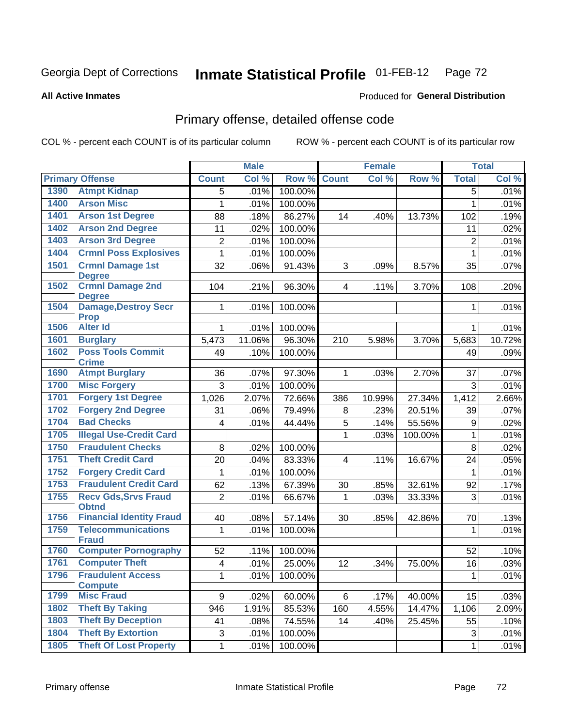Georgia Dept of Corrections **Inmate Statistical Profile** 01-FEB-12

**All Active Inmates**

Produced for **General Distribution**

## Primary offense, detailed offense code

COL % - percent each COUNT is of its particular column ROW % - percent each COUNT is of its particular row

| Primary Offense | | Male | | | Female | | | Total | |
|---|---|---|---|---|---|---|---|---|---|
| | | Count | Col % | Row % | Count | Col % | Row % | Total | Col % |
| 1390 | Atmpt Kidnap | 5 | .01% | 100.00% | | | | 5 | .01% |
| 1400 | Arson Misc | 1 | .01% | 100.00% | | | | 1 | .01% |
| 1401 | Arson 1st Degree | 88 | .18% | 86.27% | 14 | .40% | 13.73% | 102 | .19% |
| 1402 | Arson 2nd Degree | 11 | .02% | 100.00% | | | | 11 | .02% |
| 1403 | Arson 3rd Degree | 2 | .01% | 100.00% | | | | 2 | .01% |
| 1404 | Crmnl Poss Explosives | 1 | .01% | 100.00% | | | | 1 | .01% |
| 1501 | Crmnl Damage 1st Degree | 32 | .06% | 91.43% | 3 | .09% | 8.57% | 35 | .07% |
| 1502 | Crmnl Damage 2nd Degree | 104 | .21% | 96.30% | 4 | .11% | 3.70% | 108 | .20% |
| 1504 | Damage,Destroy Secr Prop | 1 | .01% | 100.00% | | | | 1 | .01% |
| 1506 | Alter Id | 1 | .01% | 100.00% | | | | 1 | .01% |
| 1601 | Burglary | 5,473 | 11.06% | 96.30% | 210 | 5.98% | 3.70% | 5,683 | 10.72% |
| 1602 | Poss Tools Commit Crime | 49 | .10% | 100.00% | | | | 49 | .09% |
| 1690 | Atmpt Burglary | 36 | .07% | 97.30% | 1 | .03% | 2.70% | 37 | .07% |
| 1700 | Misc Forgery | 3 | .01% | 100.00% | | | | 3 | .01% |
| 1701 | Forgery 1st Degree | 1,026 | 2.07% | 72.66% | 386 | 10.99% | 27.34% | 1,412 | 2.66% |
| 1702 | Forgery 2nd Degree | 31 | .06% | 79.49% | 8 | .23% | 20.51% | 39 | .07% |
| 1704 | Bad Checks | 4 | .01% | 44.44% | 5 | .14% | 55.56% | 9 | .02% |
| 1705 | Illegal Use-Credit Card | | | | 1 | .03% | 100.00% | 1 | .01% |
| 1750 | Fraudulent Checks | 8 | .02% | 100.00% | | | | 8 | .02% |
| 1751 | Theft Credit Card | 20 | .04% | 83.33% | 4 | .11% | 16.67% | 24 | .05% |
| 1752 | Forgery Credit Card | 1 | .01% | 100.00% | | | | 1 | .01% |
| 1753 | Fraudulent Credit Card | 62 | .13% | 67.39% | 30 | .85% | 32.61% | 92 | .17% |
| 1755 | Recv Gds,Srvs Fraud Obtnd | 2 | .01% | 66.67% | 1 | .03% | 33.33% | 3 | .01% |
| 1756 | Financial Identity Fraud | 40 | .08% | 57.14% | 30 | .85% | 42.86% | 70 | .13% |
| 1759 | Telecommunications Fraud | 1 | .01% | 100.00% | | | | 1 | .01% |
| 1760 | Computer Pornography | 52 | .11% | 100.00% | | | | 52 | .10% |
| 1761 | Computer Theft | 4 | .01% | 25.00% | 12 | .34% | 75.00% | 16 | .03% |
| 1796 | Fraudulent Access Compute | 1 | .01% | 100.00% | | | | 1 | .01% |
| 1799 | Misc Fraud | 9 | .02% | 60.00% | 6 | .17% | 40.00% | 15 | .03% |
| 1802 | Theft By Taking | 946 | 1.91% | 85.53% | 160 | 4.55% | 14.47% | 1,106 | 2.09% |
| 1803 | Theft By Deception | 41 | .08% | 74.55% | 14 | .40% | 25.45% | 55 | .10% |
| 1804 | Theft By Extortion | 3 | .01% | 100.00% | | | | 3 | .01% |
| 1805 | Theft Of Lost Property | 1 | .01% | 100.00% | | | | 1 | .01% |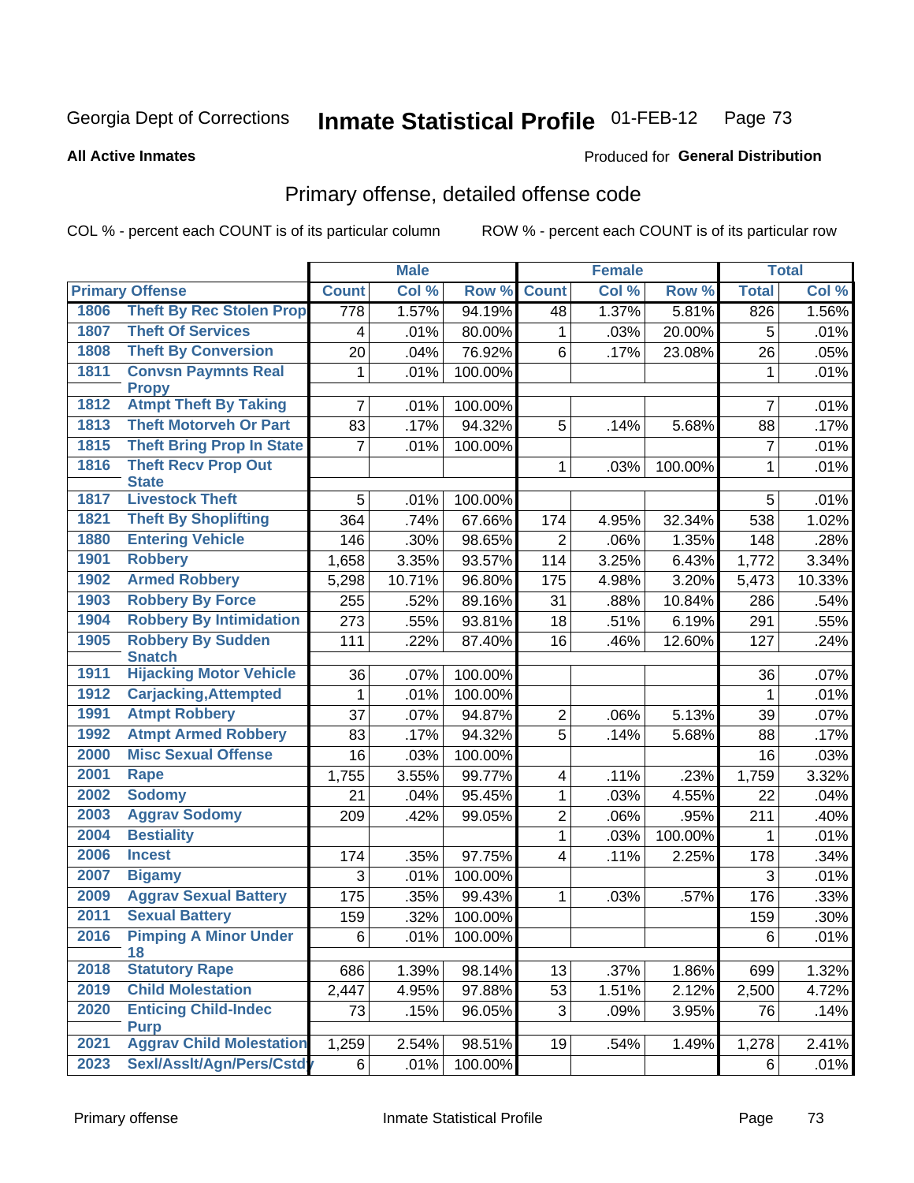Georgia Dept of Corrections **Inmate Statistical Profile** 01-FEB-12

**All Active Inmates**

Produced for **General Distribution**

## Primary offense, detailed offense code

COL % - percent each COUNT is of its particular column    ROW % - percent each COUNT is of its particular row

| Primary Offense | | Male | | | Female | | | Total | |
|---|---|---|---|---|---|---|---|---|---|
| | | Count | Col % | Row % | Count | Col % | Row % | Total | Col % |
| 1806 | Theft By Rec Stolen Prop | 778 | 1.57% | 94.19% | 48 | 1.37% | 5.81% | 826 | 1.56% |
| 1807 | Theft Of Services | 4 | .01% | 80.00% | 1 | .03% | 20.00% | 5 | .01% |
| 1808 | Theft By Conversion | 20 | .04% | 76.92% | 6 | .17% | 23.08% | 26 | .05% |
| 1811 | Convsn Paymnts Real Propy | 1 | .01% | 100.00% | | | | 1 | .01% |
| 1812 | Atmpt Theft By Taking | 7 | .01% | 100.00% | | | | 7 | .01% |
| 1813 | Theft Motorveh Or Part | 83 | .17% | 94.32% | 5 | .14% | 5.68% | 88 | .17% |
| 1815 | Theft Bring Prop In State | 7 | .01% | 100.00% | | | | 7 | .01% |
| 1816 | Theft Recv Prop Out State | | | | 1 | .03% | 100.00% | 1 | .01% |
| 1817 | Livestock Theft | 5 | .01% | 100.00% | | | | 5 | .01% |
| 1821 | Theft By Shoplifting | 364 | .74% | 67.66% | 174 | 4.95% | 32.34% | 538 | 1.02% |
| 1880 | Entering Vehicle | 146 | .30% | 98.65% | 2 | .06% | 1.35% | 148 | .28% |
| 1901 | Robbery | 1,658 | 3.35% | 93.57% | 114 | 3.25% | 6.43% | 1,772 | 3.34% |
| 1902 | Armed Robbery | 5,298 | 10.71% | 96.80% | 175 | 4.98% | 3.20% | 5,473 | 10.33% |
| 1903 | Robbery By Force | 255 | .52% | 89.16% | 31 | .88% | 10.84% | 286 | .54% |
| 1904 | Robbery By Intimidation | 273 | .55% | 93.81% | 18 | .51% | 6.19% | 291 | .55% |
| 1905 | Robbery By Sudden Snatch | 111 | .22% | 87.40% | 16 | .46% | 12.60% | 127 | .24% |
| 1911 | Hijacking Motor Vehicle | 36 | .07% | 100.00% | | | | 36 | .07% |
| 1912 | Carjacking,Attempted | 1 | .01% | 100.00% | | | | 1 | .01% |
| 1991 | Atmpt Robbery | 37 | .07% | 94.87% | 2 | .06% | 5.13% | 39 | .07% |
| 1992 | Atmpt Armed Robbery | 83 | .17% | 94.32% | 5 | .14% | 5.68% | 88 | .17% |
| 2000 | Misc Sexual Offense | 16 | .03% | 100.00% | | | | 16 | .03% |
| 2001 | Rape | 1,755 | 3.55% | 99.77% | 4 | .11% | .23% | 1,759 | 3.32% |
| 2002 | Sodomy | 21 | .04% | 95.45% | 1 | .03% | 4.55% | 22 | .04% |
| 2003 | Aggrav Sodomy | 209 | .42% | 99.05% | 2 | .06% | .95% | 211 | .40% |
| 2004 | Bestiality | | | | 1 | .03% | 100.00% | 1 | .01% |
| 2006 | Incest | 174 | .35% | 97.75% | 4 | .11% | 2.25% | 178 | .34% |
| 2007 | Bigamy | 3 | .01% | 100.00% | | | | 3 | .01% |
| 2009 | Aggrav Sexual Battery | 175 | .35% | 99.43% | 1 | .03% | .57% | 176 | .33% |
| 2011 | Sexual Battery | 159 | .32% | 100.00% | | | | 159 | .30% |
| 2016 | Pimping A Minor Under 18 | 6 | .01% | 100.00% | | | | 6 | .01% |
| 2018 | Statutory Rape | 686 | 1.39% | 98.14% | 13 | .37% | 1.86% | 699 | 1.32% |
| 2019 | Child Molestation | 2,447 | 4.95% | 97.88% | 53 | 1.51% | 2.12% | 2,500 | 4.72% |
| 2020 | Enticing Child-Indec Purp | 73 | .15% | 96.05% | 3 | .09% | 3.95% | 76 | .14% |
| 2021 | Aggrav Child Molestation | 1,259 | 2.54% | 98.51% | 19 | .54% | 1.49% | 1,278 | 2.41% |
| 2023 | Sexl/Asslt/Agn/Pers/Cstdy | 6 | .01% | 100.00% | | | | 6 | .01% |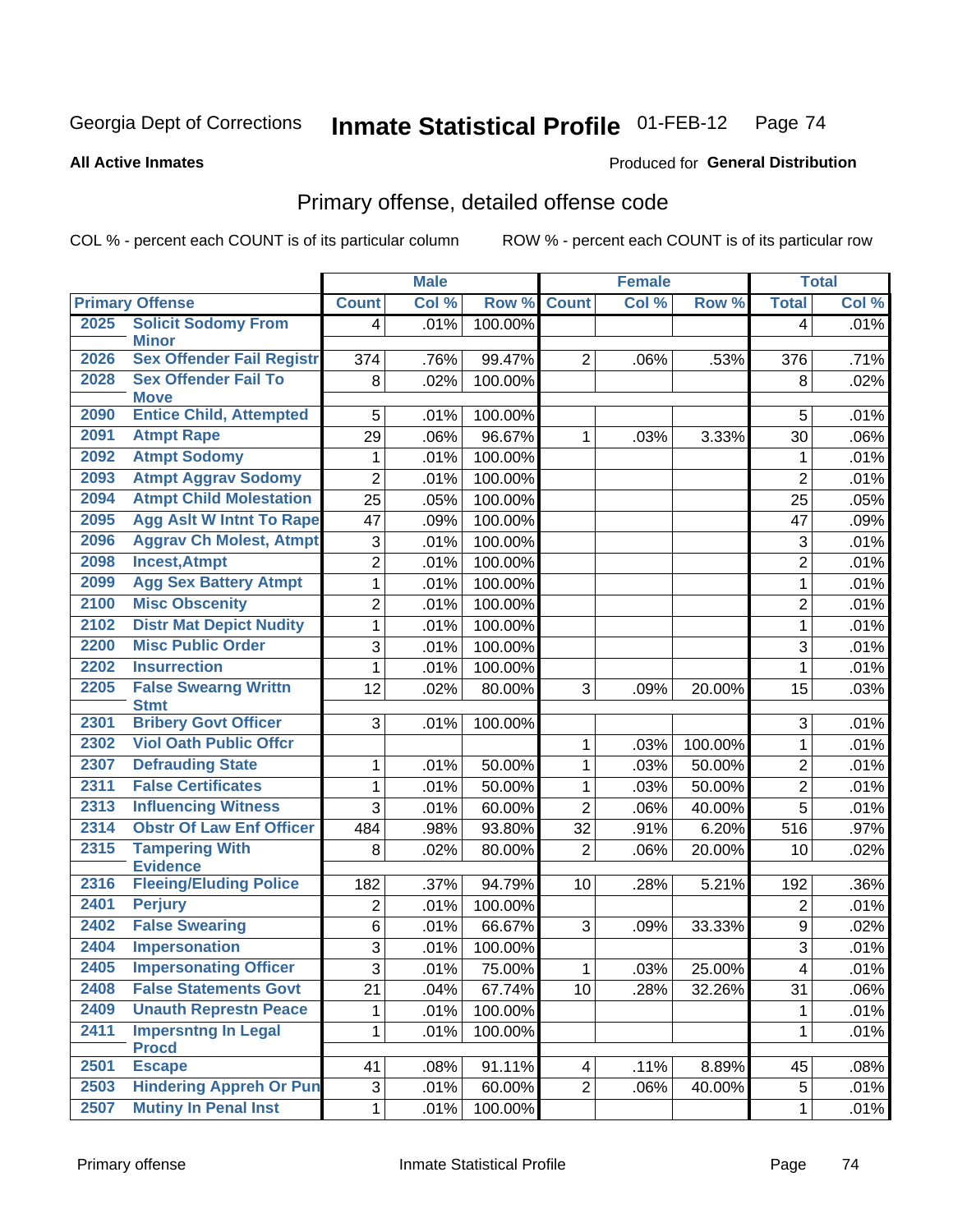Georgia Dept of Corrections **Inmate Statistical Profile** 01-FEB-12

**All Active Inmates**

Produced for **General Distribution**

## Primary offense, detailed offense code

COL % - percent each COUNT is of its particular column ROW % - percent each COUNT is of its particular row

| Primary Offense | | Male | | | Female | | | Total | |
|---|---|---|---|---|---|---|---|---|---|
| | | Count | Col % | Row % | Count | Col % | Row % | Total | Col % |
| 2025 | Solicit Sodomy From Minor | 4 | .01% | 100.00% | | | | 4 | .01% |
| 2026 | Sex Offender Fail Registr | 374 | .76% | 99.47% | 2 | .06% | .53% | 376 | .71% |
| 2028 | Sex Offender Fail To Move | 8 | .02% | 100.00% | | | | 8 | .02% |
| 2090 | Entice Child, Attempted | 5 | .01% | 100.00% | | | | 5 | .01% |
| 2091 | Atmpt Rape | 29 | .06% | 96.67% | 1 | .03% | 3.33% | 30 | .06% |
| 2092 | Atmpt Sodomy | 1 | .01% | 100.00% | | | | 1 | .01% |
| 2093 | Atmpt Aggrav Sodomy | 2 | .01% | 100.00% | | | | 2 | .01% |
| 2094 | Atmpt Child Molestation | 25 | .05% | 100.00% | | | | 25 | .05% |
| 2095 | Agg Aslt W Intnt To Rape | 47 | .09% | 100.00% | | | | 47 | .09% |
| 2096 | Aggrav Ch Molest, Atmpt | 3 | .01% | 100.00% | | | | 3 | .01% |
| 2098 | Incest,Atmpt | 2 | .01% | 100.00% | | | | 2 | .01% |
| 2099 | Agg Sex Battery Atmpt | 1 | .01% | 100.00% | | | | 1 | .01% |
| 2100 | Misc Obscenity | 2 | .01% | 100.00% | | | | 2 | .01% |
| 2102 | Distr Mat Depict Nudity | 1 | .01% | 100.00% | | | | 1 | .01% |
| 2200 | Misc Public Order | 3 | .01% | 100.00% | | | | 3 | .01% |
| 2202 | Insurrection | 1 | .01% | 100.00% | | | | 1 | .01% |
| 2205 | False Swearng Writtn Stmt | 12 | .02% | 80.00% | 3 | .09% | 20.00% | 15 | .03% |
| 2301 | Bribery Govt Officer | 3 | .01% | 100.00% | | | | 3 | .01% |
| 2302 | Viol Oath Public Offcr | | | | 1 | .03% | 100.00% | 1 | .01% |
| 2307 | Defrauding State | 1 | .01% | 50.00% | 1 | .03% | 50.00% | 2 | .01% |
| 2311 | False Certificates | 1 | .01% | 50.00% | 1 | .03% | 50.00% | 2 | .01% |
| 2313 | Influencing Witness | 3 | .01% | 60.00% | 2 | .06% | 40.00% | 5 | .01% |
| 2314 | Obstr Of Law Enf Officer | 484 | .98% | 93.80% | 32 | .91% | 6.20% | 516 | .97% |
| 2315 | Tampering With Evidence | 8 | .02% | 80.00% | 2 | .06% | 20.00% | 10 | .02% |
| 2316 | Fleeing/Eluding Police | 182 | .37% | 94.79% | 10 | .28% | 5.21% | 192 | .36% |
| 2401 | Perjury | 2 | .01% | 100.00% | | | | 2 | .01% |
| 2402 | False Swearing | 6 | .01% | 66.67% | 3 | .09% | 33.33% | 9 | .02% |
| 2404 | Impersonation | 3 | .01% | 100.00% | | | | 3 | .01% |
| 2405 | Impersonating Officer | 3 | .01% | 75.00% | 1 | .03% | 25.00% | 4 | .01% |
| 2408 | False Statements Govt | 21 | .04% | 67.74% | 10 | .28% | 32.26% | 31 | .06% |
| 2409 | Unauth Represtn Peace | 1 | .01% | 100.00% | | | | 1 | .01% |
| 2411 | Impersntng In Legal Procd | 1 | .01% | 100.00% | | | | 1 | .01% |
| 2501 | Escape | 41 | .08% | 91.11% | 4 | .11% | 8.89% | 45 | .08% |
| 2503 | Hindering Appreh Or Pun | 3 | .01% | 60.00% | 2 | .06% | 40.00% | 5 | .01% |
| 2507 | Mutiny In Penal Inst | 1 | .01% | 100.00% | | | | 1 | .01% |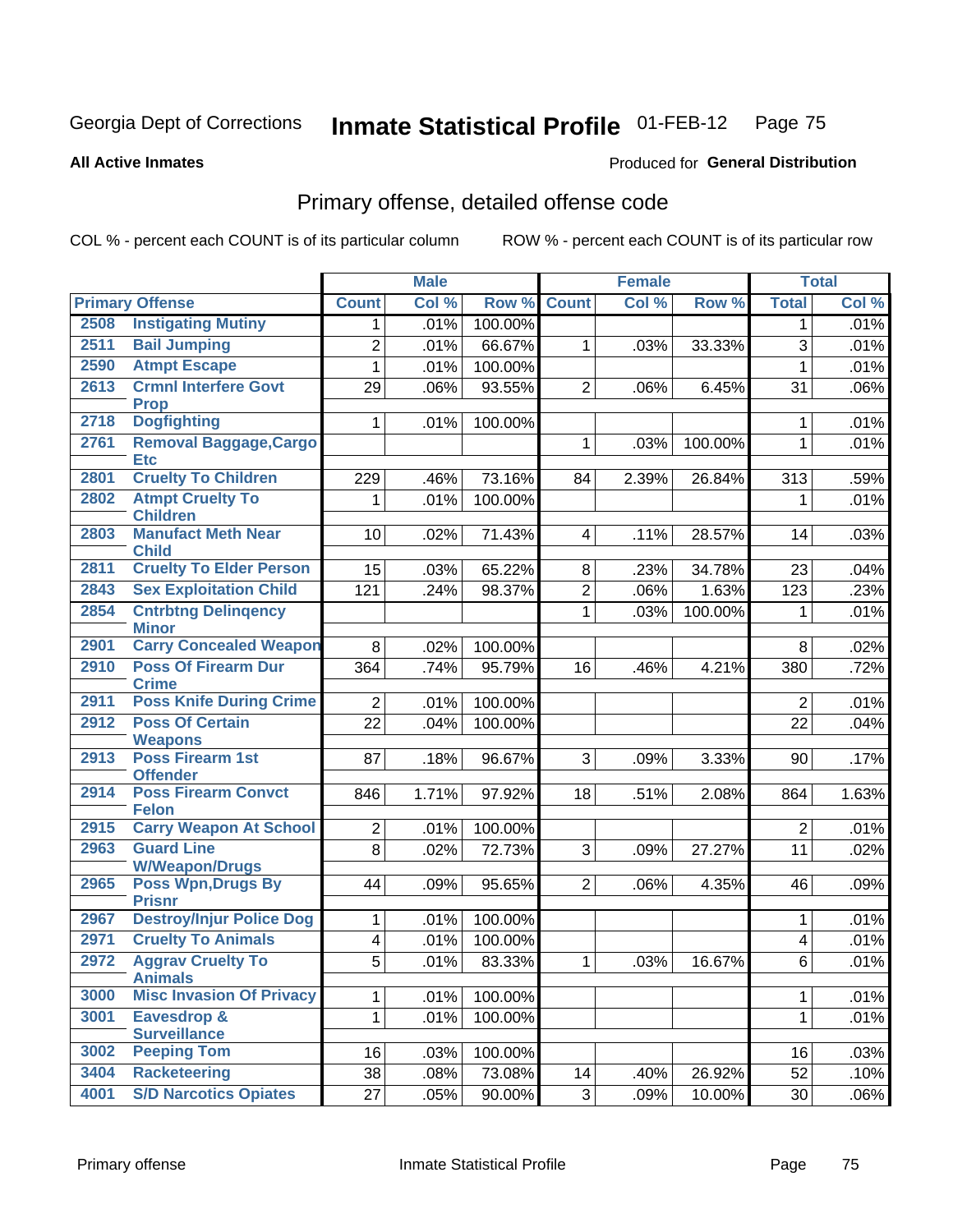Georgia Dept of Corrections **Inmate Statistical Profile** 01-FEB-12

**All Active Inmates**

Produced for **General Distribution**

## Primary offense, detailed offense code

COL % - percent each COUNT is of its particular column ROW % - percent each COUNT is of its particular row

| Primary Offense | | Male | | | Female | | | Total | |
|---|---|---|---|---|---|---|---|---|---|
| | | Count | Col % | Row % | Count | Col % | Row % | Total | Col % |
| 2508 | Instigating Mutiny | 1 | .01% | 100.00% | | | | 1 | .01% |
| 2511 | Bail Jumping | 2 | .01% | 66.67% | 1 | .03% | 33.33% | 3 | .01% |
| 2590 | Atmpt Escape | 1 | .01% | 100.00% | | | | 1 | .01% |
| 2613 | Crmnl Interfere Govt Prop | 29 | .06% | 93.55% | 2 | .06% | 6.45% | 31 | .06% |
| 2718 | Dogfighting | 1 | .01% | 100.00% | | | | 1 | .01% |
| 2761 | Removal Baggage,Cargo Etc | | | | 1 | .03% | 100.00% | 1 | .01% |
| 2801 | Cruelty To Children | 229 | .46% | 73.16% | 84 | 2.39% | 26.84% | 313 | .59% |
| 2802 | Atmpt Cruelty To Children | 1 | .01% | 100.00% | | | | 1 | .01% |
| 2803 | Manufact Meth Near Child | 10 | .02% | 71.43% | 4 | .11% | 28.57% | 14 | .03% |
| 2811 | Cruelty To Elder Person | 15 | .03% | 65.22% | 8 | .23% | 34.78% | 23 | .04% |
| 2843 | Sex Exploitation Child | 121 | .24% | 98.37% | 2 | .06% | 1.63% | 123 | .23% |
| 2854 | Cntrbtng Delinqency Minor | | | | 1 | .03% | 100.00% | 1 | .01% |
| 2901 | Carry Concealed Weapon | 8 | .02% | 100.00% | | | | 8 | .02% |
| 2910 | Poss Of Firearm Dur Crime | 364 | .74% | 95.79% | 16 | .46% | 4.21% | 380 | .72% |
| 2911 | Poss Knife During Crime | 2 | .01% | 100.00% | | | | 2 | .01% |
| 2912 | Poss Of Certain Weapons | 22 | .04% | 100.00% | | | | 22 | .04% |
| 2913 | Poss Firearm 1st Offender | 87 | .18% | 96.67% | 3 | .09% | 3.33% | 90 | .17% |
| 2914 | Poss Firearm Convct Felon | 846 | 1.71% | 97.92% | 18 | .51% | 2.08% | 864 | 1.63% |
| 2915 | Carry Weapon At School | 2 | .01% | 100.00% | | | | 2 | .01% |
| 2963 | Guard Line W/Weapon/Drugs | 8 | .02% | 72.73% | 3 | .09% | 27.27% | 11 | .02% |
| 2965 | Poss Wpn,Drugs By Prisnr | 44 | .09% | 95.65% | 2 | .06% | 4.35% | 46 | .09% |
| 2967 | Destroy/Injur Police Dog | 1 | .01% | 100.00% | | | | 1 | .01% |
| 2971 | Cruelty To Animals | 4 | .01% | 100.00% | | | | 4 | .01% |
| 2972 | Aggrav Cruelty To Animals | 5 | .01% | 83.33% | 1 | .03% | 16.67% | 6 | .01% |
| 3000 | Misc Invasion Of Privacy | 1 | .01% | 100.00% | | | | 1 | .01% |
| 3001 | Eavesdrop & Surveillance | 1 | .01% | 100.00% | | | | 1 | .01% |
| 3002 | Peeping Tom | 16 | .03% | 100.00% | | | | 16 | .03% |
| 3404 | Racketeering | 38 | .08% | 73.08% | 14 | .40% | 26.92% | 52 | .10% |
| 4001 | S/D Narcotics Opiates | 27 | .05% | 90.00% | 3 | .09% | 10.00% | 30 | .06% |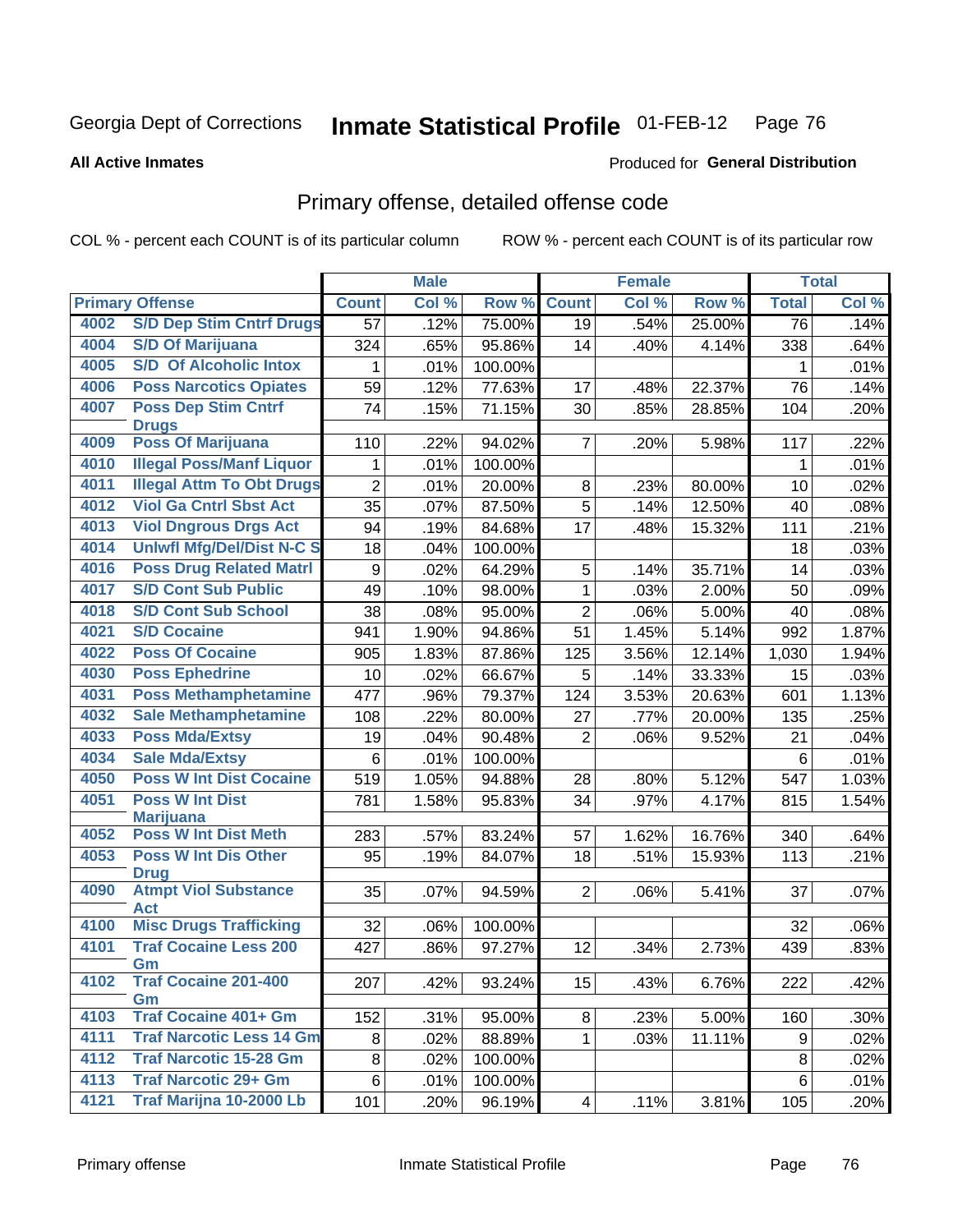Georgia Dept of Corrections **Inmate Statistical Profile** 01-FEB-12

**All Active Inmates**

Produced for **General Distribution**

## Primary offense, detailed offense code

COL % - percent each COUNT is of its particular column ROW % - percent each COUNT is of its particular row

| Primary Offense | | Male | | | Female | | | Total | |
|---|---|---|---|---|---|---|---|---|---|
| | | Count | Col % | Row % | Count | Col % | Row % | Total | Col % |
| 4002 | S/D Dep Stim Cntrf Drugs | 57 | .12% | 75.00% | 19 | .54% | 25.00% | 76 | .14% |
| 4004 | S/D Of Marijuana | 324 | .65% | 95.86% | 14 | .40% | 4.14% | 338 | .64% |
| 4005 | S/D Of Alcoholic Intox | 1 | .01% | 100.00% | | | | 1 | .01% |
| 4006 | Poss Narcotics Opiates | 59 | .12% | 77.63% | 17 | .48% | 22.37% | 76 | .14% |
| 4007 | Poss Dep Stim Cntrf Drugs | 74 | .15% | 71.15% | 30 | .85% | 28.85% | 104 | .20% |
| 4009 | Poss Of Marijuana | 110 | .22% | 94.02% | 7 | .20% | 5.98% | 117 | .22% |
| 4010 | Illegal Poss/Manf Liquor | 1 | .01% | 100.00% | | | | 1 | .01% |
| 4011 | Illegal Attm To Obt Drugs | 2 | .01% | 20.00% | 8 | .23% | 80.00% | 10 | .02% |
| 4012 | Viol Ga Cntrl Sbst Act | 35 | .07% | 87.50% | 5 | .14% | 12.50% | 40 | .08% |
| 4013 | Viol Dngrous Drgs Act | 94 | .19% | 84.68% | 17 | .48% | 15.32% | 111 | .21% |
| 4014 | Unlwfl Mfg/Del/Dist N-C S | 18 | .04% | 100.00% | | | | 18 | .03% |
| 4016 | Poss Drug Related Matrl | 9 | .02% | 64.29% | 5 | .14% | 35.71% | 14 | .03% |
| 4017 | S/D Cont Sub Public | 49 | .10% | 98.00% | 1 | .03% | 2.00% | 50 | .09% |
| 4018 | S/D Cont Sub School | 38 | .08% | 95.00% | 2 | .06% | 5.00% | 40 | .08% |
| 4021 | S/D Cocaine | 941 | 1.90% | 94.86% | 51 | 1.45% | 5.14% | 992 | 1.87% |
| 4022 | Poss Of Cocaine | 905 | 1.83% | 87.86% | 125 | 3.56% | 12.14% | 1,030 | 1.94% |
| 4030 | Poss Ephedrine | 10 | .02% | 66.67% | 5 | .14% | 33.33% | 15 | .03% |
| 4031 | Poss Methamphetamine | 477 | .96% | 79.37% | 124 | 3.53% | 20.63% | 601 | 1.13% |
| 4032 | Sale Methamphetamine | 108 | .22% | 80.00% | 27 | .77% | 20.00% | 135 | .25% |
| 4033 | Poss Mda/Extsy | 19 | .04% | 90.48% | 2 | .06% | 9.52% | 21 | .04% |
| 4034 | Sale Mda/Extsy | 6 | .01% | 100.00% | | | | 6 | .01% |
| 4050 | Poss W Int Dist Cocaine | 519 | 1.05% | 94.88% | 28 | .80% | 5.12% | 547 | 1.03% |
| 4051 | Poss W Int Dist Marijuana | 781 | 1.58% | 95.83% | 34 | .97% | 4.17% | 815 | 1.54% |
| 4052 | Poss W Int Dist Meth | 283 | .57% | 83.24% | 57 | 1.62% | 16.76% | 340 | .64% |
| 4053 | Poss W Int Dis Other Drug | 95 | .19% | 84.07% | 18 | .51% | 15.93% | 113 | .21% |
| 4090 | Atmpt Viol Substance Act | 35 | .07% | 94.59% | 2 | .06% | 5.41% | 37 | .07% |
| 4100 | Misc Drugs Trafficking | 32 | .06% | 100.00% | | | | 32 | .06% |
| 4101 | Traf Cocaine Less 200 Gm | 427 | .86% | 97.27% | 12 | .34% | 2.73% | 439 | .83% |
| 4102 | Traf Cocaine 201-400 Gm | 207 | .42% | 93.24% | 15 | .43% | 6.76% | 222 | .42% |
| 4103 | Traf Cocaine 401+ Gm | 152 | .31% | 95.00% | 8 | .23% | 5.00% | 160 | .30% |
| 4111 | Traf Narcotic Less 14 Gm | 8 | .02% | 88.89% | 1 | .03% | 11.11% | 9 | .02% |
| 4112 | Traf Narcotic 15-28 Gm | 8 | .02% | 100.00% | | | | 8 | .02% |
| 4113 | Traf Narcotic 29+ Gm | 6 | .01% | 100.00% | | | | 6 | .01% |
| 4121 | Traf Marijna 10-2000 Lb | 101 | .20% | 96.19% | 4 | .11% | 3.81% | 105 | .20% |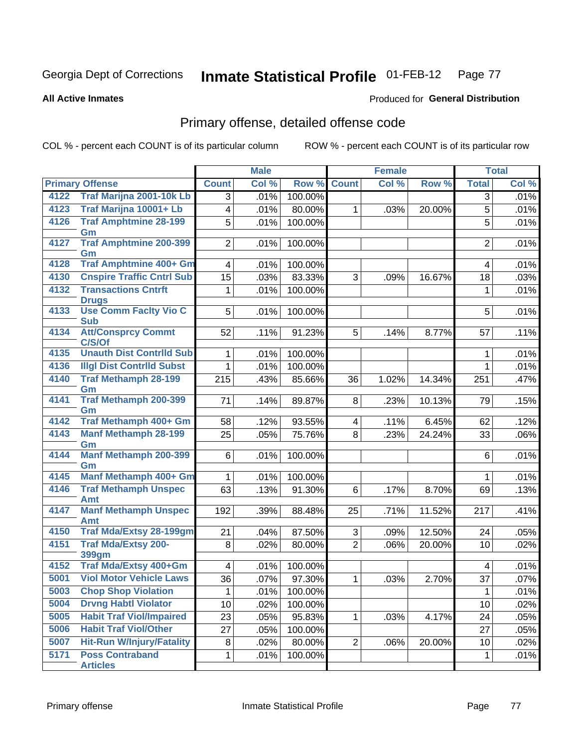Georgia Dept of Corrections **Inmate Statistical Profile** 01-FEB-12

**All Active Inmates**

Produced for **General Distribution**

## Primary offense, detailed offense code

COL % - percent each COUNT is of its particular column

ROW % - percent each COUNT is of its particular row

| Primary Offense | | Male | | | Female | | | Total | |
|---|---|---|---|---|---|---|---|---|---|
| | | Count | Col % | Row % | Count | Col % | Row % | Total | Col % |
| 4122 | Traf Marijna 2001-10k Lb | 3 | .01% | 100.00% | | | | 3 | .01% |
| 4123 | Traf Marijna 10001+ Lb | 4 | .01% | 80.00% | 1 | .03% | 20.00% | 5 | .01% |
| 4126 | Traf Amphtmine 28-199 Gm | 5 | .01% | 100.00% | | | | 5 | .01% |
| 4127 | Traf Amphtmine 200-399 Gm | 2 | .01% | 100.00% | | | | 2 | .01% |
| 4128 | Traf Amphtmine 400+ Gm | 4 | .01% | 100.00% | | | | 4 | .01% |
| 4130 | Cnspire Traffic Cntrl Sub | 15 | .03% | 83.33% | 3 | .09% | 16.67% | 18 | .03% |
| 4132 | Transactions Cntrft Drugs | 1 | .01% | 100.00% | | | | 1 | .01% |
| 4133 | Use Comm Faclty Vio C Sub | 5 | .01% | 100.00% | | | | 5 | .01% |
| 4134 | Att/Consprcy Commt C/S/Of | 52 | .11% | 91.23% | 5 | .14% | 8.77% | 57 | .11% |
| 4135 | Unauth Dist Contrlld Sub | 1 | .01% | 100.00% | | | | 1 | .01% |
| 4136 | Illgl Dist Contrlld Subst | 1 | .01% | 100.00% | | | | 1 | .01% |
| 4140 | Traf Methamph 28-199 Gm | 215 | .43% | 85.66% | 36 | 1.02% | 14.34% | 251 | .47% |
| 4141 | Traf Methamph 200-399 Gm | 71 | .14% | 89.87% | 8 | .23% | 10.13% | 79 | .15% |
| 4142 | Traf Methamph 400+ Gm | 58 | .12% | 93.55% | 4 | .11% | 6.45% | 62 | .12% |
| 4143 | Manf Methamph 28-199 Gm | 25 | .05% | 75.76% | 8 | .23% | 24.24% | 33 | .06% |
| 4144 | Manf Methamph 200-399 Gm | 6 | .01% | 100.00% | | | | 6 | .01% |
| 4145 | Manf Methamph 400+ Gm | 1 | .01% | 100.00% | | | | 1 | .01% |
| 4146 | Traf Methamph Unspec Amt | 63 | .13% | 91.30% | 6 | .17% | 8.70% | 69 | .13% |
| 4147 | Manf Methamph Unspec Amt | 192 | .39% | 88.48% | 25 | .71% | 11.52% | 217 | .41% |
| 4150 | Traf Mda/Extsy 28-199gm | 21 | .04% | 87.50% | 3 | .09% | 12.50% | 24 | .05% |
| 4151 | Traf Mda/Extsy 200-399gm | 8 | .02% | 80.00% | 2 | .06% | 20.00% | 10 | .02% |
| 4152 | Traf Mda/Extsy 400+Gm | 4 | .01% | 100.00% | | | | 4 | .01% |
| 5001 | Viol Motor Vehicle Laws | 36 | .07% | 97.30% | 1 | .03% | 2.70% | 37 | .07% |
| 5003 | Chop Shop Violation | 1 | .01% | 100.00% | | | | 1 | .01% |
| 5004 | Drvng Habtl Violator | 10 | .02% | 100.00% | | | | 10 | .02% |
| 5005 | Habit Traf Viol/Impaired | 23 | .05% | 95.83% | 1 | .03% | 4.17% | 24 | .05% |
| 5006 | Habit Traf Viol/Other | 27 | .05% | 100.00% | | | | 27 | .05% |
| 5007 | Hit-Run W/Injury/Fatality | 8 | .02% | 80.00% | 2 | .06% | 20.00% | 10 | .02% |
| 5171 | Poss Contraband Articles | 1 | .01% | 100.00% | | | | 1 | .01% |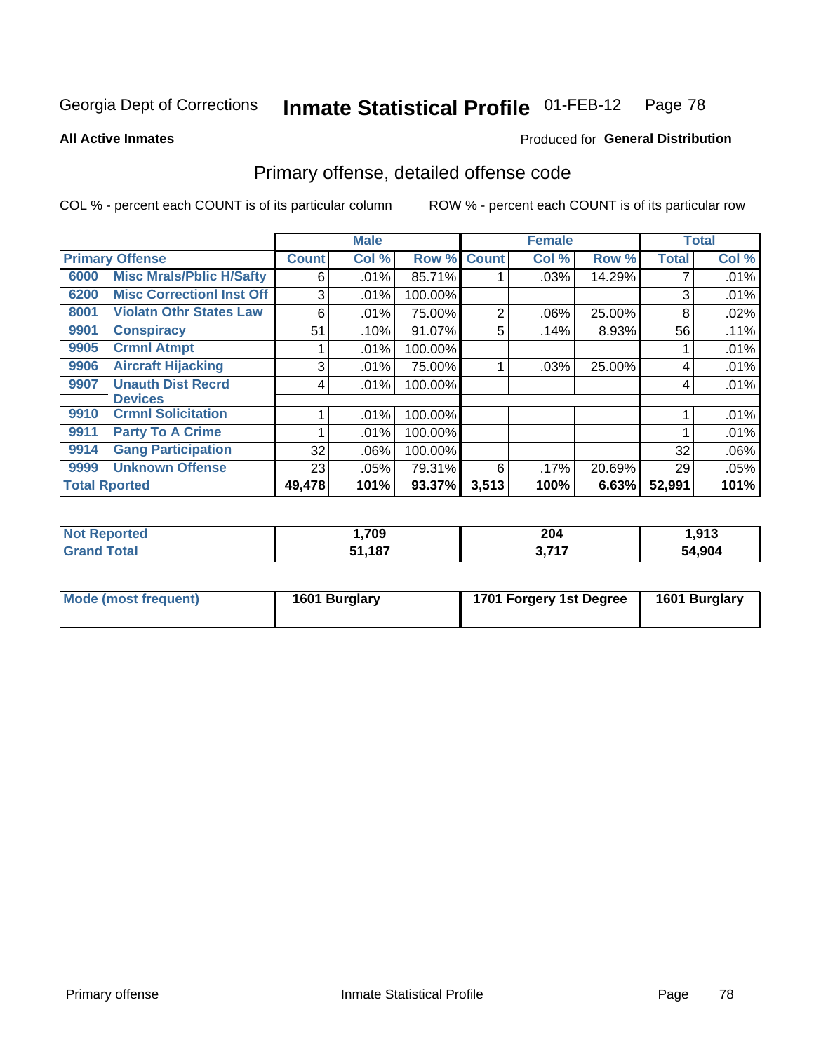Georgia Dept of Corrections **Inmate Statistical Profile** 01-FEB-12 Page 78

**All Active Inmates**

Produced for **General Distribution**

## Primary offense, detailed offense code

COL % - percent each COUNT is of its particular column

ROW % - percent each COUNT is of its particular row

| Primary Offense | | Male | | | Female | | | Total | |
|---|---|---|---|---|---|---|---|---|---|
| | | Count | Col % | Row % | Count | Col % | Row % | Total | Col % |
| 6000 | Misc Mrals/Pblic H/Safty | 6 | .01% | 85.71% | 1 | .03% | 14.29% | 7 | .01% |
| 6200 | Misc Correctionl Inst Off | 3 | .01% | 100.00% | | | | 3 | .01% |
| 8001 | Violatn Othr States Law | 6 | .01% | 75.00% | 2 | .06% | 25.00% | 8 | .02% |
| 9901 | Conspiracy | 51 | .10% | 91.07% | 5 | .14% | 8.93% | 56 | .11% |
| 9905 | Crmnl Atmpt | 1 | .01% | 100.00% | | | | 1 | .01% |
| 9906 | Aircraft Hijacking | 3 | .01% | 75.00% | 1 | .03% | 25.00% | 4 | .01% |
| 9907 | Unauth Dist Recrd Devices | 4 | .01% | 100.00% | | | | 4 | .01% |
| 9910 | Crmnl Solicitation | 1 | .01% | 100.00% | | | | 1 | .01% |
| 9911 | Party To A Crime | 1 | .01% | 100.00% | | | | 1 | .01% |
| 9914 | Gang Participation | 32 | .06% | 100.00% | | | | 32 | .06% |
| 9999 | Unknown Offense | 23 | .05% | 79.31% | 6 | .17% | 20.69% | 29 | .05% |
| **Total Rported** | | **49,478** | **101%** | **93.37%** | **3,513** | **100%** | **6.63%** | **52,991** | **101%** |

| | Male | Female | Total |
|---|---|---|---|
| Not Reported | 1,709 | 204 | 1,913 |
| Grand Total | 51,187 | 3,717 | 54,904 |

| | Male | Female | Total |
|---|---|---|---|
| Mode (most frequent) | 1601 Burglary | 1701 Forgery 1st Degree | 1601 Burglary |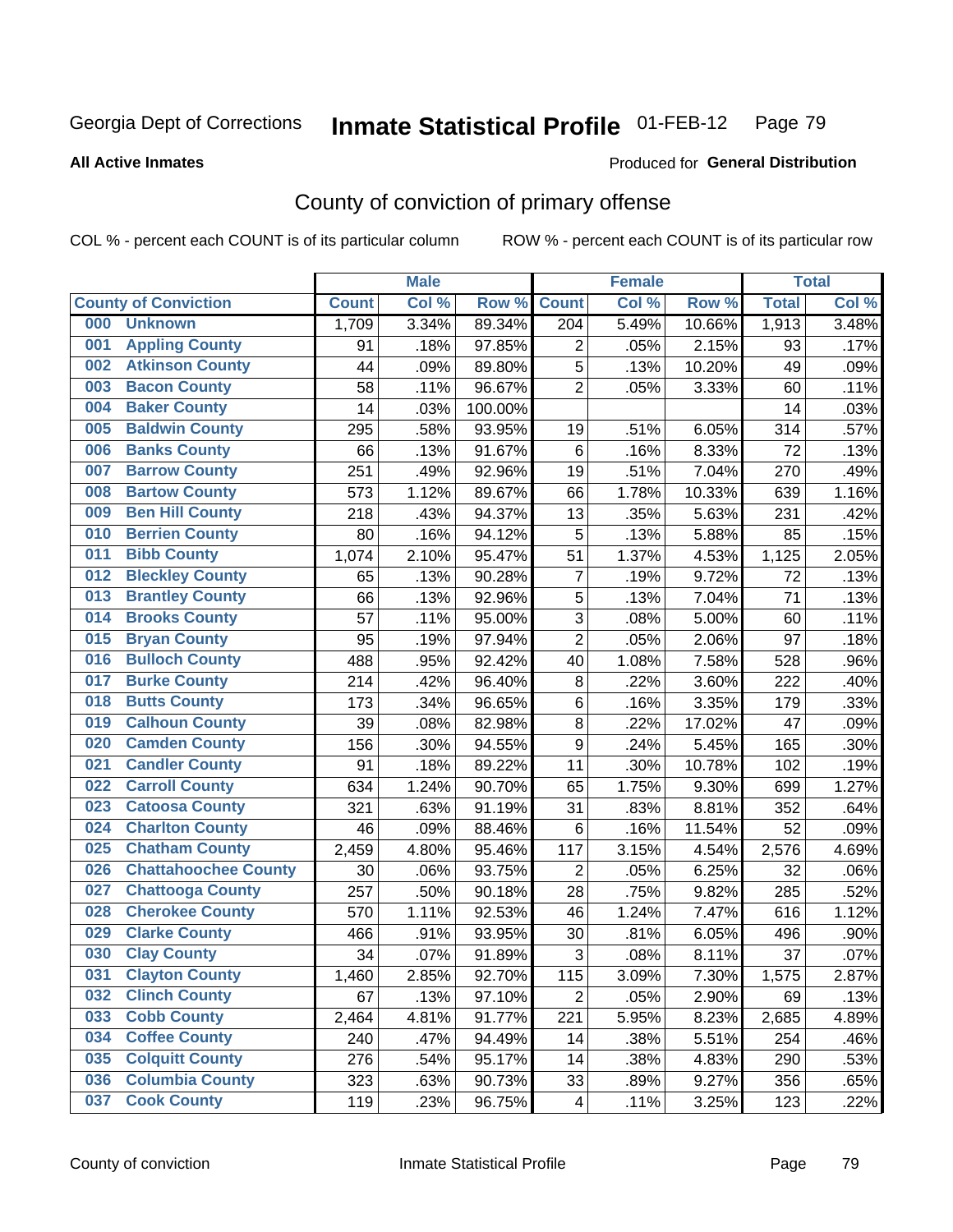Georgia Dept of Corrections **Inmate Statistical Profile** 01-FEB-12

**All Active Inmates**

Produced for **General Distribution**

# County of conviction of primary offense

COL % - percent each COUNT is of its particular column

ROW % - percent each COUNT is of its particular row

| | Male | | | Female | | | Total | |
|---|---|---|---|---|---|---|---|---|
| **County of Conviction** | **Count** | **Col %** | **Row %** | **Count** | **Col %** | **Row %** | **Total** | **Col %** |
| **000 Unknown** | 1,709 | 3.34% | 89.34% | 204 | 5.49% | 10.66% | 1,913 | 3.48% |
| **001 Appling County** | 91 | .18% | 97.85% | 2 | .05% | 2.15% | 93 | .17% |
| **002 Atkinson County** | 44 | .09% | 89.80% | 5 | .13% | 10.20% | 49 | .09% |
| **003 Bacon County** | 58 | .11% | 96.67% | 2 | .05% | 3.33% | 60 | .11% |
| **004 Baker County** | 14 | .03% | 100.00% | | | | 14 | .03% |
| **005 Baldwin County** | 295 | .58% | 93.95% | 19 | .51% | 6.05% | 314 | .57% |
| **006 Banks County** | 66 | .13% | 91.67% | 6 | .16% | 8.33% | 72 | .13% |
| **007 Barrow County** | 251 | .49% | 92.96% | 19 | .51% | 7.04% | 270 | .49% |
| **008 Bartow County** | 573 | 1.12% | 89.67% | 66 | 1.78% | 10.33% | 639 | 1.16% |
| **009 Ben Hill County** | 218 | .43% | 94.37% | 13 | .35% | 5.63% | 231 | .42% |
| **010 Berrien County** | 80 | .16% | 94.12% | 5 | .13% | 5.88% | 85 | .15% |
| **011 Bibb County** | 1,074 | 2.10% | 95.47% | 51 | 1.37% | 4.53% | 1,125 | 2.05% |
| **012 Bleckley County** | 65 | .13% | 90.28% | 7 | .19% | 9.72% | 72 | .13% |
| **013 Brantley County** | 66 | .13% | 92.96% | 5 | .13% | 7.04% | 71 | .13% |
| **014 Brooks County** | 57 | .11% | 95.00% | 3 | .08% | 5.00% | 60 | .11% |
| **015 Bryan County** | 95 | .19% | 97.94% | 2 | .05% | 2.06% | 97 | .18% |
| **016 Bulloch County** | 488 | .95% | 92.42% | 40 | 1.08% | 7.58% | 528 | .96% |
| **017 Burke County** | 214 | .42% | 96.40% | 8 | .22% | 3.60% | 222 | .40% |
| **018 Butts County** | 173 | .34% | 96.65% | 6 | .16% | 3.35% | 179 | .33% |
| **019 Calhoun County** | 39 | .08% | 82.98% | 8 | .22% | 17.02% | 47 | .09% |
| **020 Camden County** | 156 | .30% | 94.55% | 9 | .24% | 5.45% | 165 | .30% |
| **021 Candler County** | 91 | .18% | 89.22% | 11 | .30% | 10.78% | 102 | .19% |
| **022 Carroll County** | 634 | 1.24% | 90.70% | 65 | 1.75% | 9.30% | 699 | 1.27% |
| **023 Catoosa County** | 321 | .63% | 91.19% | 31 | .83% | 8.81% | 352 | .64% |
| **024 Charlton County** | 46 | .09% | 88.46% | 6 | .16% | 11.54% | 52 | .09% |
| **025 Chatham County** | 2,459 | 4.80% | 95.46% | 117 | 3.15% | 4.54% | 2,576 | 4.69% |
| **026 Chattahoochee County** | 30 | .06% | 93.75% | 2 | .05% | 6.25% | 32 | .06% |
| **027 Chattooga County** | 257 | .50% | 90.18% | 28 | .75% | 9.82% | 285 | .52% |
| **028 Cherokee County** | 570 | 1.11% | 92.53% | 46 | 1.24% | 7.47% | 616 | 1.12% |
| **029 Clarke County** | 466 | .91% | 93.95% | 30 | .81% | 6.05% | 496 | .90% |
| **030 Clay County** | 34 | .07% | 91.89% | 3 | .08% | 8.11% | 37 | .07% |
| **031 Clayton County** | 1,460 | 2.85% | 92.70% | 115 | 3.09% | 7.30% | 1,575 | 2.87% |
| **032 Clinch County** | 67 | .13% | 97.10% | 2 | .05% | 2.90% | 69 | .13% |
| **033 Cobb County** | 2,464 | 4.81% | 91.77% | 221 | 5.95% | 8.23% | 2,685 | 4.89% |
| **034 Coffee County** | 240 | .47% | 94.49% | 14 | .38% | 5.51% | 254 | .46% |
| **035 Colquitt County** | 276 | .54% | 95.17% | 14 | .38% | 4.83% | 290 | .53% |
| **036 Columbia County** | 323 | .63% | 90.73% | 33 | .89% | 9.27% | 356 | .65% |
| **037 Cook County** | 119 | .23% | 96.75% | 4 | .11% | 3.25% | 123 | .22% |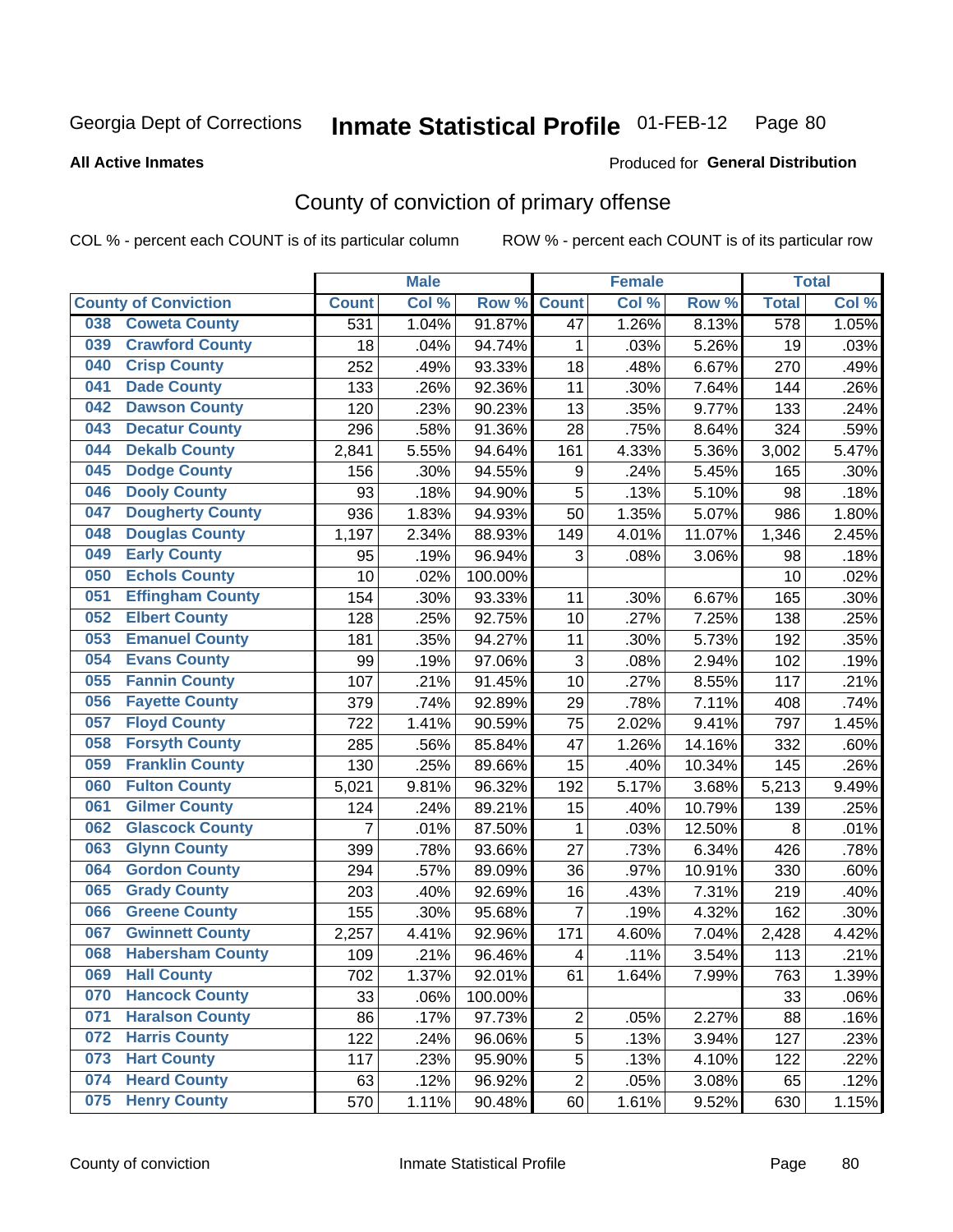Georgia Dept of Corrections

# Inmate Statistical Profile 01-FEB-12

**All Active Inmates**

Produced for **General Distribution**

## County of conviction of primary offense

COL % - percent each COUNT is of its particular column ROW % - percent each COUNT is of its particular row

| County of Conviction | Male | | | Female | | | Total | |
|---|---|---|---|---|---|---|---|---|
| | Count | Col % | Row % | Count | Col % | Row % | Total | Col % |
| 038 Coweta County | 531 | 1.04% | 91.87% | 47 | 1.26% | 8.13% | 578 | 1.05% |
| 039 Crawford County | 18 | .04% | 94.74% | 1 | .03% | 5.26% | 19 | .03% |
| 040 Crisp County | 252 | .49% | 93.33% | 18 | .48% | 6.67% | 270 | .49% |
| 041 Dade County | 133 | .26% | 92.36% | 11 | .30% | 7.64% | 144 | .26% |
| 042 Dawson County | 120 | .23% | 90.23% | 13 | .35% | 9.77% | 133 | .24% |
| 043 Decatur County | 296 | .58% | 91.36% | 28 | .75% | 8.64% | 324 | .59% |
| 044 Dekalb County | 2,841 | 5.55% | 94.64% | 161 | 4.33% | 5.36% | 3,002 | 5.47% |
| 045 Dodge County | 156 | .30% | 94.55% | 9 | .24% | 5.45% | 165 | .30% |
| 046 Dooly County | 93 | .18% | 94.90% | 5 | .13% | 5.10% | 98 | .18% |
| 047 Dougherty County | 936 | 1.83% | 94.93% | 50 | 1.35% | 5.07% | 986 | 1.80% |
| 048 Douglas County | 1,197 | 2.34% | 88.93% | 149 | 4.01% | 11.07% | 1,346 | 2.45% |
| 049 Early County | 95 | .19% | 96.94% | 3 | .08% | 3.06% | 98 | .18% |
| 050 Echols County | 10 | .02% | 100.00% | | | | 10 | .02% |
| 051 Effingham County | 154 | .30% | 93.33% | 11 | .30% | 6.67% | 165 | .30% |
| 052 Elbert County | 128 | .25% | 92.75% | 10 | .27% | 7.25% | 138 | .25% |
| 053 Emanuel County | 181 | .35% | 94.27% | 11 | .30% | 5.73% | 192 | .35% |
| 054 Evans County | 99 | .19% | 97.06% | 3 | .08% | 2.94% | 102 | .19% |
| 055 Fannin County | 107 | .21% | 91.45% | 10 | .27% | 8.55% | 117 | .21% |
| 056 Fayette County | 379 | .74% | 92.89% | 29 | .78% | 7.11% | 408 | .74% |
| 057 Floyd County | 722 | 1.41% | 90.59% | 75 | 2.02% | 9.41% | 797 | 1.45% |
| 058 Forsyth County | 285 | .56% | 85.84% | 47 | 1.26% | 14.16% | 332 | .60% |
| 059 Franklin County | 130 | .25% | 89.66% | 15 | .40% | 10.34% | 145 | .26% |
| 060 Fulton County | 5,021 | 9.81% | 96.32% | 192 | 5.17% | 3.68% | 5,213 | 9.49% |
| 061 Gilmer County | 124 | .24% | 89.21% | 15 | .40% | 10.79% | 139 | .25% |
| 062 Glascock County | 7 | .01% | 87.50% | 1 | .03% | 12.50% | 8 | .01% |
| 063 Glynn County | 399 | .78% | 93.66% | 27 | .73% | 6.34% | 426 | .78% |
| 064 Gordon County | 294 | .57% | 89.09% | 36 | .97% | 10.91% | 330 | .60% |
| 065 Grady County | 203 | .40% | 92.69% | 16 | .43% | 7.31% | 219 | .40% |
| 066 Greene County | 155 | .30% | 95.68% | 7 | .19% | 4.32% | 162 | .30% |
| 067 Gwinnett County | 2,257 | 4.41% | 92.96% | 171 | 4.60% | 7.04% | 2,428 | 4.42% |
| 068 Habersham County | 109 | .21% | 96.46% | 4 | .11% | 3.54% | 113 | .21% |
| 069 Hall County | 702 | 1.37% | 92.01% | 61 | 1.64% | 7.99% | 763 | 1.39% |
| 070 Hancock County | 33 | .06% | 100.00% | | | | 33 | .06% |
| 071 Haralson County | 86 | .17% | 97.73% | 2 | .05% | 2.27% | 88 | .16% |
| 072 Harris County | 122 | .24% | 96.06% | 5 | .13% | 3.94% | 127 | .23% |
| 073 Hart County | 117 | .23% | 95.90% | 5 | .13% | 4.10% | 122 | .22% |
| 074 Heard County | 63 | .12% | 96.92% | 2 | .05% | 3.08% | 65 | .12% |
| 075 Henry County | 570 | 1.11% | 90.48% | 60 | 1.61% | 9.52% | 630 | 1.15% |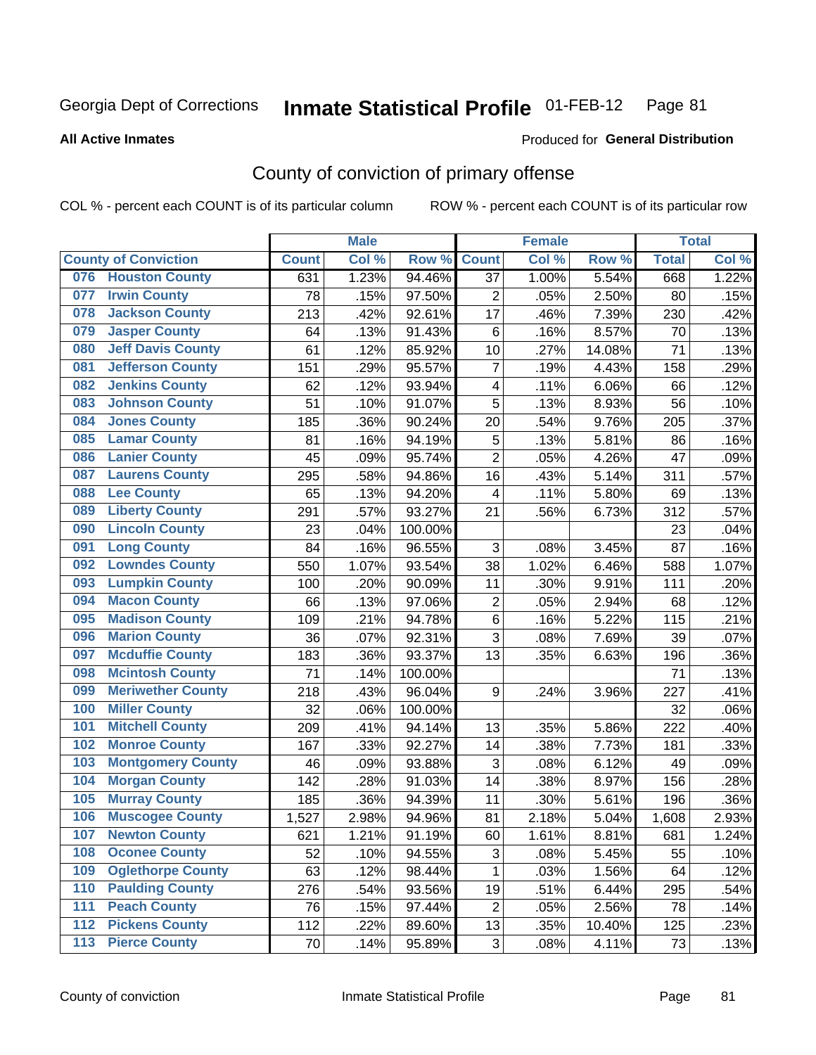Georgia Dept of Corrections **Inmate Statistical Profile** 01-FEB-12

**All Active Inmates**

Produced for **General Distribution**

## County of conviction of primary offense

COL % - percent each COUNT is of its particular column ROW % - percent each COUNT is of its particular row

| County of Conviction | Male | | | Female | | | Total | |
|---|---|---|---|---|---|---|---|---|
| | Count | Col % | Row % | Count | Col % | Row % | Total | Col % |
| 076 Houston County | 631 | 1.23% | 94.46% | 37 | 1.00% | 5.54% | 668 | 1.22% |
| 077 Irwin County | 78 | .15% | 97.50% | 2 | .05% | 2.50% | 80 | .15% |
| 078 Jackson County | 213 | .42% | 92.61% | 17 | .46% | 7.39% | 230 | .42% |
| 079 Jasper County | 64 | .13% | 91.43% | 6 | .16% | 8.57% | 70 | .13% |
| 080 Jeff Davis County | 61 | .12% | 85.92% | 10 | .27% | 14.08% | 71 | .13% |
| 081 Jefferson County | 151 | .29% | 95.57% | 7 | .19% | 4.43% | 158 | .29% |
| 082 Jenkins County | 62 | .12% | 93.94% | 4 | .11% | 6.06% | 66 | .12% |
| 083 Johnson County | 51 | .10% | 91.07% | 5 | .13% | 8.93% | 56 | .10% |
| 084 Jones County | 185 | .36% | 90.24% | 20 | .54% | 9.76% | 205 | .37% |
| 085 Lamar County | 81 | .16% | 94.19% | 5 | .13% | 5.81% | 86 | .16% |
| 086 Lanier County | 45 | .09% | 95.74% | 2 | .05% | 4.26% | 47 | .09% |
| 087 Laurens County | 295 | .58% | 94.86% | 16 | .43% | 5.14% | 311 | .57% |
| 088 Lee County | 65 | .13% | 94.20% | 4 | .11% | 5.80% | 69 | .13% |
| 089 Liberty County | 291 | .57% | 93.27% | 21 | .56% | 6.73% | 312 | .57% |
| 090 Lincoln County | 23 | .04% | 100.00% | | | | 23 | .04% |
| 091 Long County | 84 | .16% | 96.55% | 3 | .08% | 3.45% | 87 | .16% |
| 092 Lowndes County | 550 | 1.07% | 93.54% | 38 | 1.02% | 6.46% | 588 | 1.07% |
| 093 Lumpkin County | 100 | .20% | 90.09% | 11 | .30% | 9.91% | 111 | .20% |
| 094 Macon County | 66 | .13% | 97.06% | 2 | .05% | 2.94% | 68 | .12% |
| 095 Madison County | 109 | .21% | 94.78% | 6 | .16% | 5.22% | 115 | .21% |
| 096 Marion County | 36 | .07% | 92.31% | 3 | .08% | 7.69% | 39 | .07% |
| 097 Mcduffie County | 183 | .36% | 93.37% | 13 | .35% | 6.63% | 196 | .36% |
| 098 Mcintosh County | 71 | .14% | 100.00% | | | | 71 | .13% |
| 099 Meriwether County | 218 | .43% | 96.04% | 9 | .24% | 3.96% | 227 | .41% |
| 100 Miller County | 32 | .06% | 100.00% | | | | 32 | .06% |
| 101 Mitchell County | 209 | .41% | 94.14% | 13 | .35% | 5.86% | 222 | .40% |
| 102 Monroe County | 167 | .33% | 92.27% | 14 | .38% | 7.73% | 181 | .33% |
| 103 Montgomery County | 46 | .09% | 93.88% | 3 | .08% | 6.12% | 49 | .09% |
| 104 Morgan County | 142 | .28% | 91.03% | 14 | .38% | 8.97% | 156 | .28% |
| 105 Murray County | 185 | .36% | 94.39% | 11 | .30% | 5.61% | 196 | .36% |
| 106 Muscogee County | 1,527 | 2.98% | 94.96% | 81 | 2.18% | 5.04% | 1,608 | 2.93% |
| 107 Newton County | 621 | 1.21% | 91.19% | 60 | 1.61% | 8.81% | 681 | 1.24% |
| 108 Oconee County | 52 | .10% | 94.55% | 3 | .08% | 5.45% | 55 | .10% |
| 109 Oglethorpe County | 63 | .12% | 98.44% | 1 | .03% | 1.56% | 64 | .12% |
| 110 Paulding County | 276 | .54% | 93.56% | 19 | .51% | 6.44% | 295 | .54% |
| 111 Peach County | 76 | .15% | 97.44% | 2 | .05% | 2.56% | 78 | .14% |
| 112 Pickens County | 112 | .22% | 89.60% | 13 | .35% | 10.40% | 125 | .23% |
| 113 Pierce County | 70 | .14% | 95.89% | 3 | .08% | 4.11% | 73 | .13% |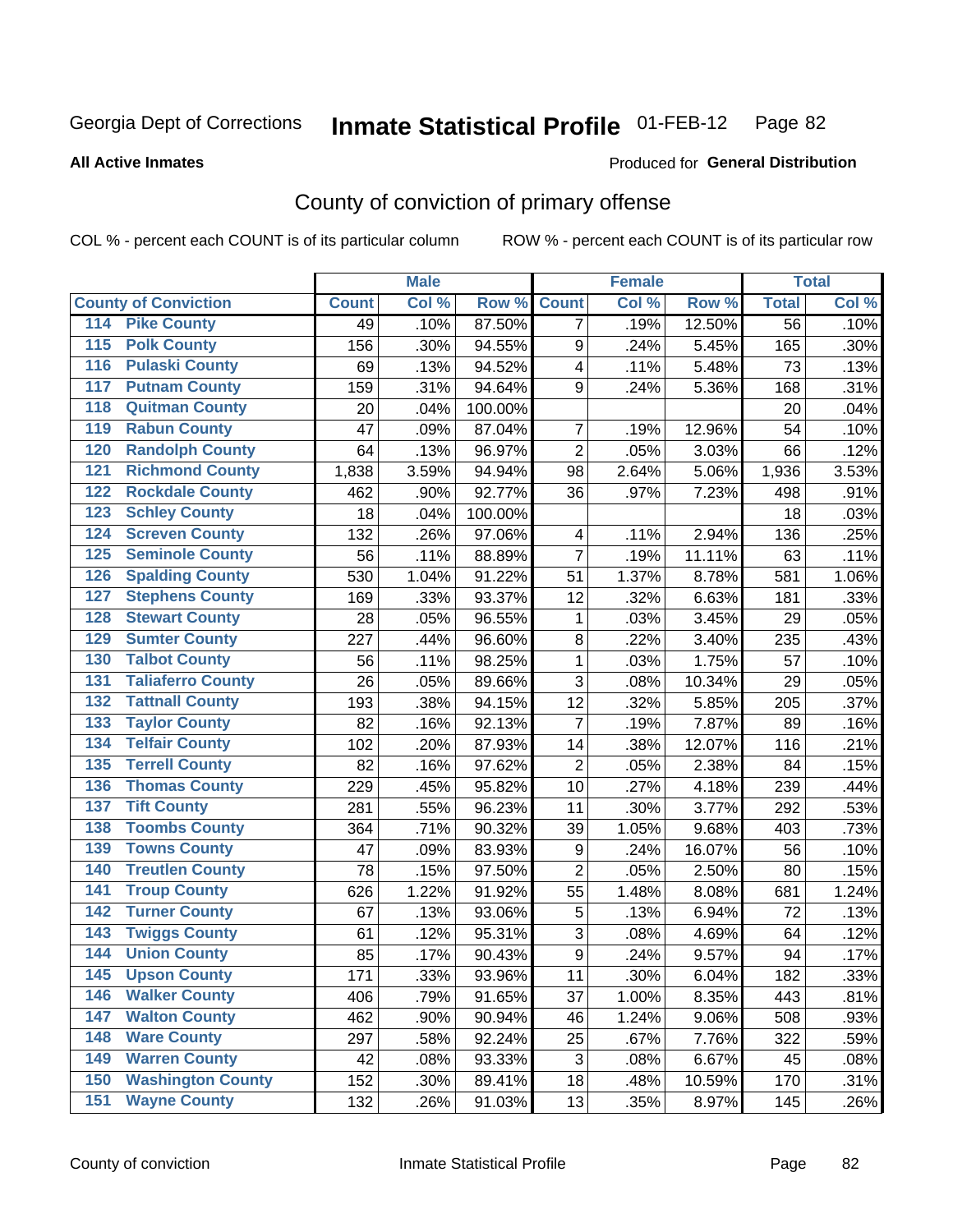Georgia Dept of Corrections **Inmate Statistical Profile** 01-FEB-12 Page 82

**All Active Inmates**

Produced for **General Distribution**

## County of conviction of primary offense

COL % - percent each COUNT is of its particular column

ROW % - percent each COUNT is of its particular row

| County of Conviction | Male | | | Female | | | Total | |
|---|---|---|---|---|---|---|---|---|
| | Count | Col % | Row % | Count | Col % | Row % | Total | Col % |
| 114 Pike County | 49 | .10% | 87.50% | 7 | .19% | 12.50% | 56 | .10% |
| 115 Polk County | 156 | .30% | 94.55% | 9 | .24% | 5.45% | 165 | .30% |
| 116 Pulaski County | 69 | .13% | 94.52% | 4 | .11% | 5.48% | 73 | .13% |
| 117 Putnam County | 159 | .31% | 94.64% | 9 | .24% | 5.36% | 168 | .31% |
| 118 Quitman County | 20 | .04% | 100.00% | | | | 20 | .04% |
| 119 Rabun County | 47 | .09% | 87.04% | 7 | .19% | 12.96% | 54 | .10% |
| 120 Randolph County | 64 | .13% | 96.97% | 2 | .05% | 3.03% | 66 | .12% |
| 121 Richmond County | 1,838 | 3.59% | 94.94% | 98 | 2.64% | 5.06% | 1,936 | 3.53% |
| 122 Rockdale County | 462 | .90% | 92.77% | 36 | .97% | 7.23% | 498 | .91% |
| 123 Schley County | 18 | .04% | 100.00% | | | | 18 | .03% |
| 124 Screven County | 132 | .26% | 97.06% | 4 | .11% | 2.94% | 136 | .25% |
| 125 Seminole County | 56 | .11% | 88.89% | 7 | .19% | 11.11% | 63 | .11% |
| 126 Spalding County | 530 | 1.04% | 91.22% | 51 | 1.37% | 8.78% | 581 | 1.06% |
| 127 Stephens County | 169 | .33% | 93.37% | 12 | .32% | 6.63% | 181 | .33% |
| 128 Stewart County | 28 | .05% | 96.55% | 1 | .03% | 3.45% | 29 | .05% |
| 129 Sumter County | 227 | .44% | 96.60% | 8 | .22% | 3.40% | 235 | .43% |
| 130 Talbot County | 56 | .11% | 98.25% | 1 | .03% | 1.75% | 57 | .10% |
| 131 Taliaferro County | 26 | .05% | 89.66% | 3 | .08% | 10.34% | 29 | .05% |
| 132 Tattnall County | 193 | .38% | 94.15% | 12 | .32% | 5.85% | 205 | .37% |
| 133 Taylor County | 82 | .16% | 92.13% | 7 | .19% | 7.87% | 89 | .16% |
| 134 Telfair County | 102 | .20% | 87.93% | 14 | .38% | 12.07% | 116 | .21% |
| 135 Terrell County | 82 | .16% | 97.62% | 2 | .05% | 2.38% | 84 | .15% |
| 136 Thomas County | 229 | .45% | 95.82% | 10 | .27% | 4.18% | 239 | .44% |
| 137 Tift County | 281 | .55% | 96.23% | 11 | .30% | 3.77% | 292 | .53% |
| 138 Toombs County | 364 | .71% | 90.32% | 39 | 1.05% | 9.68% | 403 | .73% |
| 139 Towns County | 47 | .09% | 83.93% | 9 | .24% | 16.07% | 56 | .10% |
| 140 Treutlen County | 78 | .15% | 97.50% | 2 | .05% | 2.50% | 80 | .15% |
| 141 Troup County | 626 | 1.22% | 91.92% | 55 | 1.48% | 8.08% | 681 | 1.24% |
| 142 Turner County | 67 | .13% | 93.06% | 5 | .13% | 6.94% | 72 | .13% |
| 143 Twiggs County | 61 | .12% | 95.31% | 3 | .08% | 4.69% | 64 | .12% |
| 144 Union County | 85 | .17% | 90.43% | 9 | .24% | 9.57% | 94 | .17% |
| 145 Upson County | 171 | .33% | 93.96% | 11 | .30% | 6.04% | 182 | .33% |
| 146 Walker County | 406 | .79% | 91.65% | 37 | 1.00% | 8.35% | 443 | .81% |
| 147 Walton County | 462 | .90% | 90.94% | 46 | 1.24% | 9.06% | 508 | .93% |
| 148 Ware County | 297 | .58% | 92.24% | 25 | .67% | 7.76% | 322 | .59% |
| 149 Warren County | 42 | .08% | 93.33% | 3 | .08% | 6.67% | 45 | .08% |
| 150 Washington County | 152 | .30% | 89.41% | 18 | .48% | 10.59% | 170 | .31% |
| 151 Wayne County | 132 | .26% | 91.03% | 13 | .35% | 8.97% | 145 | .26% |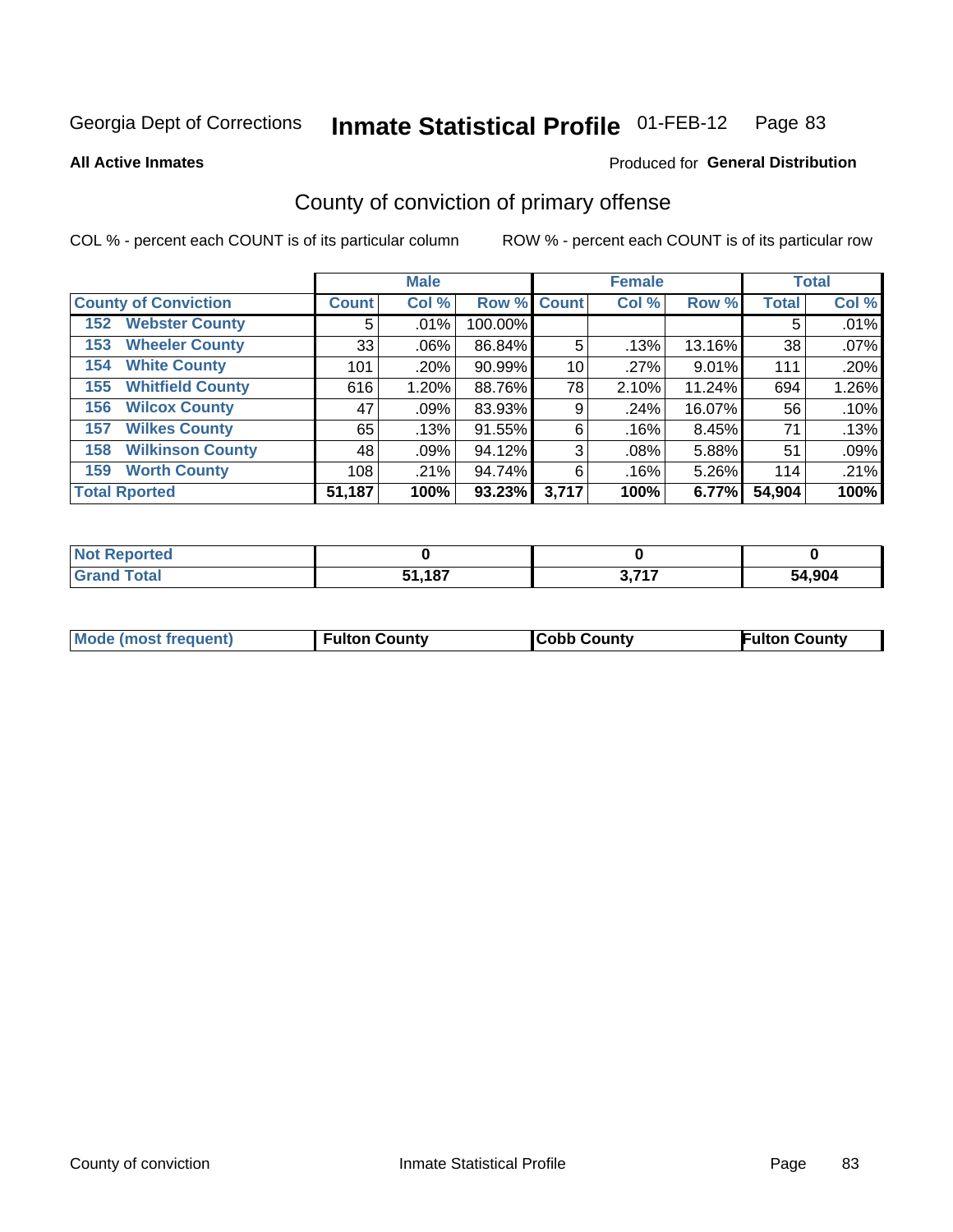Georgia Dept of Corrections **Inmate Statistical Profile** 01-FEB-12

**All Active Inmates**

Produced for **General Distribution**

## County of conviction of primary offense

COL % - percent each COUNT is of its particular column

ROW % - percent each COUNT is of its particular row

| County of Conviction | Male | | | Female | | | Total | |
|---|---|---|---|---|---|---|---|---|
| | Count | Col % | Row % | Count | Col % | Row % | Total | Col % |
| 152 Webster County | 5 | .01% | 100.00% | | | | 5 | .01% |
| 153 Wheeler County | 33 | .06% | 86.84% | 5 | .13% | 13.16% | 38 | .07% |
| 154 White County | 101 | .20% | 90.99% | 10 | .27% | 9.01% | 111 | .20% |
| 155 Whitfield County | 616 | 1.20% | 88.76% | 78 | 2.10% | 11.24% | 694 | 1.26% |
| 156 Wilcox County | 47 | .09% | 83.93% | 9 | .24% | 16.07% | 56 | .10% |
| 157 Wilkes County | 65 | .13% | 91.55% | 6 | .16% | 8.45% | 71 | .13% |
| 158 Wilkinson County | 48 | .09% | 94.12% | 3 | .08% | 5.88% | 51 | .09% |
| 159 Worth County | 108 | .21% | 94.74% | 6 | .16% | 5.26% | 114 | .21% |
| **Total Rported** | **51,187** | **100%** | **93.23%** | **3,717** | **100%** | **6.77%** | **54,904** | **100%** |

| | Male | Female | Total |
|---|---|---|---|
| Not Reported | 0 | 0 | 0 |
| Grand Total | 51,187 | 3,717 | 54,904 |

| | Male | Female | Total |
|---|---|---|---|
| Mode (most frequent) | Fulton County | Cobb County | Fulton County |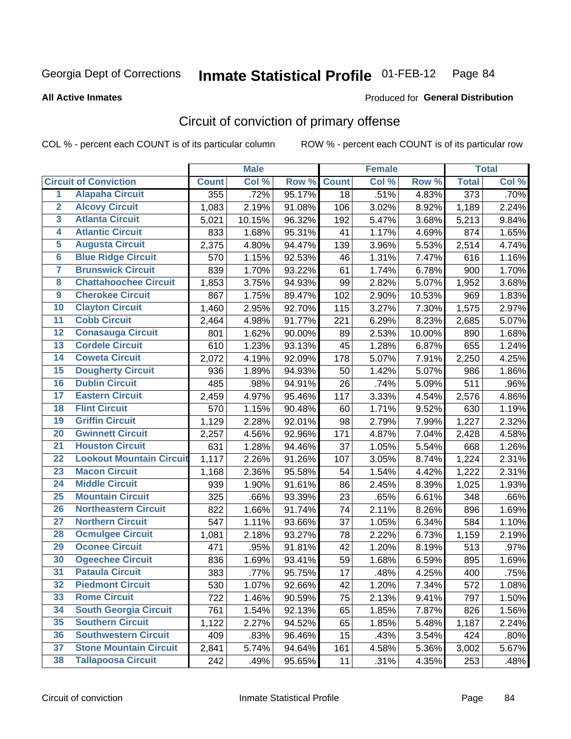Georgia Dept of Corrections **Inmate Statistical Profile** 01-FEB-12

**All Active Inmates**

Produced for **General Distribution**

## Circuit of conviction of primary offense

COL % - percent each COUNT is of its particular column ROW % - percent each COUNT is of its particular row

| | | Male | | | Female | | | Total | |
|---|---|---|---|---|---|---|---|---|---|
| Circuit of Conviction | | Count | Col % | Row % | Count | Col % | Row % | Total | Col % |
| 1 | Alapaha Circuit | 355 | .72% | 95.17% | 18 | .51% | 4.83% | 373 | .70% |
| 2 | Alcovy Circuit | 1,083 | 2.19% | 91.08% | 106 | 3.02% | 8.92% | 1,189 | 2.24% |
| 3 | Atlanta Circuit | 5,021 | 10.15% | 96.32% | 192 | 5.47% | 3.68% | 5,213 | 9.84% |
| 4 | Atlantic Circuit | 833 | 1.68% | 95.31% | 41 | 1.17% | 4.69% | 874 | 1.65% |
| 5 | Augusta Circuit | 2,375 | 4.80% | 94.47% | 139 | 3.96% | 5.53% | 2,514 | 4.74% |
| 6 | Blue Ridge Circuit | 570 | 1.15% | 92.53% | 46 | 1.31% | 7.47% | 616 | 1.16% |
| 7 | Brunswick Circuit | 839 | 1.70% | 93.22% | 61 | 1.74% | 6.78% | 900 | 1.70% |
| 8 | Chattahoochee Circuit | 1,853 | 3.75% | 94.93% | 99 | 2.82% | 5.07% | 1,952 | 3.68% |
| 9 | Cherokee Circuit | 867 | 1.75% | 89.47% | 102 | 2.90% | 10.53% | 969 | 1.83% |
| 10 | Clayton Circuit | 1,460 | 2.95% | 92.70% | 115 | 3.27% | 7.30% | 1,575 | 2.97% |
| 11 | Cobb Circuit | 2,464 | 4.98% | 91.77% | 221 | 6.29% | 8.23% | 2,685 | 5.07% |
| 12 | Conasauga Circuit | 801 | 1.62% | 90.00% | 89 | 2.53% | 10.00% | 890 | 1.68% |
| 13 | Cordele Circuit | 610 | 1.23% | 93.13% | 45 | 1.28% | 6.87% | 655 | 1.24% |
| 14 | Coweta Circuit | 2,072 | 4.19% | 92.09% | 178 | 5.07% | 7.91% | 2,250 | 4.25% |
| 15 | Dougherty Circuit | 936 | 1.89% | 94.93% | 50 | 1.42% | 5.07% | 986 | 1.86% |
| 16 | Dublin Circuit | 485 | .98% | 94.91% | 26 | .74% | 5.09% | 511 | .96% |
| 17 | Eastern Circuit | 2,459 | 4.97% | 95.46% | 117 | 3.33% | 4.54% | 2,576 | 4.86% |
| 18 | Flint Circuit | 570 | 1.15% | 90.48% | 60 | 1.71% | 9.52% | 630 | 1.19% |
| 19 | Griffin Circuit | 1,129 | 2.28% | 92.01% | 98 | 2.79% | 7.99% | 1,227 | 2.32% |
| 20 | Gwinnett Circuit | 2,257 | 4.56% | 92.96% | 171 | 4.87% | 7.04% | 2,428 | 4.58% |
| 21 | Houston Circuit | 631 | 1.28% | 94.46% | 37 | 1.05% | 5.54% | 668 | 1.26% |
| 22 | Lookout Mountain Circuit | 1,117 | 2.26% | 91.26% | 107 | 3.05% | 8.74% | 1,224 | 2.31% |
| 23 | Macon Circuit | 1,168 | 2.36% | 95.58% | 54 | 1.54% | 4.42% | 1,222 | 2.31% |
| 24 | Middle Circuit | 939 | 1.90% | 91.61% | 86 | 2.45% | 8.39% | 1,025 | 1.93% |
| 25 | Mountain Circuit | 325 | .66% | 93.39% | 23 | .65% | 6.61% | 348 | .66% |
| 26 | Northeastern Circuit | 822 | 1.66% | 91.74% | 74 | 2.11% | 8.26% | 896 | 1.69% |
| 27 | Northern Circuit | 547 | 1.11% | 93.66% | 37 | 1.05% | 6.34% | 584 | 1.10% |
| 28 | Ocmulgee Circuit | 1,081 | 2.18% | 93.27% | 78 | 2.22% | 6.73% | 1,159 | 2.19% |
| 29 | Oconee Circuit | 471 | .95% | 91.81% | 42 | 1.20% | 8.19% | 513 | .97% |
| 30 | Ogeechee Circuit | 836 | 1.69% | 93.41% | 59 | 1.68% | 6.59% | 895 | 1.69% |
| 31 | Pataula Circuit | 383 | .77% | 95.75% | 17 | .48% | 4.25% | 400 | .75% |
| 32 | Piedmont Circuit | 530 | 1.07% | 92.66% | 42 | 1.20% | 7.34% | 572 | 1.08% |
| 33 | Rome Circuit | 722 | 1.46% | 90.59% | 75 | 2.13% | 9.41% | 797 | 1.50% |
| 34 | South Georgia Circuit | 761 | 1.54% | 92.13% | 65 | 1.85% | 7.87% | 826 | 1.56% |
| 35 | Southern Circuit | 1,122 | 2.27% | 94.52% | 65 | 1.85% | 5.48% | 1,187 | 2.24% |
| 36 | Southwestern Circuit | 409 | .83% | 96.46% | 15 | .43% | 3.54% | 424 | .80% |
| 37 | Stone Mountain Circuit | 2,841 | 5.74% | 94.64% | 161 | 4.58% | 5.36% | 3,002 | 5.67% |
| 38 | Tallapoosa Circuit | 242 | .49% | 95.65% | 11 | .31% | 4.35% | 253 | .48% |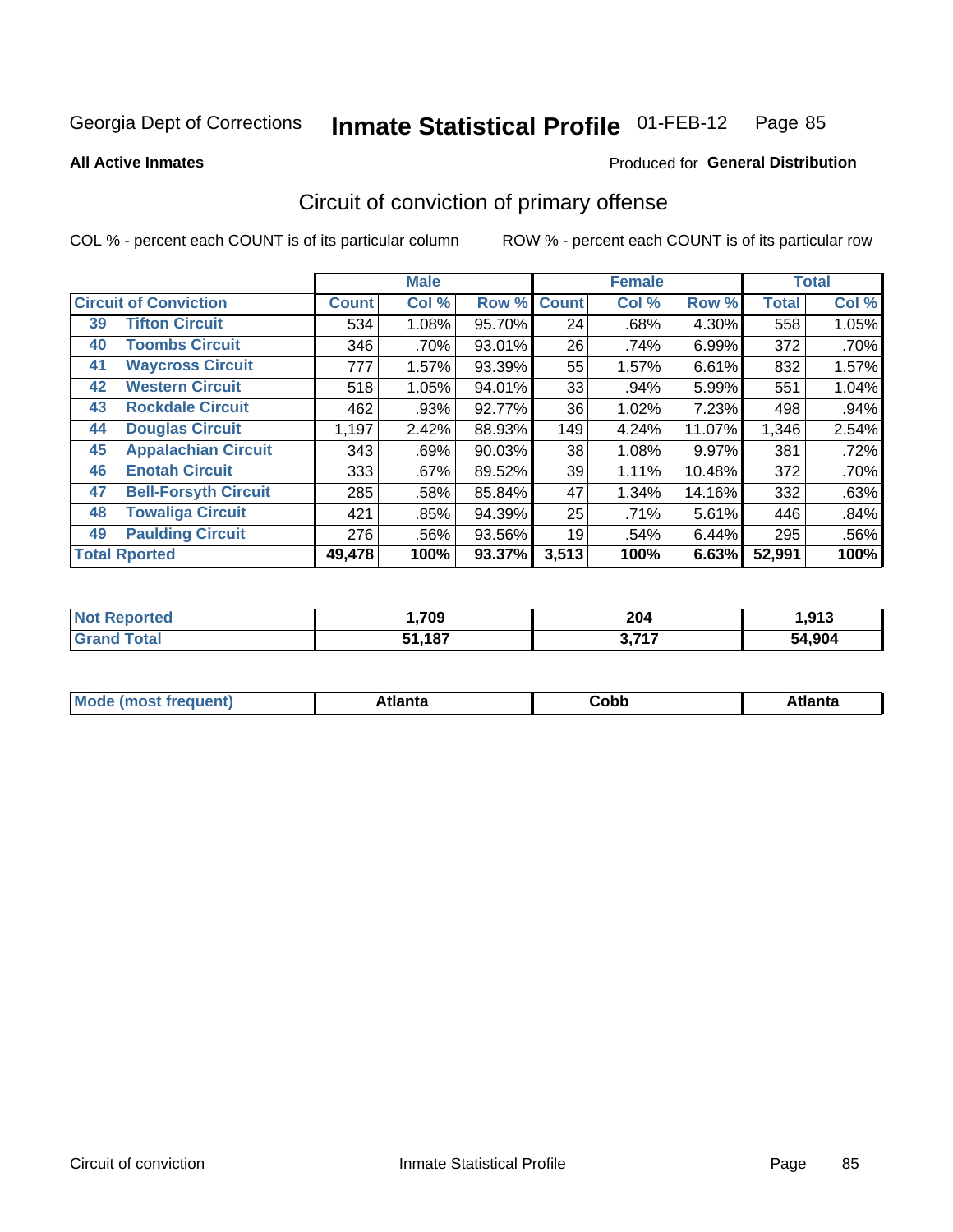Georgia Dept of Corrections **Inmate Statistical Profile** 01-FEB-12

**All Active Inmates**

Produced for **General Distribution**

## Circuit of conviction of primary offense

COL % - percent each COUNT is of its particular column

ROW % - percent each COUNT is of its particular row

| | | Male | | | Female | | | Total | |
|---|---|---|---|---|---|---|---|---|---|
| Circuit of Conviction | | Count | Col % | Row % | Count | Col % | Row % | Total | Col % |
| 39 | Tifton Circuit | 534 | 1.08% | 95.70% | 24 | .68% | 4.30% | 558 | 1.05% |
| 40 | Toombs Circuit | 346 | .70% | 93.01% | 26 | .74% | 6.99% | 372 | .70% |
| 41 | Waycross Circuit | 777 | 1.57% | 93.39% | 55 | 1.57% | 6.61% | 832 | 1.57% |
| 42 | Western Circuit | 518 | 1.05% | 94.01% | 33 | .94% | 5.99% | 551 | 1.04% |
| 43 | Rockdale Circuit | 462 | .93% | 92.77% | 36 | 1.02% | 7.23% | 498 | .94% |
| 44 | Douglas Circuit | 1,197 | 2.42% | 88.93% | 149 | 4.24% | 11.07% | 1,346 | 2.54% |
| 45 | Appalachian Circuit | 343 | .69% | 90.03% | 38 | 1.08% | 9.97% | 381 | .72% |
| 46 | Enotah Circuit | 333 | .67% | 89.52% | 39 | 1.11% | 10.48% | 372 | .70% |
| 47 | Bell-Forsyth Circuit | 285 | .58% | 85.84% | 47 | 1.34% | 14.16% | 332 | .63% |
| 48 | Towaliga Circuit | 421 | .85% | 94.39% | 25 | .71% | 5.61% | 446 | .84% |
| 49 | Paulding Circuit | 276 | .56% | 93.56% | 19 | .54% | 6.44% | 295 | .56% |
| Total Rported | | 49,478 | 100% | 93.37% | 3,513 | 100% | 6.63% | 52,991 | 100% |

| | Male | Female | Total |
|---|---|---|---|
| Not Reported | 1,709 | 204 | 1,913 |
| Grand Total | 51,187 | 3,717 | 54,904 |

| | Male | Female | Total |
|---|---|---|---|
| Mode (most frequent) | Atlanta | Cobb | Atlanta |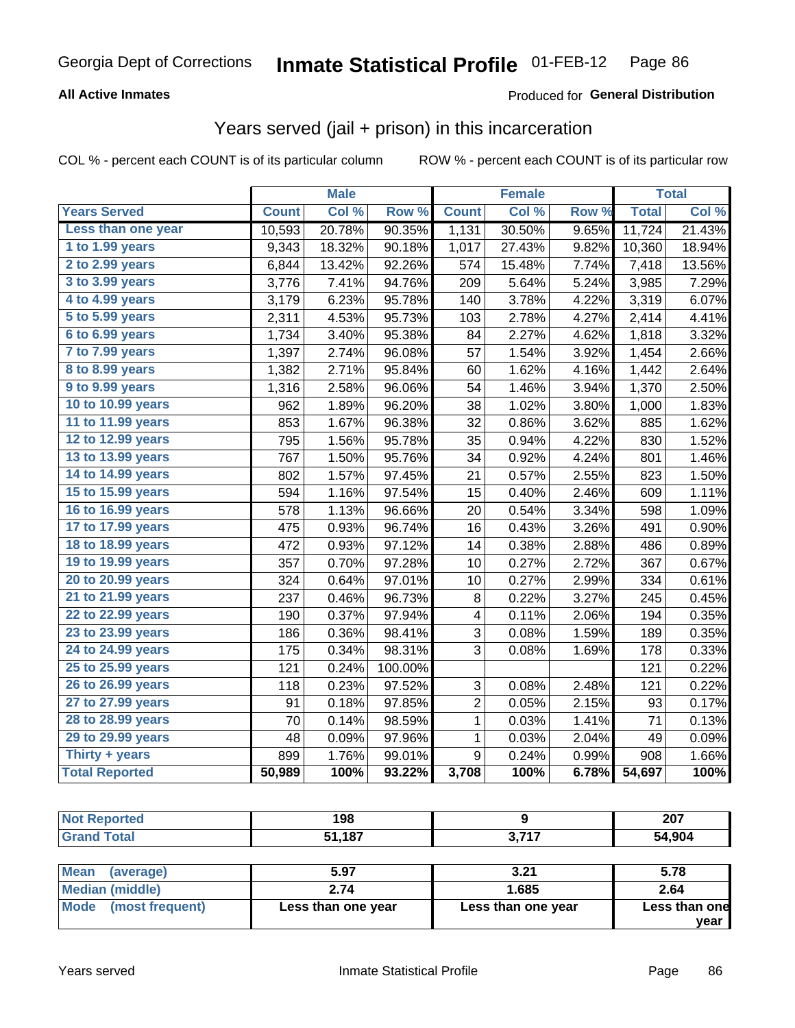Georgia Dept of Corrections **Inmate Statistical Profile** 01-FEB-12

**All Active Inmates**

Produced for **General Distribution**

## Years served (jail + prison) in this incarceration

COL % - percent each COUNT is of its particular column

ROW % - percent each COUNT is of its particular row

| | Male | | | Female | | | Total | |
|---|---|---|---|---|---|---|---|---|
| Years Served | Count | Col % | Row % | Count | Col % | Row % | Total | Col % |
| Less than one year | 10,593 | 20.78% | 90.35% | 1,131 | 30.50% | 9.65% | 11,724 | 21.43% |
| 1 to 1.99 years | 9,343 | 18.32% | 90.18% | 1,017 | 27.43% | 9.82% | 10,360 | 18.94% |
| 2 to 2.99 years | 6,844 | 13.42% | 92.26% | 574 | 15.48% | 7.74% | 7,418 | 13.56% |
| 3 to 3.99 years | 3,776 | 7.41% | 94.76% | 209 | 5.64% | 5.24% | 3,985 | 7.29% |
| 4 to 4.99 years | 3,179 | 6.23% | 95.78% | 140 | 3.78% | 4.22% | 3,319 | 6.07% |
| 5 to 5.99 years | 2,311 | 4.53% | 95.73% | 103 | 2.78% | 4.27% | 2,414 | 4.41% |
| 6 to 6.99 years | 1,734 | 3.40% | 95.38% | 84 | 2.27% | 4.62% | 1,818 | 3.32% |
| 7 to 7.99 years | 1,397 | 2.74% | 96.08% | 57 | 1.54% | 3.92% | 1,454 | 2.66% |
| 8 to 8.99 years | 1,382 | 2.71% | 95.84% | 60 | 1.62% | 4.16% | 1,442 | 2.64% |
| 9 to 9.99 years | 1,316 | 2.58% | 96.06% | 54 | 1.46% | 3.94% | 1,370 | 2.50% |
| 10 to 10.99 years | 962 | 1.89% | 96.20% | 38 | 1.02% | 3.80% | 1,000 | 1.83% |
| 11 to 11.99 years | 853 | 1.67% | 96.38% | 32 | 0.86% | 3.62% | 885 | 1.62% |
| 12 to 12.99 years | 795 | 1.56% | 95.78% | 35 | 0.94% | 4.22% | 830 | 1.52% |
| 13 to 13.99 years | 767 | 1.50% | 95.76% | 34 | 0.92% | 4.24% | 801 | 1.46% |
| 14 to 14.99 years | 802 | 1.57% | 97.45% | 21 | 0.57% | 2.55% | 823 | 1.50% |
| 15 to 15.99 years | 594 | 1.16% | 97.54% | 15 | 0.40% | 2.46% | 609 | 1.11% |
| 16 to 16.99 years | 578 | 1.13% | 96.66% | 20 | 0.54% | 3.34% | 598 | 1.09% |
| 17 to 17.99 years | 475 | 0.93% | 96.74% | 16 | 0.43% | 3.26% | 491 | 0.90% |
| 18 to 18.99 years | 472 | 0.93% | 97.12% | 14 | 0.38% | 2.88% | 486 | 0.89% |
| 19 to 19.99 years | 357 | 0.70% | 97.28% | 10 | 0.27% | 2.72% | 367 | 0.67% |
| 20 to 20.99 years | 324 | 0.64% | 97.01% | 10 | 0.27% | 2.99% | 334 | 0.61% |
| 21 to 21.99 years | 237 | 0.46% | 96.73% | 8 | 0.22% | 3.27% | 245 | 0.45% |
| 22 to 22.99 years | 190 | 0.37% | 97.94% | 4 | 0.11% | 2.06% | 194 | 0.35% |
| 23 to 23.99 years | 186 | 0.36% | 98.41% | 3 | 0.08% | 1.59% | 189 | 0.35% |
| 24 to 24.99 years | 175 | 0.34% | 98.31% | 3 | 0.08% | 1.69% | 178 | 0.33% |
| 25 to 25.99 years | 121 | 0.24% | 100.00% | | | | 121 | 0.22% |
| 26 to 26.99 years | 118 | 0.23% | 97.52% | 3 | 0.08% | 2.48% | 121 | 0.22% |
| 27 to 27.99 years | 91 | 0.18% | 97.85% | 2 | 0.05% | 2.15% | 93 | 0.17% |
| 28 to 28.99 years | 70 | 0.14% | 98.59% | 1 | 0.03% | 1.41% | 71 | 0.13% |
| 29 to 29.99 years | 48 | 0.09% | 97.96% | 1 | 0.03% | 2.04% | 49 | 0.09% |
| Thirty + years | 899 | 1.76% | 99.01% | 9 | 0.24% | 0.99% | 908 | 1.66% |
| **Total Reported** | **50,989** | **100%** | **93.22%** | **3,708** | **100%** | **6.78%** | **54,697** | **100%** |

| | Male | Female | Total |
|---|---|---|---|
| Not Reported | **198** | **9** | **207** |
| Grand Total | **51,187** | **3,717** | **54,904** |

| | Male | Female | Total |
|---|---|---|---|
| Mean (average) | **5.97** | **3.21** | **5.78** |
| Median (middle) | **2.74** | **1.685** | **2.64** |
| Mode (most frequent) | **Less than one year** | **Less than one year** | **Less than one year** |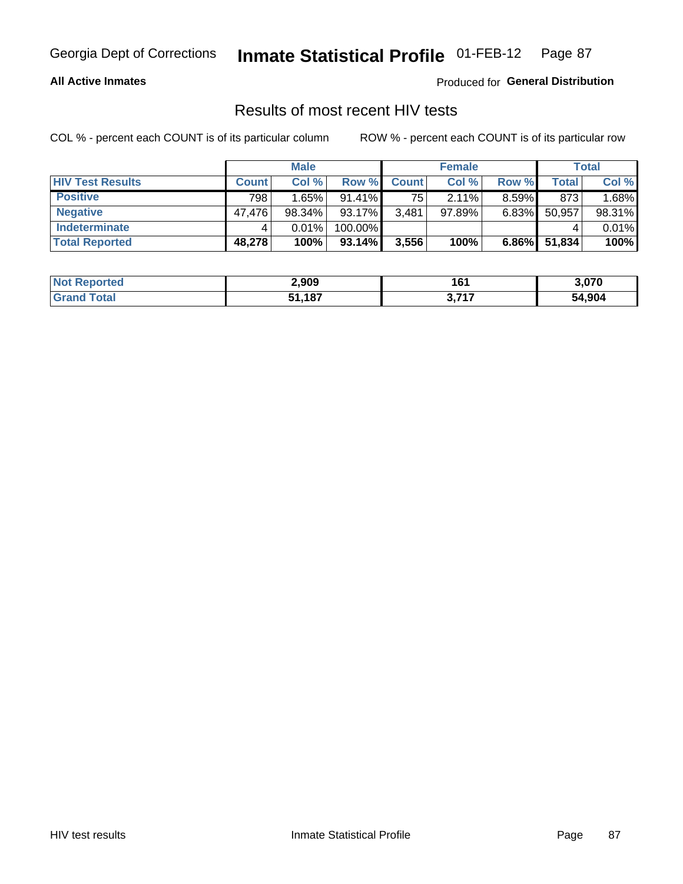Georgia Dept of Corrections **Inmate Statistical Profile** 01-FEB-12

**All Active Inmates**

Produced for **General Distribution**

## Results of most recent HIV tests

COL % - percent each COUNT is of its particular column

ROW % - percent each COUNT is of its particular row

| | Male | | | Female | | | Total | |
|---|---|---|---|---|---|---|---|---|
| **HIV Test Results** | **Count** | **Col %** | **Row %** | **Count** | **Col %** | **Row %** | **Total** | **Col %** |
| **Positive** | 798 | 1.65% | 91.41% | 75 | 2.11% | 8.59% | 873 | 1.68% |
| **Negative** | 47,476 | 98.34% | 93.17% | 3,481 | 97.89% | 6.83% | 50,957 | 98.31% |
| **Indeterminate** | 4 | 0.01% | 100.00% | | | | 4 | 0.01% |
| **Total Reported** | **48,278** | **100%** | **93.14%** | **3,556** | **100%** | **6.86%** | **51,834** | **100%** |

| | Male | Female | Total |
|---|---|---|---|
| **Not Reported** | **2,909** | **161** | **3,070** |
| **Grand Total** | **51,187** | **3,717** | **54,904** |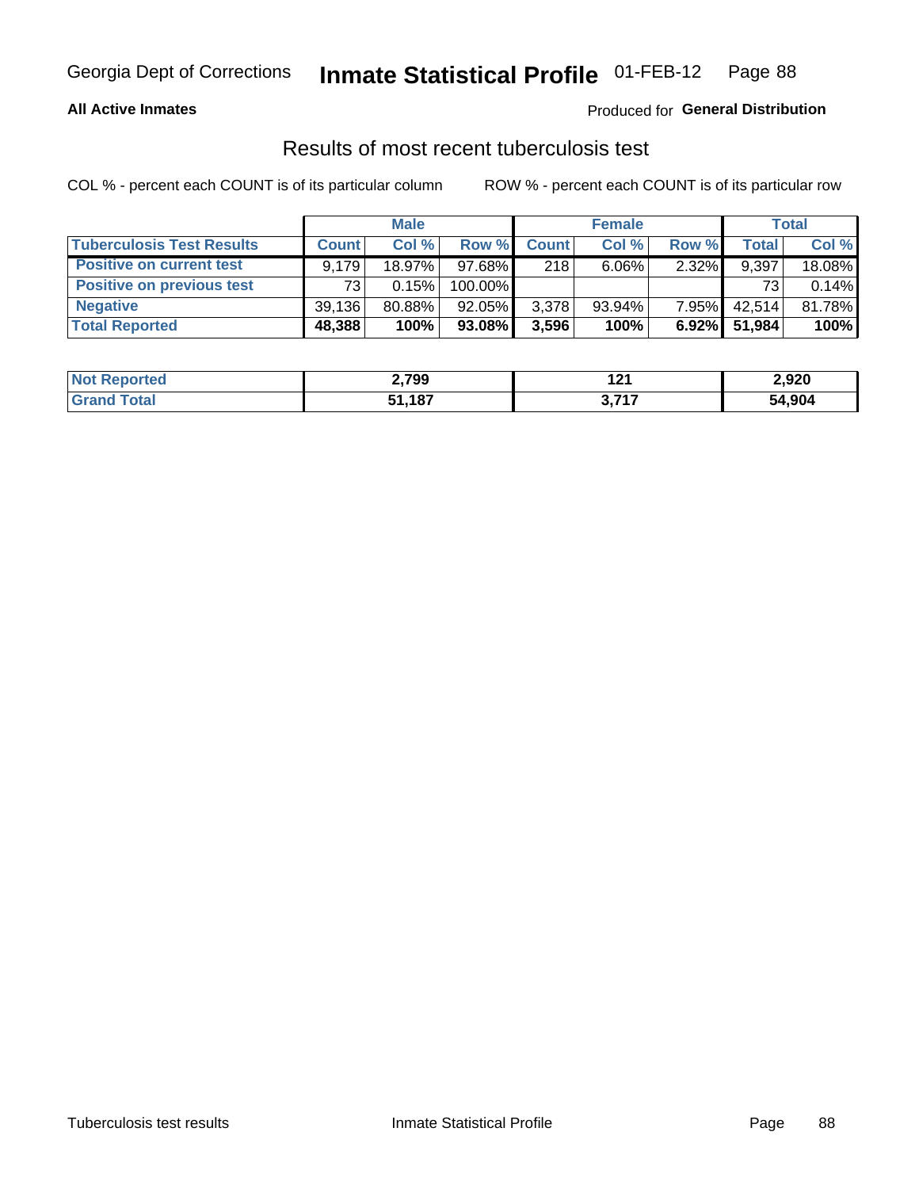Georgia Dept of Corrections **Inmate Statistical Profile** 01-FEB-12

**All Active Inmates**

Produced for **General Distribution**

## Results of most recent tuberculosis test

COL % - percent each COUNT is of its particular column    ROW % - percent each COUNT is of its particular row

| | Male | | | Female | | | Total | |
|---|---|---|---|---|---|---|---|---|
| **Tuberculosis Test Results** | **Count** | **Col %** | **Row %** | **Count** | **Col %** | **Row %** | **Total** | **Col %** |
| **Positive on current test** | 9,179 | 18.97% | 97.68% | 218 | 6.06% | 2.32% | 9,397 | 18.08% |
| **Positive on previous test** | 73 | 0.15% | 100.00% | | | | 73 | 0.14% |
| **Negative** | 39,136 | 80.88% | 92.05% | 3,378 | 93.94% | 7.95% | 42,514 | 81.78% |
| **Total Reported** | **48,388** | **100%** | **93.08%** | **3,596** | **100%** | **6.92%** | **51,984** | **100%** |

| | Male | Female | Total |
|---|---|---|---|
| **Not Reported** | **2,799** | **121** | **2,920** |
| **Grand Total** | **51,187** | **3,717** | **54,904** |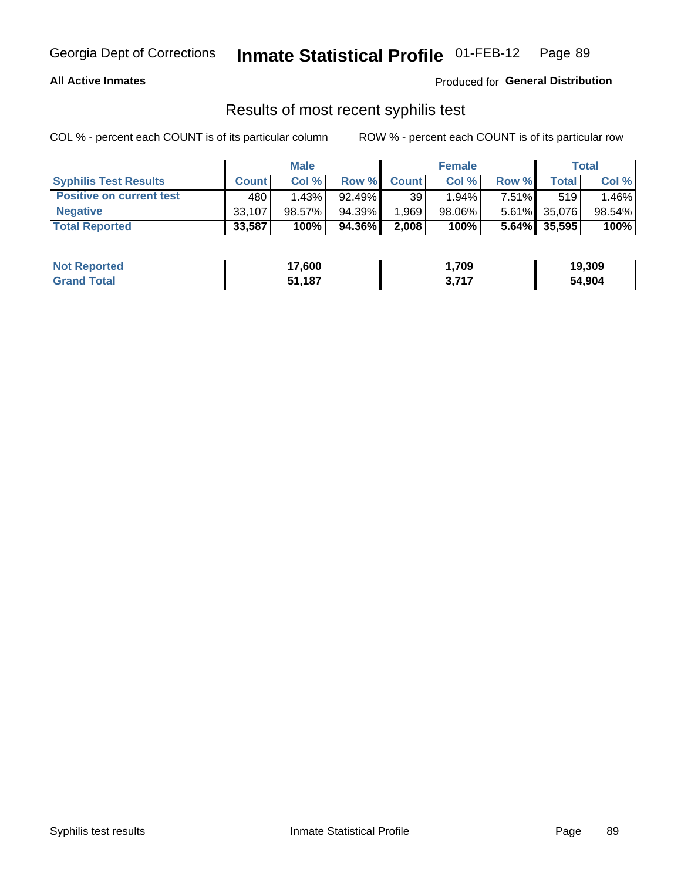Georgia Dept of Corrections **Inmate Statistical Profile** 01-FEB-12

**All Active Inmates**

Produced for **General Distribution**

## Results of most recent syphilis test

COL % - percent each COUNT is of its particular column    ROW % - percent each COUNT is of its particular row

| | Male | | | Female | | | Total | |
|---|---|---|---|---|---|---|---|---|
| **Syphilis Test Results** | **Count** | **Col %** | **Row %** | **Count** | **Col %** | **Row %** | **Total** | **Col %** |
| **Positive on current test** | 480 | 1.43% | 92.49% | 39 | 1.94% | 7.51% | 519 | 1.46% |
| **Negative** | 33,107 | 98.57% | 94.39% | 1,969 | 98.06% | 5.61% | 35,076 | 98.54% |
| **Total Reported** | **33,587** | **100%** | **94.36%** | **2,008** | **100%** | **5.64%** | **35,595** | **100%** |

| | Male | Female | Total |
|---|---|---|---|
| **Not Reported** | **17,600** | **1,709** | **19,309** |
| **Grand Total** | **51,187** | **3,717** | **54,904** |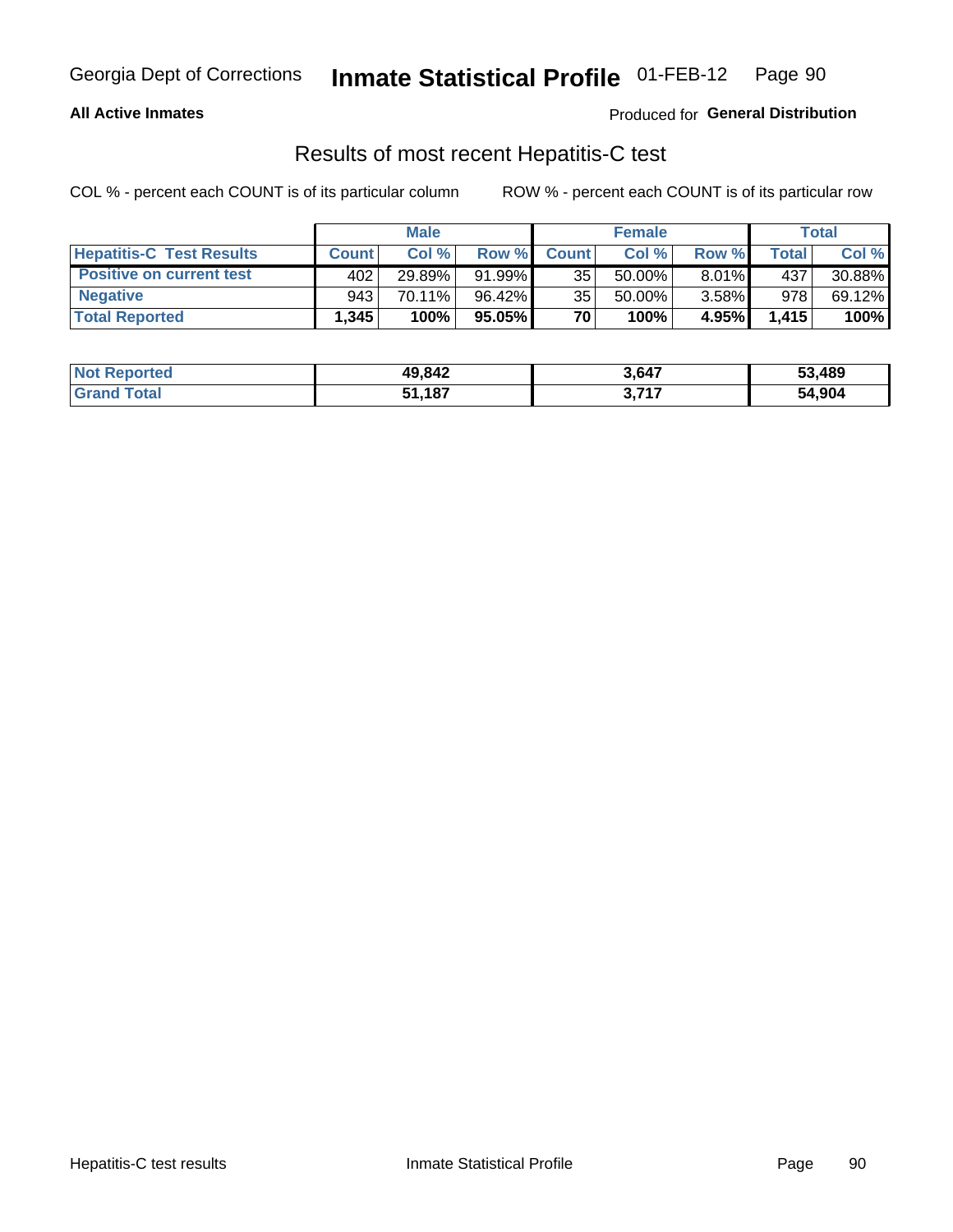Georgia Dept of Corrections **Inmate Statistical Profile** 01-FEB-12

**All Active Inmates**

Produced for **General Distribution**

## Results of most recent Hepatitis-C test

COL % - percent each COUNT is of its particular column

ROW % - percent each COUNT is of its particular row

| | Male | | | Female | | | Total | |
|---|---|---|---|---|---|---|---|---|
| **Hepatitis-C Test Results** | **Count** | **Col %** | **Row %** | **Count** | **Col %** | **Row %** | **Total** | **Col %** |
| **Positive on current test** | 402 | 29.89% | 91.99% | 35 | 50.00% | 8.01% | 437 | 30.88% |
| **Negative** | 943 | 70.11% | 96.42% | 35 | 50.00% | 3.58% | 978 | 69.12% |
| **Total Reported** | **1,345** | **100%** | **95.05%** | **70** | **100%** | **4.95%** | **1,415** | **100%** |

| | Male | Female | Total |
|---|---|---|---|
| **Not Reported** | **49,842** | **3,647** | **53,489** |
| **Grand Total** | **51,187** | **3,717** | **54,904** |